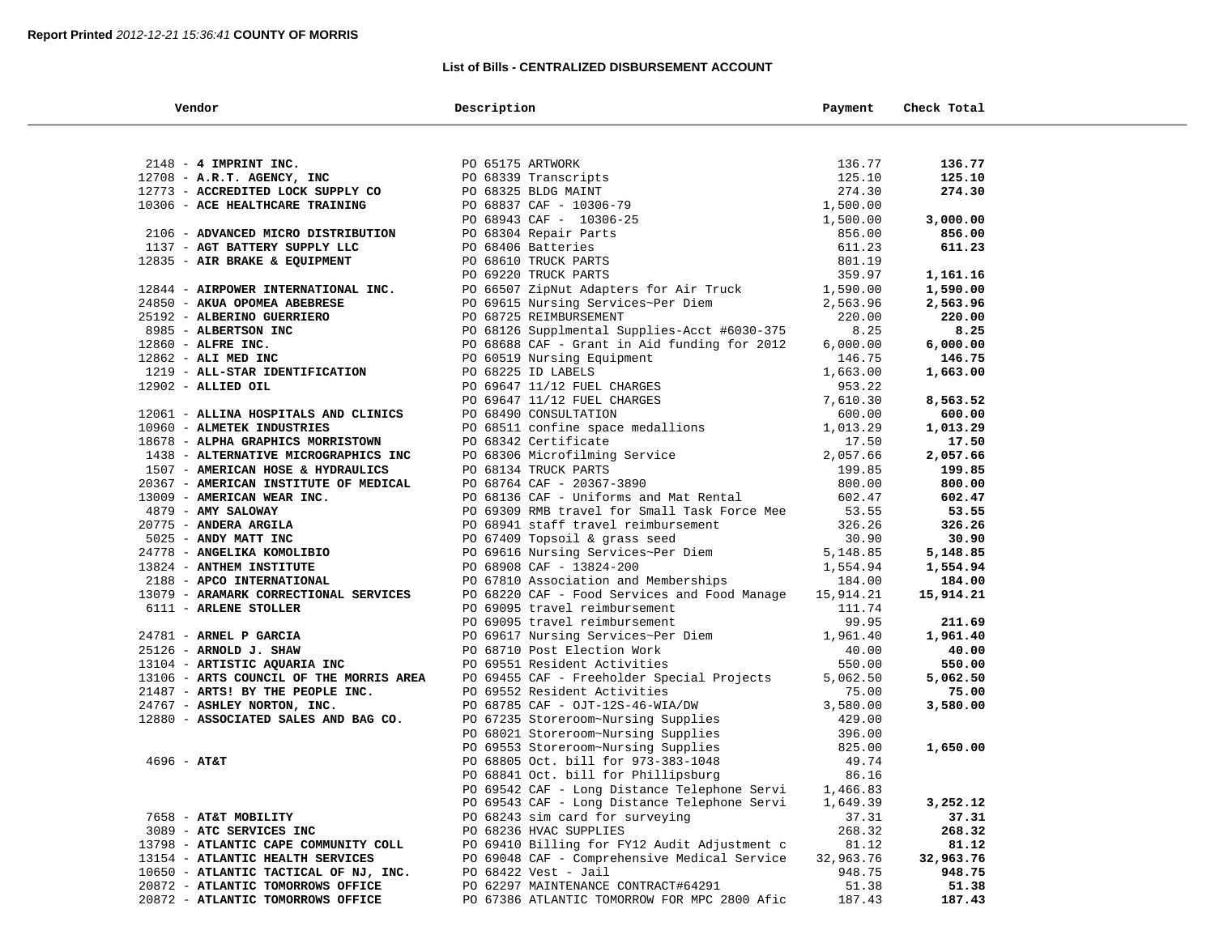**Report Printed** *2012-12-21 15:36:41* **COUNTY OF MORRIS**

### List of Bills - CENTRALIZED DISBURSEMENT ACCOUNT

| Vendor | Description | Payment | Check Total |
|---|---|---|---|
| 2148 - **4 IMPRINT INC.** | PO 65175 ARTWORK | 136.77 | **136.77** |
| 12708 - **A.R.T. AGENCY, INC** | PO 68339 Transcripts | 125.10 | **125.10** |
| 12773 - **ACCREDITED LOCK SUPPLY CO** | PO 68325 BLDG MAINT | 274.30 | **274.30** |
| 10306 - **ACE HEALTHCARE TRAINING** | PO 68837 CAF - 10306-79 | 1,500.00 | |
| | PO 68943 CAF - 10306-25 | 1,500.00 | **3,000.00** |
| 2106 - **ADVANCED MICRO DISTRIBUTION** | PO 68304 Repair Parts | 856.00 | **856.00** |
| 1137 - **AGT BATTERY SUPPLY LLC** | PO 68406 Batteries | 611.23 | **611.23** |
| 12835 - **AIR BRAKE & EQUIPMENT** | PO 68610 TRUCK PARTS | 801.19 | |
| | PO 69220 TRUCK PARTS | 359.97 | **1,161.16** |
| 12844 - **AIRPOWER INTERNATIONAL INC.** | PO 66507 ZipNut Adapters for Air Truck | 1,590.00 | **1,590.00** |
| 24850 - **AKUA OPOMEA ABEBRESE** | PO 69615 Nursing Services~Per Diem | 2,563.96 | **2,563.96** |
| 25192 - **ALBERINO GUERRIERO** | PO 68725 REIMBURSEMENT | 220.00 | **220.00** |
| 8985 - **ALBERTSON INC** | PO 68126 Supplmental Supplies-Acct #6030-375 | 8.25 | **8.25** |
| 12860 - **ALFRE INC.** | PO 68688 CAF - Grant in Aid funding for 2012 | 6,000.00 | **6,000.00** |
| 12862 - **ALI MED INC** | PO 60519 Nursing Equipment | 146.75 | **146.75** |
| 1219 - **ALL-STAR IDENTIFICATION** | PO 68225 ID LABELS | 1,663.00 | **1,663.00** |
| 12902 - **ALLIED OIL** | PO 69647 11/12 FUEL CHARGES | 953.22 | |
| | PO 69647 11/12 FUEL CHARGES | 7,610.30 | **8,563.52** |
| 12061 - **ALLINA HOSPITALS AND CLINICS** | PO 68490 CONSULTATION | 600.00 | **600.00** |
| 10960 - **ALMETEK INDUSTRIES** | PO 68511 confine space medallions | 1,013.29 | **1,013.29** |
| 18678 - **ALPHA GRAPHICS MORRISTOWN** | PO 68342 Certificate | 17.50 | **17.50** |
| 1438 - **ALTERNATIVE MICROGRAPHICS INC** | PO 68306 Microfilming Service | 2,057.66 | **2,057.66** |
| 1507 - **AMERICAN HOSE & HYDRAULICS** | PO 68134 TRUCK PARTS | 199.85 | **199.85** |
| 20367 - **AMERICAN INSTITUTE OF MEDICAL** | PO 68764 CAF - 20367-3890 | 800.00 | **800.00** |
| 13009 - **AMERICAN WEAR INC.** | PO 68136 CAF - Uniforms and Mat Rental | 602.47 | **602.47** |
| 4879 - **AMY SALOWAY** | PO 69309 RMB travel for Small Task Force Mee | 53.55 | **53.55** |
| 20775 - **ANDERA ARGILA** | PO 68941 staff travel reimbursement | 326.26 | **326.26** |
| 5025 - **ANDY MATT INC** | PO 67409 Topsoil & grass seed | 30.90 | **30.90** |
| 24778 - **ANGELIKA KOMOLIBIO** | PO 69616 Nursing Services~Per Diem | 5,148.85 | **5,148.85** |
| 13824 - **ANTHEM INSTITUTE** | PO 68908 CAF - 13824-200 | 1,554.94 | **1,554.94** |
| 2188 - **APCO INTERNATIONAL** | PO 67810 Association and Memberships | 184.00 | **184.00** |
| 13079 - **ARAMARK CORRECTIONAL SERVICES** | PO 68220 CAF - Food Services and Food Manage | 15,914.21 | **15,914.21** |
| 6111 - **ARLENE STOLLER** | PO 69095 travel reimbursement | 111.74 | |
| | PO 69095 travel reimbursement | 99.95 | **211.69** |
| 24781 - **ARNEL P GARCIA** | PO 69617 Nursing Services~Per Diem | 1,961.40 | **1,961.40** |
| 25126 - **ARNOLD J. SHAW** | PO 68710 Post Election Work | 40.00 | **40.00** |
| 13104 - **ARTISTIC AQUARIA INC** | PO 69551 Resident Activities | 550.00 | **550.00** |
| 13106 - **ARTS COUNCIL OF THE MORRIS AREA** | PO 69455 CAF - Freeholder Special Projects | 5,062.50 | **5,062.50** |
| 21487 - **ARTS! BY THE PEOPLE INC.** | PO 69552 Resident Activities | 75.00 | **75.00** |
| 24767 - **ASHLEY NORTON, INC.** | PO 68785 CAF - OJT-12S-46-WIA/DW | 3,580.00 | **3,580.00** |
| 12880 - **ASSOCIATED SALES AND BAG CO.** | PO 67235 Storeroom~Nursing Supplies | 429.00 | |
| | PO 68021 Storeroom~Nursing Supplies | 396.00 | |
| | PO 69553 Storeroom~Nursing Supplies | 825.00 | **1,650.00** |
| 4696 - **AT&T** | PO 68805 Oct. bill for 973-383-1048 | 49.74 | |
| | PO 68841 Oct. bill for Phillipsburg | 86.16 | |
| | PO 69542 CAF - Long Distance Telephone Servi | 1,466.83 | |
| | PO 69543 CAF - Long Distance Telephone Servi | 1,649.39 | **3,252.12** |
| 7658 - **AT&T MOBILITY** | PO 68243 sim card for surveying | 37.31 | **37.31** |
| 3089 - **ATC SERVICES INC** | PO 68236 HVAC SUPPLIES | 268.32 | **268.32** |
| 13798 - **ATLANTIC CAPE COMMUNITY COLL** | PO 69410 Billing for FY12 Audit Adjustment c | 81.12 | **81.12** |
| 13154 - **ATLANTIC HEALTH SERVICES** | PO 69048 CAF - Comprehensive Medical Service | 32,963.76 | **32,963.76** |
| 10650 - **ATLANTIC TACTICAL OF NJ, INC.** | PO 68422 Vest - Jail | 948.75 | **948.75** |
| 20872 - **ATLANTIC TOMORROWS OFFICE** | PO 62297 MAINTENANCE CONTRACT#64291 | 51.38 | **51.38** |
| 20872 - **ATLANTIC TOMORROWS OFFICE** | PO 67386 ATLANTIC TOMORROW FOR MPC 2800 Afic | 187.43 | **187.43** |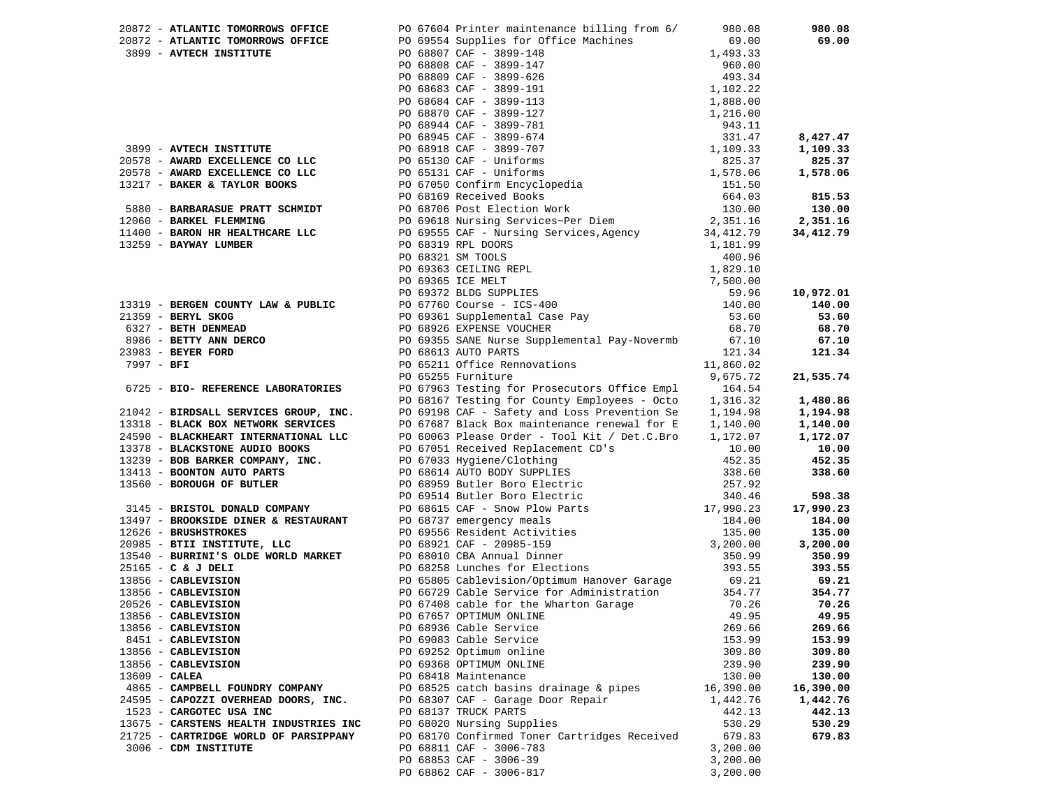| Vendor | PO / Description | Amount | Total |
|---|---|---|---|
| 20872 - **ATLANTIC TOMORROWS OFFICE** | PO 67604 Printer maintenance billing from 6/ | 980.08 | **980.08** |
| 20872 - **ATLANTIC TOMORROWS OFFICE** | PO 69554 Supplies for Office Machines | 69.00 | **69.00** |
| 3899 - **AVTECH INSTITUTE** | PO 68807 CAF - 3899-148 | 1,493.33 | |
| | PO 68808 CAF - 3899-147 | 960.00 | |
| | PO 68809 CAF - 3899-626 | 493.34 | |
| | PO 68683 CAF - 3899-191 | 1,102.22 | |
| | PO 68684 CAF - 3899-113 | 1,888.00 | |
| | PO 68870 CAF - 3899-127 | 1,216.00 | |
| | PO 68944 CAF - 3899-781 | 943.11 | |
| | PO 68945 CAF - 3899-674 | 331.47 | **8,427.47** |
| 3899 - **AVTECH INSTITUTE** | PO 68918 CAF - 3899-707 | 1,109.33 | **1,109.33** |
| 20578 - **AWARD EXCELLENCE CO LLC** | PO 65130 CAF - Uniforms | 825.37 | **825.37** |
| 20578 - **AWARD EXCELLENCE CO LLC** | PO 65131 CAF - Uniforms | 1,578.06 | **1,578.06** |
| 13217 - **BAKER & TAYLOR BOOKS** | PO 67050 Confirm Encyclopedia | 151.50 | |
| | PO 68169 Received Books | 664.03 | **815.53** |
| 5880 - **BARBARASUE PRATT SCHMIDT** | PO 68706 Post Election Work | 130.00 | **130.00** |
| 12060 - **BARKEL FLEMMING** | PO 69618 Nursing Services~Per Diem | 2,351.16 | **2,351.16** |
| 11400 - **BARON HR HEALTHCARE LLC** | PO 69555 CAF - Nursing Services,Agency | 34,412.79 | **34,412.79** |
| 13259 - **BAYWAY LUMBER** | PO 68319 RPL DOORS | 1,181.99 | |
| | PO 68321 SM TOOLS | 400.96 | |
| | PO 69363 CEILING REPL | 1,829.10 | |
| | PO 69365 ICE MELT | 7,500.00 | |
| | PO 69372 BLDG SUPPLIES | 59.96 | **10,972.01** |
| 13319 - **BERGEN COUNTY LAW & PUBLIC** | PO 67760 Course - ICS-400 | 140.00 | **140.00** |
| 21359 - **BERYL SKOG** | PO 69361 Supplemental Case Pay | 53.60 | **53.60** |
| 6327 - **BETH DENMEAD** | PO 68926 EXPENSE VOUCHER | 68.70 | **68.70** |
| 8986 - **BETTY ANN DERCO** | PO 69355 SANE Nurse Supplemental Pay-Novermb | 67.10 | **67.10** |
| 23983 - **BEYER FORD** | PO 68613 AUTO PARTS | 121.34 | **121.34** |
| 7997 - **BFI** | PO 65211 Office Rennovations | 11,860.02 | |
| | PO 65255 Furniture | 9,675.72 | **21,535.74** |
| 6725 - **BIO- REFERENCE LABORATORIES** | PO 67963 Testing for Prosecutors Office Empl | 164.54 | |
| | PO 68167 Testing for County Employees - Octo | 1,316.32 | **1,480.86** |
| 21042 - **BIRDSALL SERVICES GROUP, INC.** | PO 69198 CAF - Safety and Loss Prevention Se | 1,194.98 | **1,194.98** |
| 13318 - **BLACK BOX NETWORK SERVICES** | PO 67687 Black Box maintenance renewal for E | 1,140.00 | **1,140.00** |
| 24590 - **BLACKHEART INTERNATIONAL LLC** | PO 60063 Please Order - Tool Kit / Det.C.Bro | 1,172.07 | **1,172.07** |
| 13378 - **BLACKSTONE AUDIO BOOKS** | PO 67051 Received Replacement CD's | 10.00 | **10.00** |
| 13239 - **BOB BARKER COMPANY, INC.** | PO 67033 Hygiene/Clothing | 452.35 | **452.35** |
| 13413 - **BOONTON AUTO PARTS** | PO 68614 AUTO BODY SUPPLIES | 338.60 | **338.60** |
| 13560 - **BOROUGH OF BUTLER** | PO 68959 Butler Boro Electric | 257.92 | |
| | PO 69514 Butler Boro Electric | 340.46 | **598.38** |
| 3145 - **BRISTOL DONALD COMPANY** | PO 68615 CAF - Snow Plow Parts | 17,990.23 | **17,990.23** |
| 13497 - **BROOKSIDE DINER & RESTAURANT** | PO 68737 emergency meals | 184.00 | **184.00** |
| 12626 - **BRUSHSTROKES** | PO 69556 Resident Activities | 135.00 | **135.00** |
| 20985 - **BTII INSTITUTE, LLC** | PO 68921 CAF - 20985-159 | 3,200.00 | **3,200.00** |
| 13540 - **BURRINI'S OLDE WORLD MARKET** | PO 68010 CBA Annual Dinner | 350.99 | **350.99** |
| 25165 - **C & J DELI** | PO 68258 Lunches for Elections | 393.55 | **393.55** |
| 13856 - **CABLEVISION** | PO 65805 Cablevision/Optimum Hanover Garage | 69.21 | **69.21** |
| 13856 - **CABLEVISION** | PO 66729 Cable Service for Administration | 354.77 | **354.77** |
| 20526 - **CABLEVISION** | PO 67408 cable for the Wharton Garage | 70.26 | **70.26** |
| 13856 - **CABLEVISION** | PO 67657 OPTIMUM ONLINE | 49.95 | **49.95** |
| 13856 - **CABLEVISION** | PO 68936 Cable Service | 269.66 | **269.66** |
| 8451 - **CABLEVISION** | PO 69083 Cable Service | 153.99 | **153.99** |
| 13856 - **CABLEVISION** | PO 69252 Optimum online | 309.80 | **309.80** |
| 13856 - **CABLEVISION** | PO 69368 OPTIMUM ONLINE | 239.90 | **239.90** |
| 13609 - **CALEA** | PO 68418 Maintenance | 130.00 | **130.00** |
| 4865 - **CAMPBELL FOUNDRY COMPANY** | PO 68525 catch basins drainage & pipes | 16,390.00 | **16,390.00** |
| 24595 - **CAPOZZI OVERHEAD DOORS, INC.** | PO 68307 CAF - Garage Door Repair | 1,442.76 | **1,442.76** |
| 1523 - **CARGOTEC USA INC** | PO 68137 TRUCK PARTS | 442.13 | **442.13** |
| 13675 - **CARSTENS HEALTH INDUSTRIES INC** | PO 68020 Nursing Supplies | 530.29 | **530.29** |
| 21725 - **CARTRIDGE WORLD OF PARSIPPANY** | PO 68170 Confirmed Toner Cartridges Received | 679.83 | **679.83** |
| 3006 - **CDM INSTITUTE** | PO 68811 CAF - 3006-783 | 3,200.00 | |
| | PO 68853 CAF - 3006-39 | 3,200.00 | |
| | PO 68862 CAF - 3006-817 | 3,200.00 | |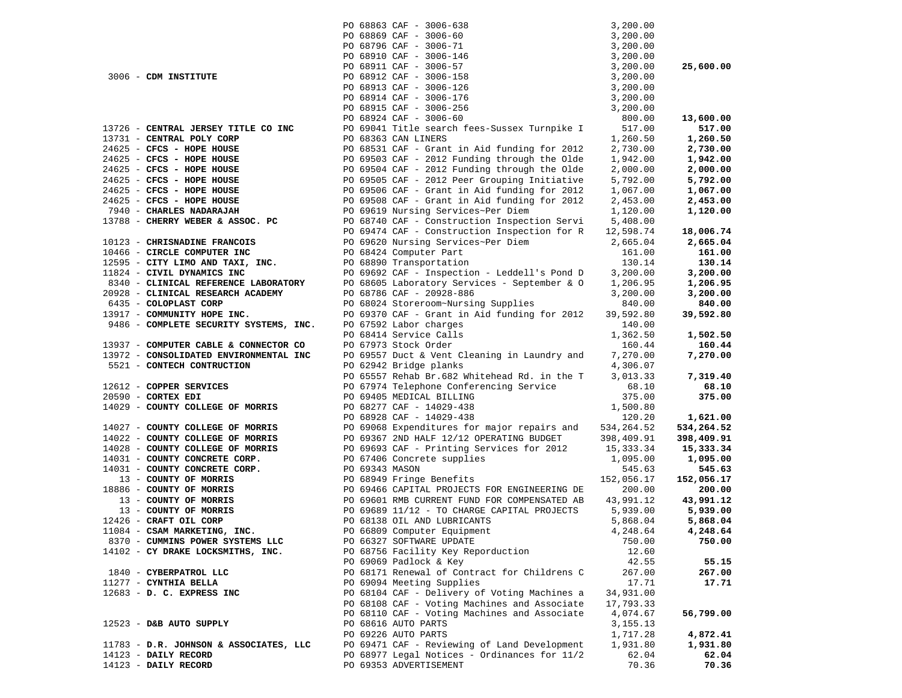| Vendor | PO / Description | Amount | Total |
|---|---|---|---|
| | PO 68863 CAF - 3006-638 | 3,200.00 | |
| | PO 68869 CAF - 3006-60 | 3,200.00 | |
| | PO 68796 CAF - 3006-71 | 3,200.00 | |
| | PO 68910 CAF - 3006-146 | 3,200.00 | |
| | PO 68911 CAF - 3006-57 | 3,200.00 | **25,600.00** |
| 3006 - **CDM INSTITUTE** | PO 68912 CAF - 3006-158 | 3,200.00 | |
| | PO 68913 CAF - 3006-126 | 3,200.00 | |
| | PO 68914 CAF - 3006-176 | 3,200.00 | |
| | PO 68915 CAF - 3006-256 | 3,200.00 | |
| | PO 68924 CAF - 3006-60 | 800.00 | **13,600.00** |
| 13726 - **CENTRAL JERSEY TITLE CO INC** | PO 69041 Title search fees-Sussex Turnpike I | 517.00 | **517.00** |
| 13731 - **CENTRAL POLY CORP** | PO 68363 CAN LINERS | 1,260.50 | **1,260.50** |
| 24625 - **CFCS - HOPE HOUSE** | PO 68531 CAF - Grant in Aid funding for 2012 | 2,730.00 | **2,730.00** |
| 24625 - **CFCS - HOPE HOUSE** | PO 69503 CAF - 2012 Funding through the Olde | 1,942.00 | **1,942.00** |
| 24625 - **CFCS - HOPE HOUSE** | PO 69504 CAF - 2012 Funding through the Olde | 2,000.00 | **2,000.00** |
| 24625 - **CFCS - HOPE HOUSE** | PO 69505 CAF - 2012 Peer Grouping Initiative | 5,792.00 | **5,792.00** |
| 24625 - **CFCS - HOPE HOUSE** | PO 69506 CAF - Grant in Aid funding for 2012 | 1,067.00 | **1,067.00** |
| 24625 - **CFCS - HOPE HOUSE** | PO 69508 CAF - Grant in Aid funding for 2012 | 2,453.00 | **2,453.00** |
| 7940 - **CHARLES NADARAJAH** | PO 69619 Nursing Services~Per Diem | 1,120.00 | **1,120.00** |
| 13788 - **CHERRY WEBER & ASSOC. PC** | PO 68740 CAF - Construction Inspection Servi | 5,408.00 | |
| | PO 69474 CAF - Construction Inspection for R | 12,598.74 | **18,006.74** |
| 10123 - **CHRISNADINE FRANCOIS** | PO 69620 Nursing Services~Per Diem | 2,665.04 | **2,665.04** |
| 10466 - **CIRCLE COMPUTER INC** | PO 68424 Computer Part | 161.00 | **161.00** |
| 12595 - **CITY LIMO AND TAXI, INC.** | PO 68890 Transportation | 130.14 | **130.14** |
| 11824 - **CIVIL DYNAMICS INC** | PO 69692 CAF - Inspection - Leddell's Pond D | 3,200.00 | **3,200.00** |
| 8340 - **CLINICAL REFERENCE LABORATORY** | PO 68605 Laboratory Services - September & O | 1,206.95 | **1,206.95** |
| 20928 - **CLINICAL RESEARCH ACADEMY** | PO 68786 CAF - 20928-886 | 3,200.00 | **3,200.00** |
| 6435 - **COLOPLAST CORP** | PO 68024 Storeroom~Nursing Supplies | 840.00 | **840.00** |
| 13917 - **COMMUNITY HOPE INC.** | PO 69370 CAF - Grant in Aid funding for 2012 | 39,592.80 | **39,592.80** |
| 9486 - **COMPLETE SECURITY SYSTEMS, INC.** | PO 67592 Labor charges | 140.00 | |
| | PO 68414 Service Calls | 1,362.50 | **1,502.50** |
| 13937 - **COMPUTER CABLE & CONNECTOR CO** | PO 67973 Stock Order | 160.44 | **160.44** |
| 13972 - **CONSOLIDATED ENVIRONMENTAL INC** | PO 69557 Duct & Vent Cleaning in Laundry and | 7,270.00 | **7,270.00** |
| 5521 - **CONTECH CONTRUCTION** | PO 62942 Bridge planks | 4,306.07 | |
| | PO 65557 Rehab Br.682 Whitehead Rd. in the T | 3,013.33 | **7,319.40** |
| 12612 - **COPPER SERVICES** | PO 67974 Telephone Conferencing Service | 68.10 | **68.10** |
| 20590 - **CORTEX EDI** | PO 69405 MEDICAL BILLING | 375.00 | **375.00** |
| 14029 - **COUNTY COLLEGE OF MORRIS** | PO 68277 CAF - 14029-438 | 1,500.80 | |
| | PO 68928 CAF - 14029-438 | 120.20 | **1,621.00** |
| 14027 - **COUNTY COLLEGE OF MORRIS** | PO 69068 Expenditures for major repairs and | 534,264.52 | **534,264.52** |
| 14022 - **COUNTY COLLEGE OF MORRIS** | PO 69367 2ND HALF 12/12 OPERATING BUDGET | 398,409.91 | **398,409.91** |
| 14028 - **COUNTY COLLEGE OF MORRIS** | PO 69693 CAF - Printing Services for 2012 | 15,333.34 | **15,333.34** |
| 14031 - **COUNTY CONCRETE CORP.** | PO 67406 Concrete supplies | 1,095.00 | **1,095.00** |
| 14031 - **COUNTY CONCRETE CORP.** | PO 69343 MASON | 545.63 | **545.63** |
| 13 - **COUNTY OF MORRIS** | PO 68949 Fringe Benefits | 152,056.17 | **152,056.17** |
| 18886 - **COUNTY OF MORRIS** | PO 69466 CAPITAL PROJECTS FOR ENGINEERING DE | 200.00 | **200.00** |
| 13 - **COUNTY OF MORRIS** | PO 69601 RMB CURRENT FUND FOR COMPENSATED AB | 43,991.12 | **43,991.12** |
| 13 - **COUNTY OF MORRIS** | PO 69689 11/12 - TO CHARGE CAPITAL PROJECTS | 5,939.00 | **5,939.00** |
| 12426 - **CRAFT OIL CORP** | PO 68138 OIL AND LUBRICANTS | 5,868.04 | **5,868.04** |
| 11084 - **CSAM MARKETING, INC.** | PO 66809 Computer Equipment | 4,248.64 | **4,248.64** |
| 8370 - **CUMMINS POWER SYSTEMS LLC** | PO 66327 SOFTWARE UPDATE | 750.00 | **750.00** |
| 14102 - **CY DRAKE LOCKSMITHS, INC.** | PO 68756 Facility Key Reporduction | 12.60 | |
| | PO 69069 Padlock & Key | 42.55 | **55.15** |
| 1840 - **CYBERPATROL LLC** | PO 68171 Renewal of Contract for Childrens C | 267.00 | **267.00** |
| 11277 - **CYNTHIA BELLA** | PO 69094 Meeting Supplies | 17.71 | **17.71** |
| 12683 - **D. C. EXPRESS INC** | PO 68104 CAF - Delivery of Voting Machines a | 34,931.00 | |
| | PO 68108 CAF - Voting Machines and Associate | 17,793.33 | |
| | PO 68110 CAF - Voting Machines and Associate | 4,074.67 | **56,799.00** |
| 12523 - **D&B AUTO SUPPLY** | PO 68616 AUTO PARTS | 3,155.13 | |
| | PO 69226 AUTO PARTS | 1,717.28 | **4,872.41** |
| 11783 - **D.R. JOHNSON & ASSOCIATES, LLC** | PO 69471 CAF - Reviewing of Land Development | 1,931.80 | **1,931.80** |
| 14123 - **DAILY RECORD** | PO 68977 Legal Notices - Ordinances for 11/2 | 62.04 | **62.04** |
| 14123 - **DAILY RECORD** | PO 69353 ADVERTISEMENT | 70.36 | **70.36** |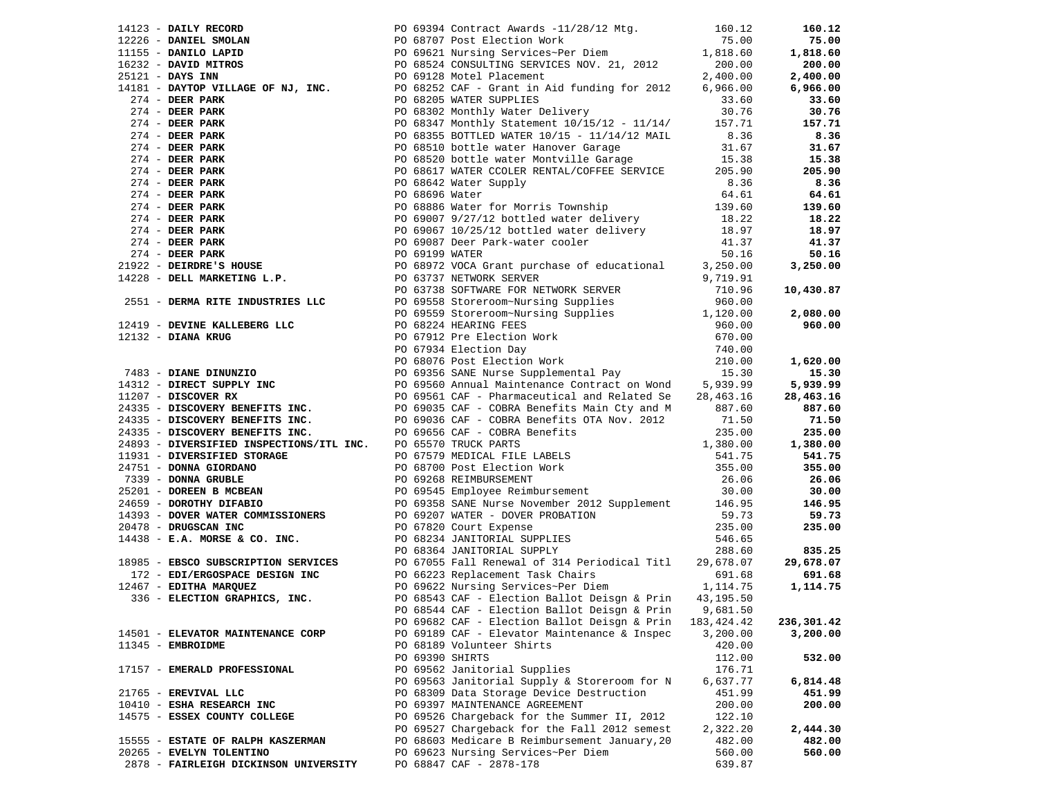| Vendor | PO / Description | Amount | Total |
|---|---|---|---|
| 14123 - **DAILY RECORD** | PO 69394 Contract Awards -11/28/12 Mtg. | 160.12 | **160.12** |
| 12226 - **DANIEL SMOLAN** | PO 68707 Post Election Work | 75.00 | **75.00** |
| 11155 - **DANILO LAPID** | PO 69621 Nursing Services~Per Diem | 1,818.60 | **1,818.60** |
| 16232 - **DAVID MITROS** | PO 68524 CONSULTING SERVICES NOV. 21, 2012 | 200.00 | **200.00** |
| 25121 - **DAYS INN** | PO 69128 Motel Placement | 2,400.00 | **2,400.00** |
| 14181 - **DAYTOP VILLAGE OF NJ, INC.** | PO 68252 CAF - Grant in Aid funding for 2012 | 6,966.00 | **6,966.00** |
| 274 - **DEER PARK** | PO 68205 WATER SUPPLIES | 33.60 | **33.60** |
| 274 - **DEER PARK** | PO 68302 Monthly Water Delivery | 30.76 | **30.76** |
| 274 - **DEER PARK** | PO 68347 Monthly Statement 10/15/12 - 11/14/ | 157.71 | **157.71** |
| 274 - **DEER PARK** | PO 68355 BOTTLED WATER 10/15 - 11/14/12 MAIL | 8.36 | **8.36** |
| 274 - **DEER PARK** | PO 68510 bottle water Hanover Garage | 31.67 | **31.67** |
| 274 - **DEER PARK** | PO 68520 bottle water Montville Garage | 15.38 | **15.38** |
| 274 - **DEER PARK** | PO 68617 WATER CCOLER RENTAL/COFFEE SERVICE | 205.90 | **205.90** |
| 274 - **DEER PARK** | PO 68642 Water Supply | 8.36 | **8.36** |
| 274 - **DEER PARK** | PO 68696 Water | 64.61 | **64.61** |
| 274 - **DEER PARK** | PO 68886 Water for Morris Township | 139.60 | **139.60** |
| 274 - **DEER PARK** | PO 69007 9/27/12 bottled water delivery | 18.22 | **18.22** |
| 274 - **DEER PARK** | PO 69067 10/25/12 bottled water delivery | 18.97 | **18.97** |
| 274 - **DEER PARK** | PO 69087 Deer Park-water cooler | 41.37 | **41.37** |
| 274 - **DEER PARK** | PO 69199 WATER | 50.16 | **50.16** |
| 21922 - **DEIRDRE'S HOUSE** | PO 68972 VOCA Grant purchase of educational | 3,250.00 | **3,250.00** |
| 14228 - **DELL MARKETING L.P.** | PO 63737 NETWORK SERVER | 9,719.91 | |
| | PO 63738 SOFTWARE FOR NETWORK SERVER | 710.96 | **10,430.87** |
| 2551 - **DERMA RITE INDUSTRIES LLC** | PO 69558 Storeroom~Nursing Supplies | 960.00 | |
| | PO 69559 Storeroom~Nursing Supplies | 1,120.00 | **2,080.00** |
| 12419 - **DEVINE KALLEBERG LLC** | PO 68224 HEARING FEES | 960.00 | **960.00** |
| 12132 - **DIANA KRUG** | PO 67912 Pre Election Work | 670.00 | |
| | PO 67934 Election Day | 740.00 | |
| | PO 68076 Post Election Work | 210.00 | **1,620.00** |
| 7483 - **DIANE DINUNZIO** | PO 69356 SANE Nurse Supplemental Pay | 15.30 | **15.30** |
| 14312 - **DIRECT SUPPLY INC** | PO 69560 Annual Maintenance Contract on Wond | 5,939.99 | **5,939.99** |
| 11207 - **DISCOVER RX** | PO 69561 CAF - Pharmaceutical and Related Se | 28,463.16 | **28,463.16** |
| 24335 - **DISCOVERY BENEFITS INC.** | PO 69035 CAF - COBRA Benefits Main Cty and M | 887.60 | **887.60** |
| 24335 - **DISCOVERY BENEFITS INC.** | PO 69036 CAF - COBRA Benefits OTA Nov. 2012 | 71.50 | **71.50** |
| 24335 - **DISCOVERY BENEFITS INC.** | PO 69656 CAF - COBRA Benefits | 235.00 | **235.00** |
| 24893 - **DIVERSIFIED INSPECTIONS/ITL INC.** | PO 65570 TRUCK PARTS | 1,380.00 | **1,380.00** |
| 11931 - **DIVERSIFIED STORAGE** | PO 67579 MEDICAL FILE LABELS | 541.75 | **541.75** |
| 24751 - **DONNA GIORDANO** | PO 68700 Post Election Work | 355.00 | **355.00** |
| 7339 - **DONNA GRUBLE** | PO 69268 REIMBURSEMENT | 26.06 | **26.06** |
| 25201 - **DOREEN B MCBEAN** | PO 69545 Employee Reimbursement | 30.00 | **30.00** |
| 24659 - **DOROTHY DIFABIO** | PO 69358 SANE Nurse November 2012 Supplement | 146.95 | **146.95** |
| 14393 - **DOVER WATER COMMISSIONERS** | PO 69207 WATER - DOVER PROBATION | 59.73 | **59.73** |
| 20478 - **DRUGSCAN INC** | PO 67820 Court Expense | 235.00 | **235.00** |
| 14438 - **E.A. MORSE & CO. INC.** | PO 68234 JANITORIAL SUPPLIES | 546.65 | |
| | PO 68364 JANITORIAL SUPPLY | 288.60 | **835.25** |
| 18985 - **EBSCO SUBSCRIPTION SERVICES** | PO 67055 Fall Renewal of 314 Periodical Titl | 29,678.07 | **29,678.07** |
| 172 - **EDI/ERGOSPACE DESIGN INC** | PO 66223 Replacement Task Chairs | 691.68 | **691.68** |
| 12467 - **EDITHA MARQUEZ** | PO 69622 Nursing Services~Per Diem | 1,114.75 | **1,114.75** |
| 336 - **ELECTION GRAPHICS, INC.** | PO 68543 CAF - Election Ballot Deisgn & Prin | 43,195.50 | |
| | PO 68544 CAF - Election Ballot Deisgn & Prin | 9,681.50 | |
| | PO 69682 CAF - Election Ballot Deisgn & Prin | 183,424.42 | **236,301.42** |
| 14501 - **ELEVATOR MAINTENANCE CORP** | PO 69189 CAF - Elevator Maintenance & Inspec | 3,200.00 | **3,200.00** |
| 11345 - **EMBROIDME** | PO 68189 Volunteer Shirts | 420.00 | |
| | PO 69390 SHIRTS | 112.00 | **532.00** |
| 17157 - **EMERALD PROFESSIONAL** | PO 69562 Janitorial Supplies | 176.71 | |
| | PO 69563 Janitorial Supply & Storeroom for N | 6,637.77 | **6,814.48** |
| 21765 - **EREVIVAL LLC** | PO 68309 Data Storage Device Destruction | 451.99 | **451.99** |
| 10410 - **ESHA RESEARCH INC** | PO 69397 MAINTENANCE AGREEMENT | 200.00 | **200.00** |
| 14575 - **ESSEX COUNTY COLLEGE** | PO 69526 Chargeback for the Summer II, 2012 | 122.10 | |
| | PO 69527 Chargeback for the Fall 2012 semest | 2,322.20 | **2,444.30** |
| 15555 - **ESTATE OF RALPH KASZERMAN** | PO 68603 Medicare B Reimbursement January,20 | 482.00 | **482.00** |
| 20265 - **EVELYN TOLENTINO** | PO 69623 Nursing Services~Per Diem | 560.00 | **560.00** |
| 2878 - **FAIRLEIGH DICKINSON UNIVERSITY** | PO 68847 CAF - 2878-178 | 639.87 | |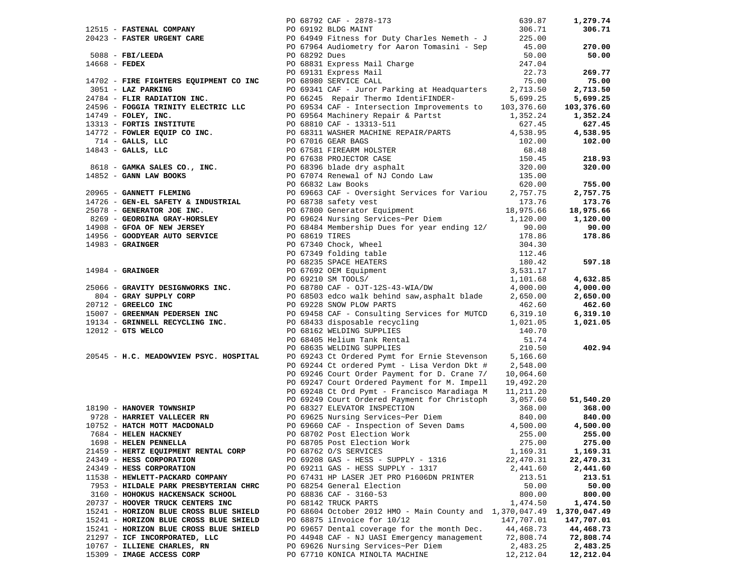| Vendor | PO / Description | Amount | Total |
|---|---|---|---|
| | PO 68792 CAF - 2878-173 | 639.87 | **1,279.74** |
| 12515 - **FASTENAL COMPANY** | PO 69192 BLDG MAINT | 306.71 | **306.71** |
| 20423 - **FASTER URGENT CARE** | PO 64949 Fitness for Duty Charles Nemeth - J | 225.00 | |
| | PO 67964 Audiometry for Aaron Tomasini - Sep | 45.00 | **270.00** |
| 5088 - **FBI/LEEDA** | PO 68292 Dues | 50.00 | **50.00** |
| 14668 - **FEDEX** | PO 68831 Express Mail Charge | 247.04 | |
| | PO 69131 Express Mail | 22.73 | **269.77** |
| 14702 - **FIRE FIGHTERS EQUIPMENT CO INC** | PO 68980 SERVICE CALL | 75.00 | **75.00** |
| 3051 - **LAZ PARKING** | PO 69341 CAF - Juror Parking at Headquarters | 2,713.50 | **2,713.50** |
| 24784 - **FLIR RADIATION INC.** | PO 66245 Repair Thermo IdentiFINDER- | 5,699.25 | **5,699.25** |
| 24596 - **FOGGIA TRINITY ELECTRIC LLC** | PO 69534 CAF - Intersection Improvements to | 103,376.60 | **103,376.60** |
| 14749 - **FOLEY, INC.** | PO 69564 Machinery Repair & Partst | 1,352.24 | **1,352.24** |
| 13313 - **FORTIS INSTITUTE** | PO 68810 CAF - 13313-511 | 627.45 | **627.45** |
| 14772 - **FOWLER EQUIP CO INC.** | PO 68311 WASHER MACHINE REPAIR/PARTS | 4,538.95 | **4,538.95** |
| 714 - **GALLS, LLC** | PO 67016 GEAR BAGS | 102.00 | **102.00** |
| 14843 - **GALLS, LLC** | PO 67581 FIREARM HOLSTER | 68.48 | |
| | PO 67638 PROJECTOR CASE | 150.45 | **218.93** |
| 8618 - **GAMKA SALES CO., INC.** | PO 68396 blade dry asphalt | 320.00 | **320.00** |
| 14852 - **GANN LAW BOOKS** | PO 67074 Renewal of NJ Condo Law | 135.00 | |
| | PO 66832 Law Books | 620.00 | **755.00** |
| 20965 - **GANNETT FLEMING** | PO 69663 CAF - Oversight Services for Variou | 2,757.75 | **2,757.75** |
| 14726 - **GEN-EL SAFETY & INDUSTRIAL** | PO 68738 safety vest | 173.76 | **173.76** |
| 25078 - **GENERATOR JOE INC.** | PO 67800 Generator Equipment | 18,975.66 | **18,975.66** |
| 8269 - **GEORGINA GRAY-HORSLEY** | PO 69624 Nursing Services~Per Diem | 1,120.00 | **1,120.00** |
| 14908 - **GFOA OF NEW JERSEY** | PO 68484 Membership Dues for year ending 12/ | 90.00 | **90.00** |
| 14956 - **GOODYEAR AUTO SERVICE** | PO 68619 TIRES | 178.86 | **178.86** |
| 14983 - **GRAINGER** | PO 67340 Chock, Wheel | 304.30 | |
| | PO 67349 folding table | 112.46 | |
| | PO 68235 SPACE HEATERS | 180.42 | **597.18** |
| 14984 - **GRAINGER** | PO 67692 OEM Equipment | 3,531.17 | |
| | PO 69210 SM TOOLS/ | 1,101.68 | **4,632.85** |
| 25066 - **GRAVITY DESIGNWORKS INC.** | PO 68780 CAF - OJT-12S-43-WIA/DW | 4,000.00 | **4,000.00** |
| 804 - **GRAY SUPPLY CORP** | PO 68503 edco walk behind saw,asphalt blade | 2,650.00 | **2,650.00** |
| 20712 - **GREELCO INC** | PO 69228 SNOW PLOW PARTS | 462.60 | **462.60** |
| 15007 - **GREENMAN PEDERSEN INC** | PO 69458 CAF - Consulting Services for MUTCD | 6,319.10 | **6,319.10** |
| 19134 - **GRINNELL RECYCLING INC.** | PO 68433 disposable recycling | 1,021.05 | **1,021.05** |
| 12012 - **GTS WELCO** | PO 68162 WELDING SUPPLIES | 140.70 | |
| | PO 68405 Helium Tank Rental | 51.74 | |
| | PO 68635 WELDING SUPPLIES | 210.50 | **402.94** |
| 20545 - **H.C. MEADOWVIEW PSYC. HOSPITAL** | PO 69243 Ct Ordered Pymt for Ernie Stevenson | 5,166.60 | |
| | PO 69244 Ct ordered Pymt - Lisa Verdon Dkt # | 2,548.00 | |
| | PO 69246 Court Order Payment for D. Crane 7/ | 10,064.60 | |
| | PO 69247 Court Ordered Payment for M. Impell | 19,492.20 | |
| | PO 69248 Ct Ord Pymt - Francisco Maradiaga M | 11,211.20 | |
| | PO 69249 Court Ordered Payment for Christoph | 3,057.60 | **51,540.20** |
| 18190 - **HANOVER TOWNSHIP** | PO 68327 ELEVATOR INSPECTION | 368.00 | **368.00** |
| 9728 - **HARRIET VALLECER RN** | PO 69625 Nursing Services~Per Diem | 840.00 | **840.00** |
| 10752 - **HATCH MOTT MACDONALD** | PO 69660 CAF - Inspection of Seven Dams | 4,500.00 | **4,500.00** |
| 7684 - **HELEN HACKNEY** | PO 68702 Post Election Work | 255.00 | **255.00** |
| 1698 - **HELEN PENNELLA** | PO 68705 Post Election Work | 275.00 | **275.00** |
| 21459 - **HERTZ EQUIPMENT RENTAL CORP** | PO 68762 O/S SERVICES | 1,169.31 | **1,169.31** |
| 24349 - **HESS CORPORATION** | PO 69208 GAS - HESS - SUPPLY - 1316 | 22,470.31 | **22,470.31** |
| 24349 - **HESS CORPORATION** | PO 69211 GAS - HESS SUPPLY - 1317 | 2,441.60 | **2,441.60** |
| 11538 - **HEWLETT-PACKARD COMPANY** | PO 67431 HP LASER JET PRO P1606DN PRINTER | 213.51 | **213.51** |
| 7953 - **HILDALE PARK PRESBYTERIAN CHRC** | PO 68254 General Election | 50.00 | **50.00** |
| 3160 - **HOHOKUS HACKENSACK SCHOOL** | PO 68836 CAF - 3160-53 | 800.00 | **800.00** |
| 20737 - **HOOVER TRUCK CENTERS INC** | PO 68142 TRUCK PARTS | 1,474.50 | **1,474.50** |
| 15241 - **HORIZON BLUE CROSS BLUE SHIELD** | PO 68604 October 2012 HMO - Main County and | 1,370,047.49 | **1,370,047.49** |
| 15241 - **HORIZON BLUE CROSS BLUE SHIELD** | PO 68875 iInvoice for 10/12 | 147,707.01 | **147,707.01** |
| 15241 - **HORIZON BLUE CROSS BLUE SHIELD** | PO 69657 Dental coverage for the month Dec. | 44,468.73 | **44,468.73** |
| 21297 - **ICF INCORPORATED, LLC** | PO 44948 CAF - NJ UASI Emergency management | 72,808.74 | **72,808.74** |
| 10767 - **ILLIENE CHARLES, RN** | PO 69626 Nursing Services~Per Diem | 2,483.25 | **2,483.25** |
| 15309 - **IMAGE ACCESS CORP** | PO 67710 KONICA MINOLTA MACHINE | 12,212.04 | **12,212.04** |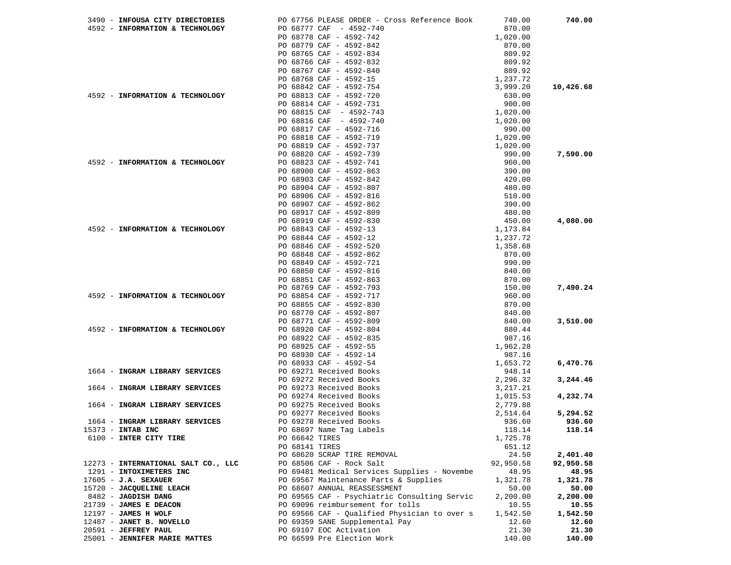| Vendor | Description | Amount | Total |
|---|---|---|---|
| 3490 - **INFOUSA CITY DIRECTORIES** | PO 67756 PLEASE ORDER - Cross Reference Book | 740.00 | **740.00** |
| 4592 - **INFORMATION & TECHNOLOGY** | PO 68777 CAF - 4592-740 | 870.00 | |
| | PO 68778 CAF - 4592-742 | 1,020.00 | |
| | PO 68779 CAF - 4592-842 | 870.00 | |
| | PO 68765 CAF - 4592-834 | 809.92 | |
| | PO 68766 CAF - 4592-832 | 809.92 | |
| | PO 68767 CAF - 4592-840 | 809.92 | |
| | PO 68768 CAF - 4592-15 | 1,237.72 | |
| | PO 68842 CAF - 4592-754 | 3,999.20 | **10,426.68** |
| 4592 - **INFORMATION & TECHNOLOGY** | PO 68813 CAF - 4592-720 | 630.00 | |
| | PO 68814 CAF - 4592-731 | 900.00 | |
| | PO 68815 CAF - 4592-743 | 1,020.00 | |
| | PO 68816 CAF - 4592-740 | 1,020.00 | |
| | PO 68817 CAF - 4592-716 | 990.00 | |
| | PO 68818 CAF - 4592-719 | 1,020.00 | |
| | PO 68819 CAF - 4592-737 | 1,020.00 | |
| | PO 68820 CAF - 4592-739 | 990.00 | **7,590.00** |
| 4592 - **INFORMATION & TECHNOLOGY** | PO 68823 CAF - 4592-741 | 960.00 | |
| | PO 68900 CAF - 4592-863 | 390.00 | |
| | PO 68903 CAF - 4592-842 | 420.00 | |
| | PO 68904 CAF - 4592-807 | 480.00 | |
| | PO 68906 CAF - 4592-816 | 510.00 | |
| | PO 68907 CAF - 4592-862 | 390.00 | |
| | PO 68917 CAF - 4592-809 | 480.00 | |
| | PO 68919 CAF - 4592-830 | 450.00 | **4,080.00** |
| 4592 - **INFORMATION & TECHNOLOGY** | PO 68843 CAF - 4592-13 | 1,173.84 | |
| | PO 68844 CAF - 4592-12 | 1,237.72 | |
| | PO 68846 CAF - 4592-520 | 1,358.68 | |
| | PO 68848 CAF - 4592-862 | 870.00 | |
| | PO 68849 CAF - 4592-721 | 990.00 | |
| | PO 68850 CAF - 4592-816 | 840.00 | |
| | PO 68851 CAF - 4592-863 | 870.00 | |
| | PO 68769 CAF - 4592-793 | 150.00 | **7,490.24** |
| 4592 - **INFORMATION & TECHNOLOGY** | PO 68854 CAF - 4592-717 | 960.00 | |
| | PO 68855 CAF - 4592-830 | 870.00 | |
| | PO 68770 CAF - 4592-807 | 840.00 | |
| | PO 68771 CAF - 4592-809 | 840.00 | **3,510.00** |
| 4592 - **INFORMATION & TECHNOLOGY** | PO 68920 CAF - 4592-804 | 880.44 | |
| | PO 68922 CAF - 4592-835 | 987.16 | |
| | PO 68925 CAF - 4592-55 | 1,962.28 | |
| | PO 68930 CAF - 4592-14 | 987.16 | |
| | PO 68933 CAF - 4592-54 | 1,653.72 | **6,470.76** |
| 1664 - **INGRAM LIBRARY SERVICES** | PO 69271 Received Books | 948.14 | |
| | PO 69272 Received Books | 2,296.32 | **3,244.46** |
| 1664 - **INGRAM LIBRARY SERVICES** | PO 69273 Received Books | 3,217.21 | |
| | PO 69274 Received Books | 1,015.53 | **4,232.74** |
| 1664 - **INGRAM LIBRARY SERVICES** | PO 69275 Received Books | 2,779.88 | |
| | PO 69277 Received Books | 2,514.64 | **5,294.52** |
| 1664 - **INGRAM LIBRARY SERVICES** | PO 69278 Received Books | 936.60 | **936.60** |
| 15373 - **INTAB INC** | PO 68697 Name Tag Labels | 118.14 | **118.14** |
| 6100 - **INTER CITY TIRE** | PO 66642 TIRES | 1,725.78 | |
| | PO 68141 TIRES | 651.12 | |
| | PO 68620 SCRAP TIRE REMOVAL | 24.50 | **2,401.40** |
| 12273 - **INTERNATIONAL SALT CO., LLC** | PO 68506 CAF - Rock Salt | 92,950.58 | **92,950.58** |
| 1291 - **INTOXIMETERS INC** | PO 69481 Medical Services Supplies - Novembe | 48.95 | **48.95** |
| 17605 - **J.A. SEXAUER** | PO 69567 Maintenance Parts & Supplies | 1,321.78 | **1,321.78** |
| 15720 - **JACQUELINE LEACH** | PO 68607 ANNUAL REASSESSMENT | 50.00 | **50.00** |
| 8482 - **JAGDISH DANG** | PO 69565 CAF - Psychiatric Consulting Servic | 2,200.00 | **2,200.00** |
| 21739 - **JAMES E DEACON** | PO 69096 reimbursement for tolls | 10.55 | **10.55** |
| 12197 - **JAMES H WOLF** | PO 69566 CAF - Qualified Physician to over s | 1,542.50 | **1,542.50** |
| 12487 - **JANET B. NOVELLO** | PO 69359 SANE Supplemental Pay | 12.60 | **12.60** |
| 20591 - **JEFFREY PAUL** | PO 69107 EOC Activation | 21.30 | **21.30** |
| 25001 - **JENNIFER MARIE MATTES** | PO 66599 Pre Election Work | 140.00 | **140.00** |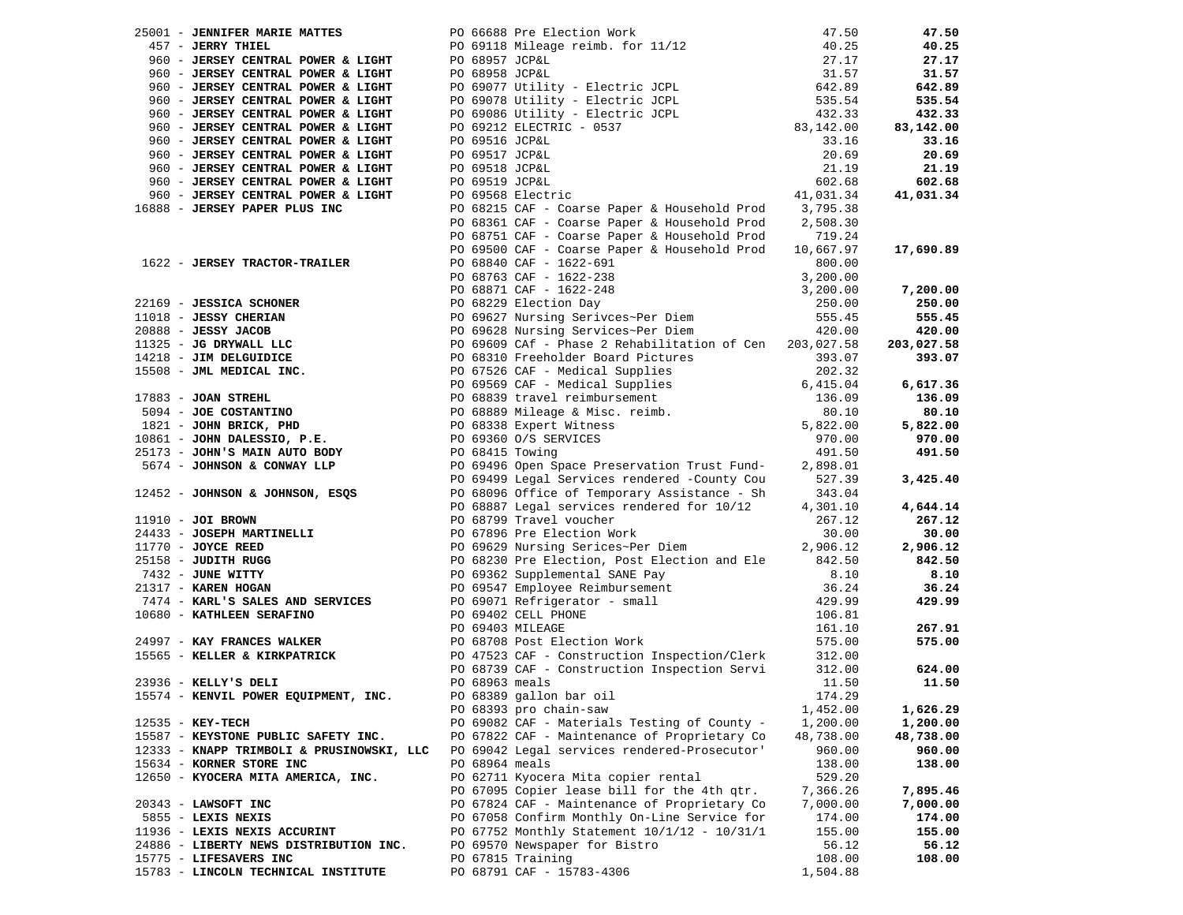| Vendor | PO / Description | Amount | Total |
|---|---|---|---|
| 25001 - **JENNIFER MARIE MATTES** | PO 66688 Pre Election Work | 47.50 | **47.50** |
| 457 - **JERRY THIEL** | PO 69118 Mileage reimb. for 11/12 | 40.25 | **40.25** |
| 960 - **JERSEY CENTRAL POWER & LIGHT** | PO 68957 JCP&L | 27.17 | **27.17** |
| 960 - **JERSEY CENTRAL POWER & LIGHT** | PO 68958 JCP&L | 31.57 | **31.57** |
| 960 - **JERSEY CENTRAL POWER & LIGHT** | PO 69077 Utility - Electric JCPL | 642.89 | **642.89** |
| 960 - **JERSEY CENTRAL POWER & LIGHT** | PO 69078 Utility - Electric JCPL | 535.54 | **535.54** |
| 960 - **JERSEY CENTRAL POWER & LIGHT** | PO 69086 Utility - Electric JCPL | 432.33 | **432.33** |
| 960 - **JERSEY CENTRAL POWER & LIGHT** | PO 69212 ELECTRIC - 0537 | 83,142.00 | **83,142.00** |
| 960 - **JERSEY CENTRAL POWER & LIGHT** | PO 69516 JCP&L | 33.16 | **33.16** |
| 960 - **JERSEY CENTRAL POWER & LIGHT** | PO 69517 JCP&L | 20.69 | **20.69** |
| 960 - **JERSEY CENTRAL POWER & LIGHT** | PO 69518 JCP&L | 21.19 | **21.19** |
| 960 - **JERSEY CENTRAL POWER & LIGHT** | PO 69519 JCP&L | 602.68 | **602.68** |
| 960 - **JERSEY CENTRAL POWER & LIGHT** | PO 69568 Electric | 41,031.34 | **41,031.34** |
| 16888 - **JERSEY PAPER PLUS INC** | PO 68215 CAF - Coarse Paper & Household Prod | 3,795.38 | |
| | PO 68361 CAF - Coarse Paper & Household Prod | 2,508.30 | |
| | PO 68751 CAF - Coarse Paper & Household Prod | 719.24 | |
| | PO 69500 CAF - Coarse Paper & Household Prod | 10,667.97 | **17,690.89** |
| 1622 - **JERSEY TRACTOR-TRAILER** | PO 68840 CAF - 1622-691 | 800.00 | |
| | PO 68763 CAF - 1622-238 | 3,200.00 | |
| | PO 68871 CAF - 1622-248 | 3,200.00 | **7,200.00** |
| 22169 - **JESSICA SCHONER** | PO 68229 Election Day | 250.00 | **250.00** |
| 11018 - **JESSY CHERIAN** | PO 69627 Nursing Serivces~Per Diem | 555.45 | **555.45** |
| 20888 - **JESSY JACOB** | PO 69628 Nursing Services~Per Diem | 420.00 | **420.00** |
| 11325 - **JG DRYWALL LLC** | PO 69609 CAf - Phase 2 Rehabilitation of Cen | 203,027.58 | **203,027.58** |
| 14218 - **JIM DELGUIDICE** | PO 68310 Freeholder Board Pictures | 393.07 | **393.07** |
| 15508 - **JML MEDICAL INC.** | PO 67526 CAF - Medical Supplies | 202.32 | |
| | PO 69569 CAF - Medical Supplies | 6,415.04 | **6,617.36** |
| 17883 - **JOAN STREHL** | PO 68839 travel reimbursement | 136.09 | **136.09** |
| 5094 - **JOE COSTANTINO** | PO 68889 Mileage & Misc. reimb. | 80.10 | **80.10** |
| 1821 - **JOHN BRICK, PHD** | PO 68338 Expert Witness | 5,822.00 | **5,822.00** |
| 10861 - **JOHN DALESSIO, P.E.** | PO 69360 O/S SERVICES | 970.00 | **970.00** |
| 25173 - **JOHN'S MAIN AUTO BODY** | PO 68415 Towing | 491.50 | **491.50** |
| 5674 - **JOHNSON & CONWAY LLP** | PO 69496 Open Space Preservation Trust Fund- | 2,898.01 | |
| | PO 69499 Legal Services rendered -County Cou | 527.39 | **3,425.40** |
| 12452 - **JOHNSON & JOHNSON, ESQS** | PO 68096 Office of Temporary Assistance - Sh | 343.04 | |
| | PO 68887 Legal services rendered for 10/12 | 4,301.10 | **4,644.14** |
| 11910 - **JOI BROWN** | PO 68799 Travel voucher | 267.12 | **267.12** |
| 24433 - **JOSEPH MARTINELLI** | PO 67896 Pre Election Work | 30.00 | **30.00** |
| 11770 - **JOYCE REED** | PO 69629 Nursing Serices~Per Diem | 2,906.12 | **2,906.12** |
| 25158 - **JUDITH RUGG** | PO 68230 Pre Election, Post Election and Ele | 842.50 | **842.50** |
| 7432 - **JUNE WITTY** | PO 69362 Supplemental SANE Pay | 8.10 | **8.10** |
| 21317 - **KAREN HOGAN** | PO 69547 Employee Reimbursement | 36.24 | **36.24** |
| 7474 - **KARL'S SALES AND SERVICES** | PO 69071 Refrigerator - small | 429.99 | **429.99** |
| 10680 - **KATHLEEN SERAFINO** | PO 69402 CELL PHONE | 106.81 | |
| | PO 69403 MILEAGE | 161.10 | **267.91** |
| 24997 - **KAY FRANCES WALKER** | PO 68708 Post Election Work | 575.00 | **575.00** |
| 15565 - **KELLER & KIRKPATRICK** | PO 47523 CAF - Construction Inspection/Clerk | 312.00 | |
| | PO 68739 CAF - Construction Inspection Servi | 312.00 | **624.00** |
| 23936 - **KELLY'S DELI** | PO 68963 meals | 11.50 | **11.50** |
| 15574 - **KENVIL POWER EQUIPMENT, INC.** | PO 68389 gallon bar oil | 174.29 | |
| | PO 68393 pro chain-saw | 1,452.00 | **1,626.29** |
| 12535 - **KEY-TECH** | PO 69082 CAF - Materials Testing of County - | 1,200.00 | **1,200.00** |
| 15587 - **KEYSTONE PUBLIC SAFETY INC.** | PO 67822 CAF - Maintenance of Proprietary Co | 48,738.00 | **48,738.00** |
| 12333 - **KNAPP TRIMBOLI & PRUSINOWSKI, LLC** | PO 69042 Legal services rendered-Prosecutor' | 960.00 | **960.00** |
| 15634 - **KORNER STORE INC** | PO 68964 meals | 138.00 | **138.00** |
| 12650 - **KYOCERA MITA AMERICA, INC.** | PO 62711 Kyocera Mita copier rental | 529.20 | |
| | PO 67095 Copier lease bill for the 4th qtr. | 7,366.26 | **7,895.46** |
| 20343 - **LAWSOFT INC** | PO 67824 CAF - Maintenance of Proprietary Co | 7,000.00 | **7,000.00** |
| 5855 - **LEXIS NEXIS** | PO 67058 Confirm Monthly On-Line Service for | 174.00 | **174.00** |
| 11936 - **LEXIS NEXIS ACCURINT** | PO 67752 Monthly Statement 10/1/12 - 10/31/1 | 155.00 | **155.00** |
| 24886 - **LIBERTY NEWS DISTRIBUTION INC.** | PO 69570 Newspaper for Bistro | 56.12 | **56.12** |
| 15775 - **LIFESAVERS INC** | PO 67815 Training | 108.00 | **108.00** |
| 15783 - **LINCOLN TECHNICAL INSTITUTE** | PO 68791 CAF - 15783-4306 | 1,504.88 | |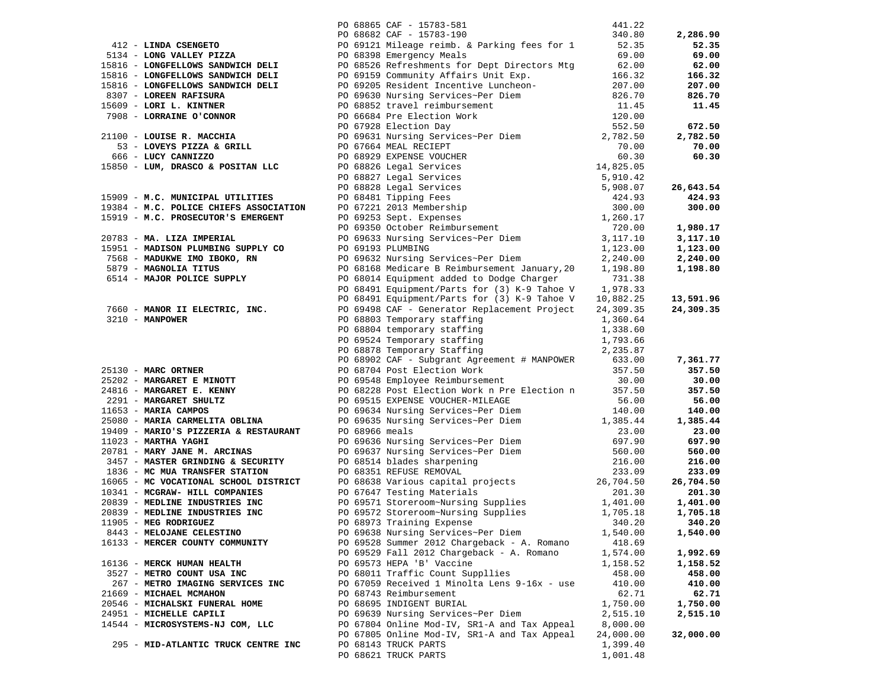| Vendor | PO / Description | Amount | Total |
|---|---|---|---|
| | PO 68865 CAF - 15783-581 | 441.22 | |
| | PO 68682 CAF - 15783-190 | 340.80 | **2,286.90** |
| 412 - **LINDA CSENGETO** | PO 69121 Mileage reimb. & Parking fees for 1 | 52.35 | **52.35** |
| 5134 - **LONG VALLEY PIZZA** | PO 68398 Emergency Meals | 69.00 | **69.00** |
| 15816 - **LONGFELLOWS SANDWICH DELI** | PO 68526 Refreshments for Dept Directors Mtg | 62.00 | **62.00** |
| 15816 - **LONGFELLOWS SANDWICH DELI** | PO 69159 Community Affairs Unit Exp. | 166.32 | **166.32** |
| 15816 - **LONGFELLOWS SANDWICH DELI** | PO 69205 Resident Incentive Luncheon- | 207.00 | **207.00** |
| 8307 - **LOREEN RAFISURA** | PO 69630 Nursing Services~Per Diem | 826.70 | **826.70** |
| 15609 - **LORI L. KINTNER** | PO 68852 travel reimbursement | 11.45 | **11.45** |
| 7908 - **LORRAINE O'CONNOR** | PO 66684 Pre Election Work | 120.00 | |
| | PO 67928 Election Day | 552.50 | **672.50** |
| 21100 - **LOUISE R. MACCHIA** | PO 69631 Nursing Services~Per Diem | 2,782.50 | **2,782.50** |
| 53 - **LOVEYS PIZZA & GRILL** | PO 67664 MEAL RECIEPT | 70.00 | **70.00** |
| 666 - **LUCY CANNIZZO** | PO 68929 EXPENSE VOUCHER | 60.30 | **60.30** |
| 15850 - **LUM, DRASCO & POSITAN LLC** | PO 68826 Legal Services | 14,825.05 | |
| | PO 68827 Legal Services | 5,910.42 | |
| | PO 68828 Legal Services | 5,908.07 | **26,643.54** |
| 15909 - **M.C. MUNICIPAL UTILITIES** | PO 68481 Tipping Fees | 424.93 | **424.93** |
| 19384 - **M.C. POLICE CHIEFS ASSOCIATION** | PO 67221 2013 Membership | 300.00 | **300.00** |
| 15919 - **M.C. PROSECUTOR'S EMERGENT** | PO 69253 Sept. Expenses | 1,260.17 | |
| | PO 69350 October Reimbursement | 720.00 | **1,980.17** |
| 20783 - **MA. LIZA IMPERIAL** | PO 69633 Nursing Services~Per Diem | 3,117.10 | **3,117.10** |
| 15951 - **MADISON PLUMBING SUPPLY CO** | PO 69193 PLUMBING | 1,123.00 | **1,123.00** |
| 7568 - **MADUKWE IMO IBOKO, RN** | PO 69632 Nursing Services~Per Diem | 2,240.00 | **2,240.00** |
| 5879 - **MAGNOLIA TITUS** | PO 68168 Medicare B Reimbursement January,20 | 1,198.80 | **1,198.80** |
| 6514 - **MAJOR POLICE SUPPLY** | PO 68014 Equipment added to Dodge Charger | 731.38 | |
| | PO 68491 Equipment/Parts for (3) K-9 Tahoe V | 1,978.33 | |
| | PO 68491 Equipment/Parts for (3) K-9 Tahoe V | 10,882.25 | **13,591.96** |
| 7660 - **MANOR II ELECTRIC, INC.** | PO 69498 CAF - Generator Replacement Project | 24,309.35 | **24,309.35** |
| 3210 - **MANPOWER** | PO 68803 Temporary staffing | 1,360.64 | |
| | PO 68804 temporary staffing | 1,338.60 | |
| | PO 69524 Temporary staffing | 1,793.66 | |
| | PO 68878 Temporary Staffing | 2,235.87 | |
| | PO 68902 CAF - Subgrant Agreement # MANPOWER | 633.00 | **7,361.77** |
| 25130 - **MARC ORTNER** | PO 68704 Post Election Work | 357.50 | **357.50** |
| 25202 - **MARGARET E MINOTT** | PO 69548 Employee Reimbursement | 30.00 | **30.00** |
| 24816 - **MARGARET E. KENNY** | PO 68228 Post Election Work n Pre Election n | 357.50 | **357.50** |
| 2291 - **MARGARET SHULTZ** | PO 69515 EXPENSE VOUCHER-MILEAGE | 56.00 | **56.00** |
| 11653 - **MARIA CAMPOS** | PO 69634 Nursing Services~Per Diem | 140.00 | **140.00** |
| 25080 - **MARIA CARMELITA OBLINA** | PO 69635 Nursing Services~Per Diem | 1,385.44 | **1,385.44** |
| 19409 - **MARIO'S PIZZERIA & RESTAURANT** | PO 68966 meals | 23.00 | **23.00** |
| 11023 - **MARTHA YAGHI** | PO 69636 Nursing Services~Per Diem | 697.90 | **697.90** |
| 20781 - **MARY JANE M. ARCINAS** | PO 69637 Nursing Services~Per Diem | 560.00 | **560.00** |
| 3457 - **MASTER GRINDING & SECURITY** | PO 68514 blades sharpening | 216.00 | **216.00** |
| 1836 - **MC MUA TRANSFER STATION** | PO 68351 REFUSE REMOVAL | 233.09 | **233.09** |
| 16065 - **MC VOCATIONAL SCHOOL DISTRICT** | PO 68638 Various capital projects | 26,704.50 | **26,704.50** |
| 10341 - **MCGRAW- HILL COMPANIES** | PO 67647 Testing Materials | 201.30 | **201.30** |
| 20839 - **MEDLINE INDUSTRIES INC** | PO 69571 Storeroom~Nursing Supplies | 1,401.00 | **1,401.00** |
| 20839 - **MEDLINE INDUSTRIES INC** | PO 69572 Storeroom~Nursing Supplies | 1,705.18 | **1,705.18** |
| 11905 - **MEG RODRIGUEZ** | PO 68973 Training Expense | 340.20 | **340.20** |
| 8443 - **MELOJANE CELESTINO** | PO 69638 Nursing Services~Per Diem | 1,540.00 | **1,540.00** |
| 16133 - **MERCER COUNTY COMMUNITY** | PO 69528 Summer 2012 Chargeback - A. Romano | 418.69 | |
| | PO 69529 Fall 2012 Chargeback - A. Romano | 1,574.00 | **1,992.69** |
| 16136 - **MERCK HUMAN HEALTH** | PO 69573 HEPA 'B' Vaccine | 1,158.52 | **1,158.52** |
| 3527 - **METRO COUNT USA INC** | PO 68011 Traffic Count Suppllies | 458.00 | **458.00** |
| 267 - **METRO IMAGING SERVICES INC** | PO 67059 Received 1 Minolta Lens 9-16x - use | 410.00 | **410.00** |
| 21669 - **MICHAEL MCMAHON** | PO 68743 Reimbursement | 62.71 | **62.71** |
| 20546 - **MICHALSKI FUNERAL HOME** | PO 68695 INDIGENT BURIAL | 1,750.00 | **1,750.00** |
| 24951 - **MICHELLE CAPILI** | PO 69639 Nursing Services~Per Diem | 2,515.10 | **2,515.10** |
| 14544 - **MICROSYSTEMS-NJ COM, LLC** | PO 67804 Online Mod-IV, SR1-A and Tax Appeal | 8,000.00 | |
| | PO 67805 Online Mod-IV, SR1-A and Tax Appeal | 24,000.00 | **32,000.00** |
| 295 - **MID-ATLANTIC TRUCK CENTRE INC** | PO 68143 TRUCK PARTS | 1,399.40 | |
| | PO 68621 TRUCK PARTS | 1,001.48 | |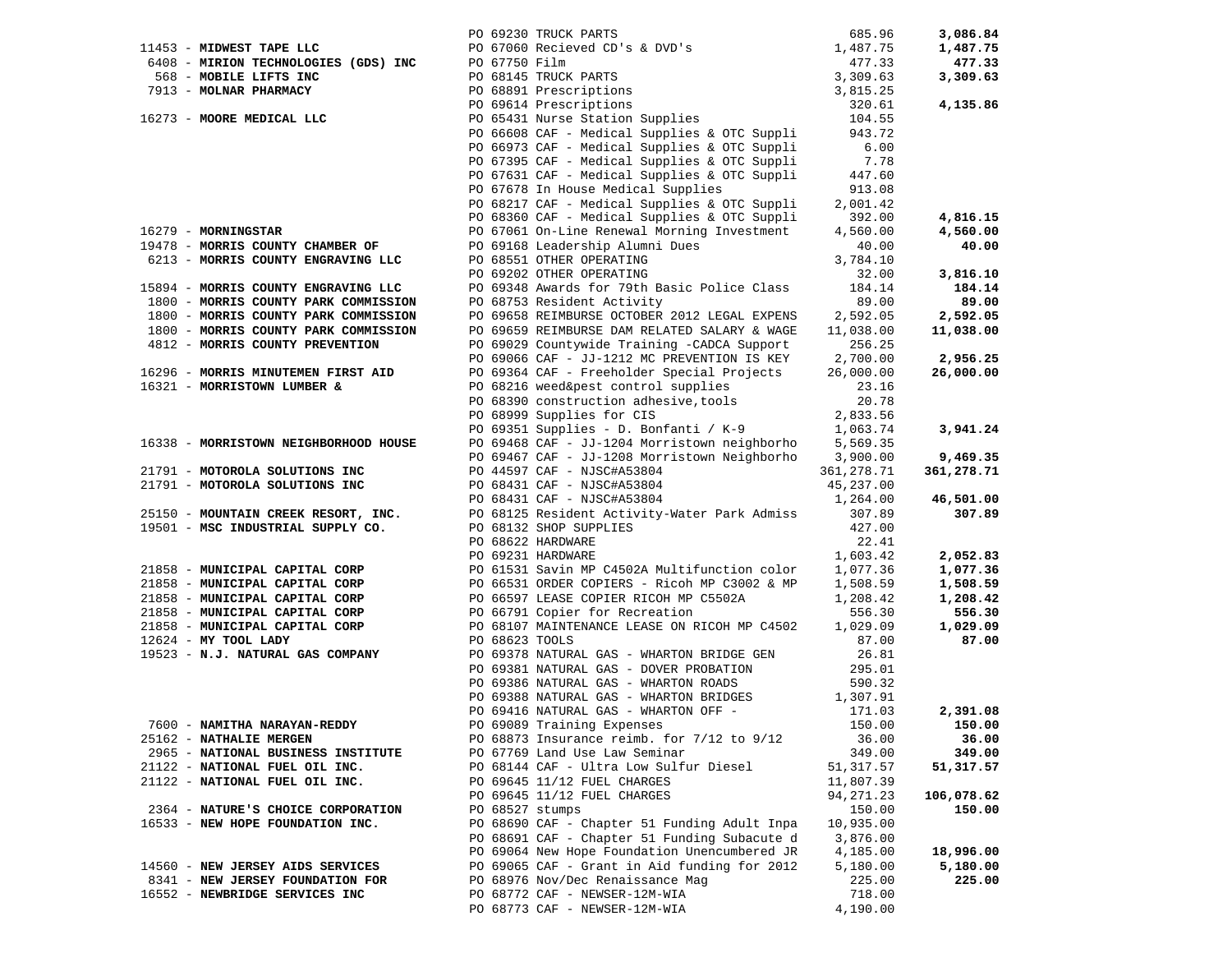| Vendor | PO / Description | Amount | Total |
|---|---|---|---|
| | PO 69230 TRUCK PARTS | 685.96 | 3,086.84 |
| 11453 - **MIDWEST TAPE LLC** | PO 67060 Recieved CD's & DVD's | 1,487.75 | 1,487.75 |
| 6408 - **MIRION TECHNOLOGIES (GDS) INC** | PO 67750 Film | 477.33 | 477.33 |
| 568 - **MOBILE LIFTS INC** | PO 68145 TRUCK PARTS | 3,309.63 | 3,309.63 |
| 7913 - **MOLNAR PHARMACY** | PO 68891 Prescriptions | 3,815.25 | |
| | PO 69614 Prescriptions | 320.61 | 4,135.86 |
| 16273 - **MOORE MEDICAL LLC** | PO 65431 Nurse Station Supplies | 104.55 | |
| | PO 66608 CAF - Medical Supplies & OTC Suppli | 943.72 | |
| | PO 66973 CAF - Medical Supplies & OTC Suppli | 6.00 | |
| | PO 67395 CAF - Medical Supplies & OTC Suppli | 7.78 | |
| | PO 67631 CAF - Medical Supplies & OTC Suppli | 447.60 | |
| | PO 67678 In House Medical Supplies | 913.08 | |
| | PO 68217 CAF - Medical Supplies & OTC Suppli | 2,001.42 | |
| | PO 68360 CAF - Medical Supplies & OTC Suppli | 392.00 | 4,816.15 |
| 16279 - **MORNINGSTAR** | PO 67061 On-Line Renewal Morning Investment | 4,560.00 | 4,560.00 |
| 19478 - **MORRIS COUNTY CHAMBER OF** | PO 69168 Leadership Alumni Dues | 40.00 | 40.00 |
| 6213 - **MORRIS COUNTY ENGRAVING LLC** | PO 68551 OTHER OPERATING | 3,784.10 | |
| | PO 69202 OTHER OPERATING | 32.00 | 3,816.10 |
| 15894 - **MORRIS COUNTY ENGRAVING LLC** | PO 69348 Awards for 79th Basic Police Class | 184.14 | 184.14 |
| 1800 - **MORRIS COUNTY PARK COMMISSION** | PO 68753 Resident Activity | 89.00 | 89.00 |
| 1800 - **MORRIS COUNTY PARK COMMISSION** | PO 69658 REIMBURSE OCTOBER 2012 LEGAL EXPENS | 2,592.05 | 2,592.05 |
| 1800 - **MORRIS COUNTY PARK COMMISSION** | PO 69659 REIMBURSE DAM RELATED SALARY & WAGE | 11,038.00 | 11,038.00 |
| 4812 - **MORRIS COUNTY PREVENTION** | PO 69029 Countywide Training -CADCA Support | 256.25 | |
| | PO 69066 CAF - JJ-1212 MC PREVENTION IS KEY | 2,700.00 | 2,956.25 |
| 16296 - **MORRIS MINUTEMEN FIRST AID** | PO 69364 CAF - Freeholder Special Projects | 26,000.00 | 26,000.00 |
| 16321 - **MORRISTOWN LUMBER &** | PO 68216 weed&pest control supplies | 23.16 | |
| | PO 68390 construction adhesive,tools | 20.78 | |
| | PO 68999 Supplies for CIS | 2,833.56 | |
| | PO 69351 Supplies - D. Bonfanti / K-9 | 1,063.74 | 3,941.24 |
| 16338 - **MORRISTOWN NEIGHBORHOOD HOUSE** | PO 69468 CAF - JJ-1204 Morristown neighborho | 5,569.35 | |
| | PO 69467 CAF - JJ-1208 Morristown Neighborho | 3,900.00 | 9,469.35 |
| 21791 - **MOTOROLA SOLUTIONS INC** | PO 44597 CAF - NJSC#A53804 | 361,278.71 | 361,278.71 |
| 21791 - **MOTOROLA SOLUTIONS INC** | PO 68431 CAF - NJSC#A53804 | 45,237.00 | |
| | PO 68431 CAF - NJSC#A53804 | 1,264.00 | 46,501.00 |
| 25150 - **MOUNTAIN CREEK RESORT, INC.** | PO 68125 Resident Activity-Water Park Admiss | 307.89 | 307.89 |
| 19501 - **MSC INDUSTRIAL SUPPLY CO.** | PO 68132 SHOP SUPPLIES | 427.00 | |
| | PO 68622 HARDWARE | 22.41 | |
| | PO 69231 HARDWARE | 1,603.42 | 2,052.83 |
| 21858 - **MUNICIPAL CAPITAL CORP** | PO 61531 Savin MP C4502A Multifunction color | 1,077.36 | 1,077.36 |
| 21858 - **MUNICIPAL CAPITAL CORP** | PO 66531 ORDER COPIERS - Ricoh MP C3002 & MP | 1,508.59 | 1,508.59 |
| 21858 - **MUNICIPAL CAPITAL CORP** | PO 66597 LEASE COPIER RICOH MP C5502A | 1,208.42 | 1,208.42 |
| 21858 - **MUNICIPAL CAPITAL CORP** | PO 66791 Copier for Recreation | 556.30 | 556.30 |
| 21858 - **MUNICIPAL CAPITAL CORP** | PO 68107 MAINTENANCE LEASE ON RICOH MP C4502 | 1,029.09 | 1,029.09 |
| 12624 - **MY TOOL LADY** | PO 68623 TOOLS | 87.00 | 87.00 |
| 19523 - **N.J. NATURAL GAS COMPANY** | PO 69378 NATURAL GAS - WHARTON BRIDGE GEN | 26.81 | |
| | PO 69381 NATURAL GAS - DOVER PROBATION | 295.01 | |
| | PO 69386 NATURAL GAS - WHARTON ROADS | 590.32 | |
| | PO 69388 NATURAL GAS - WHARTON BRIDGES | 1,307.91 | |
| | PO 69416 NATURAL GAS - WHARTON OFF - | 171.03 | 2,391.08 |
| 7600 - **NAMITHA NARAYAN-REDDY** | PO 69089 Training Expenses | 150.00 | 150.00 |
| 25162 - **NATHALIE MERGEN** | PO 68873 Insurance reimb. for 7/12 to 9/12 | 36.00 | 36.00 |
| 2965 - **NATIONAL BUSINESS INSTITUTE** | PO 67769 Land Use Law Seminar | 349.00 | 349.00 |
| 21122 - **NATIONAL FUEL OIL INC.** | PO 68144 CAF - Ultra Low Sulfur Diesel | 51,317.57 | 51,317.57 |
| 21122 - **NATIONAL FUEL OIL INC.** | PO 69645 11/12 FUEL CHARGES | 11,807.39 | |
| | PO 69645 11/12 FUEL CHARGES | 94,271.23 | 106,078.62 |
| 2364 - **NATURE'S CHOICE CORPORATION** | PO 68527 stumps | 150.00 | 150.00 |
| 16533 - **NEW HOPE FOUNDATION INC.** | PO 68690 CAF - Chapter 51 Funding Adult Inpa | 10,935.00 | |
| | PO 68691 CAF - Chapter 51 Funding Subacute d | 3,876.00 | |
| | PO 69064 New Hope Foundation Unencumbered JR | 4,185.00 | 18,996.00 |
| 14560 - **NEW JERSEY AIDS SERVICES** | PO 69065 CAF - Grant in Aid funding for 2012 | 5,180.00 | 5,180.00 |
| 8341 - **NEW JERSEY FOUNDATION FOR** | PO 68976 Nov/Dec Renaissance Mag | 225.00 | 225.00 |
| 16552 - **NEWBRIDGE SERVICES INC** | PO 68772 CAF - NEWSER-12M-WIA | 718.00 | |
| | PO 68773 CAF - NEWSER-12M-WIA | 4,190.00 | |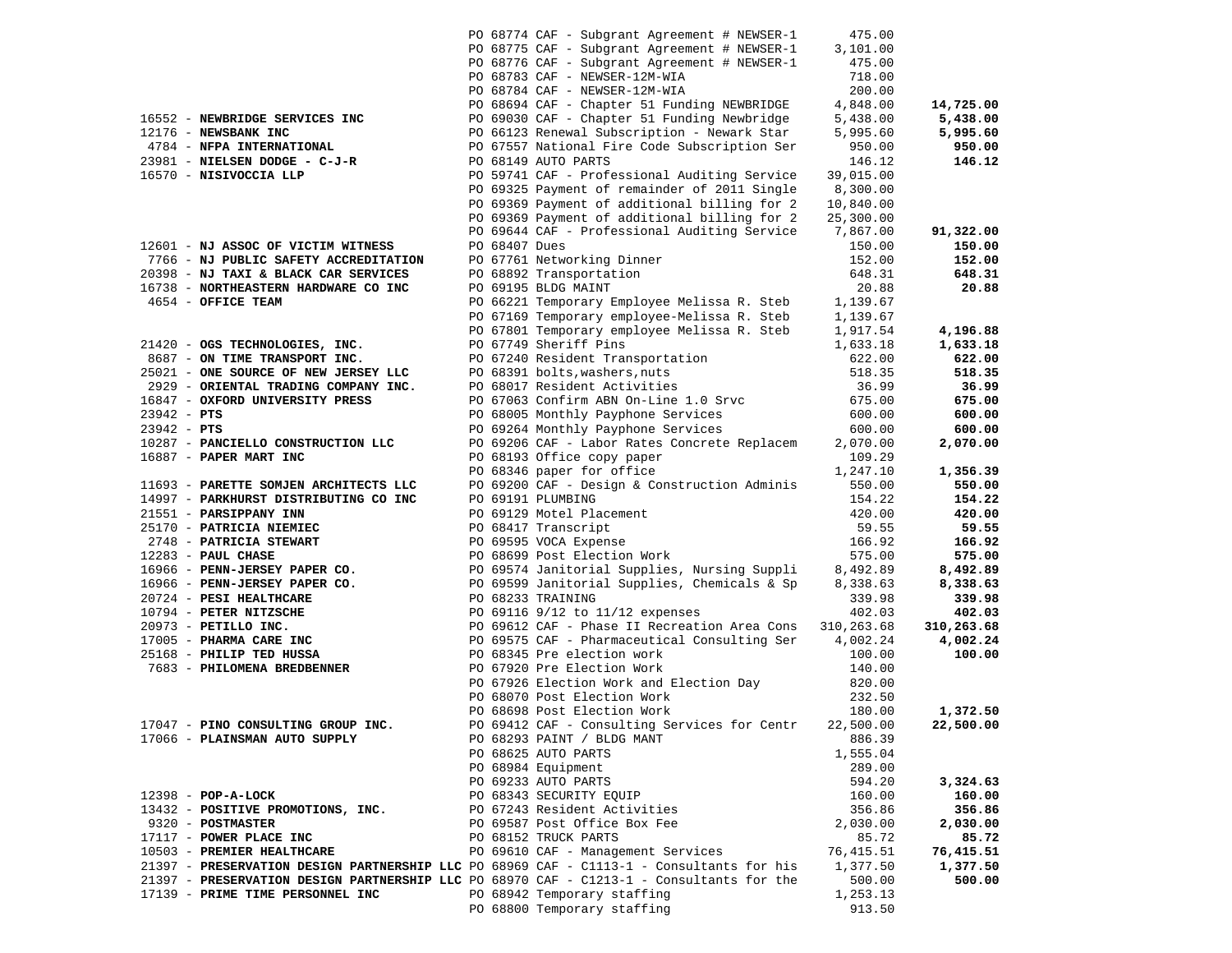| Vendor | PO / Description | Amount | Total |
|---|---|---|---|
| | PO 68774 CAF - Subgrant Agreement # NEWSER-1 | 475.00 | |
| | PO 68775 CAF - Subgrant Agreement # NEWSER-1 | 3,101.00 | |
| | PO 68776 CAF - Subgrant Agreement # NEWSER-1 | 475.00 | |
| | PO 68783 CAF - NEWSER-12M-WIA | 718.00 | |
| | PO 68784 CAF - NEWSER-12M-WIA | 200.00 | |
| | PO 68694 CAF - Chapter 51 Funding NEWBRIDGE | 4,848.00 | **14,725.00** |
| 16552 - **NEWBRIDGE SERVICES INC** | PO 69030 CAF - Chapter 51 Funding Newbridge | 5,438.00 | **5,438.00** |
| 12176 - **NEWSBANK INC** | PO 66123 Renewal Subscription - Newark Star | 5,995.60 | **5,995.60** |
| 4784 - **NFPA INTERNATIONAL** | PO 67557 National Fire Code Subscription Ser | 950.00 | **950.00** |
| 23981 - **NIELSEN DODGE - C-J-R** | PO 68149 AUTO PARTS | 146.12 | **146.12** |
| 16570 - **NISIVOCCIA LLP** | PO 59741 CAF - Professional Auditing Service | 39,015.00 | |
| | PO 69325 Payment of remainder of 2011 Single | 8,300.00 | |
| | PO 69369 Payment of additional billing for 2 | 10,840.00 | |
| | PO 69369 Payment of additional billing for 2 | 25,300.00 | |
| | PO 69644 CAF - Professional Auditing Service | 7,867.00 | **91,322.00** |
| 12601 - **NJ ASSOC OF VICTIM WITNESS** | PO 68407 Dues | 150.00 | **150.00** |
| 7766 - **NJ PUBLIC SAFETY ACCREDITATION** | PO 67761 Networking Dinner | 152.00 | **152.00** |
| 20398 - **NJ TAXI & BLACK CAR SERVICES** | PO 68892 Transportation | 648.31 | **648.31** |
| 16738 - **NORTHEASTERN HARDWARE CO INC** | PO 69195 BLDG MAINT | 20.88 | **20.88** |
| 4654 - **OFFICE TEAM** | PO 66221 Temporary Employee Melissa R. Steb | 1,139.67 | |
| | PO 67169 Temporary employee-Melissa R. Steb | 1,139.67 | |
| | PO 67801 Temporary employee Melissa R. Steb | 1,917.54 | **4,196.88** |
| 21420 - **OGS TECHNOLOGIES, INC.** | PO 67749 Sheriff Pins | 1,633.18 | **1,633.18** |
| 8687 - **ON TIME TRANSPORT INC.** | PO 67240 Resident Transportation | 622.00 | **622.00** |
| 25021 - **ONE SOURCE OF NEW JERSEY LLC** | PO 68391 bolts,washers,nuts | 518.35 | **518.35** |
| 2929 - **ORIENTAL TRADING COMPANY INC.** | PO 68017 Resident Activities | 36.99 | **36.99** |
| 16847 - **OXFORD UNIVERSITY PRESS** | PO 67063 Confirm ABN On-Line 1.0 Srvc | 675.00 | **675.00** |
| 23942 - **PTS** | PO 68005 Monthly Payphone Services | 600.00 | **600.00** |
| 23942 - **PTS** | PO 69264 Monthly Payphone Services | 600.00 | **600.00** |
| 10287 - **PANCIELLO CONSTRUCTION LLC** | PO 69206 CAF - Labor Rates Concrete Replacem | 2,070.00 | **2,070.00** |
| 16887 - **PAPER MART INC** | PO 68193 Office copy paper | 109.29 | |
| | PO 68346 paper for office | 1,247.10 | **1,356.39** |
| 11693 - **PARETTE SOMJEN ARCHITECTS LLC** | PO 69200 CAF - Design & Construction Adminis | 550.00 | **550.00** |
| 14997 - **PARKHURST DISTRIBUTING CO INC** | PO 69191 PLUMBING | 154.22 | **154.22** |
| 21551 - **PARSIPPANY INN** | PO 69129 Motel Placement | 420.00 | **420.00** |
| 25170 - **PATRICIA NIEMIEC** | PO 68417 Transcript | 59.55 | **59.55** |
| 2748 - **PATRICIA STEWART** | PO 69595 VOCA Expense | 166.92 | **166.92** |
| 12283 - **PAUL CHASE** | PO 68699 Post Election Work | 575.00 | **575.00** |
| 16966 - **PENN-JERSEY PAPER CO.** | PO 69574 Janitorial Supplies, Nursing Suppli | 8,492.89 | **8,492.89** |
| 16966 - **PENN-JERSEY PAPER CO.** | PO 69599 Janitorial Supplies, Chemicals & Sp | 8,338.63 | **8,338.63** |
| 20724 - **PESI HEALTHCARE** | PO 68233 TRAINING | 339.98 | **339.98** |
| 10794 - **PETER NITZSCHE** | PO 69116 9/12 to 11/12 expenses | 402.03 | **402.03** |
| 20973 - **PETILLO INC.** | PO 69612 CAF - Phase II Recreation Area Cons | 310,263.68 | **310,263.68** |
| 17005 - **PHARMA CARE INC** | PO 69575 CAF - Pharmaceutical Consulting Ser | 4,002.24 | **4,002.24** |
| 25168 - **PHILIP TED HUSSA** | PO 68345 Pre election work | 100.00 | **100.00** |
| 7683 - **PHILOMENA BREDBENNER** | PO 67920 Pre Election Work | 140.00 | |
| | PO 67926 Election Work and Election Day | 820.00 | |
| | PO 68070 Post Election Work | 232.50 | |
| | PO 68698 Post Election Work | 180.00 | **1,372.50** |
| 17047 - **PINO CONSULTING GROUP INC.** | PO 69412 CAF - Consulting Services for Centr | 22,500.00 | **22,500.00** |
| 17066 - **PLAINSMAN AUTO SUPPLY** | PO 68293 PAINT / BLDG MANT | 886.39 | |
| | PO 68625 AUTO PARTS | 1,555.04 | |
| | PO 68984 Equipment | 289.00 | |
| | PO 69233 AUTO PARTS | 594.20 | **3,324.63** |
| 12398 - **POP-A-LOCK** | PO 68343 SECURITY EQUIP | 160.00 | **160.00** |
| 13432 - **POSITIVE PROMOTIONS, INC.** | PO 67243 Resident Activities | 356.86 | **356.86** |
| 9320 - **POSTMASTER** | PO 69587 Post Office Box Fee | 2,030.00 | **2,030.00** |
| 17117 - **POWER PLACE INC** | PO 68152 TRUCK PARTS | 85.72 | **85.72** |
| 10503 - **PREMIER HEALTHCARE** | PO 69610 CAF - Management Services | 76,415.51 | **76,415.51** |
| 21397 - **PRESERVATION DESIGN PARTNERSHIP LLC** | PO 68969 CAF - C1113-1 - Consultants for his | 1,377.50 | **1,377.50** |
| 21397 - **PRESERVATION DESIGN PARTNERSHIP LLC** | PO 68970 CAF - C1213-1 - Consultants for the | 500.00 | **500.00** |
| 17139 - **PRIME TIME PERSONNEL INC** | PO 68942 Temporary staffing | 1,253.13 | |
| | PO 68800 Temporary staffing | 913.50 | |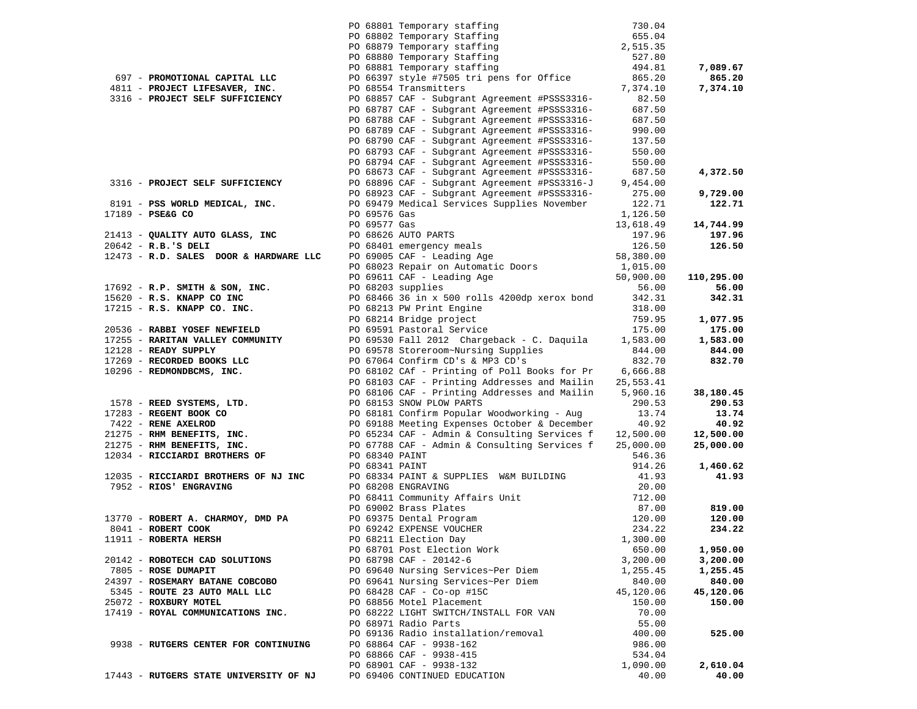| Vendor | PO / Description | Amount | Total |
|---|---|---|---|
| | PO 68801 Temporary staffing | 730.04 | |
| | PO 68802 Temporary Staffing | 655.04 | |
| | PO 68879 Temporary staffing | 2,515.35 | |
| | PO 68880 Temporary Staffing | 527.80 | |
| | PO 68881 Temporary staffing | 494.81 | **7,089.67** |
| 697 - **PROMOTIONAL CAPITAL LLC** | PO 66397 style #7505 tri pens for Office | 865.20 | **865.20** |
| 4811 - **PROJECT LIFESAVER, INC.** | PO 68554 Transmitters | 7,374.10 | **7,374.10** |
| 3316 - **PROJECT SELF SUFFICIENCY** | PO 68857 CAF - Subgrant Agreement #PSSS3316- | 82.50 | |
| | PO 68787 CAF - Subgrant Agreement #PSSS3316- | 687.50 | |
| | PO 68788 CAF - Subgrant Agreement #PSSS3316- | 687.50 | |
| | PO 68789 CAF - Subgrant Agreement #PSSS3316- | 990.00 | |
| | PO 68790 CAF - Subgrant Agreement #PSSS3316- | 137.50 | |
| | PO 68793 CAF - Subgrant Agreement #PSSS3316- | 550.00 | |
| | PO 68794 CAF - Subgrant Agreement #PSSS3316- | 550.00 | |
| | PO 68673 CAF - Subgrant Agreement #PSSS3316- | 687.50 | **4,372.50** |
| 3316 - **PROJECT SELF SUFFICIENCY** | PO 68896 CAF - Subgrant Agreement #PSS3316-J | 9,454.00 | |
| | PO 68923 CAF - Subgrant Agreement #PSSS3316- | 275.00 | **9,729.00** |
| 8191 - **PSS WORLD MEDICAL, INC.** | PO 69479 Medical Services Supplies November | 122.71 | **122.71** |
| 17189 - **PSE&G CO** | PO 69576 Gas | 1,126.50 | |
| | PO 69577 Gas | 13,618.49 | **14,744.99** |
| 21413 - **QUALITY AUTO GLASS, INC** | PO 68626 AUTO PARTS | 197.96 | **197.96** |
| 20642 - **R.B.'S DELI** | PO 68401 emergency meals | 126.50 | **126.50** |
| 12473 - **R.D. SALES DOOR & HARDWARE LLC** | PO 69005 CAF - Leading Age | 58,380.00 | |
| | PO 68023 Repair on Automatic Doors | 1,015.00 | |
| | PO 69611 CAF - Leading Age | 50,900.00 | **110,295.00** |
| 17692 - **R.P. SMITH & SON, INC.** | PO 68203 supplies | 56.00 | **56.00** |
| 15620 - **R.S. KNAPP CO INC** | PO 68466 36 in x 500 rolls 4200dp xerox bond | 342.31 | **342.31** |
| 17215 - **R.S. KNAPP CO. INC.** | PO 68213 PW Print Engine | 318.00 | |
| | PO 68214 Bridge project | 759.95 | **1,077.95** |
| 20536 - **RABBI YOSEF NEWFIELD** | PO 69591 Pastoral Service | 175.00 | **175.00** |
| 17255 - **RARITAN VALLEY COMMUNITY** | PO 69530 Fall 2012 Chargeback - C. Daquila | 1,583.00 | **1,583.00** |
| 12128 - **READY SUPPLY** | PO 69578 Storeroom~Nursing Supplies | 844.00 | **844.00** |
| 17269 - **RECORDED BOOKS LLC** | PO 67064 Confirm CD's & MP3 CD's | 832.70 | **832.70** |
| 10296 - **REDMONDBCMS, INC.** | PO 68102 CAf - Printing of Poll Books for Pr | 6,666.88 | |
| | PO 68103 CAF - Printing Addresses and Mailin | 25,553.41 | |
| | PO 68106 CAF - Printing Addresses and Mailin | 5,960.16 | **38,180.45** |
| 1578 - **REED SYSTEMS, LTD.** | PO 68153 SNOW PLOW PARTS | 290.53 | **290.53** |
| 17283 - **REGENT BOOK CO** | PO 68181 Confirm Popular Woodworking - Aug | 13.74 | **13.74** |
| 7422 - **RENE AXELROD** | PO 69188 Meeting Expenses October & December | 40.92 | **40.92** |
| 21275 - **RHM BENEFITS, INC.** | PO 65234 CAF - Admin & Consulting Services f | 12,500.00 | **12,500.00** |
| 21275 - **RHM BENEFITS, INC.** | PO 67788 CAF - Admin & Consulting Services f | 25,000.00 | **25,000.00** |
| 12034 - **RICCIARDI BROTHERS OF** | PO 68340 PAINT | 546.36 | |
| | PO 68341 PAINT | 914.26 | **1,460.62** |
| 12035 - **RICCIARDI BROTHERS OF NJ INC** | PO 68334 PAINT & SUPPLIES W&M BUILDING | 41.93 | **41.93** |
| 7952 - **RIOS' ENGRAVING** | PO 68208 ENGRAVING | 20.00 | |
| | PO 68411 Community Affairs Unit | 712.00 | |
| | PO 69002 Brass Plates | 87.00 | **819.00** |
| 13770 - **ROBERT A. CHARMOY, DMD PA** | PO 69375 Dental Program | 120.00 | **120.00** |
| 8041 - **ROBERT COOK** | PO 69242 EXPENSE VOUCHER | 234.22 | **234.22** |
| 11911 - **ROBERTA HERSH** | PO 68211 Election Day | 1,300.00 | |
| | PO 68701 Post Election Work | 650.00 | **1,950.00** |
| 20142 - **ROBOTECH CAD SOLUTIONS** | PO 68798 CAF - 20142-6 | 3,200.00 | **3,200.00** |
| 7805 - **ROSE DUMAPIT** | PO 69640 Nursing Services~Per Diem | 1,255.45 | **1,255.45** |
| 24397 - **ROSEMARY BATANE COBCOBO** | PO 69641 Nursing Services~Per Diem | 840.00 | **840.00** |
| 5345 - **ROUTE 23 AUTO MALL LLC** | PO 68428 CAF - Co-op #15C | 45,120.06 | **45,120.06** |
| 25072 - **ROXBURY MOTEL** | PO 68856 Motel Placement | 150.00 | **150.00** |
| 17419 - **ROYAL COMMUNICATIONS INC.** | PO 68222 LIGHT SWITCH/INSTALL FOR VAN | 70.00 | |
| | PO 68971 Radio Parts | 55.00 | |
| | PO 69136 Radio installation/removal | 400.00 | **525.00** |
| 9938 - **RUTGERS CENTER FOR CONTINUING** | PO 68864 CAF - 9938-162 | 986.00 | |
| | PO 68866 CAF - 9938-415 | 534.04 | |
| | PO 68901 CAF - 9938-132 | 1,090.00 | **2,610.04** |
| 17443 - **RUTGERS STATE UNIVERSITY OF NJ** | PO 69406 CONTINUED EDUCATION | 40.00 | **40.00** |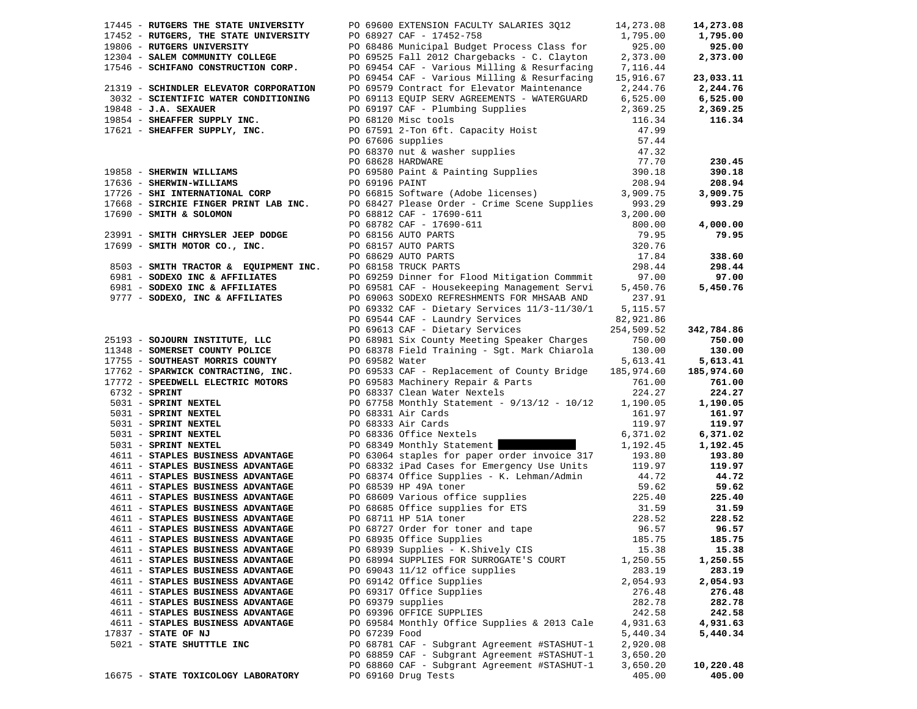| Vendor | Description | Amount | Total |
|---|---|---|---|
| 17445 - **RUTGERS THE STATE UNIVERSITY** | PO 69600 EXTENSION FACULTY SALARIES 3Q12 | 14,273.08 | **14,273.08** |
| 17452 - **RUTGERS, THE STATE UNIVERSITY** | PO 68927 CAF - 17452-758 | 1,795.00 | **1,795.00** |
| 19806 - **RUTGERS UNIVERSITY** | PO 68486 Municipal Budget Process Class for | 925.00 | **925.00** |
| 12304 - **SALEM COMMUNITY COLLEGE** | PO 69525 Fall 2012 Chargebacks - C. Clayton | 2,373.00 | **2,373.00** |
| 17546 - **SCHIFANO CONSTRUCTION CORP.** | PO 69454 CAF - Various Milling & Resurfacing | 7,116.44 | |
| | PO 69454 CAF - Various Milling & Resurfacing | 15,916.67 | **23,033.11** |
| 21319 - **SCHINDLER ELEVATOR CORPORATION** | PO 69579 Contract for Elevator Maintenance | 2,244.76 | **2,244.76** |
| 3032 - **SCIENTIFIC WATER CONDITIONING** | PO 69113 EQUIP SERV AGREEMENTS - WATERGUARD | 6,525.00 | **6,525.00** |
| 19848 - **J.A. SEXAUER** | PO 69197 CAF - Plumbing Supplies | 2,369.25 | **2,369.25** |
| 19854 - **SHEAFFER SUPPLY INC.** | PO 68120 Misc tools | 116.34 | **116.34** |
| 17621 - **SHEAFFER SUPPLY, INC.** | PO 67591 2-Ton 6ft. Capacity Hoist | 47.99 | |
| | PO 67606 supplies | 57.44 | |
| | PO 68370 nut & washer supplies | 47.32 | |
| | PO 68628 HARDWARE | 77.70 | **230.45** |
| 19858 - **SHERWIN WILLIAMS** | PO 69580 Paint & Painting Supplies | 390.18 | **390.18** |
| 17636 - **SHERWIN-WILLIAMS** | PO 69196 PAINT | 208.94 | **208.94** |
| 17726 - **SHI INTERNATIONAL CORP** | PO 66815 Software (Adobe licenses) | 3,909.75 | **3,909.75** |
| 17668 - **SIRCHIE FINGER PRINT LAB INC.** | PO 68427 Please Order - Crime Scene Supplies | 993.29 | **993.29** |
| 17690 - **SMITH & SOLOMON** | PO 68812 CAF - 17690-611 | 3,200.00 | |
| | PO 68782 CAF - 17690-611 | 800.00 | **4,000.00** |
| 23991 - **SMITH CHRYSLER JEEP DODGE** | PO 68156 AUTO PARTS | 79.95 | **79.95** |
| 17699 - **SMITH MOTOR CO., INC.** | PO 68157 AUTO PARTS | 320.76 | |
| | PO 68629 AUTO PARTS | 17.84 | **338.60** |
| 8503 - **SMITH TRACTOR & EQUIPMENT INC.** | PO 68158 TRUCK PARTS | 298.44 | **298.44** |
| 6981 - **SODEXO INC & AFFILIATES** | PO 69259 Dinner for Flood Mitigation Commmit | 97.00 | **97.00** |
| 6981 - **SODEXO INC & AFFILIATES** | PO 69581 CAF - Housekeeping Management Servi | 5,450.76 | **5,450.76** |
| 9777 - **SODEXO, INC & AFFILIATES** | PO 69063 SODEXO REFRESHMENTS FOR MHSAAB AND | 237.91 | |
| | PO 69332 CAF - Dietary Services 11/3-11/30/1 | 5,115.57 | |
| | PO 69544 CAF - Laundry Services | 82,921.86 | |
| | PO 69613 CAF - Dietary Services | 254,509.52 | **342,784.86** |
| 25193 - **SOJOURN INSTITUTE, LLC** | PO 68981 Six County Meeting Speaker Charges | 750.00 | **750.00** |
| 11348 - **SOMERSET COUNTY POLICE** | PO 68378 Field Training - Sgt. Mark Chiarola | 130.00 | **130.00** |
| 17755 - **SOUTHEAST MORRIS COUNTY** | PO 69582 Water | 5,613.41 | **5,613.41** |
| 17762 - **SPARWICK CONTRACTING, INC.** | PO 69533 CAF - Replacement of County Bridge | 185,974.60 | **185,974.60** |
| 17772 - **SPEEDWELL ELECTRIC MOTORS** | PO 69583 Machinery Repair & Parts | 761.00 | **761.00** |
| 6732 - **SPRINT** | PO 68337 Clean Water Nextels | 224.27 | **224.27** |
| 5031 - **SPRINT NEXTEL** | PO 67758 Monthly Statement - 9/13/12 - 10/12 | 1,190.05 | **1,190.05** |
| 5031 - **SPRINT NEXTEL** | PO 68331 Air Cards | 161.97 | **161.97** |
| 5031 - **SPRINT NEXTEL** | PO 68333 Air Cards | 119.97 | **119.97** |
| 5031 - **SPRINT NEXTEL** | PO 68336 Office Nextels | 6,371.02 | **6,371.02** |
| 5031 - **SPRINT NEXTEL** | PO 68349 Monthly Statement | 1,192.45 | **1,192.45** |
| 4611 - **STAPLES BUSINESS ADVANTAGE** | PO 63064 staples for paper order invoice 317 | 193.80 | **193.80** |
| 4611 - **STAPLES BUSINESS ADVANTAGE** | PO 68332 iPad Cases for Emergency Use Units | 119.97 | **119.97** |
| 4611 - **STAPLES BUSINESS ADVANTAGE** | PO 68374 Office Supplies - K. Lehman/Admin | 44.72 | **44.72** |
| 4611 - **STAPLES BUSINESS ADVANTAGE** | PO 68539 HP 49A toner | 59.62 | **59.62** |
| 4611 - **STAPLES BUSINESS ADVANTAGE** | PO 68609 Various office supplies | 225.40 | **225.40** |
| 4611 - **STAPLES BUSINESS ADVANTAGE** | PO 68685 Office supplies for ETS | 31.59 | **31.59** |
| 4611 - **STAPLES BUSINESS ADVANTAGE** | PO 68711 HP 51A toner | 228.52 | **228.52** |
| 4611 - **STAPLES BUSINESS ADVANTAGE** | PO 68727 Order for toner and tape | 96.57 | **96.57** |
| 4611 - **STAPLES BUSINESS ADVANTAGE** | PO 68935 Office Supplies | 185.75 | **185.75** |
| 4611 - **STAPLES BUSINESS ADVANTAGE** | PO 68939 Supplies - K.Shively CIS | 15.38 | **15.38** |
| 4611 - **STAPLES BUSINESS ADVANTAGE** | PO 68994 SUPPLIES FOR SURROGATE'S COURT | 1,250.55 | **1,250.55** |
| 4611 - **STAPLES BUSINESS ADVANTAGE** | PO 69043 11/12 office supplies | 283.19 | **283.19** |
| 4611 - **STAPLES BUSINESS ADVANTAGE** | PO 69142 Office Supplies | 2,054.93 | **2,054.93** |
| 4611 - **STAPLES BUSINESS ADVANTAGE** | PO 69317 Office Supplies | 276.48 | **276.48** |
| 4611 - **STAPLES BUSINESS ADVANTAGE** | PO 69379 supplies | 282.78 | **282.78** |
| 4611 - **STAPLES BUSINESS ADVANTAGE** | PO 69396 OFFICE SUPPLIES | 242.58 | **242.58** |
| 4611 - **STAPLES BUSINESS ADVANTAGE** | PO 69584 Monthly Office Supplies & 2013 Cale | 4,931.63 | **4,931.63** |
| 17837 - **STATE OF NJ** | PO 67239 Food | 5,440.34 | **5,440.34** |
| 5021 - **STATE SHUTTTLE INC** | PO 68781 CAF - Subgrant Agreement #STASHUT-1 | 2,920.08 | |
| | PO 68859 CAF - Subgrant Agreement #STASHUT-1 | 3,650.20 | |
| | PO 68860 CAF - Subgrant Agreement #STASHUT-1 | 3,650.20 | **10,220.48** |
| 16675 - **STATE TOXICOLOGY LABORATORY** | PO 69160 Drug Tests | 405.00 | **405.00** |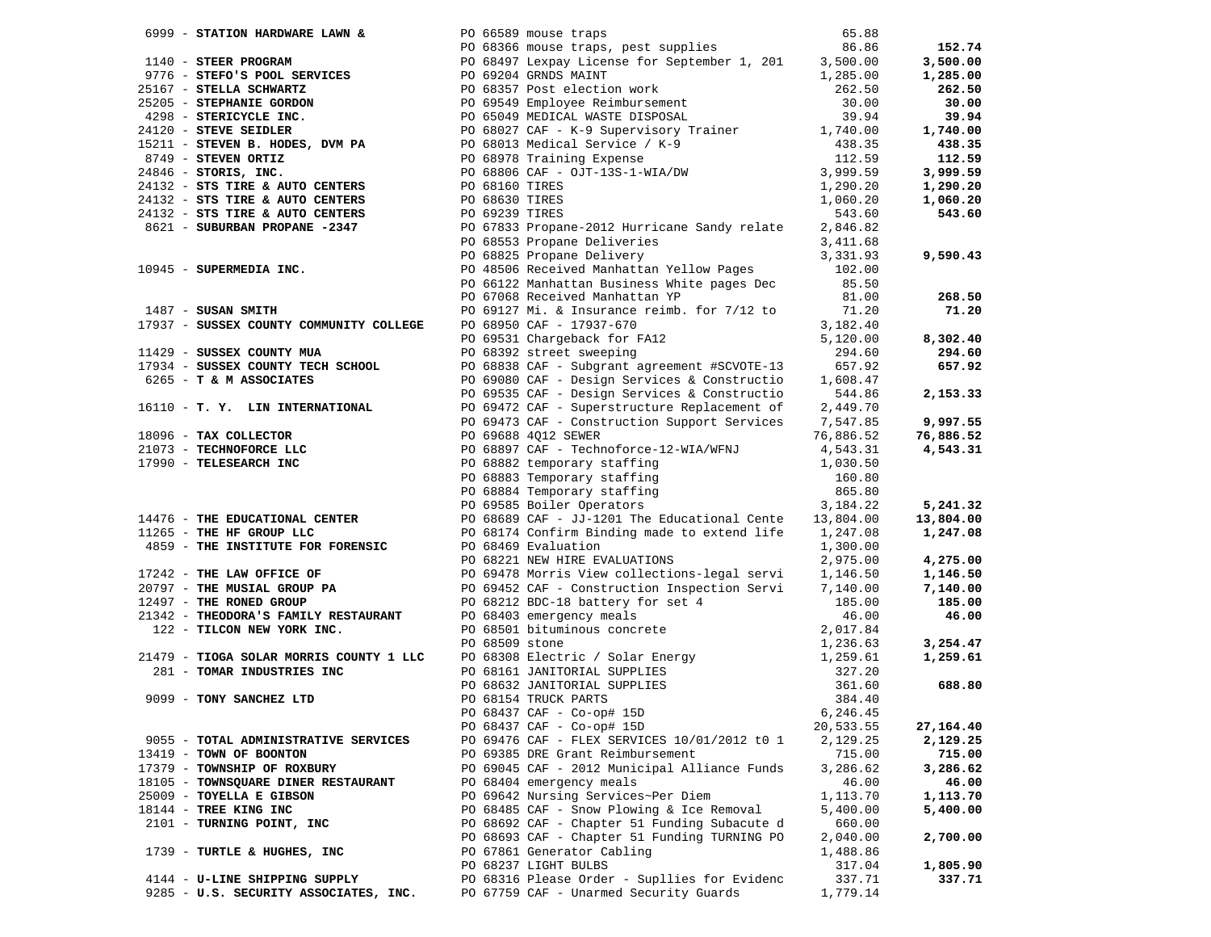| Vendor | PO / Description | Amount | Total |
|---|---|---|---|
| 6999 - **STATION HARDWARE LAWN &** | PO 66589 mouse traps | 65.88 | |
| | PO 68366 mouse traps, pest supplies | 86.86 | **152.74** |
| 1140 - **STEER PROGRAM** | PO 68497 Lexpay License for September 1, 201 | 3,500.00 | **3,500.00** |
| 9776 - **STEFO'S POOL SERVICES** | PO 69204 GRNDS MAINT | 1,285.00 | **1,285.00** |
| 25167 - **STELLA SCHWARTZ** | PO 68357 Post election work | 262.50 | **262.50** |
| 25205 - **STEPHANIE GORDON** | PO 69549 Employee Reimbursement | 30.00 | **30.00** |
| 4298 - **STERICYCLE INC.** | PO 65049 MEDICAL WASTE DISPOSAL | 39.94 | **39.94** |
| 24120 - **STEVE SEIDLER** | PO 68027 CAF - K-9 Supervisory Trainer | 1,740.00 | **1,740.00** |
| 15211 - **STEVEN B. HODES, DVM PA** | PO 68013 Medical Service / K-9 | 438.35 | **438.35** |
| 8749 - **STEVEN ORTIZ** | PO 68978 Training Expense | 112.59 | **112.59** |
| 24846 - **STORIS, INC.** | PO 68806 CAF - OJT-13S-1-WIA/DW | 3,999.59 | **3,999.59** |
| 24132 - **STS TIRE & AUTO CENTERS** | PO 68160 TIRES | 1,290.20 | **1,290.20** |
| 24132 - **STS TIRE & AUTO CENTERS** | PO 68630 TIRES | 1,060.20 | **1,060.20** |
| 24132 - **STS TIRE & AUTO CENTERS** | PO 69239 TIRES | 543.60 | **543.60** |
| 8621 - **SUBURBAN PROPANE -2347** | PO 67833 Propane-2012 Hurricane Sandy relate | 2,846.82 | |
| | PO 68553 Propane Deliveries | 3,411.68 | |
| | PO 68825 Propane Delivery | 3,331.93 | **9,590.43** |
| 10945 - **SUPERMEDIA INC.** | PO 48506 Received Manhattan Yellow Pages | 102.00 | |
| | PO 66122 Manhattan Business White pages Dec | 85.50 | |
| | PO 67068 Received Manhattan YP | 81.00 | **268.50** |
| 1487 - **SUSAN SMITH** | PO 69127 Mi. & Insurance reimb. for 7/12 to | 71.20 | **71.20** |
| 17937 - **SUSSEX COUNTY COMMUNITY COLLEGE** | PO 68950 CAF - 17937-670 | 3,182.40 | |
| | PO 69531 Chargeback for FA12 | 5,120.00 | **8,302.40** |
| 11429 - **SUSSEX COUNTY MUA** | PO 68392 street sweeping | 294.60 | **294.60** |
| 17934 - **SUSSEX COUNTY TECH SCHOOL** | PO 68838 CAF - Subgrant agreement #SCVOTE-13 | 657.92 | **657.92** |
| 6265 - **T & M ASSOCIATES** | PO 69080 CAF - Design Services & Constructio | 1,608.47 | |
| | PO 69535 CAF - Design Services & Constructio | 544.86 | **2,153.33** |
| 16110 - **T. Y. LIN INTERNATIONAL** | PO 69472 CAF - Superstructure Replacement of | 2,449.70 | |
| | PO 69473 CAF - Construction Support Services | 7,547.85 | **9,997.55** |
| 18096 - **TAX COLLECTOR** | PO 69688 4Q12 SEWER | 76,886.52 | **76,886.52** |
| 21073 - **TECHNOFORCE LLC** | PO 68897 CAF - Technoforce-12-WIA/WFNJ | 4,543.31 | **4,543.31** |
| 17990 - **TELESEARCH INC** | PO 68882 temporary staffing | 1,030.50 | |
| | PO 68883 Temporary staffing | 160.80 | |
| | PO 68884 Temporary staffing | 865.80 | |
| | PO 69585 Boiler Operators | 3,184.22 | **5,241.32** |
| 14476 - **THE EDUCATIONAL CENTER** | PO 68689 CAF - JJ-1201 The Educational Cente | 13,804.00 | **13,804.00** |
| 11265 - **THE HF GROUP LLC** | PO 68174 Confirm Binding made to extend life | 1,247.08 | **1,247.08** |
| 4859 - **THE INSTITUTE FOR FORENSIC** | PO 68469 Evaluation | 1,300.00 | |
| | PO 68221 NEW HIRE EVALUATIONS | 2,975.00 | **4,275.00** |
| 17242 - **THE LAW OFFICE OF** | PO 69478 Morris View collections-legal servi | 1,146.50 | **1,146.50** |
| 20797 - **THE MUSIAL GROUP PA** | PO 69452 CAF - Construction Inspection Servi | 7,140.00 | **7,140.00** |
| 12497 - **THE RONED GROUP** | PO 68212 BDC-18 battery for set 4 | 185.00 | **185.00** |
| 21342 - **THEODORA'S FAMILY RESTAURANT** | PO 68403 emergency meals | 46.00 | **46.00** |
| 122 - **TILCON NEW YORK INC.** | PO 68501 bituminous concrete | 2,017.84 | |
| | PO 68509 stone | 1,236.63 | **3,254.47** |
| 21479 - **TIOGA SOLAR MORRIS COUNTY 1 LLC** | PO 68308 Electric / Solar Energy | 1,259.61 | **1,259.61** |
| 281 - **TOMAR INDUSTRIES INC** | PO 68161 JANITORIAL SUPPLIES | 327.20 | |
| | PO 68632 JANITORIAL SUPPLIES | 361.60 | **688.80** |
| 9099 - **TONY SANCHEZ LTD** | PO 68154 TRUCK PARTS | 384.40 | |
| | PO 68437 CAF - Co-op# 15D | 6,246.45 | |
| | PO 68437 CAF - Co-op# 15D | 20,533.55 | **27,164.40** |
| 9055 - **TOTAL ADMINISTRATIVE SERVICES** | PO 69476 CAF - FLEX SERVICES 10/01/2012 t0 1 | 2,129.25 | **2,129.25** |
| 13419 - **TOWN OF BOONTON** | PO 69385 DRE Grant Reimbursement | 715.00 | **715.00** |
| 17379 - **TOWNSHIP OF ROXBURY** | PO 69045 CAF - 2012 Municipal Alliance Funds | 3,286.62 | **3,286.62** |
| 18105 - **TOWNSQUARE DINER RESTAURANT** | PO 68404 emergency meals | 46.00 | **46.00** |
| 25009 - **TOYELLA E GIBSON** | PO 69642 Nursing Services~Per Diem | 1,113.70 | **1,113.70** |
| 18144 - **TREE KING INC** | PO 68485 CAF - Snow Plowing & Ice Removal | 5,400.00 | **5,400.00** |
| 2101 - **TURNING POINT, INC** | PO 68692 CAF - Chapter 51 Funding Subacute d | 660.00 | |
| | PO 68693 CAF - Chapter 51 Funding TURNING PO | 2,040.00 | **2,700.00** |
| 1739 - **TURTLE & HUGHES, INC** | PO 67861 Generator Cabling | 1,488.86 | |
| | PO 68237 LIGHT BULBS | 317.04 | **1,805.90** |
| 4144 - **U-LINE SHIPPING SUPPLY** | PO 68316 Please Order - Supllies for Evidenc | 337.71 | **337.71** |
| 9285 - **U.S. SECURITY ASSOCIATES, INC.** | PO 67759 CAF - Unarmed Security Guards | 1,779.14 | |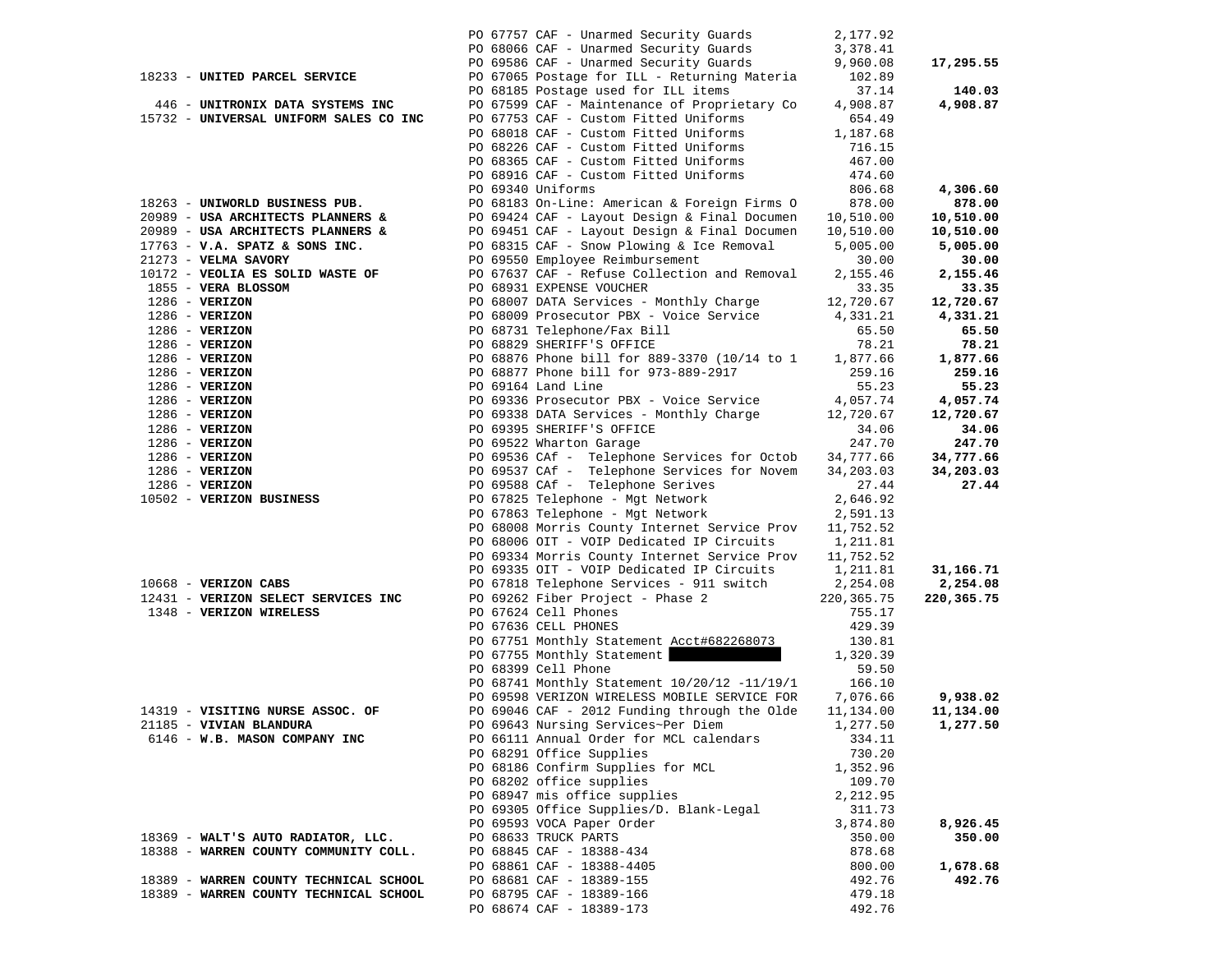| Vendor | PO / Description | Amount | Total |
|---|---|---|---|
| | PO 67757 CAF - Unarmed Security Guards | 2,177.92 | |
| | PO 68066 CAF - Unarmed Security Guards | 3,378.41 | |
| | PO 69586 CAF - Unarmed Security Guards | 9,960.08 | **17,295.55** |
| 18233 - **UNITED PARCEL SERVICE** | PO 67065 Postage for ILL - Returning Materia | 102.89 | |
| | PO 68185 Postage used for ILL items | 37.14 | **140.03** |
| 446 - **UNITRONIX DATA SYSTEMS INC** | PO 67599 CAF - Maintenance of Proprietary Co | 4,908.87 | **4,908.87** |
| 15732 - **UNIVERSAL UNIFORM SALES CO INC** | PO 67753 CAF - Custom Fitted Uniforms | 654.49 | |
| | PO 68018 CAF - Custom Fitted Uniforms | 1,187.68 | |
| | PO 68226 CAF - Custom Fitted Uniforms | 716.15 | |
| | PO 68365 CAF - Custom Fitted Uniforms | 467.00 | |
| | PO 68916 CAF - Custom Fitted Uniforms | 474.60 | |
| | PO 69340 Uniforms | 806.68 | **4,306.60** |
| 18263 - **UNIWORLD BUSINESS PUB.** | PO 68183 On-Line: American & Foreign Firms O | 878.00 | **878.00** |
| 20989 - **USA ARCHITECTS PLANNERS &** | PO 69424 CAF - Layout Design & Final Documen | 10,510.00 | **10,510.00** |
| 20989 - **USA ARCHITECTS PLANNERS &** | PO 69451 CAF - Layout Design & Final Documen | 10,510.00 | **10,510.00** |
| 17763 - **V.A. SPATZ & SONS INC.** | PO 68315 CAF - Snow Plowing & Ice Removal | 5,005.00 | **5,005.00** |
| 21273 - **VELMA SAVORY** | PO 69550 Employee Reimbursement | 30.00 | **30.00** |
| 10172 - **VEOLIA ES SOLID WASTE OF** | PO 67637 CAF - Refuse Collection and Removal | 2,155.46 | **2,155.46** |
| 1855 - **VERA BLOSSOM** | PO 68931 EXPENSE VOUCHER | 33.35 | **33.35** |
| 1286 - **VERIZON** | PO 68007 DATA Services - Monthly Charge | 12,720.67 | **12,720.67** |
| 1286 - **VERIZON** | PO 68009 Prosecutor PBX - Voice Service | 4,331.21 | **4,331.21** |
| 1286 - **VERIZON** | PO 68731 Telephone/Fax Bill | 65.50 | **65.50** |
| 1286 - **VERIZON** | PO 68829 SHERIFF'S OFFICE | 78.21 | **78.21** |
| 1286 - **VERIZON** | PO 68876 Phone bill for 889-3370 (10/14 to 1 | 1,877.66 | **1,877.66** |
| 1286 - **VERIZON** | PO 68877 Phone bill for 973-889-2917 | 259.16 | **259.16** |
| 1286 - **VERIZON** | PO 69164 Land Line | 55.23 | **55.23** |
| 1286 - **VERIZON** | PO 69336 Prosecutor PBX - Voice Service | 4,057.74 | **4,057.74** |
| 1286 - **VERIZON** | PO 69338 DATA Services - Monthly Charge | 12,720.67 | **12,720.67** |
| 1286 - **VERIZON** | PO 69395 SHERIFF'S OFFICE | 34.06 | **34.06** |
| 1286 - **VERIZON** | PO 69522 Wharton Garage | 247.70 | **247.70** |
| 1286 - **VERIZON** | PO 69536 CAf - Telephone Services for Octob | 34,777.66 | **34,777.66** |
| 1286 - **VERIZON** | PO 69537 CAf - Telephone Services for Novem | 34,203.03 | **34,203.03** |
| 1286 - **VERIZON** | PO 69588 CAf - Telephone Serives | 27.44 | **27.44** |
| 10502 - **VERIZON BUSINESS** | PO 67825 Telephone - Mgt Network | 2,646.92 | |
| | PO 67863 Telephone - Mgt Network | 2,591.13 | |
| | PO 68008 Morris County Internet Service Prov | 11,752.52 | |
| | PO 68006 OIT - VOIP Dedicated IP Circuits | 1,211.81 | |
| | PO 69334 Morris County Internet Service Prov | 11,752.52 | |
| | PO 69335 OIT - VOIP Dedicated IP Circuits | 1,211.81 | **31,166.71** |
| 10668 - **VERIZON CABS** | PO 67818 Telephone Services - 911 switch | 2,254.08 | **2,254.08** |
| 12431 - **VERIZON SELECT SERVICES INC** | PO 69262 Fiber Project - Phase 2 | 220,365.75 | **220,365.75** |
| 1348 - **VERIZON WIRELESS** | PO 67624 Cell Phones | 755.17 | |
| | PO 67636 CELL PHONES | 429.39 | |
| | PO 67751 Monthly Statement Acct#682268073 | 130.81 | |
| | PO 67755 Monthly Statement [redacted] | 1,320.39 | |
| | PO 68399 Cell Phone | 59.50 | |
| | PO 68741 Monthly Statement 10/20/12 -11/19/1 | 166.10 | |
| | PO 69598 VERIZON WIRELESS MOBILE SERVICE FOR | 7,076.66 | **9,938.02** |
| 14319 - **VISITING NURSE ASSOC. OF** | PO 69046 CAF - 2012 Funding through the Olde | 11,134.00 | **11,134.00** |
| 21185 - **VIVIAN BLANDURA** | PO 69643 Nursing Services~Per Diem | 1,277.50 | **1,277.50** |
| 6146 - **W.B. MASON COMPANY INC** | PO 66111 Annual Order for MCL calendars | 334.11 | |
| | PO 68291 Office Supplies | 730.20 | |
| | PO 68186 Confirm Supplies for MCL | 1,352.96 | |
| | PO 68202 office supplies | 109.70 | |
| | PO 68947 mis office supplies | 2,212.95 | |
| | PO 69305 Office Supplies/D. Blank-Legal | 311.73 | |
| | PO 69593 VOCA Paper Order | 3,874.80 | **8,926.45** |
| 18369 - **WALT'S AUTO RADIATOR, LLC.** | PO 68633 TRUCK PARTS | 350.00 | **350.00** |
| 18388 - **WARREN COUNTY COMMUNITY COLL.** | PO 68845 CAF - 18388-434 | 878.68 | |
| | PO 68861 CAF - 18388-4405 | 800.00 | **1,678.68** |
| 18389 - **WARREN COUNTY TECHNICAL SCHOOL** | PO 68681 CAF - 18389-155 | 492.76 | **492.76** |
| 18389 - **WARREN COUNTY TECHNICAL SCHOOL** | PO 68795 CAF - 18389-166 | 479.18 | |
| | PO 68674 CAF - 18389-173 | 492.76 | |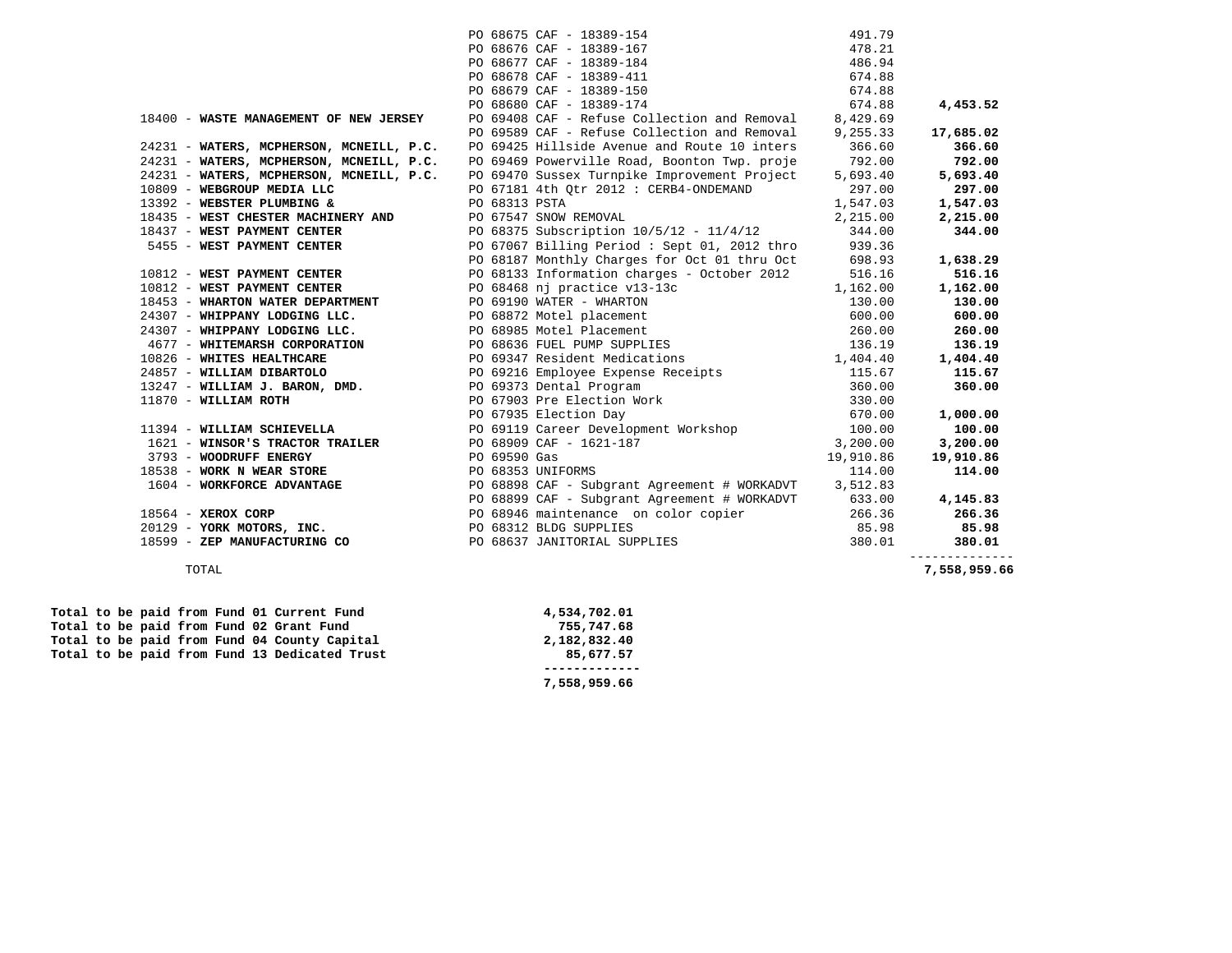| Vendor | PO / Description | Amount | Total |
|---|---|---|---|
| | PO 68675 CAF - 18389-154 | 491.79 | |
| | PO 68676 CAF - 18389-167 | 478.21 | |
| | PO 68677 CAF - 18389-184 | 486.94 | |
| | PO 68678 CAF - 18389-411 | 674.88 | |
| | PO 68679 CAF - 18389-150 | 674.88 | |
| | PO 68680 CAF - 18389-174 | 674.88 | **4,453.52** |
| 18400 - **WASTE MANAGEMENT OF NEW JERSEY** | PO 69408 CAF - Refuse Collection and Removal | 8,429.69 | |
| | PO 69589 CAF - Refuse Collection and Removal | 9,255.33 | **17,685.02** |
| 24231 - **WATERS, MCPHERSON, MCNEILL, P.C.** | PO 69425 Hillside Avenue and Route 10 inters | 366.60 | **366.60** |
| 24231 - **WATERS, MCPHERSON, MCNEILL, P.C.** | PO 69469 Powerville Road, Boonton Twp. proje | 792.00 | **792.00** |
| 24231 - **WATERS, MCPHERSON, MCNEILL, P.C.** | PO 69470 Sussex Turnpike Improvement Project | 5,693.40 | **5,693.40** |
| 10809 - **WEBGROUP MEDIA LLC** | PO 67181 4th Qtr 2012 : CERB4-ONDEMAND | 297.00 | **297.00** |
| 13392 - **WEBSTER PLUMBING &** | PO 68313 PSTA | 1,547.03 | **1,547.03** |
| 18435 - **WEST CHESTER MACHINERY AND** | PO 67547 SNOW REMOVAL | 2,215.00 | **2,215.00** |
| 18437 - **WEST PAYMENT CENTER** | PO 68375 Subscription 10/5/12 - 11/4/12 | 344.00 | **344.00** |
| 5455 - **WEST PAYMENT CENTER** | PO 67067 Billing Period : Sept 01, 2012 thro | 939.36 | |
| | PO 68187 Monthly Charges for Oct 01 thru Oct | 698.93 | **1,638.29** |
| 10812 - **WEST PAYMENT CENTER** | PO 68133 Information charges - October 2012 | 516.16 | **516.16** |
| 10812 - **WEST PAYMENT CENTER** | PO 68468 nj practice v13-13c | 1,162.00 | **1,162.00** |
| 18453 - **WHARTON WATER DEPARTMENT** | PO 69190 WATER - WHARTON | 130.00 | **130.00** |
| 24307 - **WHIPPANY LODGING LLC.** | PO 68872 Motel placement | 600.00 | **600.00** |
| 24307 - **WHIPPANY LODGING LLC.** | PO 68985 Motel Placement | 260.00 | **260.00** |
| 4677 - **WHITEMARSH CORPORATION** | PO 68636 FUEL PUMP SUPPLIES | 136.19 | **136.19** |
| 10826 - **WHITES HEALTHCARE** | PO 69347 Resident Medications | 1,404.40 | **1,404.40** |
| 24857 - **WILLIAM DIBARTOLO** | PO 69216 Employee Expense Receipts | 115.67 | **115.67** |
| 13247 - **WILLIAM J. BARON, DMD.** | PO 69373 Dental Program | 360.00 | **360.00** |
| 11870 - **WILLIAM ROTH** | PO 67903 Pre Election Work | 330.00 | |
| | PO 67935 Election Day | 670.00 | **1,000.00** |
| 11394 - **WILLIAM SCHIEVELLA** | PO 69119 Career Development Workshop | 100.00 | **100.00** |
| 1621 - **WINSOR'S TRACTOR TRAILER** | PO 68909 CAF - 1621-187 | 3,200.00 | **3,200.00** |
| 3793 - **WOODRUFF ENERGY** | PO 69590 Gas | 19,910.86 | **19,910.86** |
| 18538 - **WORK N WEAR STORE** | PO 68353 UNIFORMS | 114.00 | **114.00** |
| 1604 - **WORKFORCE ADVANTAGE** | PO 68898 CAF - Subgrant Agreement # WORKADVT | 3,512.83 | |
| | PO 68899 CAF - Subgrant Agreement # WORKADVT | 633.00 | **4,145.83** |
| 18564 - **XEROX CORP** | PO 68946 maintenance on color copier | 266.36 | **266.36** |
| 20129 - **YORK MOTORS, INC.** | PO 68312 BLDG SUPPLIES | 85.98 | **85.98** |
| 18599 - **ZEP MANUFACTURING CO** | PO 68637 JANITORIAL SUPPLIES | 380.01 | **380.01** |
| TOTAL | | | **7,558,959.66** |

| | |
|---|---|
| **Total to be paid from Fund 01 Current Fund** | **4,534,702.01** |
| **Total to be paid from Fund 02 Grant Fund** | **755,747.68** |
| **Total to be paid from Fund 04 County Capital** | **2,182,832.40** |
| **Total to be paid from Fund 13 Dedicated Trust** | **85,677.57** |
| | **7,558,959.66** |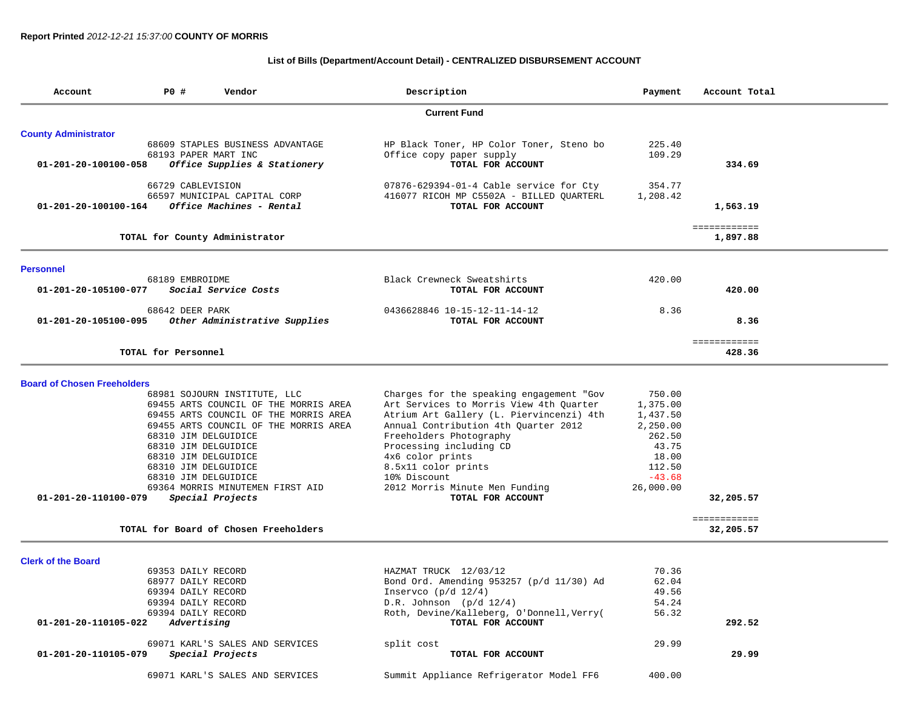**Report Printed** *2012-12-21 15:37:00* **COUNTY OF MORRIS**

**List of Bills (Department/Account Detail) - CENTRALIZED DISBURSEMENT ACCOUNT**

| Account | PO # | Vendor | Description | Payment | Account Total |
|---|---|---|---|---|---|
| | | **Current Fund** | | | |
| **County Administrator** | | | | | |
| | 68609 | STAPLES BUSINESS ADVANTAGE | HP Black Toner, HP Color Toner, Steno bo | 225.40 | |
| | 68193 | PAPER MART INC | Office copy paper supply | 109.29 | |
| **01-201-20-100100-058** | | ***Office Supplies & Stationery*** | **TOTAL FOR ACCOUNT** | | **334.69** |
| | 66729 | CABLEVISION | 07876-629394-01-4 Cable service for Cty | 354.77 | |
| | 66597 | MUNICIPAL CAPITAL CORP | 416077 RICOH MP C5502A - BILLED QUARTERL | 1,208.42 | |
| **01-201-20-100100-164** | | ***Office Machines - Rental*** | **TOTAL FOR ACCOUNT** | | **1,563.19** |
| | | | | | ============ |
| | | **TOTAL for County Administrator** | | | **1,897.88** |
| **Personnel** | | | | | |
| | 68189 | EMBROIDME | Black Crewneck Sweatshirts | 420.00 | |
| **01-201-20-105100-077** | | ***Social Service Costs*** | **TOTAL FOR ACCOUNT** | | **420.00** |
| | 68642 | DEER PARK | 0436628846 10-15-12-11-14-12 | 8.36 | |
| **01-201-20-105100-095** | | ***Other Administrative Supplies*** | **TOTAL FOR ACCOUNT** | | **8.36** |
| | | | | | ============ |
| | | **TOTAL for Personnel** | | | **428.36** |
| **Board of Chosen Freeholders** | | | | | |
| | 68981 | SOJOURN INSTITUTE, LLC | Charges for the speaking engagement "Gov | 750.00 | |
| | 69455 | ARTS COUNCIL OF THE MORRIS AREA | Art Services to Morris View 4th Quarter | 1,375.00 | |
| | 69455 | ARTS COUNCIL OF THE MORRIS AREA | Atrium Art Gallery (L. Piervincenzi) 4th | 1,437.50 | |
| | 69455 | ARTS COUNCIL OF THE MORRIS AREA | Annual Contribution 4th Quarter 2012 | 2,250.00 | |
| | 68310 | JIM DELGUIDICE | Freeholders Photography | 262.50 | |
| | 68310 | JIM DELGUIDICE | Processing including CD | 43.75 | |
| | 68310 | JIM DELGUIDICE | 4x6 color prints | 18.00 | |
| | 68310 | JIM DELGUIDICE | 8.5x11 color prints | 112.50 | |
| | 68310 | JIM DELGUIDICE | 10% Discount | -43.68 | |
| | 69364 | MORRIS MINUTEMEN FIRST AID | 2012 Morris Minute Men Funding | 26,000.00 | |
| **01-201-20-110100-079** | | ***Special Projects*** | **TOTAL FOR ACCOUNT** | | **32,205.57** |
| | | | | | ============ |
| | | **TOTAL for Board of Chosen Freeholders** | | | **32,205.57** |
| **Clerk of the Board** | | | | | |
| | 69353 | DAILY RECORD | HAZMAT TRUCK 12/03/12 | 70.36 | |
| | 68977 | DAILY RECORD | Bond Ord. Amending 953257 (p/d 11/30) Ad | 62.04 | |
| | 69394 | DAILY RECORD | Inservco (p/d 12/4) | 49.56 | |
| | 69394 | DAILY RECORD | D.R. Johnson (p/d 12/4) | 54.24 | |
| | 69394 | DAILY RECORD | Roth, Devine/Kalleberg, O'Donnell,Verry( | 56.32 | |
| **01-201-20-110105-022** | | ***Advertising*** | **TOTAL FOR ACCOUNT** | | **292.52** |
| | 69071 | KARL'S SALES AND SERVICES | split cost | 29.99 | |
| **01-201-20-110105-079** | | ***Special Projects*** | **TOTAL FOR ACCOUNT** | | **29.99** |
| | 69071 | KARL'S SALES AND SERVICES | Summit Appliance Refrigerator Model FF6 | 400.00 | |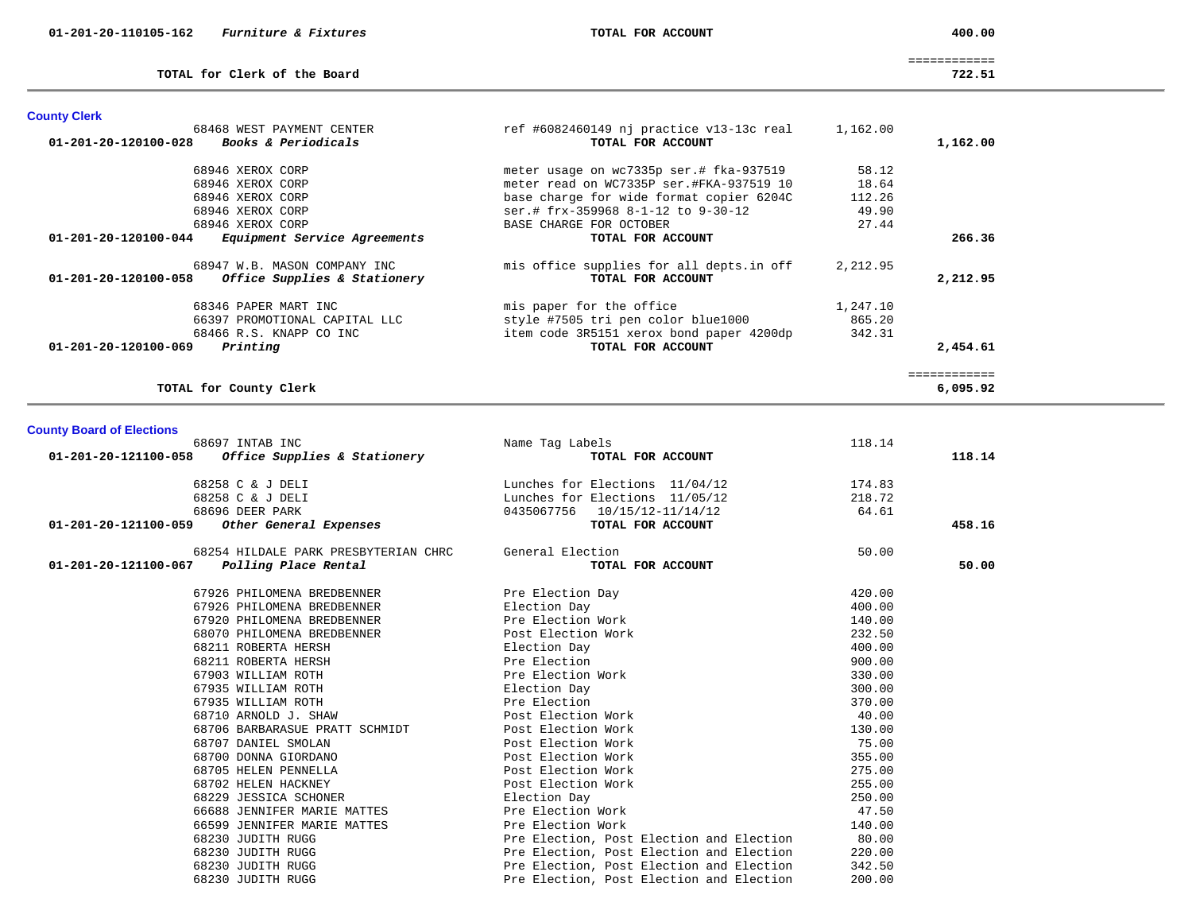| Account | Vendor / Description | | Amount | Total |
|---|---|---|---|---|
| 01-201-20-110105-162 *Furniture & Fixtures* | | **TOTAL FOR ACCOUNT** | | **400.00** |
| | | | | ============ |
| **TOTAL for Clerk of the Board** | | | | **722.51** |

## County Clerk

| Account | Vendor | Description | Amount | Total |
|---|---|---|---|---|
| | 68468 WEST PAYMENT CENTER | ref #6082460149 nj practice v13-13c real | 1,162.00 | |
| **01-201-20-120100-028** *Books & Periodicals* | | **TOTAL FOR ACCOUNT** | | **1,162.00** |
| | 68946 XEROX CORP | meter usage on wc7335p ser.# fka-937519 | 58.12 | |
| | 68946 XEROX CORP | meter read on WC7335P ser.#FKA-937519 10 | 18.64 | |
| | 68946 XEROX CORP | base charge for wide format copier 6204C | 112.26 | |
| | 68946 XEROX CORP | ser.# frx-359968 8-1-12 to 9-30-12 | 49.90 | |
| | 68946 XEROX CORP | BASE CHARGE FOR OCTOBER | 27.44 | |
| **01-201-20-120100-044** *Equipment Service Agreements* | | **TOTAL FOR ACCOUNT** | | **266.36** |
| | 68947 W.B. MASON COMPANY INC | mis office supplies for all depts.in off | 2,212.95 | |
| **01-201-20-120100-058** *Office Supplies & Stationery* | | **TOTAL FOR ACCOUNT** | | **2,212.95** |
| | 68346 PAPER MART INC | mis paper for the office | 1,247.10 | |
| | 66397 PROMOTIONAL CAPITAL LLC | style #7505 tri pen color blue1000 | 865.20 | |
| | 68466 R.S. KNAPP CO INC | item code 3R5151 xerox bond paper 4200dp | 342.31 | |
| **01-201-20-120100-069** *Printing* | | **TOTAL FOR ACCOUNT** | | **2,454.61** |
| | | | | ============ |
| **TOTAL for County Clerk** | | | | **6,095.92** |

## County Board of Elections

| Account | Vendor | Description | Amount | Total |
|---|---|---|---|---|
| | 68697 INTAB INC | Name Tag Labels | 118.14 | |
| **01-201-20-121100-058** *Office Supplies & Stationery* | | **TOTAL FOR ACCOUNT** | | **118.14** |
| | 68258 C & J DELI | Lunches for Elections 11/04/12 | 174.83 | |
| | 68258 C & J DELI | Lunches for Elections 11/05/12 | 218.72 | |
| | 68696 DEER PARK | 0435067756 10/15/12-11/14/12 | 64.61 | |
| **01-201-20-121100-059** *Other General Expenses* | | **TOTAL FOR ACCOUNT** | | **458.16** |
| | 68254 HILDALE PARK PRESBYTERIAN CHRC | General Election | 50.00 | |
| **01-201-20-121100-067** *Polling Place Rental* | | **TOTAL FOR ACCOUNT** | | **50.00** |
| | 67926 PHILOMENA BREDBENNER | Pre Election Day | 420.00 | |
| | 67926 PHILOMENA BREDBENNER | Election Day | 400.00 | |
| | 67920 PHILOMENA BREDBENNER | Pre Election Work | 140.00 | |
| | 68070 PHILOMENA BREDBENNER | Post Election Work | 232.50 | |
| | 68211 ROBERTA HERSH | Election Day | 400.00 | |
| | 68211 ROBERTA HERSH | Pre Election | 900.00 | |
| | 67903 WILLIAM ROTH | Pre Election Work | 330.00 | |
| | 67935 WILLIAM ROTH | Election Day | 300.00 | |
| | 67935 WILLIAM ROTH | Pre Election | 370.00 | |
| | 68710 ARNOLD J. SHAW | Post Election Work | 40.00 | |
| | 68706 BARBARASUE PRATT SCHMIDT | Post Election Work | 130.00 | |
| | 68707 DANIEL SMOLAN | Post Election Work | 75.00 | |
| | 68700 DONNA GIORDANO | Post Election Work | 355.00 | |
| | 68705 HELEN PENNELLA | Post Election Work | 275.00 | |
| | 68702 HELEN HACKNEY | Post Election Work | 255.00 | |
| | 68229 JESSICA SCHONER | Election Day | 250.00 | |
| | 66688 JENNIFER MARIE MATTES | Pre Election Work | 47.50 | |
| | 66599 JENNIFER MARIE MATTES | Pre Election Work | 140.00 | |
| | 68230 JUDITH RUGG | Pre Election, Post Election and Election | 80.00 | |
| | 68230 JUDITH RUGG | Pre Election, Post Election and Election | 220.00 | |
| | 68230 JUDITH RUGG | Pre Election, Post Election and Election | 342.50 | |
| | 68230 JUDITH RUGG | Pre Election, Post Election and Election | 200.00 | |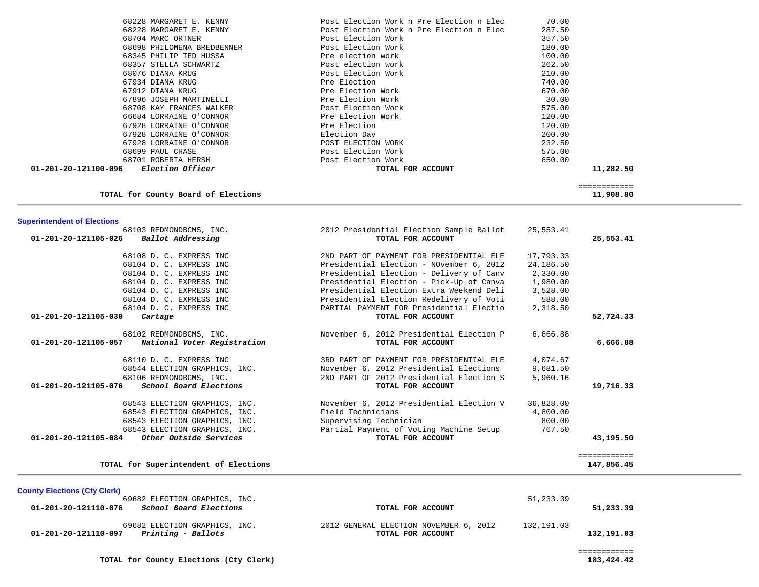| Account / Vendor | Description | Amount | Total |
|---|---|---|---|
| 68228 MARGARET E. KENNY | Post Election Work n Pre Election n Elec | 70.00 | |
| 68228 MARGARET E. KENNY | Post Election Work n Pre Election n Elec | 287.50 | |
| 68704 MARC ORTNER | Post Election Work | 357.50 | |
| 68698 PHILOMENA BREDBENNER | Post Election Work | 180.00 | |
| 68345 PHILIP TED HUSSA | Pre election work | 100.00 | |
| 68357 STELLA SCHWARTZ | Post election work | 262.50 | |
| 68076 DIANA KRUG | Post Election Work | 210.00 | |
| 67934 DIANA KRUG | Pre Election | 740.00 | |
| 67912 DIANA KRUG | Pre Election Work | 670.00 | |
| 67896 JOSEPH MARTINELLI | Pre Election Work | 30.00 | |
| 68708 KAY FRANCES WALKER | Post Election Work | 575.00 | |
| 66684 LORRAINE O'CONNOR | Pre Election Work | 120.00 | |
| 67928 LORRAINE O'CONNOR | Pre Election | 120.00 | |
| 67928 LORRAINE O'CONNOR | Election Day | 200.00 | |
| 67928 LORRAINE O'CONNOR | POST ELECTION WORK | 232.50 | |
| 68699 PAUL CHASE | Post Election Work | 575.00 | |
| 68701 ROBERTA HERSH | Post Election Work | 650.00 | |
| **01-201-20-121100-096** ***Election Officer*** | **TOTAL FOR ACCOUNT** | | **11,282.50** |
| | | | ============ |
| **TOTAL for County Board of Elections** | | | **11,908.80** |

## Superintendent of Elections

| Account / Vendor | Description | Amount | Total |
|---|---|---|---|
| 68103 REDMONDBCMS, INC. | 2012 Presidential Election Sample Ballot | 25,553.41 | |
| **01-201-20-121105-026** ***Ballot Addressing*** | **TOTAL FOR ACCOUNT** | | **25,553.41** |
| 68108 D. C. EXPRESS INC | 2ND PART OF PAYMENT FOR PRESIDENTIAL ELE | 17,793.33 | |
| 68104 D. C. EXPRESS INC | Presidential Election - NOvember 6, 2012 | 24,186.50 | |
| 68104 D. C. EXPRESS INC | Presidential Election - Delivery of Canv | 2,330.00 | |
| 68104 D. C. EXPRESS INC | Presidential Election - Pick-Up of Canva | 1,980.00 | |
| 68104 D. C. EXPRESS INC | Presidential Election Extra Weekend Deli | 3,528.00 | |
| 68104 D. C. EXPRESS INC | Presidential Election Redelivery of Voti | 588.00 | |
| 68104 D. C. EXPRESS INC | PARTIAL PAYMENT FOR Presidential Electio | 2,318.50 | |
| **01-201-20-121105-030** ***Cartage*** | **TOTAL FOR ACCOUNT** | | **52,724.33** |
| 68102 REDMONDBCMS, INC. | November 6, 2012 Presidential Election P | 6,666.88 | |
| **01-201-20-121105-057** ***National Voter Registration*** | **TOTAL FOR ACCOUNT** | | **6,666.88** |
| 68110 D. C. EXPRESS INC | 3RD PART OF PAYMENT FOR PRESIDENTIAL ELE | 4,074.67 | |
| 68544 ELECTION GRAPHICS, INC. | November 6, 2012 Presidential Elections | 9,681.50 | |
| 68106 REDMONDBCMS, INC. | 2ND PART OF 2012 Presidential Election S | 5,960.16 | |
| **01-201-20-121105-076** ***School Board Elections*** | **TOTAL FOR ACCOUNT** | | **19,716.33** |
| 68543 ELECTION GRAPHICS, INC. | November 6, 2012 Presidential Election V | 36,828.00 | |
| 68543 ELECTION GRAPHICS, INC. | Field Technicians | 4,800.00 | |
| 68543 ELECTION GRAPHICS, INC. | Supervising Technician | 800.00 | |
| 68543 ELECTION GRAPHICS, INC. | Partial Payment of Voting Machine Setup | 767.50 | |
| **01-201-20-121105-084** ***Other Outside Services*** | **TOTAL FOR ACCOUNT** | | **43,195.50** |
| | | | ============ |
| **TOTAL for Superintendent of Elections** | | | **147,856.45** |

## County Elections (Cty Clerk)

| Account / Vendor | Description | Amount | Total |
|---|---|---|---|
| 69682 ELECTION GRAPHICS, INC. | | 51,233.39 | |
| **01-201-20-121110-076** ***School Board Elections*** | **TOTAL FOR ACCOUNT** | | **51,233.39** |
| 69682 ELECTION GRAPHICS, INC. | 2012 GENERAL ELECTION NOVEMBER 6, 2012 | 132,191.03 | |
| **01-201-20-121110-097** ***Printing - Ballots*** | **TOTAL FOR ACCOUNT** | | **132,191.03** |
| | | | ============ |
| **TOTAL for County Elections (Cty Clerk)** | | | **183,424.42** |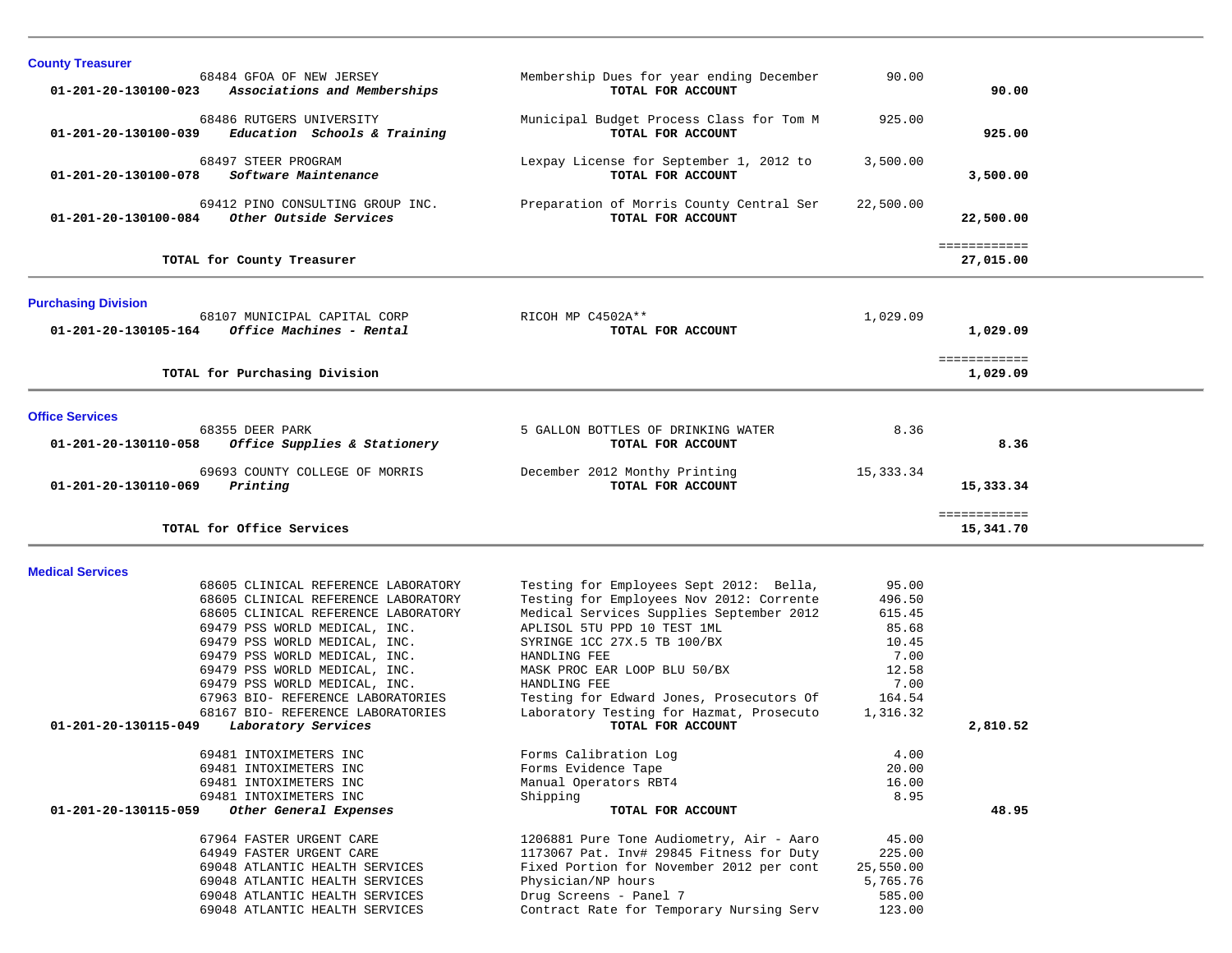## County Treasurer

| Account | Vendor / Account Name | Description | Amount | Total |
|---|---|---|---|---|
| | 68484 GFOA OF NEW JERSEY | Membership Dues for year ending December | 90.00 | |
| 01-201-20-130100-023 | *Associations and Memberships* | **TOTAL FOR ACCOUNT** | | **90.00** |
| | 68486 RUTGERS UNIVERSITY | Municipal Budget Process Class for Tom M | 925.00 | |
| 01-201-20-130100-039 | *Education Schools & Training* | **TOTAL FOR ACCOUNT** | | **925.00** |
| | 68497 STEER PROGRAM | Lexpay License for September 1, 2012 to | 3,500.00 | |
| 01-201-20-130100-078 | *Software Maintenance* | **TOTAL FOR ACCOUNT** | | **3,500.00** |
| | 69412 PINO CONSULTING GROUP INC. | Preparation of Morris County Central Ser | 22,500.00 | |
| 01-201-20-130100-084 | *Other Outside Services* | **TOTAL FOR ACCOUNT** | | **22,500.00** |
| | **TOTAL for County Treasurer** | | | **27,015.00** |

## Purchasing Division

| Account | Vendor / Account Name | Description | Amount | Total |
|---|---|---|---|---|
| | 68107 MUNICIPAL CAPITAL CORP | RICOH MP C4502A** | 1,029.09 | |
| 01-201-20-130105-164 | *Office Machines - Rental* | **TOTAL FOR ACCOUNT** | | **1,029.09** |
| | **TOTAL for Purchasing Division** | | | **1,029.09** |

## Office Services

| Account | Vendor / Account Name | Description | Amount | Total |
|---|---|---|---|---|
| | 68355 DEER PARK | 5 GALLON BOTTLES OF DRINKING WATER | 8.36 | |
| 01-201-20-130110-058 | *Office Supplies & Stationery* | **TOTAL FOR ACCOUNT** | | **8.36** |
| | 69693 COUNTY COLLEGE OF MORRIS | December 2012 Monthy Printing | 15,333.34 | |
| 01-201-20-130110-069 | *Printing* | **TOTAL FOR ACCOUNT** | | **15,333.34** |
| | **TOTAL for Office Services** | | | **15,341.70** |

## Medical Services

| Account | Vendor / Account Name | Description | Amount | Total |
|---|---|---|---|---|
| | 68605 CLINICAL REFERENCE LABORATORY | Testing for Employees Sept 2012: Bella, | 95.00 | |
| | 68605 CLINICAL REFERENCE LABORATORY | Testing for Employees Nov 2012: Corrente | 496.50 | |
| | 68605 CLINICAL REFERENCE LABORATORY | Medical Services Supplies September 2012 | 615.45 | |
| | 69479 PSS WORLD MEDICAL, INC. | APLISOL 5TU PPD 10 TEST 1ML | 85.68 | |
| | 69479 PSS WORLD MEDICAL, INC. | SYRINGE 1CC 27X.5 TB 100/BX | 10.45 | |
| | 69479 PSS WORLD MEDICAL, INC. | HANDLING FEE | 7.00 | |
| | 69479 PSS WORLD MEDICAL, INC. | MASK PROC EAR LOOP BLU 50/BX | 12.58 | |
| | 69479 PSS WORLD MEDICAL, INC. | HANDLING FEE | 7.00 | |
| | 67963 BIO- REFERENCE LABORATORIES | Testing for Edward Jones, Prosecutors Of | 164.54 | |
| | 68167 BIO- REFERENCE LABORATORIES | Laboratory Testing for Hazmat, Prosecuto | 1,316.32 | |
| 01-201-20-130115-049 | *Laboratory Services* | **TOTAL FOR ACCOUNT** | | **2,810.52** |
| | 69481 INTOXIMETERS INC | Forms Calibration Log | 4.00 | |
| | 69481 INTOXIMETERS INC | Forms Evidence Tape | 20.00 | |
| | 69481 INTOXIMETERS INC | Manual Operators RBT4 | 16.00 | |
| | 69481 INTOXIMETERS INC | Shipping | 8.95 | |
| 01-201-20-130115-059 | *Other General Expenses* | **TOTAL FOR ACCOUNT** | | **48.95** |
| | 67964 FASTER URGENT CARE | 1206881 Pure Tone Audiometry, Air - Aaro | 45.00 | |
| | 64949 FASTER URGENT CARE | 1173067 Pat. Inv# 29845 Fitness for Duty | 225.00 | |
| | 69048 ATLANTIC HEALTH SERVICES | Fixed Portion for November 2012 per cont | 25,550.00 | |
| | 69048 ATLANTIC HEALTH SERVICES | Physician/NP hours | 5,765.76 | |
| | 69048 ATLANTIC HEALTH SERVICES | Drug Screens - Panel 7 | 585.00 | |
| | 69048 ATLANTIC HEALTH SERVICES | Contract Rate for Temporary Nursing Serv | 123.00 | |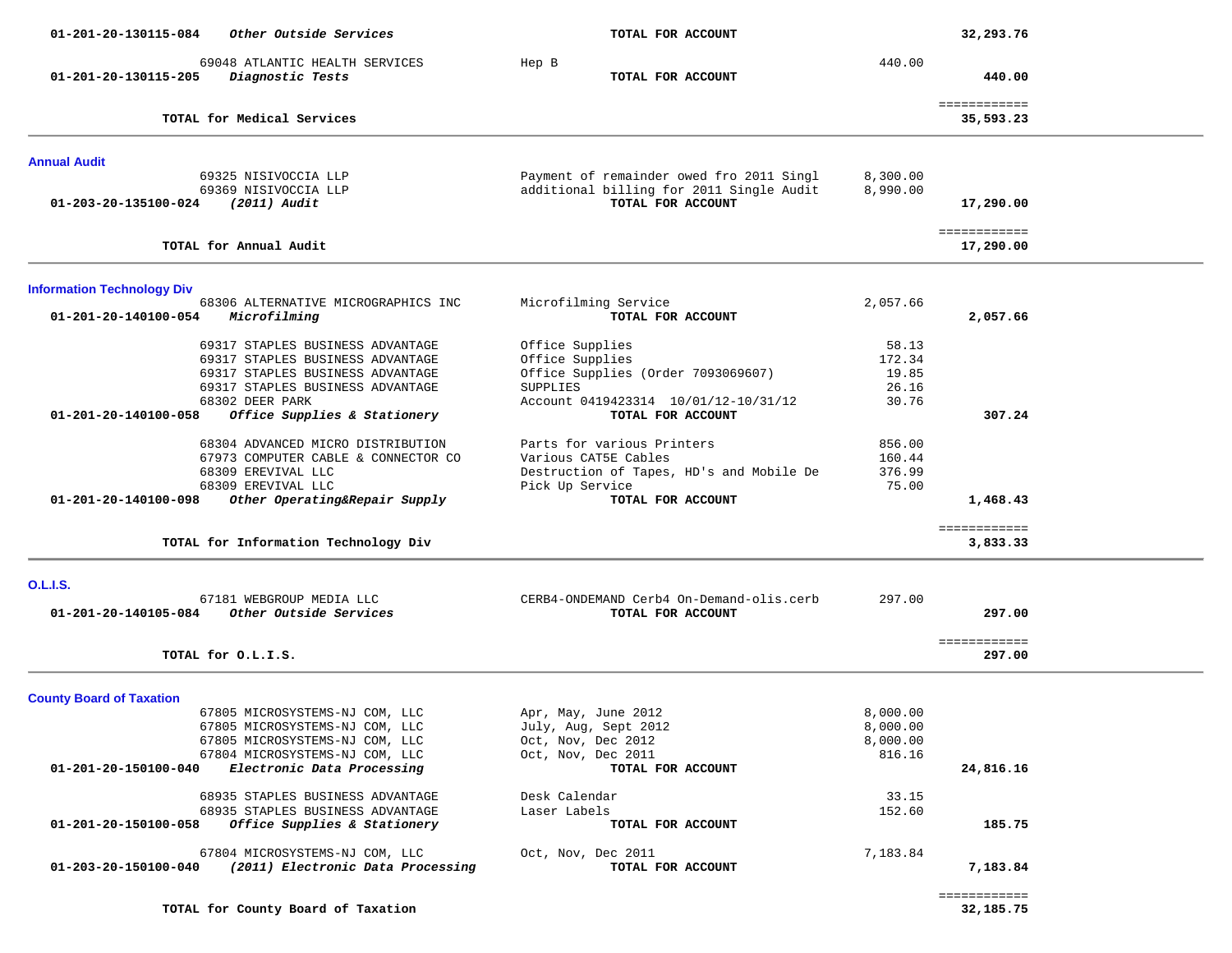| Account / Vendor | Description | Amount | Total |
|---|---|---|---|
| 01-201-20-130115-084 *Other Outside Services* | **TOTAL FOR ACCOUNT** | | **32,293.76** |
| 69048 ATLANTIC HEALTH SERVICES | Hep B | 440.00 | |
| 01-201-20-130115-205 *Diagnostic Tests* | **TOTAL FOR ACCOUNT** | | **440.00** |
| | | | ============ |
| **TOTAL for Medical Services** | | | **35,593.23** |

## Annual Audit

| Account / Vendor | Description | Amount | Total |
|---|---|---|---|
| 69325 NISIVOCCIA LLP | Payment of remainder owed fro 2011 Singl | 8,300.00 | |
| 69369 NISIVOCCIA LLP | additional billing for 2011 Single Audit | 8,990.00 | |
| 01-203-20-135100-024 *(2011) Audit* | **TOTAL FOR ACCOUNT** | | **17,290.00** |
| | | | ============ |
| **TOTAL for Annual Audit** | | | **17,290.00** |

## Information Technology Div

| Account / Vendor | Description | Amount | Total |
|---|---|---|---|
| 68306 ALTERNATIVE MICROGRAPHICS INC | Microfilming Service | 2,057.66 | |
| 01-201-20-140100-054 *Microfilming* | **TOTAL FOR ACCOUNT** | | **2,057.66** |
| 69317 STAPLES BUSINESS ADVANTAGE | Office Supplies | 58.13 | |
| 69317 STAPLES BUSINESS ADVANTAGE | Office Supplies | 172.34 | |
| 69317 STAPLES BUSINESS ADVANTAGE | Office Supplies (Order 7093069607) | 19.85 | |
| 69317 STAPLES BUSINESS ADVANTAGE | SUPPLIES | 26.16 | |
| 68302 DEER PARK | Account 0419423314 10/01/12-10/31/12 | 30.76 | |
| 01-201-20-140100-058 *Office Supplies & Stationery* | **TOTAL FOR ACCOUNT** | | **307.24** |
| 68304 ADVANCED MICRO DISTRIBUTION | Parts for various Printers | 856.00 | |
| 67973 COMPUTER CABLE & CONNECTOR CO | Various CAT5E Cables | 160.44 | |
| 68309 EREVIVAL LLC | Destruction of Tapes, HD's and Mobile De | 376.99 | |
| 68309 EREVIVAL LLC | Pick Up Service | 75.00 | |
| 01-201-20-140100-098 *Other Operating&Repair Supply* | **TOTAL FOR ACCOUNT** | | **1,468.43** |
| | | | ============ |
| **TOTAL for Information Technology Div** | | | **3,833.33** |

## O.L.I.S.

| Account / Vendor | Description | Amount | Total |
|---|---|---|---|
| 67181 WEBGROUP MEDIA LLC | CERB4-ONDEMAND Cerb4 On-Demand-olis.cerb | 297.00 | |
| 01-201-20-140105-084 *Other Outside Services* | **TOTAL FOR ACCOUNT** | | **297.00** |
| | | | ============ |
| **TOTAL for O.L.I.S.** | | | **297.00** |

## County Board of Taxation

| Account / Vendor | Description | Amount | Total |
|---|---|---|---|
| 67805 MICROSYSTEMS-NJ COM, LLC | Apr, May, June 2012 | 8,000.00 | |
| 67805 MICROSYSTEMS-NJ COM, LLC | July, Aug, Sept 2012 | 8,000.00 | |
| 67805 MICROSYSTEMS-NJ COM, LLC | Oct, Nov, Dec 2012 | 8,000.00 | |
| 67804 MICROSYSTEMS-NJ COM, LLC | Oct, Nov, Dec 2011 | 816.16 | |
| 01-201-20-150100-040 *Electronic Data Processing* | **TOTAL FOR ACCOUNT** | | **24,816.16** |
| 68935 STAPLES BUSINESS ADVANTAGE | Desk Calendar | 33.15 | |
| 68935 STAPLES BUSINESS ADVANTAGE | Laser Labels | 152.60 | |
| 01-201-20-150100-058 *Office Supplies & Stationery* | **TOTAL FOR ACCOUNT** | | **185.75** |
| 67804 MICROSYSTEMS-NJ COM, LLC | Oct, Nov, Dec 2011 | 7,183.84 | |
| 01-203-20-150100-040 *(2011) Electronic Data Processing* | **TOTAL FOR ACCOUNT** | | **7,183.84** |
| | | | ============ |
| **TOTAL for County Board of Taxation** | | | **32,185.75** |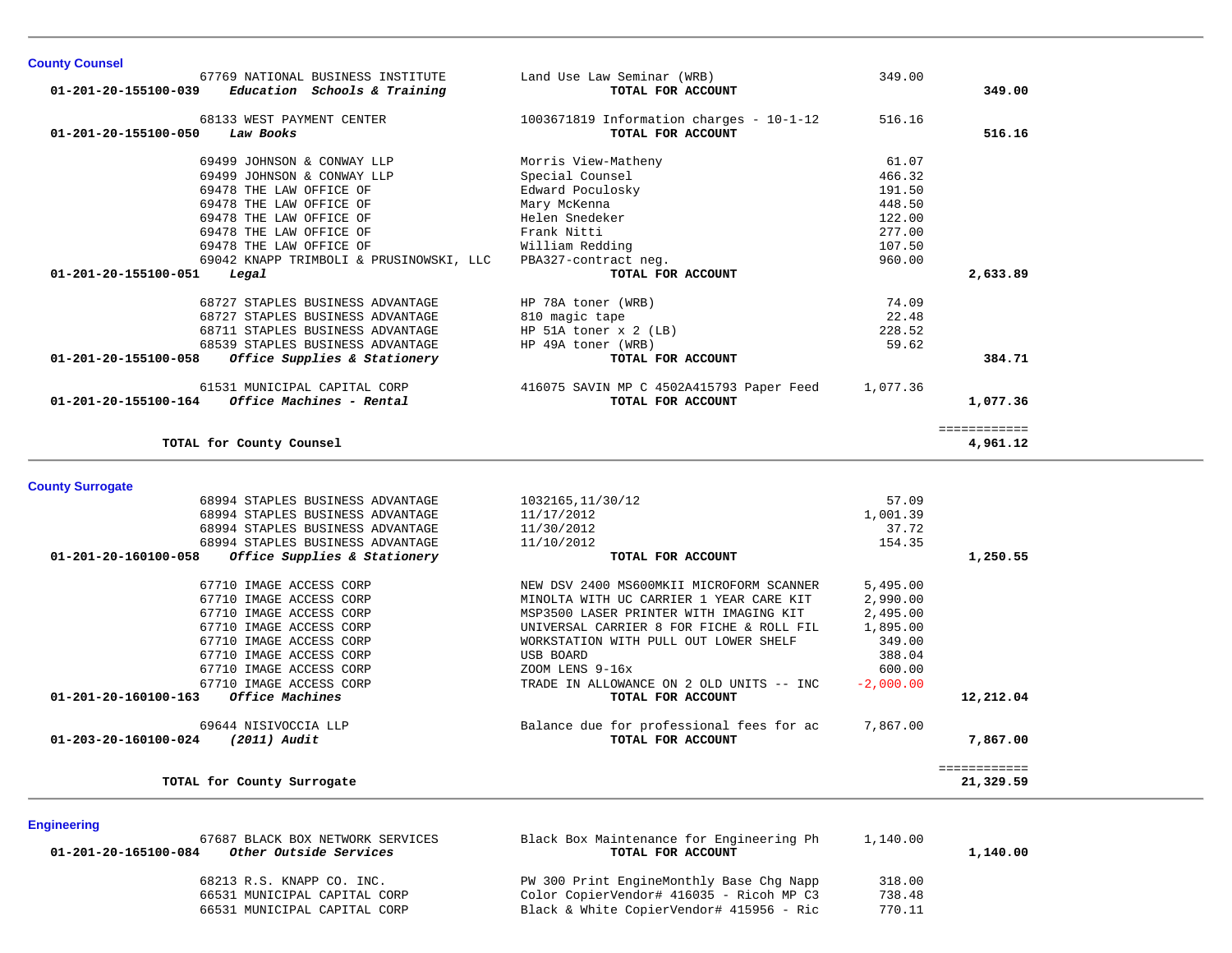## County Counsel

| Account | Vendor | Description | Amount | Total |
|---|---|---|---|---|
| | 67769 NATIONAL BUSINESS INSTITUTE | Land Use Law Seminar (WRB) | 349.00 | |
| **01-201-20-155100-039** | ***Education Schools & Training*** | **TOTAL FOR ACCOUNT** | | **349.00** |
| | 68133 WEST PAYMENT CENTER | 1003671819 Information charges - 10-1-12 | 516.16 | |
| **01-201-20-155100-050** | ***Law Books*** | **TOTAL FOR ACCOUNT** | | **516.16** |
| | 69499 JOHNSON & CONWAY LLP | Morris View-Matheny | 61.07 | |
| | 69499 JOHNSON & CONWAY LLP | Special Counsel | 466.32 | |
| | 69478 THE LAW OFFICE OF | Edward Poculosky | 191.50 | |
| | 69478 THE LAW OFFICE OF | Mary McKenna | 448.50 | |
| | 69478 THE LAW OFFICE OF | Helen Snedeker | 122.00 | |
| | 69478 THE LAW OFFICE OF | Frank Nitti | 277.00 | |
| | 69478 THE LAW OFFICE OF | William Redding | 107.50 | |
| | 69042 KNAPP TRIMBOLI & PRUSINOWSKI, LLC | PBA327-contract neg. | 960.00 | |
| **01-201-20-155100-051** | ***Legal*** | **TOTAL FOR ACCOUNT** | | **2,633.89** |
| | 68727 STAPLES BUSINESS ADVANTAGE | HP 78A toner (WRB) | 74.09 | |
| | 68727 STAPLES BUSINESS ADVANTAGE | 810 magic tape | 22.48 | |
| | 68711 STAPLES BUSINESS ADVANTAGE | HP 51A toner x 2 (LB) | 228.52 | |
| | 68539 STAPLES BUSINESS ADVANTAGE | HP 49A toner (WRB) | 59.62 | |
| **01-201-20-155100-058** | ***Office Supplies & Stationery*** | **TOTAL FOR ACCOUNT** | | **384.71** |
| | 61531 MUNICIPAL CAPITAL CORP | 416075 SAVIN MP C 4502A415793 Paper Feed | 1,077.36 | |
| **01-201-20-155100-164** | ***Office Machines - Rental*** | **TOTAL FOR ACCOUNT** | | **1,077.36** |
| | | | | ============ |
| | **TOTAL for County Counsel** | | | **4,961.12** |

## County Surrogate

| Account | Vendor | Description | Amount | Total |
|---|---|---|---|---|
| | 68994 STAPLES BUSINESS ADVANTAGE | 1032165,11/30/12 | 57.09 | |
| | 68994 STAPLES BUSINESS ADVANTAGE | 11/17/2012 | 1,001.39 | |
| | 68994 STAPLES BUSINESS ADVANTAGE | 11/30/2012 | 37.72 | |
| | 68994 STAPLES BUSINESS ADVANTAGE | 11/10/2012 | 154.35 | |
| **01-201-20-160100-058** | ***Office Supplies & Stationery*** | **TOTAL FOR ACCOUNT** | | **1,250.55** |
| | 67710 IMAGE ACCESS CORP | NEW DSV 2400 MS600MKII MICROFORM SCANNER | 5,495.00 | |
| | 67710 IMAGE ACCESS CORP | MINOLTA WITH UC CARRIER 1 YEAR CARE KIT | 2,990.00 | |
| | 67710 IMAGE ACCESS CORP | MSP3500 LASER PRINTER WITH IMAGING KIT | 2,495.00 | |
| | 67710 IMAGE ACCESS CORP | UNIVERSAL CARRIER 8 FOR FICHE & ROLL FIL | 1,895.00 | |
| | 67710 IMAGE ACCESS CORP | WORKSTATION WITH PULL OUT LOWER SHELF | 349.00 | |
| | 67710 IMAGE ACCESS CORP | USB BOARD | 388.04 | |
| | 67710 IMAGE ACCESS CORP | ZOOM LENS 9-16x | 600.00 | |
| | 67710 IMAGE ACCESS CORP | TRADE IN ALLOWANCE ON 2 OLD UNITS -- INC | -2,000.00 | |
| **01-201-20-160100-163** | ***Office Machines*** | **TOTAL FOR ACCOUNT** | | **12,212.04** |
| | 69644 NISIVOCCIA LLP | Balance due for professional fees for ac | 7,867.00 | |
| **01-203-20-160100-024** | ***(2011) Audit*** | **TOTAL FOR ACCOUNT** | | **7,867.00** |
| | | | | ============ |
| | **TOTAL for County Surrogate** | | | **21,329.59** |

## Engineering

| Account | Vendor | Description | Amount | Total |
|---|---|---|---|---|
| | 67687 BLACK BOX NETWORK SERVICES | Black Box Maintenance for Engineering Ph | 1,140.00 | |
| **01-201-20-165100-084** | ***Other Outside Services*** | **TOTAL FOR ACCOUNT** | | **1,140.00** |
| | 68213 R.S. KNAPP CO. INC. | PW 300 Print EngineMonthly Base Chg Napp | 318.00 | |
| | 66531 MUNICIPAL CAPITAL CORP | Color CopierVendor# 416035 - Ricoh MP C3 | 738.48 | |
| | 66531 MUNICIPAL CAPITAL CORP | Black & White CopierVendor# 415956 - Ric | 770.11 | |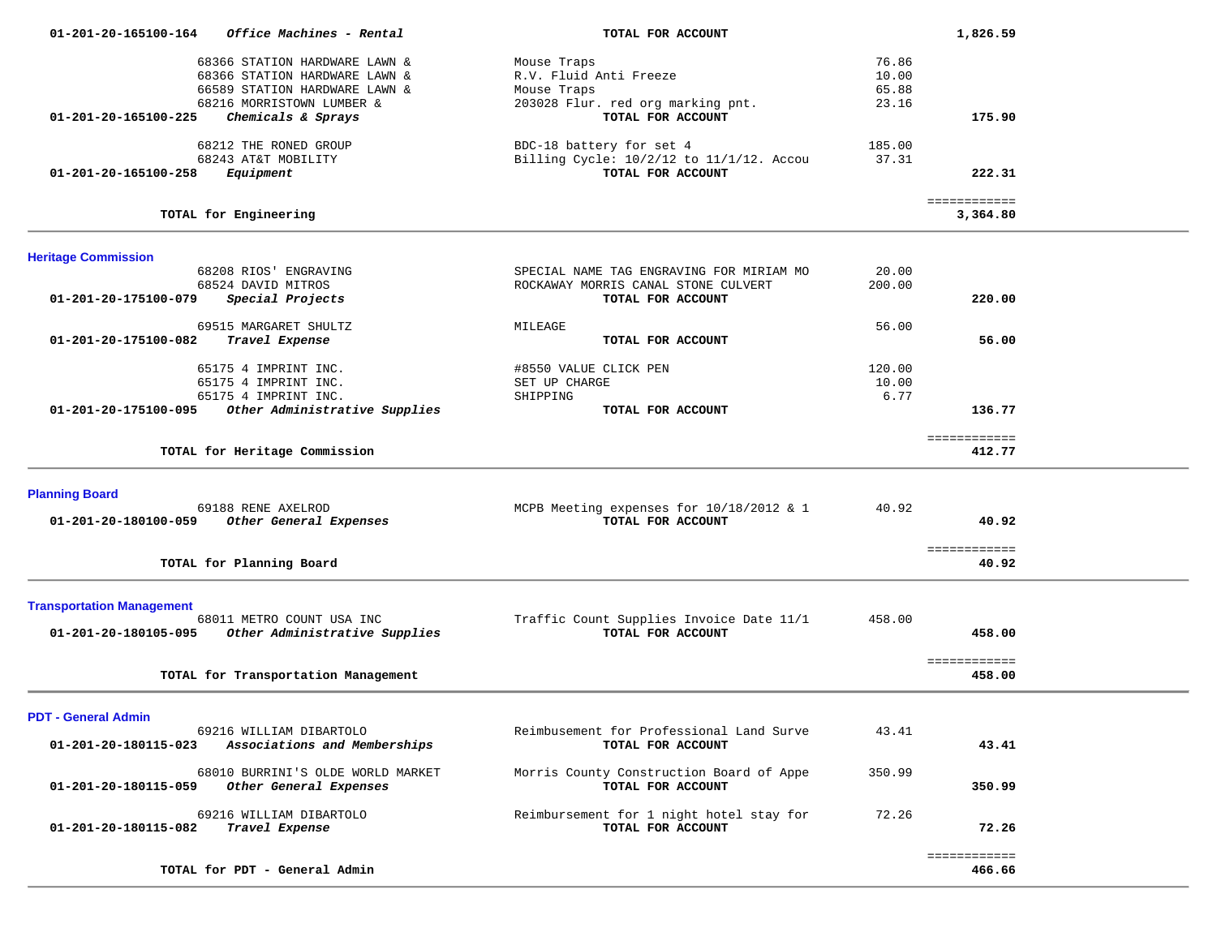| Account | Vendor / Description | Item | Amount | Total |
|---|---|---|---|---|
| 01-201-20-165100-164 | *Office Machines - Rental* | **TOTAL FOR ACCOUNT** | | **1,826.59** |
| | 68366 STATION HARDWARE LAWN & | Mouse Traps | 76.86 | |
| | 68366 STATION HARDWARE LAWN & | R.V. Fluid Anti Freeze | 10.00 | |
| | 66589 STATION HARDWARE LAWN & | Mouse Traps | 65.88 | |
| | 68216 MORRISTOWN LUMBER & | 203028 Flur. red org marking pnt. | 23.16 | |
| 01-201-20-165100-225 | *Chemicals & Sprays* | **TOTAL FOR ACCOUNT** | | **175.90** |
| | 68212 THE RONED GROUP | BDC-18 battery for set 4 | 185.00 | |
| | 68243 AT&T MOBILITY | Billing Cycle: 10/2/12 to 11/1/12. Accou | 37.31 | |
| 01-201-20-165100-258 | *Equipment* | **TOTAL FOR ACCOUNT** | | **222.31** |
| | **TOTAL for Engineering** | | | **3,364.80** |

## Heritage Commission

| Account | Vendor / Description | Item | Amount | Total |
|---|---|---|---|---|
| | 68208 RIOS' ENGRAVING | SPECIAL NAME TAG ENGRAVING FOR MIRIAM MO | 20.00 | |
| | 68524 DAVID MITROS | ROCKAWAY MORRIS CANAL STONE CULVERT | 200.00 | |
| 01-201-20-175100-079 | *Special Projects* | **TOTAL FOR ACCOUNT** | | **220.00** |
| | 69515 MARGARET SHULTZ | MILEAGE | 56.00 | |
| 01-201-20-175100-082 | *Travel Expense* | **TOTAL FOR ACCOUNT** | | **56.00** |
| | 65175 4 IMPRINT INC. | #8550 VALUE CLICK PEN | 120.00 | |
| | 65175 4 IMPRINT INC. | SET UP CHARGE | 10.00 | |
| | 65175 4 IMPRINT INC. | SHIPPING | 6.77 | |
| 01-201-20-175100-095 | *Other Administrative Supplies* | **TOTAL FOR ACCOUNT** | | **136.77** |
| | **TOTAL for Heritage Commission** | | | **412.77** |

## Planning Board

| Account | Vendor / Description | Item | Amount | Total |
|---|---|---|---|---|
| | 69188 RENE AXELROD | MCPB Meeting expenses for 10/18/2012 & 1 | 40.92 | |
| 01-201-20-180100-059 | *Other General Expenses* | **TOTAL FOR ACCOUNT** | | **40.92** |
| | **TOTAL for Planning Board** | | | **40.92** |

## Transportation Management

| Account | Vendor / Description | Item | Amount | Total |
|---|---|---|---|---|
| | 68011 METRO COUNT USA INC | Traffic Count Supplies Invoice Date 11/1 | 458.00 | |
| 01-201-20-180105-095 | *Other Administrative Supplies* | **TOTAL FOR ACCOUNT** | | **458.00** |
| | **TOTAL for Transportation Management** | | | **458.00** |

## PDT - General Admin

| Account | Vendor / Description | Item | Amount | Total |
|---|---|---|---|---|
| | 69216 WILLIAM DIBARTOLO | Reimbusement for Professional Land Surve | 43.41 | |
| 01-201-20-180115-023 | *Associations and Memberships* | **TOTAL FOR ACCOUNT** | | **43.41** |
| | 68010 BURRINI'S OLDE WORLD MARKET | Morris County Construction Board of Appe | 350.99 | |
| 01-201-20-180115-059 | *Other General Expenses* | **TOTAL FOR ACCOUNT** | | **350.99** |
| | 69216 WILLIAM DIBARTOLO | Reimbursement for 1 night hotel stay for | 72.26 | |
| 01-201-20-180115-082 | *Travel Expense* | **TOTAL FOR ACCOUNT** | | **72.26** |
| | **TOTAL for PDT - General Admin** | | | **466.66** |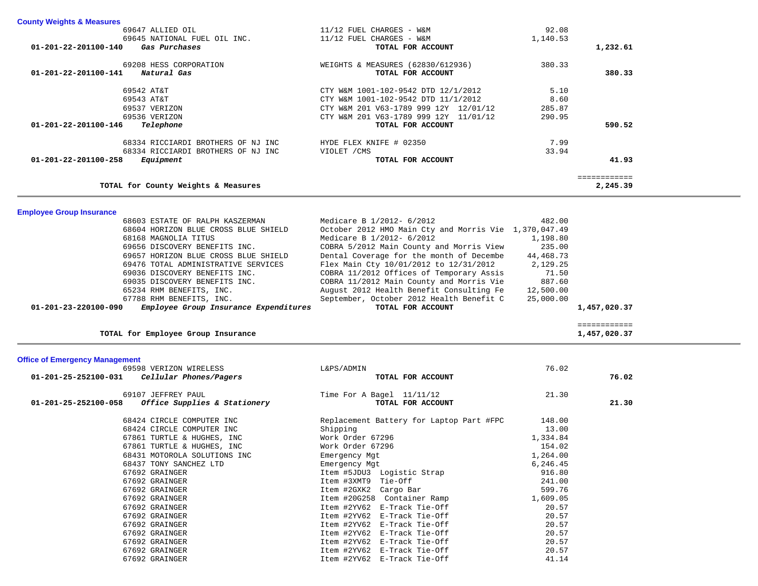### County Weights & Measures

| Account | Vendor | Description | Amount | Total |
|---|---|---|---|---|
| | 69647 ALLIED OIL | 11/12 FUEL CHARGES - W&M | 92.08 | |
| | 69645 NATIONAL FUEL OIL INC. | 11/12 FUEL CHARGES - W&M | 1,140.53 | |
| **01-201-22-201100-140** | ***Gas Purchases*** | **TOTAL FOR ACCOUNT** | | **1,232.61** |
| | 69208 HESS CORPORATION | WEIGHTS & MEASURES (62830/612936) | 380.33 | |
| **01-201-22-201100-141** | ***Natural Gas*** | **TOTAL FOR ACCOUNT** | | **380.33** |
| | 69542 AT&T | CTY W&M 1001-102-9542 DTD 12/1/2012 | 5.10 | |
| | 69543 AT&T | CTY W&M 1001-102-9542 DTD 11/1/2012 | 8.60 | |
| | 69537 VERIZON | CTY W&M 201 V63-1789 999 12Y 12/01/12 | 285.87 | |
| | 69536 VERIZON | CTY W&M 201 V63-1789 999 12Y 11/01/12 | 290.95 | |
| **01-201-22-201100-146** | ***Telephone*** | **TOTAL FOR ACCOUNT** | | **590.52** |
| | 68334 RICCIARDI BROTHERS OF NJ INC | HYDE FLEX KNIFE # 02350 | 7.99 | |
| | 68334 RICCIARDI BROTHERS OF NJ INC | VIOLET /CMS | 33.94 | |
| **01-201-22-201100-258** | ***Equipment*** | **TOTAL FOR ACCOUNT** | | **41.93** |
| | | | | ============ |
| | **TOTAL for County Weights & Measures** | | | **2,245.39** |

### Employee Group Insurance

| Account | Vendor | Description | Amount | Total |
|---|---|---|---|---|
| | 68603 ESTATE OF RALPH KASZERMAN | Medicare B 1/2012- 6/2012 | 482.00 | |
| | 68604 HORIZON BLUE CROSS BLUE SHIELD | October 2012 HMO Main Cty and Morris Vie | 1,370,047.49 | |
| | 68168 MAGNOLIA TITUS | Medicare B 1/2012- 6/2012 | 1,198.80 | |
| | 69656 DISCOVERY BENEFITS INC. | COBRA 5/2012 Main County and Morris View | 235.00 | |
| | 69657 HORIZON BLUE CROSS BLUE SHIELD | Dental Coverage for the month of Decembe | 44,468.73 | |
| | 69476 TOTAL ADMINISTRATIVE SERVICES | Flex Main Cty 10/01/2012 to 12/31/2012 | 2,129.25 | |
| | 69036 DISCOVERY BENEFITS INC. | COBRA 11/2012 Offices of Temporary Assis | 71.50 | |
| | 69035 DISCOVERY BENEFITS INC. | COBRA 11/2012 Main County and Morris Vie | 887.60 | |
| | 65234 RHM BENEFITS, INC. | August 2012 Health Benefit Consulting Fe | 12,500.00 | |
| | 67788 RHM BENEFITS, INC. | September, October 2012 Health Benefit C | 25,000.00 | |
| **01-201-23-220100-090** | ***Employee Group Insurance Expenditures*** | **TOTAL FOR ACCOUNT** | | **1,457,020.37** |
| | | | | ============ |
| | **TOTAL for Employee Group Insurance** | | | **1,457,020.37** |

### Office of Emergency Management

| Account | Vendor | Description | Amount | Total |
|---|---|---|---|---|
| | 69598 VERIZON WIRELESS | L&PS/ADMIN | 76.02 | |
| **01-201-25-252100-031** | ***Cellular Phones/Pagers*** | **TOTAL FOR ACCOUNT** | | **76.02** |
| | 69107 JEFFREY PAUL | Time For A Bagel 11/11/12 | 21.30 | |
| **01-201-25-252100-058** | ***Office Supplies & Stationery*** | **TOTAL FOR ACCOUNT** | | **21.30** |
| | 68424 CIRCLE COMPUTER INC | Replacement Battery for Laptop Part #FPC | 148.00 | |
| | 68424 CIRCLE COMPUTER INC | Shipping | 13.00 | |
| | 67861 TURTLE & HUGHES, INC | Work Order 67296 | 1,334.84 | |
| | 67861 TURTLE & HUGHES, INC | Work Order 67296 | 154.02 | |
| | 68431 MOTOROLA SOLUTIONS INC | Emergency Mgt | 1,264.00 | |
| | 68437 TONY SANCHEZ LTD | Emergency Mgt | 6,246.45 | |
| | 67692 GRAINGER | Item #5JDU3 Logistic Strap | 916.80 | |
| | 67692 GRAINGER | Item #3XMT9 Tie-Off | 241.00 | |
| | 67692 GRAINGER | Item #2GXK2 Cargo Bar | 599.76 | |
| | 67692 GRAINGER | Item #20G258 Container Ramp | 1,609.05 | |
| | 67692 GRAINGER | Item #2YV62 E-Track Tie-Off | 20.57 | |
| | 67692 GRAINGER | Item #2YV62 E-Track Tie-Off | 20.57 | |
| | 67692 GRAINGER | Item #2YV62 E-Track Tie-Off | 20.57 | |
| | 67692 GRAINGER | Item #2YV62 E-Track Tie-Off | 20.57 | |
| | 67692 GRAINGER | Item #2YV62 E-Track Tie-Off | 20.57 | |
| | 67692 GRAINGER | Item #2YV62 E-Track Tie-Off | 20.57 | |
| | 67692 GRAINGER | Item #2YV62 E-Track Tie-Off | 41.14 | |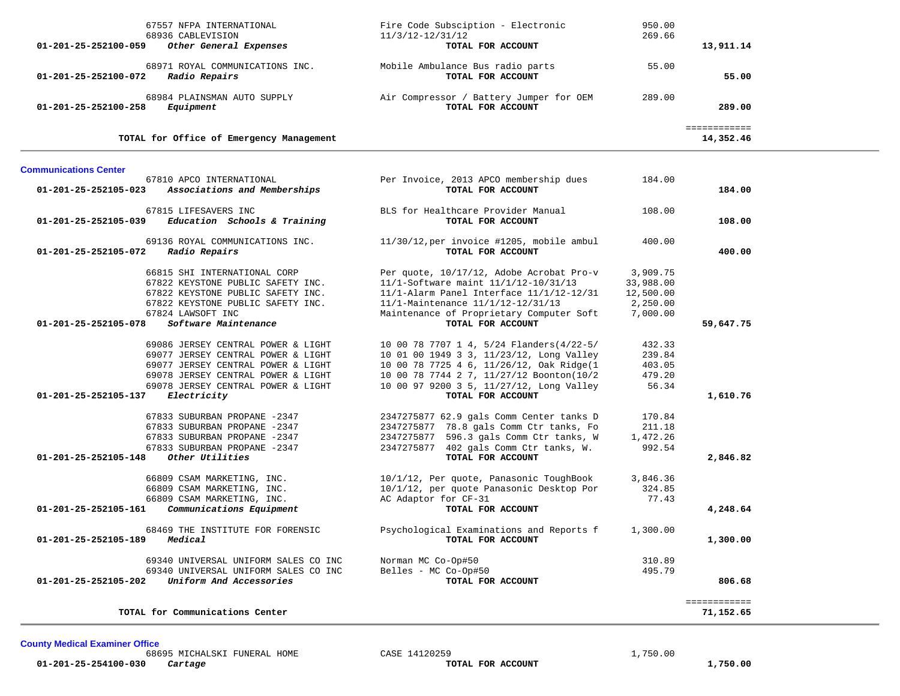| Account | Vendor / Description | Detail | Amount | Total |
|---|---|---|---|---|
| | 67557 NFPA INTERNATIONAL | Fire Code Subsciption - Electronic | 950.00 | |
| | 68936 CABLEVISION | 11/3/12-12/31/12 | 269.66 | |
| **01-201-25-252100-059** | ***Other General Expenses*** | **TOTAL FOR ACCOUNT** | | **13,911.14** |
| | 68971 ROYAL COMMUNICATIONS INC. | Mobile Ambulance Bus radio parts | 55.00 | |
| **01-201-25-252100-072** | ***Radio Repairs*** | **TOTAL FOR ACCOUNT** | | **55.00** |
| | 68984 PLAINSMAN AUTO SUPPLY | Air Compressor / Battery Jumper for OEM | 289.00 | |
| **01-201-25-252100-258** | ***Equipment*** | **TOTAL FOR ACCOUNT** | | **289.00** |
| | | | | ============ |
| | **TOTAL for Office of Emergency Management** | | | **14,352.46** |

**Communications Center**

| Account | Vendor / Description | Detail | Amount | Total |
|---|---|---|---|---|
| | 67810 APCO INTERNATIONAL | Per Invoice, 2013 APCO membership dues | 184.00 | |
| **01-201-25-252105-023** | ***Associations and Memberships*** | **TOTAL FOR ACCOUNT** | | **184.00** |
| | 67815 LIFESAVERS INC | BLS for Healthcare Provider Manual | 108.00 | |
| **01-201-25-252105-039** | ***Education Schools & Training*** | **TOTAL FOR ACCOUNT** | | **108.00** |
| | 69136 ROYAL COMMUNICATIONS INC. | 11/30/12,per invoice #1205, mobile ambul | 400.00 | |
| **01-201-25-252105-072** | ***Radio Repairs*** | **TOTAL FOR ACCOUNT** | | **400.00** |
| | 66815 SHI INTERNATIONAL CORP | Per quote, 10/17/12, Adobe Acrobat Pro-v | 3,909.75 | |
| | 67822 KEYSTONE PUBLIC SAFETY INC. | 11/1-Software maint 11/1/12-10/31/13 | 33,988.00 | |
| | 67822 KEYSTONE PUBLIC SAFETY INC. | 11/1-Alarm Panel Interface 11/1/12-12/31 | 12,500.00 | |
| | 67822 KEYSTONE PUBLIC SAFETY INC. | 11/1-Maintenance 11/1/12-12/31/13 | 2,250.00 | |
| | 67824 LAWSOFT INC | Maintenance of Proprietary Computer Soft | 7,000.00 | |
| **01-201-25-252105-078** | ***Software Maintenance*** | **TOTAL FOR ACCOUNT** | | **59,647.75** |
| | 69086 JERSEY CENTRAL POWER & LIGHT | 10 00 78 7707 1 4, 5/24 Flanders(4/22-5/ | 432.33 | |
| | 69077 JERSEY CENTRAL POWER & LIGHT | 10 01 00 1949 3 3, 11/23/12, Long Valley | 239.84 | |
| | 69077 JERSEY CENTRAL POWER & LIGHT | 10 00 78 7725 4 6, 11/26/12, Oak Ridge(1 | 403.05 | |
| | 69078 JERSEY CENTRAL POWER & LIGHT | 10 00 78 7744 2 7, 11/27/12 Boonton(10/2 | 479.20 | |
| | 69078 JERSEY CENTRAL POWER & LIGHT | 10 00 97 9200 3 5, 11/27/12, Long Valley | 56.34 | |
| **01-201-25-252105-137** | ***Electricity*** | **TOTAL FOR ACCOUNT** | | **1,610.76** |
| | 67833 SUBURBAN PROPANE -2347 | 2347275877 62.9 gals Comm Center tanks D | 170.84 | |
| | 67833 SUBURBAN PROPANE -2347 | 2347275877 78.8 gals Comm Ctr tanks, Fo | 211.18 | |
| | 67833 SUBURBAN PROPANE -2347 | 2347275877 596.3 gals Comm Ctr tanks, W | 1,472.26 | |
| | 67833 SUBURBAN PROPANE -2347 | 2347275877 402 gals Comm Ctr tanks, W. | 992.54 | |
| **01-201-25-252105-148** | ***Other Utilities*** | **TOTAL FOR ACCOUNT** | | **2,846.82** |
| | 66809 CSAM MARKETING, INC. | 10/1/12, Per quote, Panasonic ToughBook | 3,846.36 | |
| | 66809 CSAM MARKETING, INC. | 10/1/12, per quote Panasonic Desktop Por | 324.85 | |
| | 66809 CSAM MARKETING, INC. | AC Adaptor for CF-31 | 77.43 | |
| **01-201-25-252105-161** | ***Communications Equipment*** | **TOTAL FOR ACCOUNT** | | **4,248.64** |
| | 68469 THE INSTITUTE FOR FORENSIC | Psychological Examinations and Reports f | 1,300.00 | |
| **01-201-25-252105-189** | ***Medical*** | **TOTAL FOR ACCOUNT** | | **1,300.00** |
| | 69340 UNIVERSAL UNIFORM SALES CO INC | Norman MC Co-Op#50 | 310.89 | |
| | 69340 UNIVERSAL UNIFORM SALES CO INC | Belles - MC Co-Op#50 | 495.79 | |
| **01-201-25-252105-202** | ***Uniform And Accessories*** | **TOTAL FOR ACCOUNT** | | **806.68** |
| | | | | ============ |
| | **TOTAL for Communications Center** | | | **71,152.65** |

**County Medical Examiner Office**

| Account | Vendor / Description | Detail | Amount | Total |
|---|---|---|---|---|
| | 68695 MICHALSKI FUNERAL HOME | CASE 14120259 | 1,750.00 | |
| **01-201-25-254100-030** | ***Cartage*** | **TOTAL FOR ACCOUNT** | | **1,750.00** |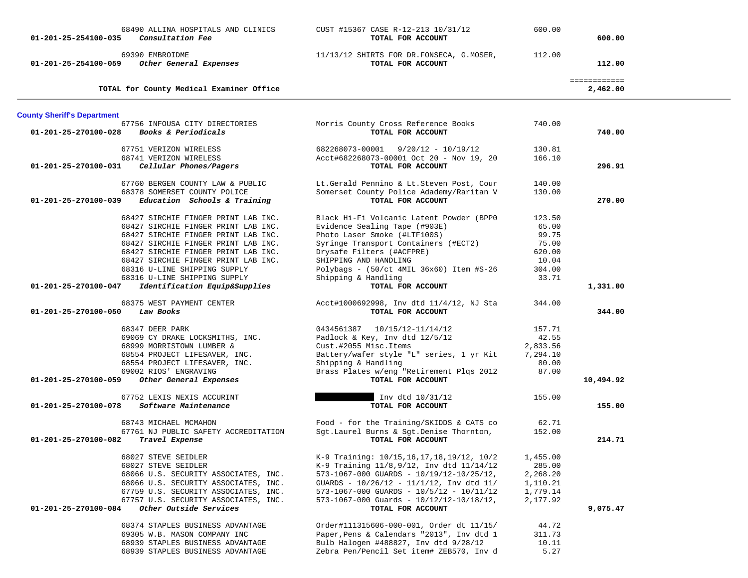| Account | Vendor / Account Name | Description | Amount | Total |
|---|---|---|---|---|
| | 68490 ALLINA HOSPITALS AND CLINICS | CUST #15367 CASE R-12-213 10/31/12 | 600.00 | |
| 01-201-25-254100-035 | *Consultation Fee* | **TOTAL FOR ACCOUNT** | | **600.00** |
| | 69390 EMBROIDME | 11/13/12 SHIRTS FOR DR.FONSECA, G.MOSER, | 112.00 | |
| 01-201-25-254100-059 | *Other General Expenses* | **TOTAL FOR ACCOUNT** | | **112.00** |
| | **TOTAL for County Medical Examiner Office** | | | **2,462.00** |

**County Sheriff's Department**

| Account | Vendor / Account Name | Description | Amount | Total |
|---|---|---|---|---|
| | 67756 INFOUSA CITY DIRECTORIES | Morris County Cross Reference Books | 740.00 | |
| 01-201-25-270100-028 | *Books & Periodicals* | **TOTAL FOR ACCOUNT** | | **740.00** |
| | 67751 VERIZON WIRELESS | 682268073-00001 9/20/12 - 10/19/12 | 130.81 | |
| | 68741 VERIZON WIRELESS | Acct#682268073-00001 Oct 20 - Nov 19, 20 | 166.10 | |
| 01-201-25-270100-031 | *Cellular Phones/Pagers* | **TOTAL FOR ACCOUNT** | | **296.91** |
| | 67760 BERGEN COUNTY LAW & PUBLIC | Lt.Gerald Pennino & Lt.Steven Post, Cour | 140.00 | |
| | 68378 SOMERSET COUNTY POLICE | Somerset County Police Adademy/Raritan V | 130.00 | |
| 01-201-25-270100-039 | *Education Schools & Training* | **TOTAL FOR ACCOUNT** | | **270.00** |
| | 68427 SIRCHIE FINGER PRINT LAB INC. | Black Hi-Fi Volcanic Latent Powder (BPP0 | 123.50 | |
| | 68427 SIRCHIE FINGER PRINT LAB INC. | Evidence Sealing Tape (#903E) | 65.00 | |
| | 68427 SIRCHIE FINGER PRINT LAB INC. | Photo Laser Smoke (#LTF100S) | 99.75 | |
| | 68427 SIRCHIE FINGER PRINT LAB INC. | Syringe Transport Containers (#ECT2) | 75.00 | |
| | 68427 SIRCHIE FINGER PRINT LAB INC. | Drysafe Filters (#ACFPRE) | 620.00 | |
| | 68427 SIRCHIE FINGER PRINT LAB INC. | SHIPPING AND HANDLING | 10.04 | |
| | 68316 U-LINE SHIPPING SUPPLY | Polybags - (50/ct 4MIL 36x60) Item #S-26 | 304.00 | |
| | 68316 U-LINE SHIPPING SUPPLY | Shipping & Handling | 33.71 | |
| 01-201-25-270100-047 | *Identification Equip&Supplies* | **TOTAL FOR ACCOUNT** | | **1,331.00** |
| | 68375 WEST PAYMENT CENTER | Acct#1000692998, Inv dtd 11/4/12, NJ Sta | 344.00 | |
| 01-201-25-270100-050 | *Law Books* | **TOTAL FOR ACCOUNT** | | **344.00** |
| | 68347 DEER PARK | 0434561387 10/15/12-11/14/12 | 157.71 | |
| | 69069 CY DRAKE LOCKSMITHS, INC. | Padlock & Key, Inv dtd 12/5/12 | 42.55 | |
| | 68999 MORRISTOWN LUMBER & | Cust.#2055 Misc.Items | 2,833.56 | |
| | 68554 PROJECT LIFESAVER, INC. | Battery/wafer style "L" series, 1 yr Kit | 7,294.10 | |
| | 68554 PROJECT LIFESAVER, INC. | Shipping & Handling | 80.00 | |
| | 69002 RIOS' ENGRAVING | Brass Plates w/eng "Retirement Plqs 2012 | 87.00 | |
| 01-201-25-270100-059 | *Other General Expenses* | **TOTAL FOR ACCOUNT** | | **10,494.92** |
| | 67752 LEXIS NEXIS ACCURINT | [REDACTED] Inv dtd 10/31/12 | 155.00 | |
| 01-201-25-270100-078 | *Software Maintenance* | **TOTAL FOR ACCOUNT** | | **155.00** |
| | 68743 MICHAEL MCMAHON | Food - for the Training/SKIDDS & CATS co | 62.71 | |
| | 67761 NJ PUBLIC SAFETY ACCREDITATION | Sgt.Laurel Burns & Sgt.Denise Thornton, | 152.00 | |
| 01-201-25-270100-082 | *Travel Expense* | **TOTAL FOR ACCOUNT** | | **214.71** |
| | 68027 STEVE SEIDLER | K-9 Training: 10/15,16,17,18,19/12, 10/2 | 1,455.00 | |
| | 68027 STEVE SEIDLER | K-9 Training 11/8,9/12, Inv dtd 11/14/12 | 285.00 | |
| | 68066 U.S. SECURITY ASSOCIATES, INC. | 573-1067-000 GUARDS - 10/19/12-10/25/12, | 2,268.20 | |
| | 68066 U.S. SECURITY ASSOCIATES, INC. | GUARDS - 10/26/12 - 11/1/12, Inv dtd 11/ | 1,110.21 | |
| | 67759 U.S. SECURITY ASSOCIATES, INC. | 573-1067-000 GUARDS - 10/5/12 - 10/11/12 | 1,779.14 | |
| | 67757 U.S. SECURITY ASSOCIATES, INC. | 573-1067-000 Guards - 10/12/12-10/18/12, | 2,177.92 | |
| 01-201-25-270100-084 | *Other Outside Services* | **TOTAL FOR ACCOUNT** | | **9,075.47** |
| | 68374 STAPLES BUSINESS ADVANTAGE | Order#111315606-000-001, Order dt 11/15/ | 44.72 | |
| | 69305 W.B. MASON COMPANY INC | Paper,Pens & Calendars "2013", Inv dtd 1 | 311.73 | |
| | 68939 STAPLES BUSINESS ADVANTAGE | Bulb Halogen #488827, Inv dtd 9/28/12 | 10.11 | |
| | 68939 STAPLES BUSINESS ADVANTAGE | Zebra Pen/Pencil Set item# ZEB570, Inv d | 5.27 | |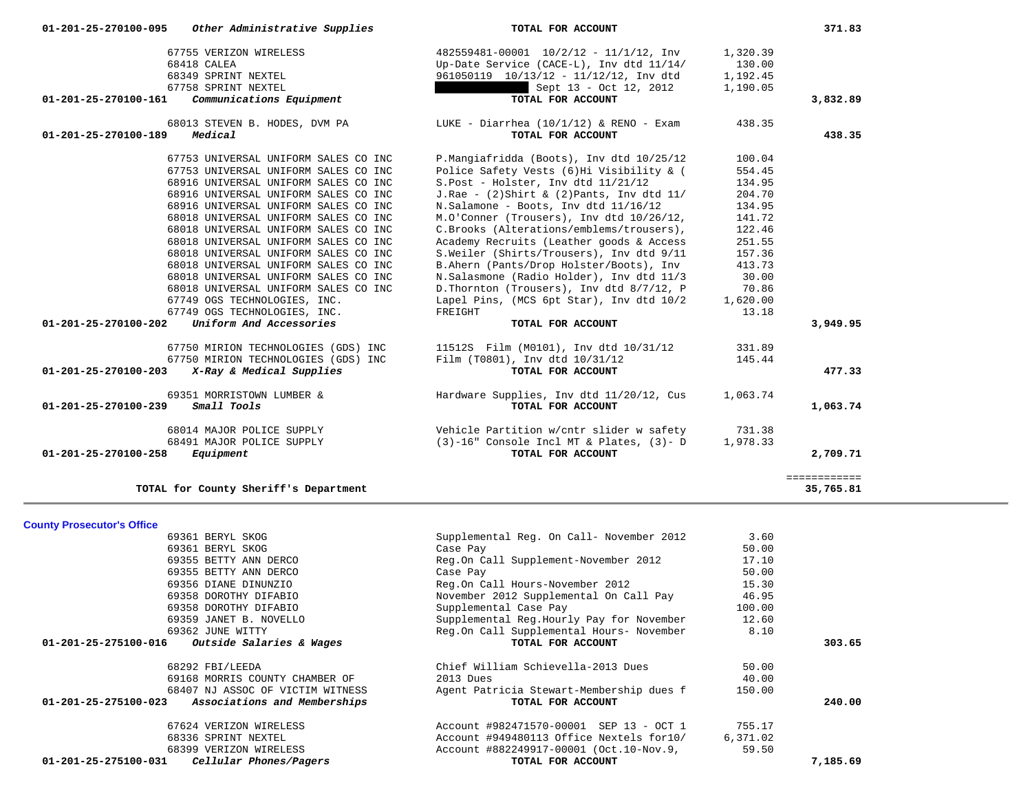| | | | | |
|---|---|---|---|---|
| **01-201-25-270100-095** | ***Other Administrative Supplies*** | **TOTAL FOR ACCOUNT** | | **371.83** |
| | 67755 VERIZON WIRELESS | 482559481-00001 10/2/12 - 11/1/12, Inv | 1,320.39 | |
| | 68418 CALEA | Up-Date Service (CACE-L), Inv dtd 11/14/ | 130.00 | |
| | 68349 SPRINT NEXTEL | 961050119 10/13/12 - 11/12/12, Inv dtd | 1,192.45 | |
| | 67758 SPRINT NEXTEL | [REDACTED] Sept 13 - Oct 12, 2012 | 1,190.05 | |
| **01-201-25-270100-161** | ***Communications Equipment*** | **TOTAL FOR ACCOUNT** | | **3,832.89** |
| | 68013 STEVEN B. HODES, DVM PA | LUKE - Diarrhea (10/1/12) & RENO - Exam | 438.35 | |
| **01-201-25-270100-189** | ***Medical*** | **TOTAL FOR ACCOUNT** | | **438.35** |
| | 67753 UNIVERSAL UNIFORM SALES CO INC | P.Mangiafridda (Boots), Inv dtd 10/25/12 | 100.04 | |
| | 67753 UNIVERSAL UNIFORM SALES CO INC | Police Safety Vests (6)Hi Visibility & ( | 554.45 | |
| | 68916 UNIVERSAL UNIFORM SALES CO INC | S.Post - Holster, Inv dtd 11/21/12 | 134.95 | |
| | 68916 UNIVERSAL UNIFORM SALES CO INC | J.Rae - (2)Shirt & (2)Pants, Inv dtd 11/ | 204.70 | |
| | 68916 UNIVERSAL UNIFORM SALES CO INC | N.Salamone - Boots, Inv dtd 11/16/12 | 134.95 | |
| | 68018 UNIVERSAL UNIFORM SALES CO INC | M.O'Conner (Trousers), Inv dtd 10/26/12, | 141.72 | |
| | 68018 UNIVERSAL UNIFORM SALES CO INC | C.Brooks (Alterations/emblems/trousers), | 122.46 | |
| | 68018 UNIVERSAL UNIFORM SALES CO INC | Academy Recruits (Leather goods & Access | 251.55 | |
| | 68018 UNIVERSAL UNIFORM SALES CO INC | S.Weiler (Shirts/Trousers), Inv dtd 9/11 | 157.36 | |
| | 68018 UNIVERSAL UNIFORM SALES CO INC | B.Ahern (Pants/Drop Holster/Boots), Inv | 413.73 | |
| | 68018 UNIVERSAL UNIFORM SALES CO INC | N.Salasmone (Radio Holder), Inv dtd 11/3 | 30.00 | |
| | 68018 UNIVERSAL UNIFORM SALES CO INC | D.Thornton (Trousers), Inv dtd 8/7/12, P | 70.86 | |
| | 67749 OGS TECHNOLOGIES, INC. | Lapel Pins, (MCS 6pt Star), Inv dtd 10/2 | 1,620.00 | |
| | 67749 OGS TECHNOLOGIES, INC. | FREIGHT | 13.18 | |
| **01-201-25-270100-202** | ***Uniform And Accessories*** | **TOTAL FOR ACCOUNT** | | **3,949.95** |
| | 67750 MIRION TECHNOLOGIES (GDS) INC | 11512S Film (M0101), Inv dtd 10/31/12 | 331.89 | |
| | 67750 MIRION TECHNOLOGIES (GDS) INC | Film (T0801), Inv dtd 10/31/12 | 145.44 | |
| **01-201-25-270100-203** | ***X-Ray & Medical Supplies*** | **TOTAL FOR ACCOUNT** | | **477.33** |
| | 69351 MORRISTOWN LUMBER & | Hardware Supplies, Inv dtd 11/20/12, Cus | 1,063.74 | |
| **01-201-25-270100-239** | ***Small Tools*** | **TOTAL FOR ACCOUNT** | | **1,063.74** |
| | 68014 MAJOR POLICE SUPPLY | Vehicle Partition w/cntr slider w safety | 731.38 | |
| | 68491 MAJOR POLICE SUPPLY | (3)-16" Console Incl MT & Plates, (3)- D | 1,978.33 | |
| **01-201-25-270100-258** | ***Equipment*** | **TOTAL FOR ACCOUNT** | | **2,709.71** |
| | **TOTAL for County Sheriff's Department** | | | **35,765.81** |

## County Prosecutor's Office

| | | | | |
|---|---|---|---|---|
| | 69361 BERYL SKOG | Supplemental Reg. On Call- November 2012 | 3.60 | |
| | 69361 BERYL SKOG | Case Pay | 50.00 | |
| | 69355 BETTY ANN DERCO | Reg.On Call Supplement-November 2012 | 17.10 | |
| | 69355 BETTY ANN DERCO | Case Pay | 50.00 | |
| | 69356 DIANE DINUNZIO | Reg.On Call Hours-November 2012 | 15.30 | |
| | 69358 DOROTHY DIFABIO | November 2012 Supplemental On Call Pay | 46.95 | |
| | 69358 DOROTHY DIFABIO | Supplemental Case Pay | 100.00 | |
| | 69359 JANET B. NOVELLO | Supplemental Reg.Hourly Pay for November | 12.60 | |
| | 69362 JUNE WITTY | Reg.On Call Supplemental Hours- November | 8.10 | |
| **01-201-25-275100-016** | ***Outside Salaries & Wages*** | **TOTAL FOR ACCOUNT** | | **303.65** |
| | 68292 FBI/LEEDA | Chief William Schievella-2013 Dues | 50.00 | |
| | 69168 MORRIS COUNTY CHAMBER OF | 2013 Dues | 40.00 | |
| | 68407 NJ ASSOC OF VICTIM WITNESS | Agent Patricia Stewart-Membership dues f | 150.00 | |
| **01-201-25-275100-023** | ***Associations and Memberships*** | **TOTAL FOR ACCOUNT** | | **240.00** |
| | 67624 VERIZON WIRELESS | Account #982471570-00001 SEP 13 - OCT 1 | 755.17 | |
| | 68336 SPRINT NEXTEL | Account #949480113 Office Nextels for10/ | 6,371.02 | |
| | 68399 VERIZON WIRELESS | Account #882249917-00001 (Oct.10-Nov.9, | 59.50 | |
| **01-201-25-275100-031** | ***Cellular Phones/Pagers*** | **TOTAL FOR ACCOUNT** | | **7,185.69** |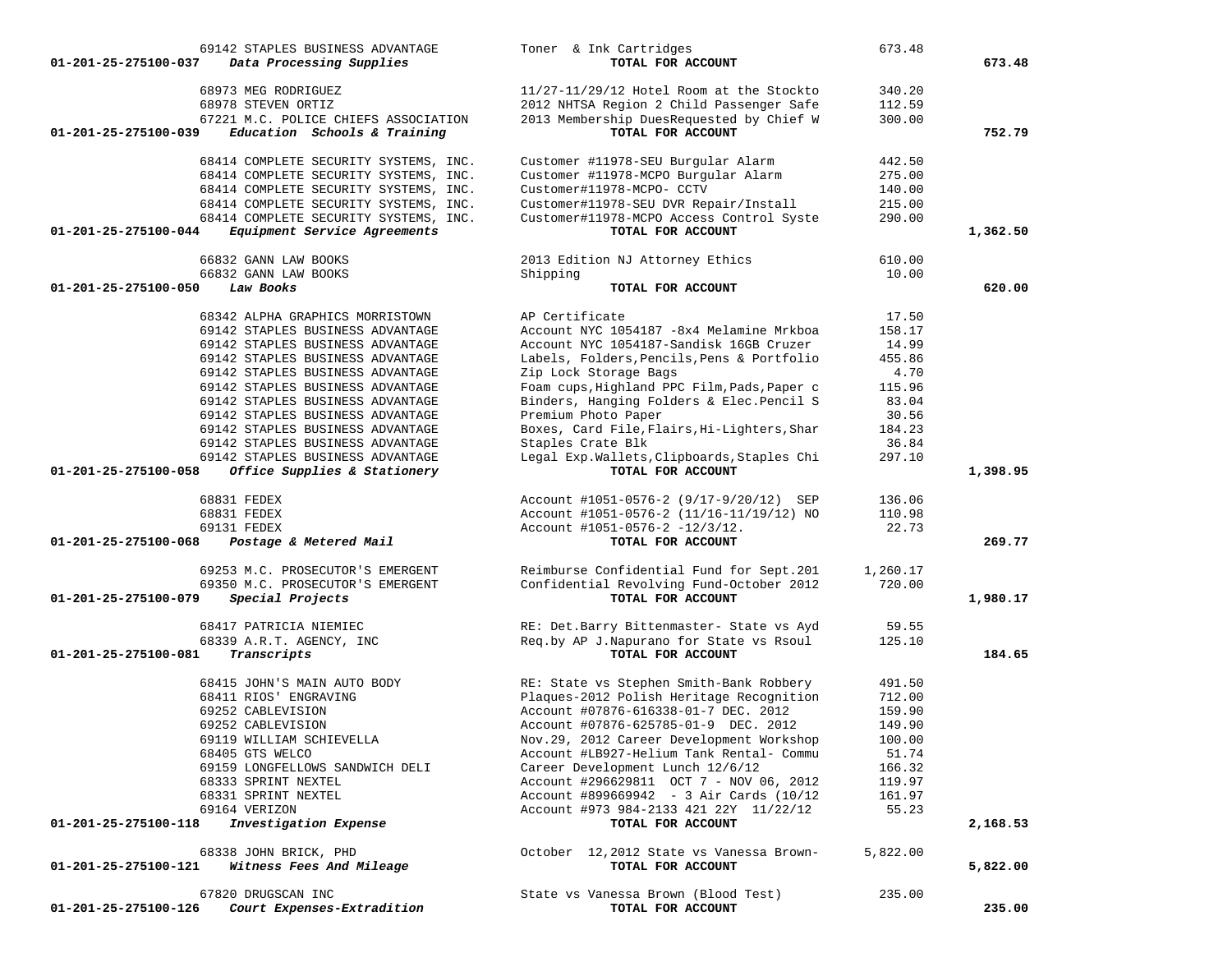| Account | Vendor | Description | Amount | Total |
|---|---|---|---|---|
| | 69142 STAPLES BUSINESS ADVANTAGE | Toner & Ink Cartridges | 673.48 | |
| 01-201-25-275100-037 | *Data Processing Supplies* | **TOTAL FOR ACCOUNT** | | **673.48** |
| | 68973 MEG RODRIGUEZ | 11/27-11/29/12 Hotel Room at the Stockto | 340.20 | |
| | 68978 STEVEN ORTIZ | 2012 NHTSA Region 2 Child Passenger Safe | 112.59 | |
| | 67221 M.C. POLICE CHIEFS ASSOCIATION | 2013 Membership DuesRequested by Chief W | 300.00 | |
| 01-201-25-275100-039 | *Education Schools & Training* | **TOTAL FOR ACCOUNT** | | **752.79** |
| | 68414 COMPLETE SECURITY SYSTEMS, INC. | Customer #11978-SEU Burgular Alarm | 442.50 | |
| | 68414 COMPLETE SECURITY SYSTEMS, INC. | Customer #11978-MCPO Burgular Alarm | 275.00 | |
| | 68414 COMPLETE SECURITY SYSTEMS, INC. | Customer#11978-MCPO- CCTV | 140.00 | |
| | 68414 COMPLETE SECURITY SYSTEMS, INC. | Customer#11978-SEU DVR Repair/Install | 215.00 | |
| | 68414 COMPLETE SECURITY SYSTEMS, INC. | Customer#11978-MCPO Access Control Syste | 290.00 | |
| 01-201-25-275100-044 | *Equipment Service Agreements* | **TOTAL FOR ACCOUNT** | | **1,362.50** |
| | 66832 GANN LAW BOOKS | 2013 Edition NJ Attorney Ethics | 610.00 | |
| | 66832 GANN LAW BOOKS | Shipping | 10.00 | |
| 01-201-25-275100-050 | *Law Books* | **TOTAL FOR ACCOUNT** | | **620.00** |
| | 68342 ALPHA GRAPHICS MORRISTOWN | AP Certificate | 17.50 | |
| | 69142 STAPLES BUSINESS ADVANTAGE | Account NYC 1054187 -8x4 Melamine Mrkboa | 158.17 | |
| | 69142 STAPLES BUSINESS ADVANTAGE | Account NYC 1054187-Sandisk 16GB Cruzer | 14.99 | |
| | 69142 STAPLES BUSINESS ADVANTAGE | Labels, Folders,Pencils,Pens & Portfolio | 455.86 | |
| | 69142 STAPLES BUSINESS ADVANTAGE | Zip Lock Storage Bags | 4.70 | |
| | 69142 STAPLES BUSINESS ADVANTAGE | Foam cups,Highland PPC Film,Pads,Paper c | 115.96 | |
| | 69142 STAPLES BUSINESS ADVANTAGE | Binders, Hanging Folders & Elec.Pencil S | 83.04 | |
| | 69142 STAPLES BUSINESS ADVANTAGE | Premium Photo Paper | 30.56 | |
| | 69142 STAPLES BUSINESS ADVANTAGE | Boxes, Card File,Flairs,Hi-Lighters,Shar | 184.23 | |
| | 69142 STAPLES BUSINESS ADVANTAGE | Staples Crate Blk | 36.84 | |
| | 69142 STAPLES BUSINESS ADVANTAGE | Legal Exp.Wallets,Clipboards,Staples Chi | 297.10 | |
| 01-201-25-275100-058 | *Office Supplies & Stationery* | **TOTAL FOR ACCOUNT** | | **1,398.95** |
| | 68831 FEDEX | Account #1051-0576-2 (9/17-9/20/12) SEP | 136.06 | |
| | 68831 FEDEX | Account #1051-0576-2 (11/16-11/19/12) NO | 110.98 | |
| | 69131 FEDEX | Account #1051-0576-2 -12/3/12. | 22.73 | |
| 01-201-25-275100-068 | *Postage & Metered Mail* | **TOTAL FOR ACCOUNT** | | **269.77** |
| | 69253 M.C. PROSECUTOR'S EMERGENT | Reimburse Confidential Fund for Sept.201 | 1,260.17 | |
| | 69350 M.C. PROSECUTOR'S EMERGENT | Confidential Revolving Fund-October 2012 | 720.00 | |
| 01-201-25-275100-079 | *Special Projects* | **TOTAL FOR ACCOUNT** | | **1,980.17** |
| | 68417 PATRICIA NIEMIEC | RE: Det.Barry Bittenmaster- State vs Ayd | 59.55 | |
| | 68339 A.R.T. AGENCY, INC | Req.by AP J.Napurano for State vs Rsoul | 125.10 | |
| 01-201-25-275100-081 | *Transcripts* | **TOTAL FOR ACCOUNT** | | **184.65** |
| | 68415 JOHN'S MAIN AUTO BODY | RE: State vs Stephen Smith-Bank Robbery | 491.50 | |
| | 68411 RIOS' ENGRAVING | Plaques-2012 Polish Heritage Recognition | 712.00 | |
| | 69252 CABLEVISION | Account #07876-616338-01-7 DEC. 2012 | 159.90 | |
| | 69252 CABLEVISION | Account #07876-625785-01-9 DEC. 2012 | 149.90 | |
| | 69119 WILLIAM SCHIEVELLA | Nov.29, 2012 Career Development Workshop | 100.00 | |
| | 68405 GTS WELCO | Account #LB927-Helium Tank Rental- Commu | 51.74 | |
| | 69159 LONGFELLOWS SANDWICH DELI | Career Development Lunch 12/6/12 | 166.32 | |
| | 68333 SPRINT NEXTEL | Account #296629811 OCT 7 - NOV 06, 2012 | 119.97 | |
| | 68331 SPRINT NEXTEL | Account #899669942 - 3 Air Cards (10/12 | 161.97 | |
| | 69164 VERIZON | Account #973 984-2133 421 22Y 11/22/12 | 55.23 | |
| 01-201-25-275100-118 | *Investigation Expense* | **TOTAL FOR ACCOUNT** | | **2,168.53** |
| | 68338 JOHN BRICK, PHD | October 12,2012 State vs Vanessa Brown- | 5,822.00 | |
| 01-201-25-275100-121 | *Witness Fees And Mileage* | **TOTAL FOR ACCOUNT** | | **5,822.00** |
| | 67820 DRUGSCAN INC | State vs Vanessa Brown (Blood Test) | 235.00 | |
| 01-201-25-275100-126 | *Court Expenses-Extradition* | **TOTAL FOR ACCOUNT** | | **235.00** |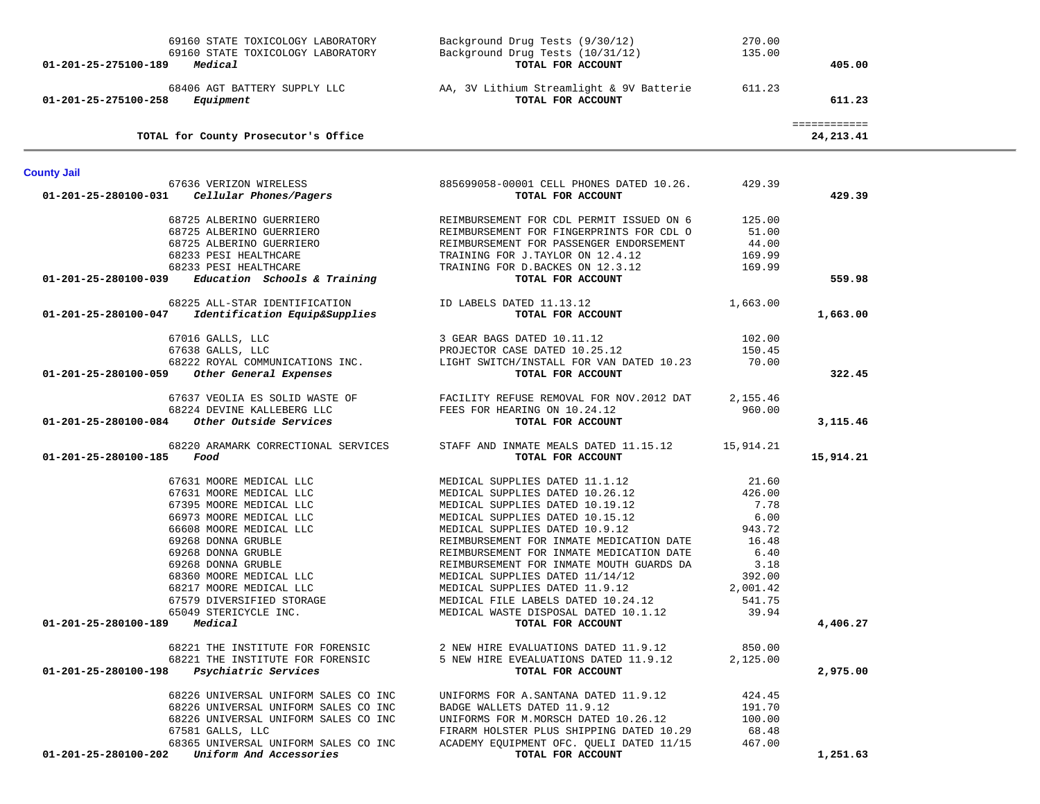| Account | Vendor | Description | Amount | Total |
|---|---|---|---|---|
| | 69160 STATE TOXICOLOGY LABORATORY | Background Drug Tests (9/30/12) | 270.00 | |
| | 69160 STATE TOXICOLOGY LABORATORY | Background Drug Tests (10/31/12) | 135.00 | |
| 01-201-25-275100-189 | *Medical* | **TOTAL FOR ACCOUNT** | | **405.00** |
| | 68406 AGT BATTERY SUPPLY LLC | AA, 3V Lithium Streamlight & 9V Batterie | 611.23 | |
| 01-201-25-275100-258 | *Equipment* | **TOTAL FOR ACCOUNT** | | **611.23** |
| | | | | ============ |
| | **TOTAL for County Prosecutor's Office** | | | **24,213.41** |

## County Jail

| Account | Vendor | Description | Amount | Total |
|---|---|---|---|---|
| | 67636 VERIZON WIRELESS | 885699058-00001 CELL PHONES DATED 10.26. | 429.39 | |
| 01-201-25-280100-031 | *Cellular Phones/Pagers* | **TOTAL FOR ACCOUNT** | | **429.39** |
| | 68725 ALBERINO GUERRIERO | REIMBURSEMENT FOR CDL PERMIT ISSUED ON 6 | 125.00 | |
| | 68725 ALBERINO GUERRIERO | REIMBURSEMENT FOR FINGERPRINTS FOR CDL O | 51.00 | |
| | 68725 ALBERINO GUERRIERO | REIMBURSEMENT FOR PASSENGER ENDORSEMENT | 44.00 | |
| | 68233 PESI HEALTHCARE | TRAINING FOR J.TAYLOR ON 12.4.12 | 169.99 | |
| | 68233 PESI HEALTHCARE | TRAINING FOR D.BACKES ON 12.3.12 | 169.99 | |
| 01-201-25-280100-039 | *Education Schools & Training* | **TOTAL FOR ACCOUNT** | | **559.98** |
| | 68225 ALL-STAR IDENTIFICATION | ID LABELS DATED 11.13.12 | 1,663.00 | |
| 01-201-25-280100-047 | *Identification Equip&Supplies* | **TOTAL FOR ACCOUNT** | | **1,663.00** |
| | 67016 GALLS, LLC | 3 GEAR BAGS DATED 10.11.12 | 102.00 | |
| | 67638 GALLS, LLC | PROJECTOR CASE DATED 10.25.12 | 150.45 | |
| | 68222 ROYAL COMMUNICATIONS INC. | LIGHT SWITCH/INSTALL FOR VAN DATED 10.23 | 70.00 | |
| 01-201-25-280100-059 | *Other General Expenses* | **TOTAL FOR ACCOUNT** | | **322.45** |
| | 67637 VEOLIA ES SOLID WASTE OF | FACILITY REFUSE REMOVAL FOR NOV.2012 DAT | 2,155.46 | |
| | 68224 DEVINE KALLEBERG LLC | FEES FOR HEARING ON 10.24.12 | 960.00 | |
| 01-201-25-280100-084 | *Other Outside Services* | **TOTAL FOR ACCOUNT** | | **3,115.46** |
| | 68220 ARAMARK CORRECTIONAL SERVICES | STAFF AND INMATE MEALS DATED 11.15.12 | 15,914.21 | |
| 01-201-25-280100-185 | *Food* | **TOTAL FOR ACCOUNT** | | **15,914.21** |
| | 67631 MOORE MEDICAL LLC | MEDICAL SUPPLIES DATED 11.1.12 | 21.60 | |
| | 67631 MOORE MEDICAL LLC | MEDICAL SUPPLIES DATED 10.26.12 | 426.00 | |
| | 67395 MOORE MEDICAL LLC | MEDICAL SUPPLIES DATED 10.19.12 | 7.78 | |
| | 66973 MOORE MEDICAL LLC | MEDICAL SUPPLIES DATED 10.15.12 | 6.00 | |
| | 66608 MOORE MEDICAL LLC | MEDICAL SUPPLIES DATED 10.9.12 | 943.72 | |
| | 69268 DONNA GRUBLE | REIMBURSEMENT FOR INMATE MEDICATION DATE | 16.48 | |
| | 69268 DONNA GRUBLE | REIMBURSEMENT FOR INMATE MEDICATION DATE | 6.40 | |
| | 69268 DONNA GRUBLE | REIMBURSEMENT FOR INMATE MOUTH GUARDS DA | 3.18 | |
| | 68360 MOORE MEDICAL LLC | MEDICAL SUPPLIES DATED 11/14/12 | 392.00 | |
| | 68217 MOORE MEDICAL LLC | MEDICAL SUPPLIES DATED 11.9.12 | 2,001.42 | |
| | 67579 DIVERSIFIED STORAGE | MEDICAL FILE LABELS DATED 10.24.12 | 541.75 | |
| | 65049 STERICYCLE INC. | MEDICAL WASTE DISPOSAL DATED 10.1.12 | 39.94 | |
| 01-201-25-280100-189 | *Medical* | **TOTAL FOR ACCOUNT** | | **4,406.27** |
| | 68221 THE INSTITUTE FOR FORENSIC | 2 NEW HIRE EVALUATIONS DATED 11.9.12 | 850.00 | |
| | 68221 THE INSTITUTE FOR FORENSIC | 5 NEW HIRE EVEALUATIONS DATED 11.9.12 | 2,125.00 | |
| 01-201-25-280100-198 | *Psychiatric Services* | **TOTAL FOR ACCOUNT** | | **2,975.00** |
| | 68226 UNIVERSAL UNIFORM SALES CO INC | UNIFORMS FOR A.SANTANA DATED 11.9.12 | 424.45 | |
| | 68226 UNIVERSAL UNIFORM SALES CO INC | BADGE WALLETS DATED 11.9.12 | 191.70 | |
| | 68226 UNIVERSAL UNIFORM SALES CO INC | UNIFORMS FOR M.MORSCH DATED 10.26.12 | 100.00 | |
| | 67581 GALLS, LLC | FIRARM HOLSTER PLUS SHIPPING DATED 10.29 | 68.48 | |
| | 68365 UNIVERSAL UNIFORM SALES CO INC | ACADEMY EQUIPMENT OFC. QUELI DATED 11/15 | 467.00 | |
| 01-201-25-280100-202 | *Uniform And Accessories* | **TOTAL FOR ACCOUNT** | | **1,251.63** |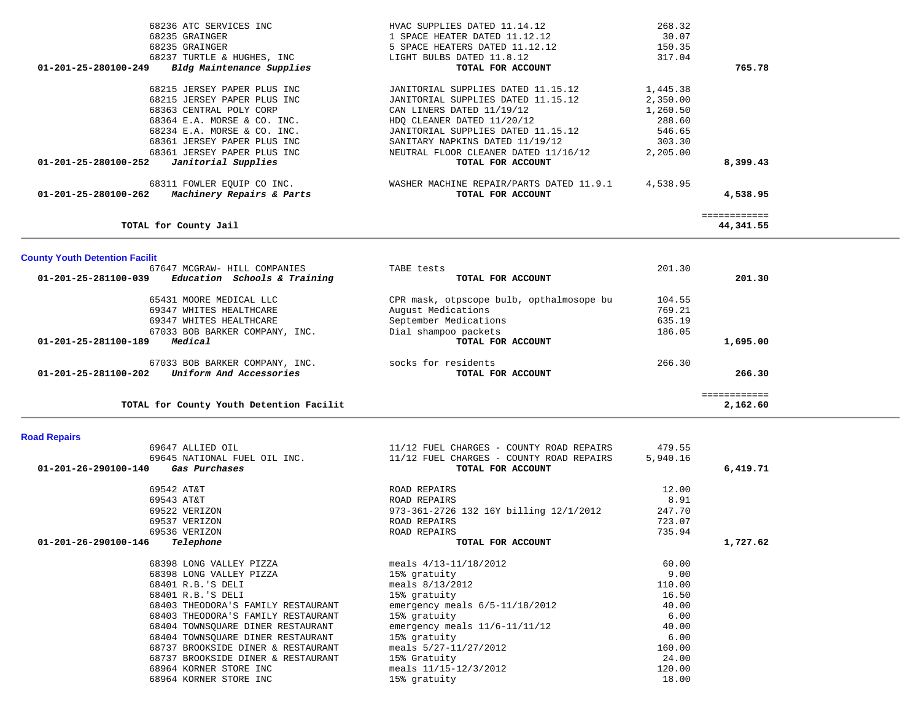| Account | Vendor | Description | Amount | Total |
|---|---|---|---|---|
| | 68236 ATC SERVICES INC | HVAC SUPPLIES DATED 11.14.12 | 268.32 | |
| | 68235 GRAINGER | 1 SPACE HEATER DATED 11.12.12 | 30.07 | |
| | 68235 GRAINGER | 5 SPACE HEATERS DATED 11.12.12 | 150.35 | |
| | 68237 TURTLE & HUGHES, INC | LIGHT BULBS DATED 11.8.12 | 317.04 | |
| **01-201-25-280100-249** | ***Bldg Maintenance Supplies*** | **TOTAL FOR ACCOUNT** | | **765.78** |
| | 68215 JERSEY PAPER PLUS INC | JANITORIAL SUPPLIES DATED 11.15.12 | 1,445.38 | |
| | 68215 JERSEY PAPER PLUS INC | JANITORIAL SUPPLIES DATED 11.15.12 | 2,350.00 | |
| | 68363 CENTRAL POLY CORP | CAN LINERS DATED 11/19/12 | 1,260.50 | |
| | 68364 E.A. MORSE & CO. INC. | HDQ CLEANER DATED 11/20/12 | 288.60 | |
| | 68234 E.A. MORSE & CO. INC. | JANITORIAL SUPPLIES DATED 11.15.12 | 546.65 | |
| | 68361 JERSEY PAPER PLUS INC | SANITARY NAPKINS DATED 11/19/12 | 303.30 | |
| | 68361 JERSEY PAPER PLUS INC | NEUTRAL FLOOR CLEANER DATED 11/16/12 | 2,205.00 | |
| **01-201-25-280100-252** | ***Janitorial Supplies*** | **TOTAL FOR ACCOUNT** | | **8,399.43** |
| | 68311 FOWLER EQUIP CO INC. | WASHER MACHINE REPAIR/PARTS DATED 11.9.1 | 4,538.95 | |
| **01-201-25-280100-262** | ***Machinery Repairs & Parts*** | **TOTAL FOR ACCOUNT** | | **4,538.95** |
| | **TOTAL for County Jail** | | | **44,341.55** |

## County Youth Detention Facilit

| Account | Vendor | Description | Amount | Total |
|---|---|---|---|---|
| | 67647 MCGRAW- HILL COMPANIES | TABE tests | 201.30 | |
| **01-201-25-281100-039** | ***Education Schools & Training*** | **TOTAL FOR ACCOUNT** | | **201.30** |
| | 65431 MOORE MEDICAL LLC | CPR mask, otpscope bulb, opthalmosope bu | 104.55 | |
| | 69347 WHITES HEALTHCARE | August Medications | 769.21 | |
| | 69347 WHITES HEALTHCARE | September Medications | 635.19 | |
| | 67033 BOB BARKER COMPANY, INC. | Dial shampoo packets | 186.05 | |
| **01-201-25-281100-189** | ***Medical*** | **TOTAL FOR ACCOUNT** | | **1,695.00** |
| | 67033 BOB BARKER COMPANY, INC. | socks for residents | 266.30 | |
| **01-201-25-281100-202** | ***Uniform And Accessories*** | **TOTAL FOR ACCOUNT** | | **266.30** |
| | **TOTAL for County Youth Detention Facilit** | | | **2,162.60** |

## Road Repairs

| Account | Vendor | Description | Amount | Total |
|---|---|---|---|---|
| | 69647 ALLIED OIL | 11/12 FUEL CHARGES - COUNTY ROAD REPAIRS | 479.55 | |
| | 69645 NATIONAL FUEL OIL INC. | 11/12 FUEL CHARGES - COUNTY ROAD REPAIRS | 5,940.16 | |
| **01-201-26-290100-140** | ***Gas Purchases*** | **TOTAL FOR ACCOUNT** | | **6,419.71** |
| | 69542 AT&T | ROAD REPAIRS | 12.00 | |
| | 69543 AT&T | ROAD REPAIRS | 8.91 | |
| | 69522 VERIZON | 973-361-2726 132 16Y billing 12/1/2012 | 247.70 | |
| | 69537 VERIZON | ROAD REPAIRS | 723.07 | |
| | 69536 VERIZON | ROAD REPAIRS | 735.94 | |
| **01-201-26-290100-146** | ***Telephone*** | **TOTAL FOR ACCOUNT** | | **1,727.62** |
| | 68398 LONG VALLEY PIZZA | meals 4/13-11/18/2012 | 60.00 | |
| | 68398 LONG VALLEY PIZZA | 15% gratuity | 9.00 | |
| | 68401 R.B.'S DELI | meals 8/13/2012 | 110.00 | |
| | 68401 R.B.'S DELI | 15% gratuity | 16.50 | |
| | 68403 THEODORA'S FAMILY RESTAURANT | emergency meals 6/5-11/18/2012 | 40.00 | |
| | 68403 THEODORA'S FAMILY RESTAURANT | 15% gratuity | 6.00 | |
| | 68404 TOWNSQUARE DINER RESTAURANT | emergency meals 11/6-11/11/12 | 40.00 | |
| | 68404 TOWNSQUARE DINER RESTAURANT | 15% gratuity | 6.00 | |
| | 68737 BROOKSIDE DINER & RESTAURANT | meals 5/27-11/27/2012 | 160.00 | |
| | 68737 BROOKSIDE DINER & RESTAURANT | 15% Gratuity | 24.00 | |
| | 68964 KORNER STORE INC | meals 11/15-12/3/2012 | 120.00 | |
| | 68964 KORNER STORE INC | 15% gratuity | 18.00 | |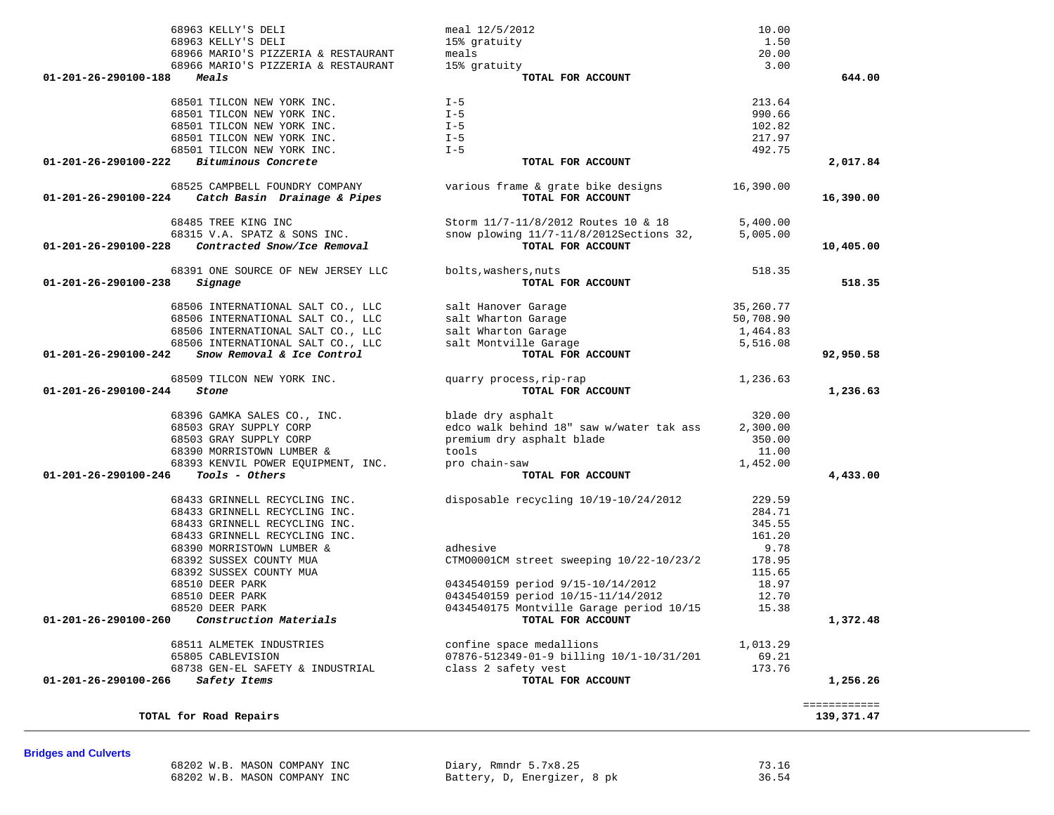| Account | Vendor | Description | Amount | Total |
|---|---|---|---|---|
| | 68963 KELLY'S DELI | meal 12/5/2012 | 10.00 | |
| | 68963 KELLY'S DELI | 15% gratuity | 1.50 | |
| | 68966 MARIO'S PIZZERIA & RESTAURANT | meals | 20.00 | |
| | 68966 MARIO'S PIZZERIA & RESTAURANT | 15% gratuity | 3.00 | |
| **01-201-26-290100-188** | ***Meals*** | **TOTAL FOR ACCOUNT** | | **644.00** |
| | 68501 TILCON NEW YORK INC. | I-5 | 213.64 | |
| | 68501 TILCON NEW YORK INC. | I-5 | 990.66 | |
| | 68501 TILCON NEW YORK INC. | I-5 | 102.82 | |
| | 68501 TILCON NEW YORK INC. | I-5 | 217.97 | |
| | 68501 TILCON NEW YORK INC. | I-5 | 492.75 | |
| **01-201-26-290100-222** | ***Bituminous Concrete*** | **TOTAL FOR ACCOUNT** | | **2,017.84** |
| | 68525 CAMPBELL FOUNDRY COMPANY | various frame & grate bike designs | 16,390.00 | |
| **01-201-26-290100-224** | ***Catch Basin Drainage & Pipes*** | **TOTAL FOR ACCOUNT** | | **16,390.00** |
| | 68485 TREE KING INC | Storm 11/7-11/8/2012 Routes 10 & 18 | 5,400.00 | |
| | 68315 V.A. SPATZ & SONS INC. | snow plowing 11/7-11/8/2012Sections 32, | 5,005.00 | |
| **01-201-26-290100-228** | ***Contracted Snow/Ice Removal*** | **TOTAL FOR ACCOUNT** | | **10,405.00** |
| | 68391 ONE SOURCE OF NEW JERSEY LLC | bolts,washers,nuts | 518.35 | |
| **01-201-26-290100-238** | ***Signage*** | **TOTAL FOR ACCOUNT** | | **518.35** |
| | 68506 INTERNATIONAL SALT CO., LLC | salt Hanover Garage | 35,260.77 | |
| | 68506 INTERNATIONAL SALT CO., LLC | salt Wharton Garage | 50,708.90 | |
| | 68506 INTERNATIONAL SALT CO., LLC | salt Wharton Garage | 1,464.83 | |
| | 68506 INTERNATIONAL SALT CO., LLC | salt Montville Garage | 5,516.08 | |
| **01-201-26-290100-242** | ***Snow Removal & Ice Control*** | **TOTAL FOR ACCOUNT** | | **92,950.58** |
| | 68509 TILCON NEW YORK INC. | quarry process,rip-rap | 1,236.63 | |
| **01-201-26-290100-244** | ***Stone*** | **TOTAL FOR ACCOUNT** | | **1,236.63** |
| | 68396 GAMKA SALES CO., INC. | blade dry asphalt | 320.00 | |
| | 68503 GRAY SUPPLY CORP | edco walk behind 18" saw w/water tak ass | 2,300.00 | |
| | 68503 GRAY SUPPLY CORP | premium dry asphalt blade | 350.00 | |
| | 68390 MORRISTOWN LUMBER & | tools | 11.00 | |
| | 68393 KENVIL POWER EQUIPMENT, INC. | pro chain-saw | 1,452.00 | |
| **01-201-26-290100-246** | ***Tools - Others*** | **TOTAL FOR ACCOUNT** | | **4,433.00** |
| | 68433 GRINNELL RECYCLING INC. | disposable recycling 10/19-10/24/2012 | 229.59 | |
| | 68433 GRINNELL RECYCLING INC. | | 284.71 | |
| | 68433 GRINNELL RECYCLING INC. | | 345.55 | |
| | 68433 GRINNELL RECYCLING INC. | | 161.20 | |
| | 68390 MORRISTOWN LUMBER & | adhesive | 9.78 | |
| | 68392 SUSSEX COUNTY MUA | CTMO0001CM street sweeping 10/22-10/23/2 | 178.95 | |
| | 68392 SUSSEX COUNTY MUA | | 115.65 | |
| | 68510 DEER PARK | 0434540159 period 9/15-10/14/2012 | 18.97 | |
| | 68510 DEER PARK | 0434540159 period 10/15-11/14/2012 | 12.70 | |
| | 68520 DEER PARK | 0434540175 Montville Garage period 10/15 | 15.38 | |
| **01-201-26-290100-260** | ***Construction Materials*** | **TOTAL FOR ACCOUNT** | | **1,372.48** |
| | 68511 ALMETEK INDUSTRIES | confine space medallions | 1,013.29 | |
| | 65805 CABLEVISION | 07876-512349-01-9 billing 10/1-10/31/201 | 69.21 | |
| | 68738 GEN-EL SAFETY & INDUSTRIAL | class 2 safety vest | 173.76 | |
| **01-201-26-290100-266** | ***Safety Items*** | **TOTAL FOR ACCOUNT** | | **1,256.26** |
| | | | | ============ |
| | **TOTAL for Road Repairs** | | | **139,371.47** |

**Bridges and Culverts**

| Vendor | Description | Amount |
|---|---|---|
| 68202 W.B. MASON COMPANY INC | Diary, Rmndr 5.7x8.25 | 73.16 |
| 68202 W.B. MASON COMPANY INC | Battery, D, Energizer, 8 pk | 36.54 |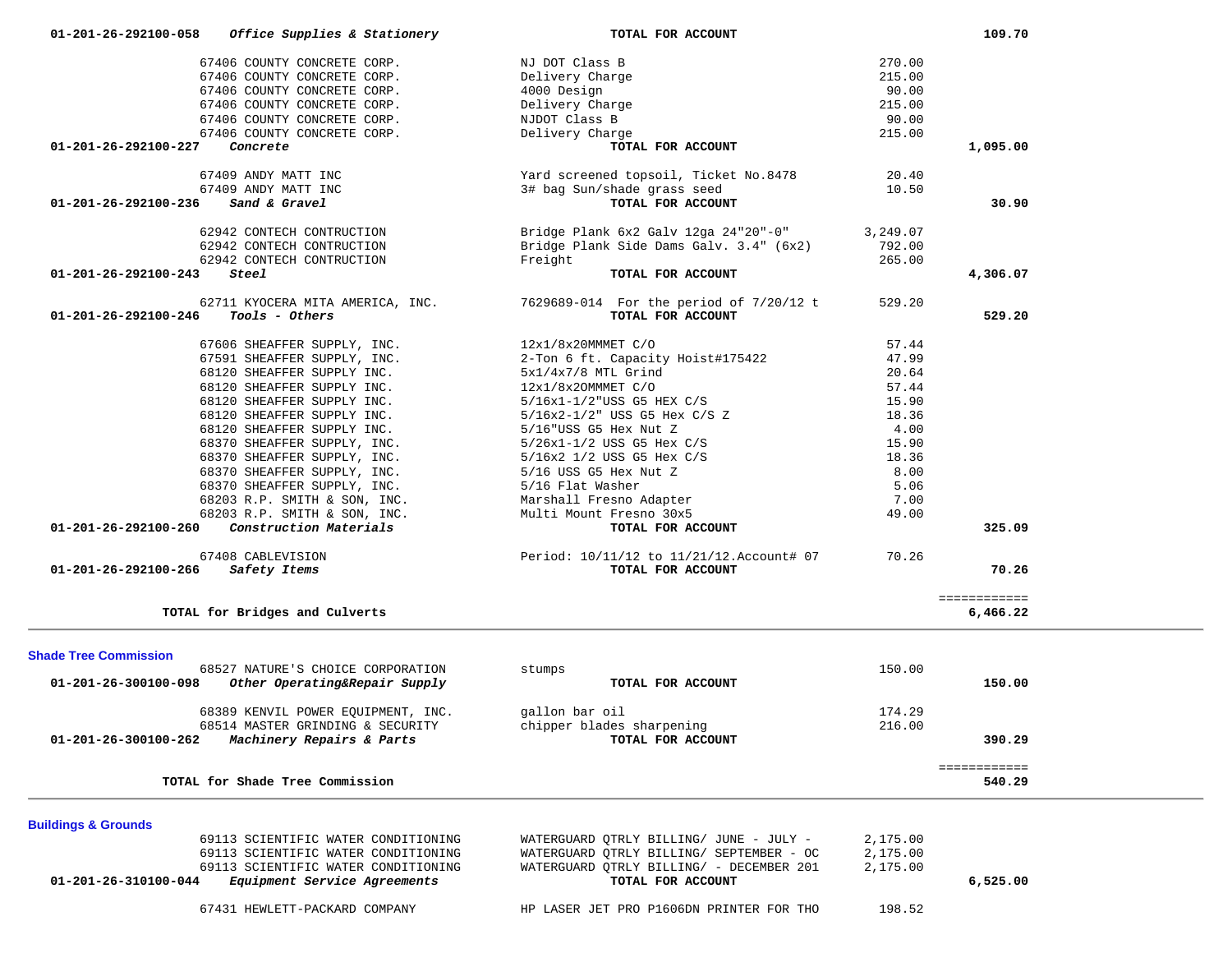| Account | Vendor / Description | Item | Amount | Total |
|---|---|---|---|---|
| 01-201-26-292100-058 | *Office Supplies & Stationery* | **TOTAL FOR ACCOUNT** | | **109.70** |
| | 67406 COUNTY CONCRETE CORP. | NJ DOT Class B | 270.00 | |
| | 67406 COUNTY CONCRETE CORP. | Delivery Charge | 215.00 | |
| | 67406 COUNTY CONCRETE CORP. | 4000 Design | 90.00 | |
| | 67406 COUNTY CONCRETE CORP. | Delivery Charge | 215.00 | |
| | 67406 COUNTY CONCRETE CORP. | NJDOT Class B | 90.00 | |
| | 67406 COUNTY CONCRETE CORP. | Delivery Charge | 215.00 | |
| **01-201-26-292100-227** | ***Concrete*** | **TOTAL FOR ACCOUNT** | | **1,095.00** |
| | 67409 ANDY MATT INC | Yard screened topsoil, Ticket No.8478 | 20.40 | |
| | 67409 ANDY MATT INC | 3# bag Sun/shade grass seed | 10.50 | |
| **01-201-26-292100-236** | ***Sand & Gravel*** | **TOTAL FOR ACCOUNT** | | **30.90** |
| | 62942 CONTECH CONTRUCTION | Bridge Plank 6x2 Galv 12ga 24"20"-0" | 3,249.07 | |
| | 62942 CONTECH CONTRUCTION | Bridge Plank Side Dams Galv. 3.4" (6x2) | 792.00 | |
| | 62942 CONTECH CONTRUCTION | Freight | 265.00 | |
| **01-201-26-292100-243** | ***Steel*** | **TOTAL FOR ACCOUNT** | | **4,306.07** |
| | 62711 KYOCERA MITA AMERICA, INC. | 7629689-014 For the period of 7/20/12 t | 529.20 | |
| **01-201-26-292100-246** | ***Tools - Others*** | **TOTAL FOR ACCOUNT** | | **529.20** |
| | 67606 SHEAFFER SUPPLY, INC. | 12x1/8x20MMMET C/O | 57.44 | |
| | 67591 SHEAFFER SUPPLY, INC. | 2-Ton 6 ft. Capacity Hoist#175422 | 47.99 | |
| | 68120 SHEAFFER SUPPLY INC. | 5x1/4x7/8 MTL Grind | 20.64 | |
| | 68120 SHEAFFER SUPPLY INC. | 12x1/8x20MMMET C/O | 57.44 | |
| | 68120 SHEAFFER SUPPLY INC. | 5/16x1-1/2"USS G5 HEX C/S | 15.90 | |
| | 68120 SHEAFFER SUPPLY INC. | 5/16x2-1/2" USS G5 Hex C/S Z | 18.36 | |
| | 68120 SHEAFFER SUPPLY INC. | 5/16"USS G5 Hex Nut Z | 4.00 | |
| | 68370 SHEAFFER SUPPLY, INC. | 5/26x1-1/2 USS G5 Hex C/S | 15.90 | |
| | 68370 SHEAFFER SUPPLY, INC. | 5/16x2 1/2 USS G5 Hex C/S | 18.36 | |
| | 68370 SHEAFFER SUPPLY, INC. | 5/16 USS G5 Hex Nut Z | 8.00 | |
| | 68370 SHEAFFER SUPPLY, INC. | 5/16 Flat Washer | 5.06 | |
| | 68203 R.P. SMITH & SON, INC. | Marshall Fresno Adapter | 7.00 | |
| | 68203 R.P. SMITH & SON, INC. | Multi Mount Fresno 30x5 | 49.00 | |
| **01-201-26-292100-260** | ***Construction Materials*** | **TOTAL FOR ACCOUNT** | | **325.09** |
| | 67408 CABLEVISION | Period: 10/11/12 to 11/21/12.Account# 07 | 70.26 | |
| **01-201-26-292100-266** | ***Safety Items*** | **TOTAL FOR ACCOUNT** | | **70.26** |
| | **TOTAL for Bridges and Culverts** | | | **6,466.22** |

## Shade Tree Commission

| Account | Vendor / Description | Item | Amount | Total |
|---|---|---|---|---|
| | 68527 NATURE'S CHOICE CORPORATION | stumps | 150.00 | |
| **01-201-26-300100-098** | ***Other Operating&Repair Supply*** | **TOTAL FOR ACCOUNT** | | **150.00** |
| | 68389 KENVIL POWER EQUIPMENT, INC. | gallon bar oil | 174.29 | |
| | 68514 MASTER GRINDING & SECURITY | chipper blades sharpening | 216.00 | |
| **01-201-26-300100-262** | ***Machinery Repairs & Parts*** | **TOTAL FOR ACCOUNT** | | **390.29** |
| | **TOTAL for Shade Tree Commission** | | | **540.29** |

## Buildings & Grounds

| Account | Vendor / Description | Item | Amount | Total |
|---|---|---|---|---|
| | 69113 SCIENTIFIC WATER CONDITIONING | WATERGUARD QTRLY BILLING/ JUNE - JULY - | 2,175.00 | |
| | 69113 SCIENTIFIC WATER CONDITIONING | WATERGUARD QTRLY BILLING/ SEPTEMBER - OC | 2,175.00 | |
| | 69113 SCIENTIFIC WATER CONDITIONING | WATERGUARD QTRLY BILLING/ - DECEMBER 201 | 2,175.00 | |
| **01-201-26-310100-044** | ***Equipment Service Agreements*** | **TOTAL FOR ACCOUNT** | | **6,525.00** |
| | 67431 HEWLETT-PACKARD COMPANY | HP LASER JET PRO P1606DN PRINTER FOR THO | 198.52 | |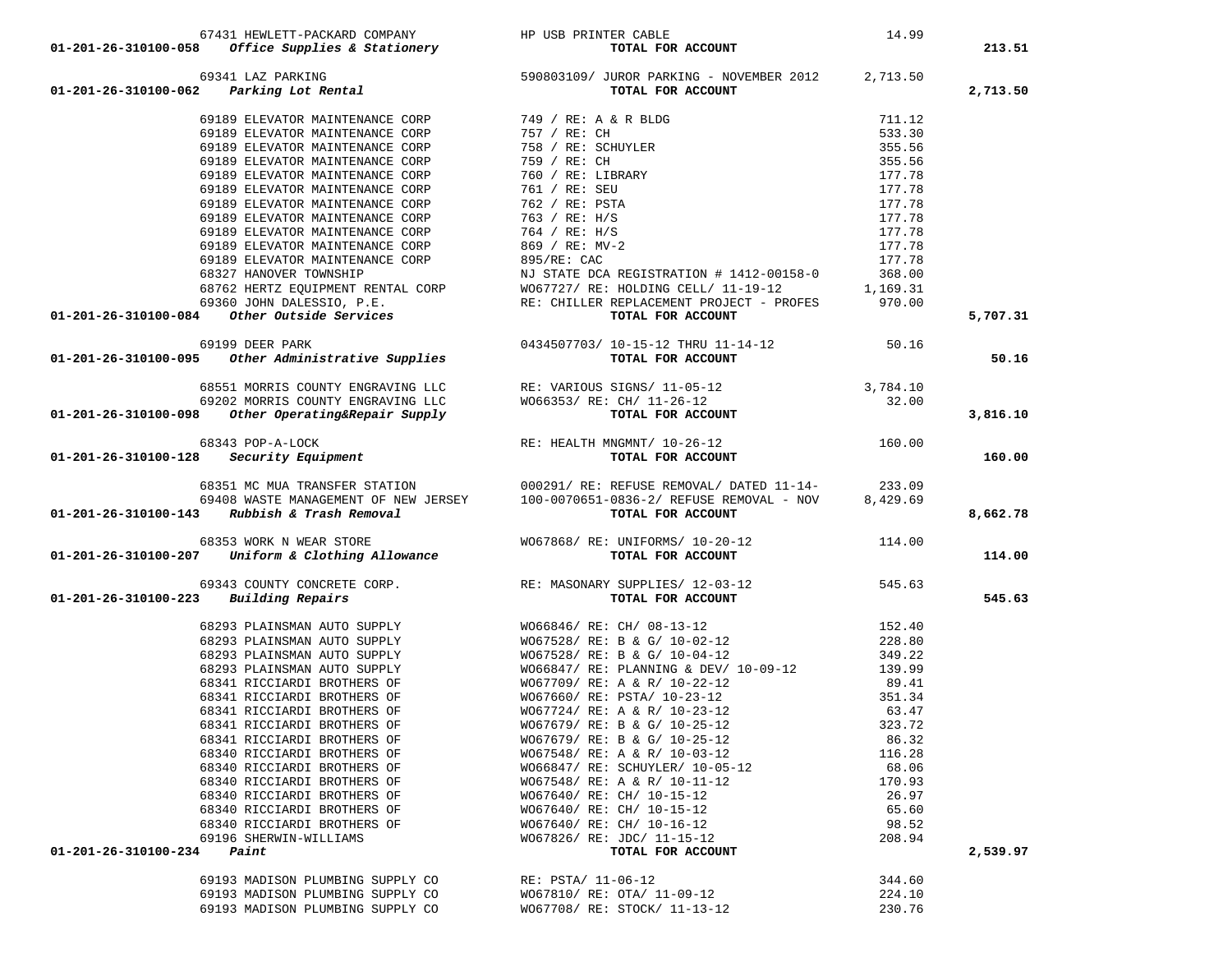| Account | Vendor | Description | Amount | Total |
|---|---|---|---|---|
| | 67431 HEWLETT-PACKARD COMPANY | HP USB PRINTER CABLE | 14.99 | |
| 01-201-26-310100-058 ***Office Supplies & Stationery*** | | **TOTAL FOR ACCOUNT** | | **213.51** |
| | 69341 LAZ PARKING | 590803109/ JUROR PARKING - NOVEMBER 2012 | 2,713.50 | |
| 01-201-26-310100-062 ***Parking Lot Rental*** | | **TOTAL FOR ACCOUNT** | | **2,713.50** |
| | 69189 ELEVATOR MAINTENANCE CORP | 749 / RE: A & R BLDG | 711.12 | |
| | 69189 ELEVATOR MAINTENANCE CORP | 757 / RE: CH | 533.30 | |
| | 69189 ELEVATOR MAINTENANCE CORP | 758 / RE: SCHUYLER | 355.56 | |
| | 69189 ELEVATOR MAINTENANCE CORP | 759 / RE: CH | 355.56 | |
| | 69189 ELEVATOR MAINTENANCE CORP | 760 / RE: LIBRARY | 177.78 | |
| | 69189 ELEVATOR MAINTENANCE CORP | 761 / RE: SEU | 177.78 | |
| | 69189 ELEVATOR MAINTENANCE CORP | 762 / RE: PSTA | 177.78 | |
| | 69189 ELEVATOR MAINTENANCE CORP | 763 / RE: H/S | 177.78 | |
| | 69189 ELEVATOR MAINTENANCE CORP | 764 / RE: H/S | 177.78 | |
| | 69189 ELEVATOR MAINTENANCE CORP | 869 / RE: MV-2 | 177.78 | |
| | 69189 ELEVATOR MAINTENANCE CORP | 895/RE: CAC | 177.78 | |
| | 68327 HANOVER TOWNSHIP | NJ STATE DCA REGISTRATION # 1412-00158-0 | 368.00 | |
| | 68762 HERTZ EQUIPMENT RENTAL CORP | WO67727/ RE: HOLDING CELL/ 11-19-12 | 1,169.31 | |
| | 69360 JOHN DALESSIO, P.E. | RE: CHILLER REPLACEMENT PROJECT - PROFES | 970.00 | |
| 01-201-26-310100-084 ***Other Outside Services*** | | **TOTAL FOR ACCOUNT** | | **5,707.31** |
| | 69199 DEER PARK | 0434507703/ 10-15-12 THRU 11-14-12 | 50.16 | |
| 01-201-26-310100-095 ***Other Administrative Supplies*** | | **TOTAL FOR ACCOUNT** | | **50.16** |
| | 68551 MORRIS COUNTY ENGRAVING LLC | RE: VARIOUS SIGNS/ 11-05-12 | 3,784.10 | |
| | 69202 MORRIS COUNTY ENGRAVING LLC | WO66353/ RE: CH/ 11-26-12 | 32.00 | |
| 01-201-26-310100-098 ***Other Operating&Repair Supply*** | | **TOTAL FOR ACCOUNT** | | **3,816.10** |
| | 68343 POP-A-LOCK | RE: HEALTH MNGMNT/ 10-26-12 | 160.00 | |
| 01-201-26-310100-128 ***Security Equipment*** | | **TOTAL FOR ACCOUNT** | | **160.00** |
| | 68351 MC MUA TRANSFER STATION | 000291/ RE: REFUSE REMOVAL/ DATED 11-14- | 233.09 | |
| | 69408 WASTE MANAGEMENT OF NEW JERSEY | 100-0070651-0836-2/ REFUSE REMOVAL - NOV | 8,429.69 | |
| 01-201-26-310100-143 ***Rubbish & Trash Removal*** | | **TOTAL FOR ACCOUNT** | | **8,662.78** |
| | 68353 WORK N WEAR STORE | WO67868/ RE: UNIFORMS/ 10-20-12 | 114.00 | |
| 01-201-26-310100-207 ***Uniform & Clothing Allowance*** | | **TOTAL FOR ACCOUNT** | | **114.00** |
| | 69343 COUNTY CONCRETE CORP. | RE: MASONARY SUPPLIES/ 12-03-12 | 545.63 | |
| 01-201-26-310100-223 ***Building Repairs*** | | **TOTAL FOR ACCOUNT** | | **545.63** |
| | 68293 PLAINSMAN AUTO SUPPLY | WO66846/ RE: CH/ 08-13-12 | 152.40 | |
| | 68293 PLAINSMAN AUTO SUPPLY | WO67528/ RE: B & G/ 10-02-12 | 228.80 | |
| | 68293 PLAINSMAN AUTO SUPPLY | WO67528/ RE: B & G/ 10-04-12 | 349.22 | |
| | 68293 PLAINSMAN AUTO SUPPLY | WO66847/ RE: PLANNING & DEV/ 10-09-12 | 139.99 | |
| | 68341 RICCIARDI BROTHERS OF | WO67709/ RE: A & R/ 10-22-12 | 89.41 | |
| | 68341 RICCIARDI BROTHERS OF | WO67660/ RE: PSTA/ 10-23-12 | 351.34 | |
| | 68341 RICCIARDI BROTHERS OF | WO67724/ RE: A & R/ 10-23-12 | 63.47 | |
| | 68341 RICCIARDI BROTHERS OF | WO67679/ RE: B & G/ 10-25-12 | 323.72 | |
| | 68341 RICCIARDI BROTHERS OF | WO67679/ RE: B & G/ 10-25-12 | 86.32 | |
| | 68340 RICCIARDI BROTHERS OF | WO67548/ RE: A & R/ 10-03-12 | 116.28 | |
| | 68340 RICCIARDI BROTHERS OF | WO66847/ RE: SCHUYLER/ 10-05-12 | 68.06 | |
| | 68340 RICCIARDI BROTHERS OF | WO67548/ RE: A & R/ 10-11-12 | 170.93 | |
| | 68340 RICCIARDI BROTHERS OF | WO67640/ RE: CH/ 10-15-12 | 26.97 | |
| | 68340 RICCIARDI BROTHERS OF | WO67640/ RE: CH/ 10-15-12 | 65.60 | |
| | 68340 RICCIARDI BROTHERS OF | WO67640/ RE: CH/ 10-16-12 | 98.52 | |
| | 69196 SHERWIN-WILLIAMS | WO67826/ RE: JDC/ 11-15-12 | 208.94 | |
| 01-201-26-310100-234 ***Paint*** | | **TOTAL FOR ACCOUNT** | | **2,539.97** |
| | 69193 MADISON PLUMBING SUPPLY CO | RE: PSTA/ 11-06-12 | 344.60 | |
| | 69193 MADISON PLUMBING SUPPLY CO | WO67810/ RE: OTA/ 11-09-12 | 224.10 | |
| | 69193 MADISON PLUMBING SUPPLY CO | WO67708/ RE: STOCK/ 11-13-12 | 230.76 | |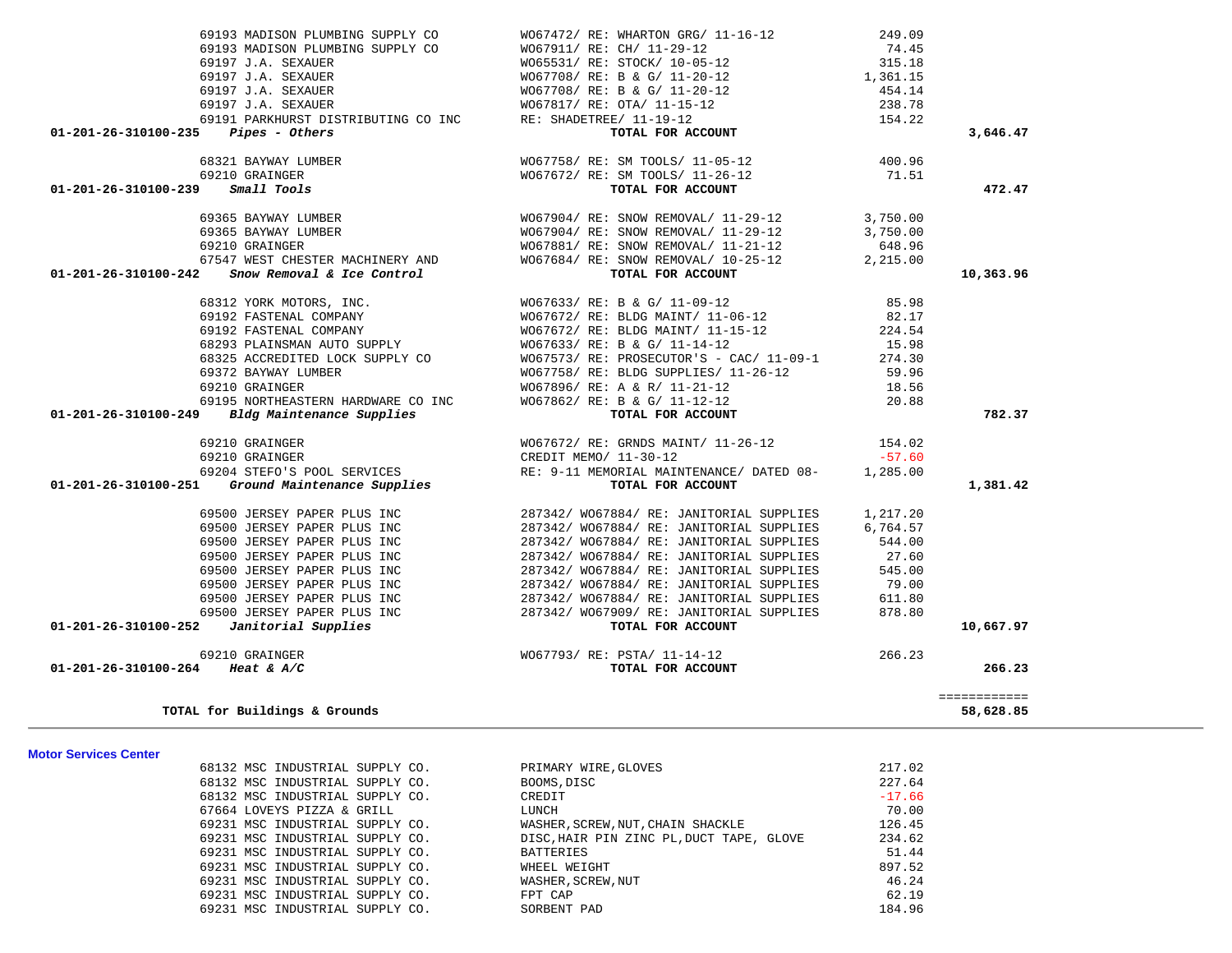| Account | Vendor | Description | Amount | Total |
|---|---|---|---|---|
| | 69193 MADISON PLUMBING SUPPLY CO | WO67472/ RE: WHARTON GRG/ 11-16-12 | 249.09 | |
| | 69193 MADISON PLUMBING SUPPLY CO | WO67911/ RE: CH/ 11-29-12 | 74.45 | |
| | 69197 J.A. SEXAUER | WO65531/ RE: STOCK/ 10-05-12 | 315.18 | |
| | 69197 J.A. SEXAUER | WO67708/ RE: B & G/ 11-20-12 | 1,361.15 | |
| | 69197 J.A. SEXAUER | WO67708/ RE: B & G/ 11-20-12 | 454.14 | |
| | 69197 J.A. SEXAUER | WO67817/ RE: OTA/ 11-15-12 | 238.78 | |
| | 69191 PARKHURST DISTRIBUTING CO INC | RE: SHADETREE/ 11-19-12 | 154.22 | |
| **01-201-26-310100-235** | ***Pipes - Others*** | **TOTAL FOR ACCOUNT** | | **3,646.47** |
| | 68321 BAYWAY LUMBER | WO67758/ RE: SM TOOLS/ 11-05-12 | 400.96 | |
| | 69210 GRAINGER | WO67672/ RE: SM TOOLS/ 11-26-12 | 71.51 | |
| **01-201-26-310100-239** | ***Small Tools*** | **TOTAL FOR ACCOUNT** | | **472.47** |
| | 69365 BAYWAY LUMBER | WO67904/ RE: SNOW REMOVAL/ 11-29-12 | 3,750.00 | |
| | 69365 BAYWAY LUMBER | WO67904/ RE: SNOW REMOVAL/ 11-29-12 | 3,750.00 | |
| | 69210 GRAINGER | WO67881/ RE: SNOW REMOVAL/ 11-21-12 | 648.96 | |
| | 67547 WEST CHESTER MACHINERY AND | WO67684/ RE: SNOW REMOVAL/ 10-25-12 | 2,215.00 | |
| **01-201-26-310100-242** | ***Snow Removal & Ice Control*** | **TOTAL FOR ACCOUNT** | | **10,363.96** |
| | 68312 YORK MOTORS, INC. | WO67633/ RE: B & G/ 11-09-12 | 85.98 | |
| | 69192 FASTENAL COMPANY | WO67672/ RE: BLDG MAINT/ 11-06-12 | 82.17 | |
| | 69192 FASTENAL COMPANY | WO67672/ RE: BLDG MAINT/ 11-15-12 | 224.54 | |
| | 68293 PLAINSMAN AUTO SUPPLY | WO67633/ RE: B & G/ 11-14-12 | 15.98 | |
| | 68325 ACCREDITED LOCK SUPPLY CO | WO67573/ RE: PROSECUTOR'S - CAC/ 11-09-1 | 274.30 | |
| | 69372 BAYWAY LUMBER | WO67758/ RE: BLDG SUPPLIES/ 11-26-12 | 59.96 | |
| | 69210 GRAINGER | WO67896/ RE: A & R/ 11-21-12 | 18.56 | |
| | 69195 NORTHEASTERN HARDWARE CO INC | WO67862/ RE: B & G/ 11-12-12 | 20.88 | |
| **01-201-26-310100-249** | ***Bldg Maintenance Supplies*** | **TOTAL FOR ACCOUNT** | | **782.37** |
| | 69210 GRAINGER | WO67672/ RE: GRNDS MAINT/ 11-26-12 | 154.02 | |
| | 69210 GRAINGER | CREDIT MEMO/ 11-30-12 | -57.60 | |
| | 69204 STEFO'S POOL SERVICES | RE: 9-11 MEMORIAL MAINTENANCE/ DATED 08- | 1,285.00 | |
| **01-201-26-310100-251** | ***Ground Maintenance Supplies*** | **TOTAL FOR ACCOUNT** | | **1,381.42** |
| | 69500 JERSEY PAPER PLUS INC | 287342/ WO67884/ RE: JANITORIAL SUPPLIES | 1,217.20 | |
| | 69500 JERSEY PAPER PLUS INC | 287342/ WO67884/ RE: JANITORIAL SUPPLIES | 6,764.57 | |
| | 69500 JERSEY PAPER PLUS INC | 287342/ WO67884/ RE: JANITORIAL SUPPLIES | 544.00 | |
| | 69500 JERSEY PAPER PLUS INC | 287342/ WO67884/ RE: JANITORIAL SUPPLIES | 27.60 | |
| | 69500 JERSEY PAPER PLUS INC | 287342/ WO67884/ RE: JANITORIAL SUPPLIES | 545.00 | |
| | 69500 JERSEY PAPER PLUS INC | 287342/ WO67884/ RE: JANITORIAL SUPPLIES | 79.00 | |
| | 69500 JERSEY PAPER PLUS INC | 287342/ WO67884/ RE: JANITORIAL SUPPLIES | 611.80 | |
| | 69500 JERSEY PAPER PLUS INC | 287342/ WO67909/ RE: JANITORIAL SUPPLIES | 878.80 | |
| **01-201-26-310100-252** | ***Janitorial Supplies*** | **TOTAL FOR ACCOUNT** | | **10,667.97** |
| | 69210 GRAINGER | WO67793/ RE: PSTA/ 11-14-12 | 266.23 | |
| **01-201-26-310100-264** | ***Heat & A/C*** | **TOTAL FOR ACCOUNT** | | **266.23** |
| | | | | ============ |
| | **TOTAL for Buildings & Grounds** | | | **58,628.85** |

**Motor Services Center**

| Vendor | Description | Amount |
|---|---|---|
| 68132 MSC INDUSTRIAL SUPPLY CO. | PRIMARY WIRE,GLOVES | 217.02 |
| 68132 MSC INDUSTRIAL SUPPLY CO. | BOOMS,DISC | 227.64 |
| 68132 MSC INDUSTRIAL SUPPLY CO. | CREDIT | -17.66 |
| 67664 LOVEYS PIZZA & GRILL | LUNCH | 70.00 |
| 69231 MSC INDUSTRIAL SUPPLY CO. | WASHER,SCREW,NUT,CHAIN SHACKLE | 126.45 |
| 69231 MSC INDUSTRIAL SUPPLY CO. | DISC,HAIR PIN ZINC PL,DUCT TAPE, GLOVE | 234.62 |
| 69231 MSC INDUSTRIAL SUPPLY CO. | BATTERIES | 51.44 |
| 69231 MSC INDUSTRIAL SUPPLY CO. | WHEEL WEIGHT | 897.52 |
| 69231 MSC INDUSTRIAL SUPPLY CO. | WASHER,SCREW,NUT | 46.24 |
| 69231 MSC INDUSTRIAL SUPPLY CO. | FPT CAP | 62.19 |
| 69231 MSC INDUSTRIAL SUPPLY CO. | SORBENT PAD | 184.96 |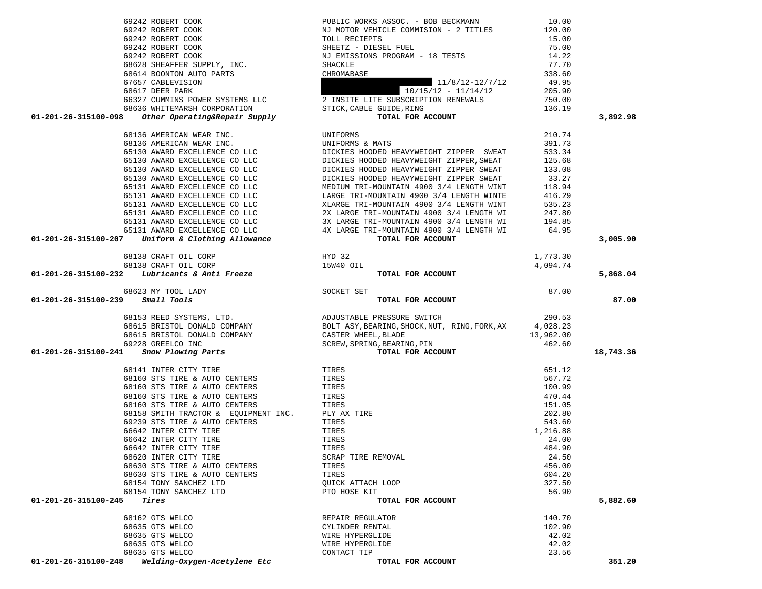| Account | Vendor | Description | Amount | Total |
|---|---|---|---|---|
| | 69242 ROBERT COOK | PUBLIC WORKS ASSOC. - BOB BECKMANN | 10.00 | |
| | 69242 ROBERT COOK | NJ MOTOR VEHICLE COMMISION - 2 TITLES | 120.00 | |
| | 69242 ROBERT COOK | TOLL RECIEPTS | 15.00 | |
| | 69242 ROBERT COOK | SHEETZ - DIESEL FUEL | 75.00 | |
| | 69242 ROBERT COOK | NJ EMISSIONS PROGRAM - 18 TESTS | 14.22 | |
| | 68628 SHEAFFER SUPPLY, INC. | SHACKLE | 77.70 | |
| | 68614 BOONTON AUTO PARTS | CHROMABASE | 338.60 | |
| | 67657 CABLEVISION | 11/8/12-12/7/12 | 49.95 | |
| | 68617 DEER PARK | 10/15/12 - 11/14/12 | 205.90 | |
| | 66327 CUMMINS POWER SYSTEMS LLC | 2 INSITE LITE SUBSCRIPTION RENEWALS | 750.00 | |
| | 68636 WHITEMARSH CORPORATION | STICK,CABLE GUIDE,RING | 136.19 | |
| **01-201-26-315100-098** | *Other Operating&Repair Supply* | **TOTAL FOR ACCOUNT** | | **3,892.98** |
| | 68136 AMERICAN WEAR INC. | UNIFORMS | 210.74 | |
| | 68136 AMERICAN WEAR INC. | UNIFORMS & MATS | 391.73 | |
| | 65130 AWARD EXCELLENCE CO LLC | DICKIES HOODED HEAVYWEIGHT ZIPPER SWEAT | 533.34 | |
| | 65130 AWARD EXCELLENCE CO LLC | DICKIES HOODED HEAVYWEIGHT ZIPPER,SWEAT | 125.68 | |
| | 65130 AWARD EXCELLENCE CO LLC | DICKIES HOODED HEAVYWEIGHT ZIPPER SWEAT | 133.08 | |
| | 65130 AWARD EXCELLENCE CO LLC | DICKIES HOODED HEAVYWEIGHT ZIPPER SWEAT | 33.27 | |
| | 65131 AWARD EXCELLENCE CO LLC | MEDIUM TRI-MOUNTAIN 4900 3/4 LENGTH WINT | 118.94 | |
| | 65131 AWARD EXCELLENCE CO LLC | LARGE TRI-MOUNTAIN 4900 3/4 LENGTH WINTE | 416.29 | |
| | 65131 AWARD EXCELLENCE CO LLC | XLARGE TRI-MOUNTAIN 4900 3/4 LENGTH WINT | 535.23 | |
| | 65131 AWARD EXCELLENCE CO LLC | 2X LARGE TRI-MOUNTAIN 4900 3/4 LENGTH WI | 247.80 | |
| | 65131 AWARD EXCELLENCE CO LLC | 3X LARGE TRI-MOUNTAIN 4900 3/4 LENGTH WI | 194.85 | |
| | 65131 AWARD EXCELLENCE CO LLC | 4X LARGE TRI-MOUNTAIN 4900 3/4 LENGTH WI | 64.95 | |
| **01-201-26-315100-207** | *Uniform & Clothing Allowance* | **TOTAL FOR ACCOUNT** | | **3,005.90** |
| | 68138 CRAFT OIL CORP | HYD 32 | 1,773.30 | |
| | 68138 CRAFT OIL CORP | 15W40 OIL | 4,094.74 | |
| **01-201-26-315100-232** | *Lubricants & Anti Freeze* | **TOTAL FOR ACCOUNT** | | **5,868.04** |
| | 68623 MY TOOL LADY | SOCKET SET | 87.00 | |
| **01-201-26-315100-239** | *Small Tools* | **TOTAL FOR ACCOUNT** | | **87.00** |
| | 68153 REED SYSTEMS, LTD. | ADJUSTABLE PRESSURE SWITCH | 290.53 | |
| | 68615 BRISTOL DONALD COMPANY | BOLT ASY,BEARING,SHOCK,NUT, RING,FORK,AX | 4,028.23 | |
| | 68615 BRISTOL DONALD COMPANY | CASTER WHEEL,BLADE | 13,962.00 | |
| | 69228 GREELCO INC | SCREW,SPRING,BEARING,PIN | 462.60 | |
| **01-201-26-315100-241** | *Snow Plowing Parts* | **TOTAL FOR ACCOUNT** | | **18,743.36** |
| | 68141 INTER CITY TIRE | TIRES | 651.12 | |
| | 68160 STS TIRE & AUTO CENTERS | TIRES | 567.72 | |
| | 68160 STS TIRE & AUTO CENTERS | TIRES | 100.99 | |
| | 68160 STS TIRE & AUTO CENTERS | TIRES | 470.44 | |
| | 68160 STS TIRE & AUTO CENTERS | TIRES | 151.05 | |
| | 68158 SMITH TRACTOR & EQUIPMENT INC. | PLY AX TIRE | 202.80 | |
| | 69239 STS TIRE & AUTO CENTERS | TIRES | 543.60 | |
| | 66642 INTER CITY TIRE | TIRES | 1,216.88 | |
| | 66642 INTER CITY TIRE | TIRES | 24.00 | |
| | 66642 INTER CITY TIRE | TIRES | 484.90 | |
| | 68620 INTER CITY TIRE | SCRAP TIRE REMOVAL | 24.50 | |
| | 68630 STS TIRE & AUTO CENTERS | TIRES | 456.00 | |
| | 68630 STS TIRE & AUTO CENTERS | TIRES | 604.20 | |
| | 68154 TONY SANCHEZ LTD | QUICK ATTACH LOOP | 327.50 | |
| | 68154 TONY SANCHEZ LTD | PTO HOSE KIT | 56.90 | |
| **01-201-26-315100-245** | *Tires* | **TOTAL FOR ACCOUNT** | | **5,882.60** |
| | 68162 GTS WELCO | REPAIR REGULATOR | 140.70 | |
| | 68635 GTS WELCO | CYLINDER RENTAL | 102.90 | |
| | 68635 GTS WELCO | WIRE HYPERGLIDE | 42.02 | |
| | 68635 GTS WELCO | WIRE HYPERGLIDE | 42.02 | |
| | 68635 GTS WELCO | CONTACT TIP | 23.56 | |
| **01-201-26-315100-248** | *Welding-Oxygen-Acetylene Etc* | **TOTAL FOR ACCOUNT** | | **351.20** |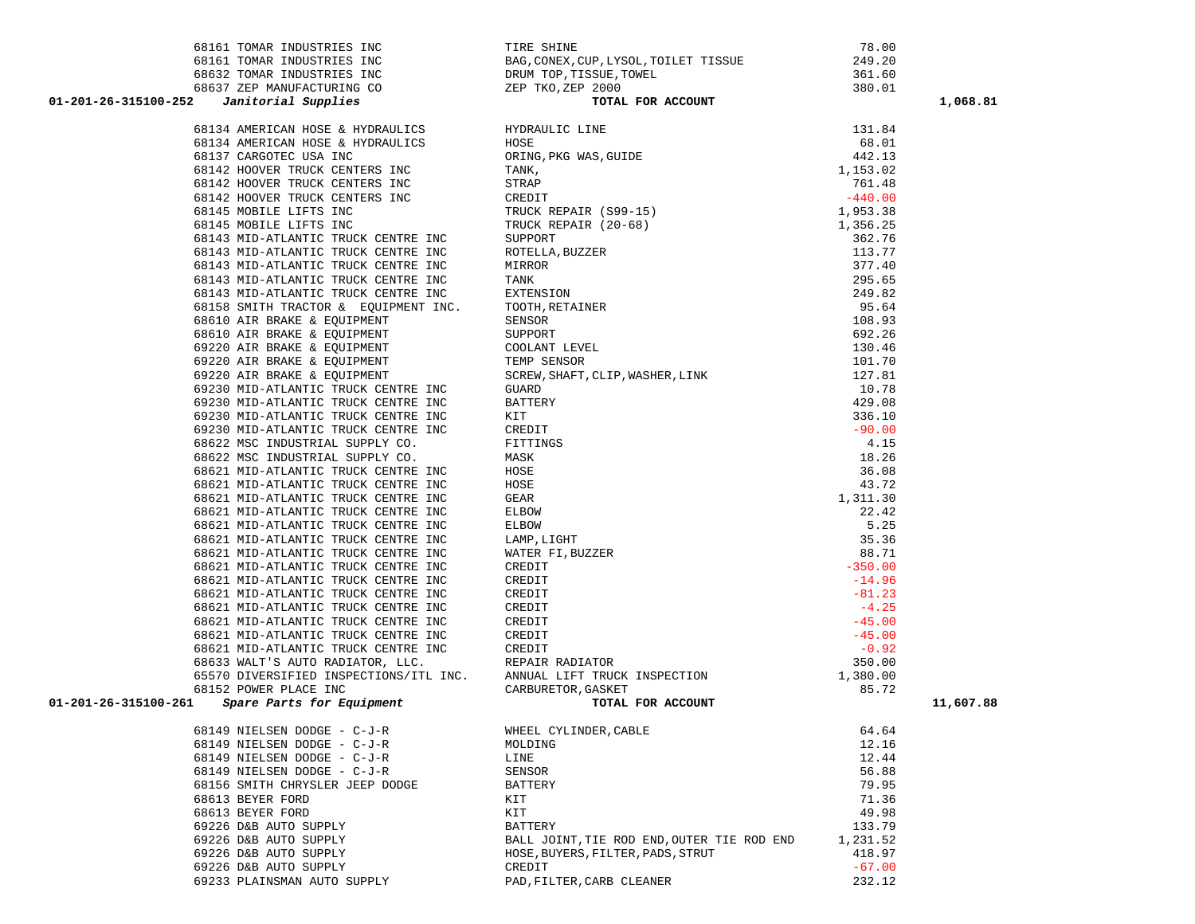| Account | Vendor | Description | Amount | Total |
|---|---|---|---|---|
| | 68161 TOMAR INDUSTRIES INC | TIRE SHINE | 78.00 | |
| | 68161 TOMAR INDUSTRIES INC | BAG,CONEX,CUP,LYSOL,TOILET TISSUE | 249.20 | |
| | 68632 TOMAR INDUSTRIES INC | DRUM TOP,TISSUE,TOWEL | 361.60 | |
| | 68637 ZEP MANUFACTURING CO | ZEP TKO,ZEP 2000 | 380.01 | |
| **01-201-26-315100-252** | ***Janitorial Supplies*** | **TOTAL FOR ACCOUNT** | | **1,068.81** |
| | 68134 AMERICAN HOSE & HYDRAULICS | HYDRAULIC LINE | 131.84 | |
| | 68134 AMERICAN HOSE & HYDRAULICS | HOSE | 68.01 | |
| | 68137 CARGOTEC USA INC | ORING,PKG WAS,GUIDE | 442.13 | |
| | 68142 HOOVER TRUCK CENTERS INC | TANK, | 1,153.02 | |
| | 68142 HOOVER TRUCK CENTERS INC | STRAP | 761.48 | |
| | 68142 HOOVER TRUCK CENTERS INC | CREDIT | -440.00 | |
| | 68145 MOBILE LIFTS INC | TRUCK REPAIR (S99-15) | 1,953.38 | |
| | 68145 MOBILE LIFTS INC | TRUCK REPAIR (20-68) | 1,356.25 | |
| | 68143 MID-ATLANTIC TRUCK CENTRE INC | SUPPORT | 362.76 | |
| | 68143 MID-ATLANTIC TRUCK CENTRE INC | ROTELLA,BUZZER | 113.77 | |
| | 68143 MID-ATLANTIC TRUCK CENTRE INC | MIRROR | 377.40 | |
| | 68143 MID-ATLANTIC TRUCK CENTRE INC | TANK | 295.65 | |
| | 68143 MID-ATLANTIC TRUCK CENTRE INC | EXTENSION | 249.82 | |
| | 68158 SMITH TRACTOR & EQUIPMENT INC. | TOOTH,RETAINER | 95.64 | |
| | 68610 AIR BRAKE & EQUIPMENT | SENSOR | 108.93 | |
| | 68610 AIR BRAKE & EQUIPMENT | SUPPORT | 692.26 | |
| | 69220 AIR BRAKE & EQUIPMENT | COOLANT LEVEL | 130.46 | |
| | 69220 AIR BRAKE & EQUIPMENT | TEMP SENSOR | 101.70 | |
| | 69220 AIR BRAKE & EQUIPMENT | SCREW,SHAFT,CLIP,WASHER,LINK | 127.81 | |
| | 69230 MID-ATLANTIC TRUCK CENTRE INC | GUARD | 10.78 | |
| | 69230 MID-ATLANTIC TRUCK CENTRE INC | BATTERY | 429.08 | |
| | 69230 MID-ATLANTIC TRUCK CENTRE INC | KIT | 336.10 | |
| | 69230 MID-ATLANTIC TRUCK CENTRE INC | CREDIT | -90.00 | |
| | 68622 MSC INDUSTRIAL SUPPLY CO. | FITTINGS | 4.15 | |
| | 68622 MSC INDUSTRIAL SUPPLY CO. | MASK | 18.26 | |
| | 68621 MID-ATLANTIC TRUCK CENTRE INC | HOSE | 36.08 | |
| | 68621 MID-ATLANTIC TRUCK CENTRE INC | HOSE | 43.72 | |
| | 68621 MID-ATLANTIC TRUCK CENTRE INC | GEAR | 1,311.30 | |
| | 68621 MID-ATLANTIC TRUCK CENTRE INC | ELBOW | 22.42 | |
| | 68621 MID-ATLANTIC TRUCK CENTRE INC | ELBOW | 5.25 | |
| | 68621 MID-ATLANTIC TRUCK CENTRE INC | LAMP,LIGHT | 35.36 | |
| | 68621 MID-ATLANTIC TRUCK CENTRE INC | WATER FI,BUZZER | 88.71 | |
| | 68621 MID-ATLANTIC TRUCK CENTRE INC | CREDIT | -350.00 | |
| | 68621 MID-ATLANTIC TRUCK CENTRE INC | CREDIT | -14.96 | |
| | 68621 MID-ATLANTIC TRUCK CENTRE INC | CREDIT | -81.23 | |
| | 68621 MID-ATLANTIC TRUCK CENTRE INC | CREDIT | -4.25 | |
| | 68621 MID-ATLANTIC TRUCK CENTRE INC | CREDIT | -45.00 | |
| | 68621 MID-ATLANTIC TRUCK CENTRE INC | CREDIT | -45.00 | |
| | 68621 MID-ATLANTIC TRUCK CENTRE INC | CREDIT | -0.92 | |
| | 68633 WALT'S AUTO RADIATOR, LLC. | REPAIR RADIATOR | 350.00 | |
| | 65570 DIVERSIFIED INSPECTIONS/ITL INC. | ANNUAL LIFT TRUCK INSPECTION | 1,380.00 | |
| | 68152 POWER PLACE INC | CARBURETOR,GASKET | 85.72 | |
| **01-201-26-315100-261** | ***Spare Parts for Equipment*** | **TOTAL FOR ACCOUNT** | | **11,607.88** |
| | 68149 NIELSEN DODGE - C-J-R | WHEEL CYLINDER,CABLE | 64.64 | |
| | 68149 NIELSEN DODGE - C-J-R | MOLDING | 12.16 | |
| | 68149 NIELSEN DODGE - C-J-R | LINE | 12.44 | |
| | 68149 NIELSEN DODGE - C-J-R | SENSOR | 56.88 | |
| | 68156 SMITH CHRYSLER JEEP DODGE | BATTERY | 79.95 | |
| | 68613 BEYER FORD | KIT | 71.36 | |
| | 68613 BEYER FORD | KIT | 49.98 | |
| | 69226 D&B AUTO SUPPLY | BATTERY | 133.79 | |
| | 69226 D&B AUTO SUPPLY | BALL JOINT,TIE ROD END,OUTER TIE ROD END | 1,231.52 | |
| | 69226 D&B AUTO SUPPLY | HOSE,BUYERS,FILTER,PADS,STRUT | 418.97 | |
| | 69226 D&B AUTO SUPPLY | CREDIT | -67.00 | |
| | 69233 PLAINSMAN AUTO SUPPLY | PAD,FILTER,CARB CLEANER | 232.12 | |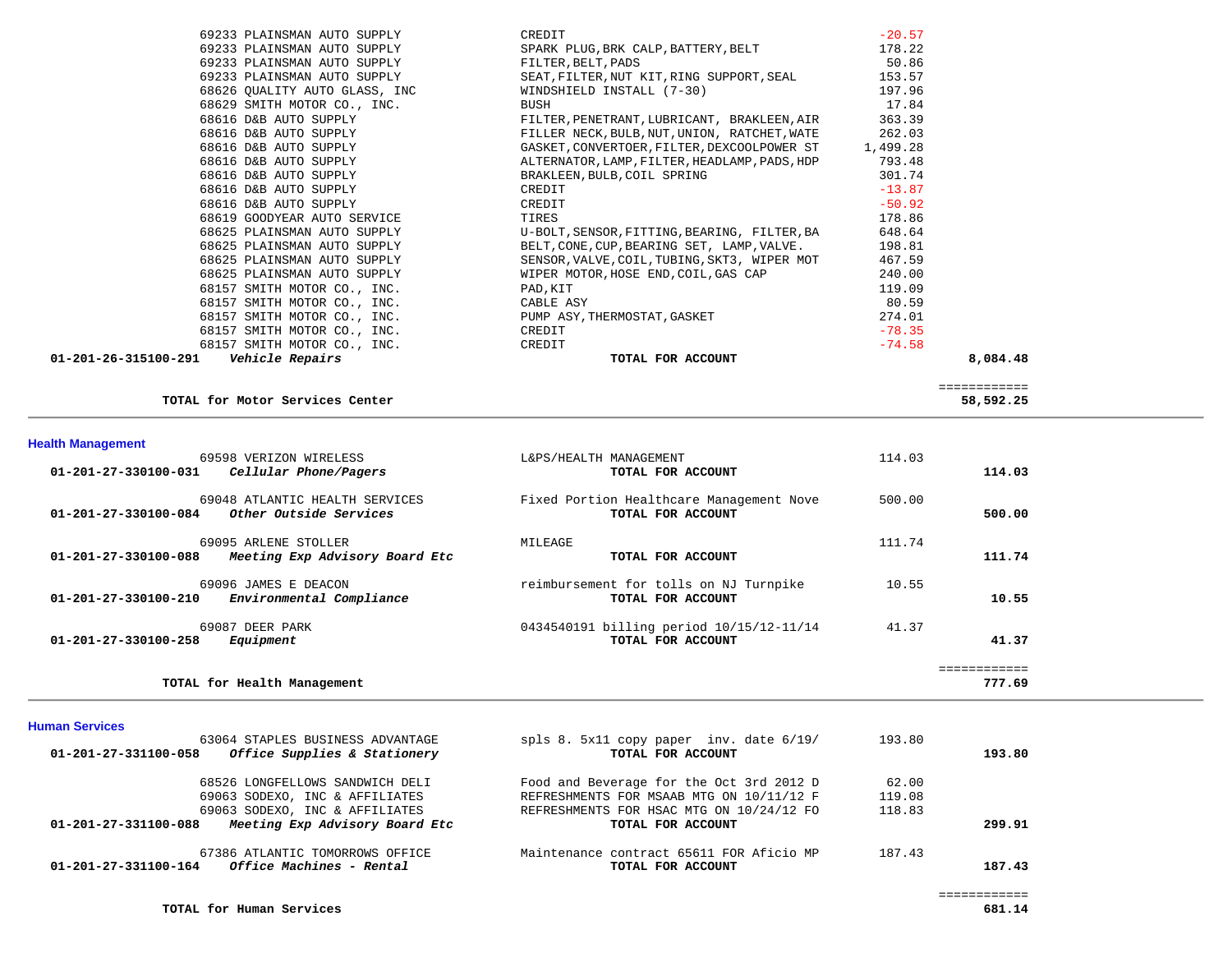| Account | Vendor / Description | Detail | Amount | Total |
|---|---|---|---|---|
| | 69233 PLAINSMAN AUTO SUPPLY | CREDIT | -20.57 | |
| | 69233 PLAINSMAN AUTO SUPPLY | SPARK PLUG,BRK CALP,BATTERY,BELT | 178.22 | |
| | 69233 PLAINSMAN AUTO SUPPLY | FILTER,BELT,PADS | 50.86 | |
| | 69233 PLAINSMAN AUTO SUPPLY | SEAT,FILTER,NUT KIT,RING SUPPORT,SEAL | 153.57 | |
| | 68626 QUALITY AUTO GLASS, INC | WINDSHIELD INSTALL (7-30) | 197.96 | |
| | 68629 SMITH MOTOR CO., INC. | BUSH | 17.84 | |
| | 68616 D&B AUTO SUPPLY | FILTER,PENETRANT,LUBRICANT, BRAKLEEN,AIR | 363.39 | |
| | 68616 D&B AUTO SUPPLY | FILLER NECK,BULB,NUT,UNION, RATCHET,WATE | 262.03 | |
| | 68616 D&B AUTO SUPPLY | GASKET,CONVERTOER,FILTER,DEXCOOLPOWER ST | 1,499.28 | |
| | 68616 D&B AUTO SUPPLY | ALTERNATOR,LAMP,FILTER,HEADLAMP,PADS,HDP | 793.48 | |
| | 68616 D&B AUTO SUPPLY | BRAKLEEN,BULB,COIL SPRING | 301.74 | |
| | 68616 D&B AUTO SUPPLY | CREDIT | -13.87 | |
| | 68616 D&B AUTO SUPPLY | CREDIT | -50.92 | |
| | 68619 GOODYEAR AUTO SERVICE | TIRES | 178.86 | |
| | 68625 PLAINSMAN AUTO SUPPLY | U-BOLT,SENSOR,FITTING,BEARING, FILTER,BA | 648.64 | |
| | 68625 PLAINSMAN AUTO SUPPLY | BELT,CONE,CUP,BEARING SET, LAMP,VALVE. | 198.81 | |
| | 68625 PLAINSMAN AUTO SUPPLY | SENSOR,VALVE,COIL,TUBING,SKT3, WIPER MOT | 467.59 | |
| | 68625 PLAINSMAN AUTO SUPPLY | WIPER MOTOR,HOSE END,COIL,GAS CAP | 240.00 | |
| | 68157 SMITH MOTOR CO., INC. | PAD,KIT | 119.09 | |
| | 68157 SMITH MOTOR CO., INC. | CABLE ASY | 80.59 | |
| | 68157 SMITH MOTOR CO., INC. | PUMP ASY,THERMOSTAT,GASKET | 274.01 | |
| | 68157 SMITH MOTOR CO., INC. | CREDIT | -78.35 | |
| | 68157 SMITH MOTOR CO., INC. | CREDIT | -74.58 | |
| **01-201-26-315100-291** | ***Vehicle Repairs*** | **TOTAL FOR ACCOUNT** | | **8,084.48** |
| | **TOTAL for Motor Services Center** | | | **58,592.25** |

## Health Management

| Account | Vendor / Description | Detail | Amount | Total |
|---|---|---|---|---|
| | 69598 VERIZON WIRELESS | L&PS/HEALTH MANAGEMENT | 114.03 | |
| **01-201-27-330100-031** | ***Cellular Phone/Pagers*** | **TOTAL FOR ACCOUNT** | | **114.03** |
| | 69048 ATLANTIC HEALTH SERVICES | Fixed Portion Healthcare Management Nove | 500.00 | |
| **01-201-27-330100-084** | ***Other Outside Services*** | **TOTAL FOR ACCOUNT** | | **500.00** |
| | 69095 ARLENE STOLLER | MILEAGE | 111.74 | |
| **01-201-27-330100-088** | ***Meeting Exp Advisory Board Etc*** | **TOTAL FOR ACCOUNT** | | **111.74** |
| | 69096 JAMES E DEACON | reimbursement for tolls on NJ Turnpike | 10.55 | |
| **01-201-27-330100-210** | ***Environmental Compliance*** | **TOTAL FOR ACCOUNT** | | **10.55** |
| | 69087 DEER PARK | 0434540191 billing period 10/15/12-11/14 | 41.37 | |
| **01-201-27-330100-258** | ***Equipment*** | **TOTAL FOR ACCOUNT** | | **41.37** |
| | **TOTAL for Health Management** | | | **777.69** |

## Human Services

| Account | Vendor / Description | Detail | Amount | Total |
|---|---|---|---|---|
| | 63064 STAPLES BUSINESS ADVANTAGE | spls 8. 5x11 copy paper inv. date 6/19/ | 193.80 | |
| **01-201-27-331100-058** | ***Office Supplies & Stationery*** | **TOTAL FOR ACCOUNT** | | **193.80** |
| | 68526 LONGFELLOWS SANDWICH DELI | Food and Beverage for the Oct 3rd 2012 D | 62.00 | |
| | 69063 SODEXO, INC & AFFILIATES | REFRESHMENTS FOR MSAAB MTG ON 10/11/12 F | 119.08 | |
| | 69063 SODEXO, INC & AFFILIATES | REFRESHMENTS FOR HSAC MTG ON 10/24/12 FO | 118.83 | |
| **01-201-27-331100-088** | ***Meeting Exp Advisory Board Etc*** | **TOTAL FOR ACCOUNT** | | **299.91** |
| | 67386 ATLANTIC TOMORROWS OFFICE | Maintenance contract 65611 FOR Aficio MP | 187.43 | |
| **01-201-27-331100-164** | ***Office Machines - Rental*** | **TOTAL FOR ACCOUNT** | | **187.43** |
| | **TOTAL for Human Services** | | | **681.14** |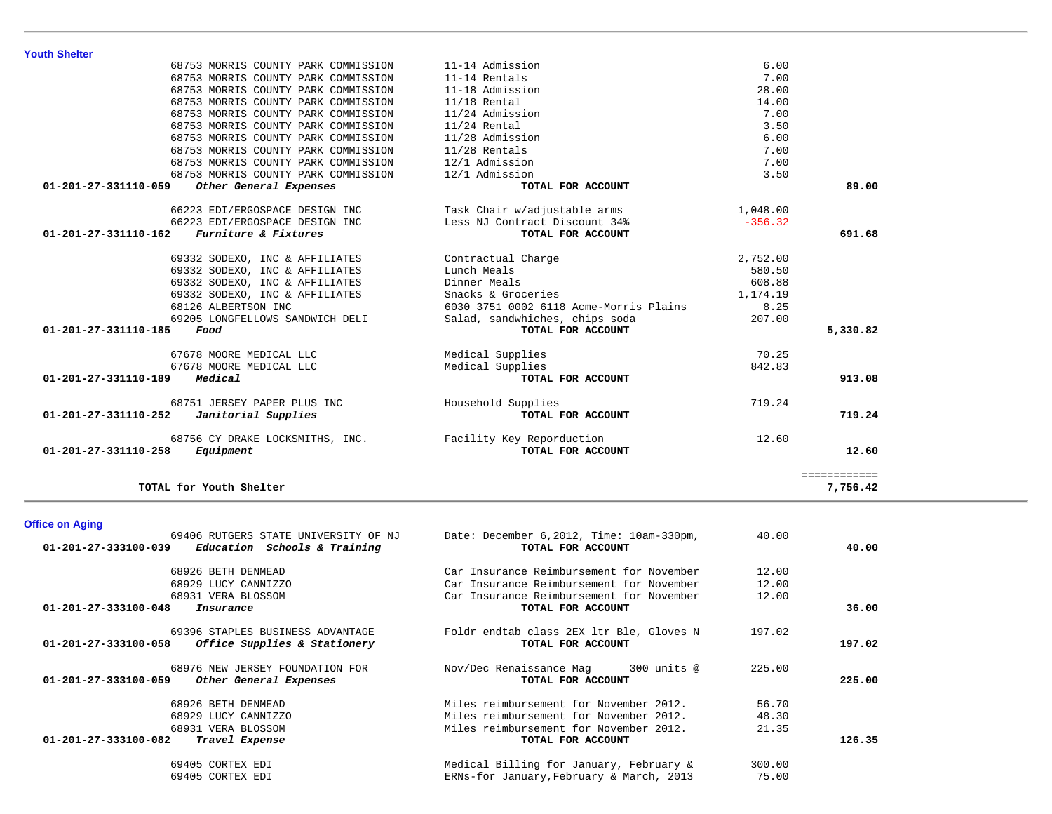## Youth Shelter

| Account | Vendor / Account Name | Description | Amount | Total |
|---|---|---|---|---|
| | 68753 MORRIS COUNTY PARK COMMISSION | 11-14 Admission | 6.00 | |
| | 68753 MORRIS COUNTY PARK COMMISSION | 11-14 Rentals | 7.00 | |
| | 68753 MORRIS COUNTY PARK COMMISSION | 11-18 Admission | 28.00 | |
| | 68753 MORRIS COUNTY PARK COMMISSION | 11/18 Rental | 14.00 | |
| | 68753 MORRIS COUNTY PARK COMMISSION | 11/24 Admission | 7.00 | |
| | 68753 MORRIS COUNTY PARK COMMISSION | 11/24 Rental | 3.50 | |
| | 68753 MORRIS COUNTY PARK COMMISSION | 11/28 Admission | 6.00 | |
| | 68753 MORRIS COUNTY PARK COMMISSION | 11/28 Rentals | 7.00 | |
| | 68753 MORRIS COUNTY PARK COMMISSION | 12/1 Admission | 7.00 | |
| | 68753 MORRIS COUNTY PARK COMMISSION | 12/1 Admission | 3.50 | |
| **01-201-27-331110-059** | ***Other General Expenses*** | **TOTAL FOR ACCOUNT** | | **89.00** |
| | 66223 EDI/ERGOSPACE DESIGN INC | Task Chair w/adjustable arms | 1,048.00 | |
| | 66223 EDI/ERGOSPACE DESIGN INC | Less NJ Contract Discount 34% | -356.32 | |
| **01-201-27-331110-162** | ***Furniture & Fixtures*** | **TOTAL FOR ACCOUNT** | | **691.68** |
| | 69332 SODEXO, INC & AFFILIATES | Contractual Charge | 2,752.00 | |
| | 69332 SODEXO, INC & AFFILIATES | Lunch Meals | 580.50 | |
| | 69332 SODEXO, INC & AFFILIATES | Dinner Meals | 608.88 | |
| | 69332 SODEXO, INC & AFFILIATES | Snacks & Groceries | 1,174.19 | |
| | 68126 ALBERTSON INC | 6030 3751 0002 6118 Acme-Morris Plains | 8.25 | |
| | 69205 LONGFELLOWS SANDWICH DELI | Salad, sandwhiches, chips soda | 207.00 | |
| **01-201-27-331110-185** | ***Food*** | **TOTAL FOR ACCOUNT** | | **5,330.82** |
| | 67678 MOORE MEDICAL LLC | Medical Supplies | 70.25 | |
| | 67678 MOORE MEDICAL LLC | Medical Supplies | 842.83 | |
| **01-201-27-331110-189** | ***Medical*** | **TOTAL FOR ACCOUNT** | | **913.08** |
| | 68751 JERSEY PAPER PLUS INC | Household Supplies | 719.24 | |
| **01-201-27-331110-252** | ***Janitorial Supplies*** | **TOTAL FOR ACCOUNT** | | **719.24** |
| | 68756 CY DRAKE LOCKSMITHS, INC. | Facility Key Reporduction | 12.60 | |
| **01-201-27-331110-258** | ***Equipment*** | **TOTAL FOR ACCOUNT** | | **12.60** |
| | **TOTAL for Youth Shelter** | | | **7,756.42** |

## Office on Aging

| Account | Vendor / Account Name | Description | Amount | Total |
|---|---|---|---|---|
| | 69406 RUTGERS STATE UNIVERSITY OF NJ | Date: December 6,2012, Time: 10am-330pm, | 40.00 | |
| **01-201-27-333100-039** | ***Education Schools & Training*** | **TOTAL FOR ACCOUNT** | | **40.00** |
| | 68926 BETH DENMEAD | Car Insurance Reimbursement for November | 12.00 | |
| | 68929 LUCY CANNIZZO | Car Insurance Reimbursement for November | 12.00 | |
| | 68931 VERA BLOSSOM | Car Insurance Reimbursement for November | 12.00 | |
| **01-201-27-333100-048** | ***Insurance*** | **TOTAL FOR ACCOUNT** | | **36.00** |
| | 69396 STAPLES BUSINESS ADVANTAGE | Foldr endtab class 2EX ltr Ble, Gloves N | 197.02 | |
| **01-201-27-333100-058** | ***Office Supplies & Stationery*** | **TOTAL FOR ACCOUNT** | | **197.02** |
| | 68976 NEW JERSEY FOUNDATION FOR | Nov/Dec Renaissance Mag 300 units @ | 225.00 | |
| **01-201-27-333100-059** | ***Other General Expenses*** | **TOTAL FOR ACCOUNT** | | **225.00** |
| | 68926 BETH DENMEAD | Miles reimbursement for November 2012. | 56.70 | |
| | 68929 LUCY CANNIZZO | Miles reimbursement for November 2012. | 48.30 | |
| | 68931 VERA BLOSSOM | Miles reimbursement for November 2012. | 21.35 | |
| **01-201-27-333100-082** | ***Travel Expense*** | **TOTAL FOR ACCOUNT** | | **126.35** |
| | 69405 CORTEX EDI | Medical Billing for January, February & | 300.00 | |
| | 69405 CORTEX EDI | ERNs-for January,February & March, 2013 | 75.00 | |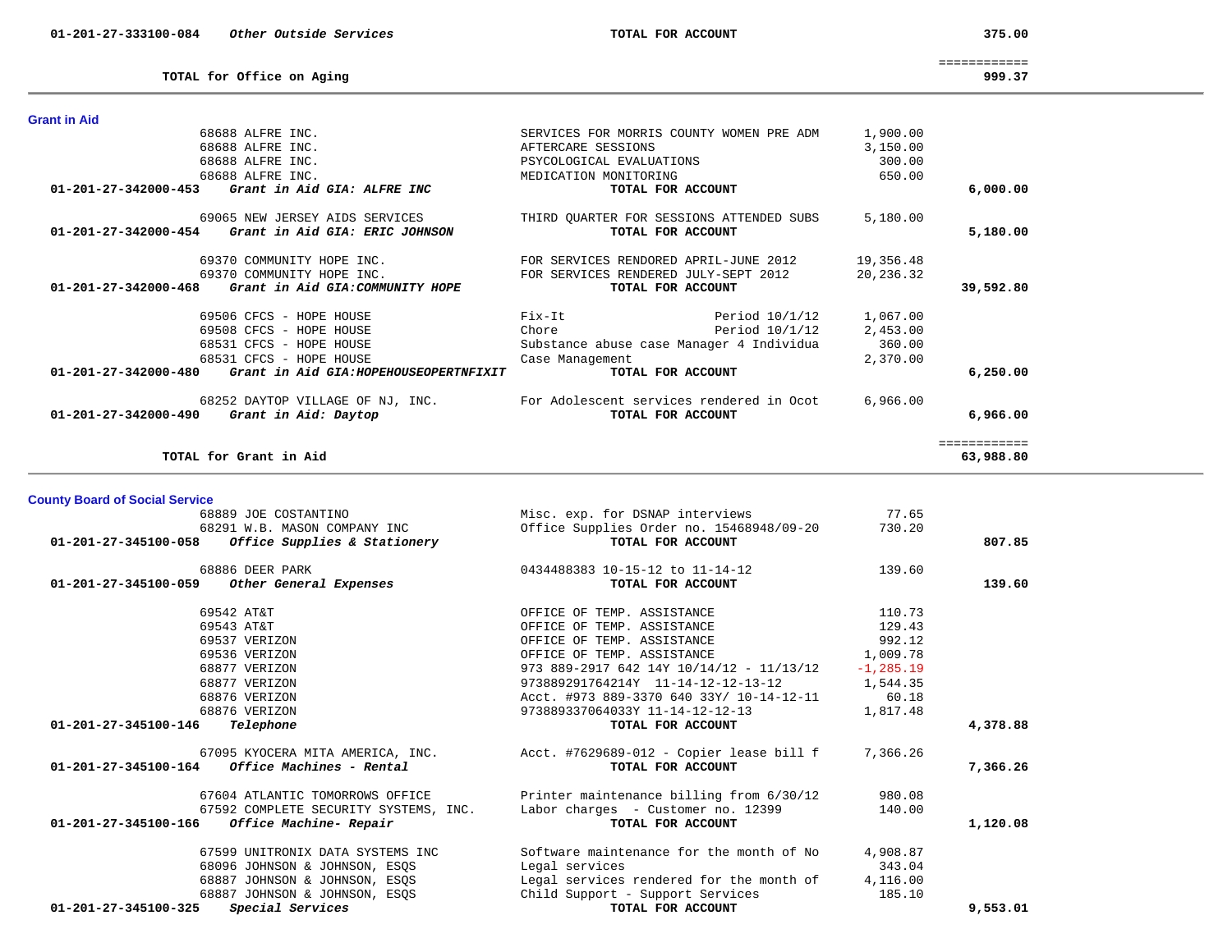| Account | Vendor / Description | Detail | Amount | Total |
|---|---|---|---|---|
| **01-201-27-333100-084** | ***Other Outside Services*** | **TOTAL FOR ACCOUNT** | | **375.00** |
| | | | | ============ |
| | **TOTAL for Office on Aging** | | | **999.37** |

## Grant in Aid

| Account | Vendor / Description | Detail | Amount | Total |
|---|---|---|---|---|
| | 68688 ALFRE INC. | SERVICES FOR MORRIS COUNTY WOMEN PRE ADM | 1,900.00 | |
| | 68688 ALFRE INC. | AFTERCARE SESSIONS | 3,150.00 | |
| | 68688 ALFRE INC. | PSYCOLOGICAL EVALUATIONS | 300.00 | |
| | 68688 ALFRE INC. | MEDICATION MONITORING | 650.00 | |
| **01-201-27-342000-453** | ***Grant in Aid GIA: ALFRE INC*** | **TOTAL FOR ACCOUNT** | | **6,000.00** |
| | 69065 NEW JERSEY AIDS SERVICES | THIRD QUARTER FOR SESSIONS ATTENDED SUBS | 5,180.00 | |
| **01-201-27-342000-454** | ***Grant in Aid GIA: ERIC JOHNSON*** | **TOTAL FOR ACCOUNT** | | **5,180.00** |
| | 69370 COMMUNITY HOPE INC. | FOR SERVICES RENDORED APRIL-JUNE 2012 | 19,356.48 | |
| | 69370 COMMUNITY HOPE INC. | FOR SERVICES RENDERED JULY-SEPT 2012 | 20,236.32 | |
| **01-201-27-342000-468** | ***Grant in Aid GIA:COMMUNITY HOPE*** | **TOTAL FOR ACCOUNT** | | **39,592.80** |
| | 69506 CFCS - HOPE HOUSE | Fix-It Period 10/1/12 | 1,067.00 | |
| | 69508 CFCS - HOPE HOUSE | Chore Period 10/1/12 | 2,453.00 | |
| | 68531 CFCS - HOPE HOUSE | Substance abuse case Manager 4 Individua | 360.00 | |
| | 68531 CFCS - HOPE HOUSE | Case Management | 2,370.00 | |
| **01-201-27-342000-480** | ***Grant in Aid GIA:HOPEHOUSEOPERTNFIXIT*** | **TOTAL FOR ACCOUNT** | | **6,250.00** |
| | 68252 DAYTOP VILLAGE OF NJ, INC. | For Adolescent services rendered in Ocot | 6,966.00 | |
| **01-201-27-342000-490** | ***Grant in Aid: Daytop*** | **TOTAL FOR ACCOUNT** | | **6,966.00** |
| | | | | ============ |
| | **TOTAL for Grant in Aid** | | | **63,988.80** |

## County Board of Social Service

| Account | Vendor / Description | Detail | Amount | Total |
|---|---|---|---|---|
| | 68889 JOE COSTANTINO | Misc. exp. for DSNAP interviews | 77.65 | |
| | 68291 W.B. MASON COMPANY INC | Office Supplies Order no. 15468948/09-20 | 730.20 | |
| **01-201-27-345100-058** | ***Office Supplies & Stationery*** | **TOTAL FOR ACCOUNT** | | **807.85** |
| | 68886 DEER PARK | 0434488383 10-15-12 to 11-14-12 | 139.60 | |
| **01-201-27-345100-059** | ***Other General Expenses*** | **TOTAL FOR ACCOUNT** | | **139.60** |
| | 69542 AT&T | OFFICE OF TEMP. ASSISTANCE | 110.73 | |
| | 69543 AT&T | OFFICE OF TEMP. ASSISTANCE | 129.43 | |
| | 69537 VERIZON | OFFICE OF TEMP. ASSISTANCE | 992.12 | |
| | 69536 VERIZON | OFFICE OF TEMP. ASSISTANCE | 1,009.78 | |
| | 68877 VERIZON | 973 889-2917 642 14Y 10/14/12 - 11/13/12 | -1,285.19 | |
| | 68877 VERIZON | 973889291764214Y 11-14-12-12-13-12 | 1,544.35 | |
| | 68876 VERIZON | Acct. #973 889-3370 640 33Y/ 10-14-12-11 | 60.18 | |
| | 68876 VERIZON | 973889337064033Y 11-14-12-12-13 | 1,817.48 | |
| **01-201-27-345100-146** | ***Telephone*** | **TOTAL FOR ACCOUNT** | | **4,378.88** |
| | 67095 KYOCERA MITA AMERICA, INC. | Acct. #7629689-012 - Copier lease bill f | 7,366.26 | |
| **01-201-27-345100-164** | ***Office Machines - Rental*** | **TOTAL FOR ACCOUNT** | | **7,366.26** |
| | 67604 ATLANTIC TOMORROWS OFFICE | Printer maintenance billing from 6/30/12 | 980.08 | |
| | 67592 COMPLETE SECURITY SYSTEMS, INC. | Labor charges - Customer no. 12399 | 140.00 | |
| **01-201-27-345100-166** | ***Office Machine- Repair*** | **TOTAL FOR ACCOUNT** | | **1,120.08** |
| | 67599 UNITRONIX DATA SYSTEMS INC | Software maintenance for the month of No | 4,908.87 | |
| | 68096 JOHNSON & JOHNSON, ESQS | Legal services | 343.04 | |
| | 68887 JOHNSON & JOHNSON, ESQS | Legal services rendered for the month of | 4,116.00 | |
| | 68887 JOHNSON & JOHNSON, ESQS | Child Support - Support Services | 185.10 | |
| **01-201-27-345100-325** | ***Special Services*** | **TOTAL FOR ACCOUNT** | | **9,553.01** |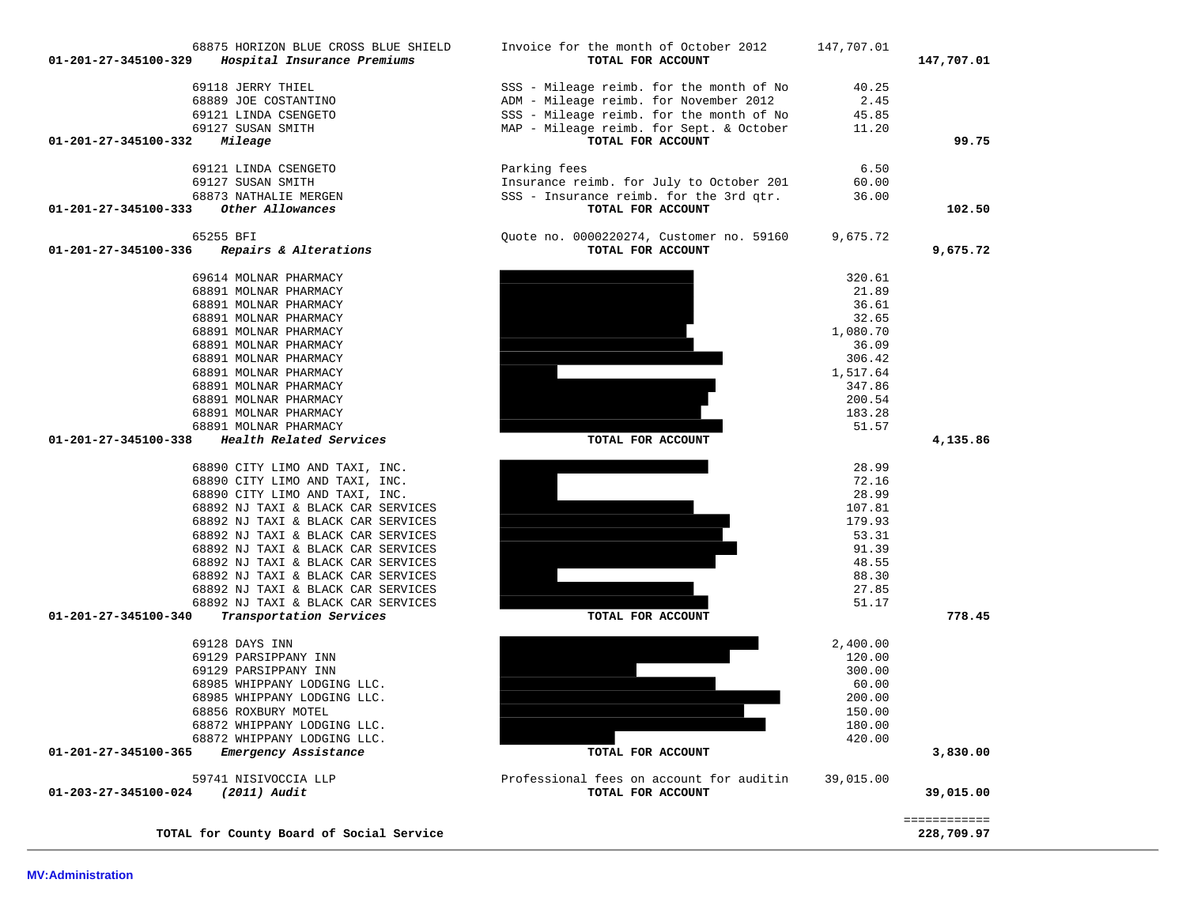| Account | Vendor | Description | Amount | Total |
|---|---|---|---|---|
| | 68875 HORIZON BLUE CROSS BLUE SHIELD | Invoice for the month of October 2012 | 147,707.01 | |
| **01-201-27-345100-329** | ***Hospital Insurance Premiums*** | **TOTAL FOR ACCOUNT** | | **147,707.01** |
| | 69118 JERRY THIEL | SSS - Mileage reimb. for the month of No | 40.25 | |
| | 68889 JOE COSTANTINO | ADM - Mileage reimb. for November 2012 | 2.45 | |
| | 69121 LINDA CSENGETO | SSS - Mileage reimb. for the month of No | 45.85 | |
| | 69127 SUSAN SMITH | MAP - Mileage reimb. for Sept. & October | 11.20 | |
| **01-201-27-345100-332** | ***Mileage*** | **TOTAL FOR ACCOUNT** | | **99.75** |
| | 69121 LINDA CSENGETO | Parking fees | 6.50 | |
| | 69127 SUSAN SMITH | Insurance reimb. for July to October 201 | 60.00 | |
| | 68873 NATHALIE MERGEN | SSS - Insurance reimb. for the 3rd qtr. | 36.00 | |
| **01-201-27-345100-333** | ***Other Allowances*** | **TOTAL FOR ACCOUNT** | | **102.50** |
| | 65255 BFI | Quote no. 0000220274, Customer no. 59160 | 9,675.72 | |
| **01-201-27-345100-336** | ***Repairs & Alterations*** | **TOTAL FOR ACCOUNT** | | **9,675.72** |
| | 69614 MOLNAR PHARMACY | | 320.61 | |
| | 68891 MOLNAR PHARMACY | | 21.89 | |
| | 68891 MOLNAR PHARMACY | | 36.61 | |
| | 68891 MOLNAR PHARMACY | | 32.65 | |
| | 68891 MOLNAR PHARMACY | | 1,080.70 | |
| | 68891 MOLNAR PHARMACY | | 36.09 | |
| | 68891 MOLNAR PHARMACY | | 306.42 | |
| | 68891 MOLNAR PHARMACY | | 1,517.64 | |
| | 68891 MOLNAR PHARMACY | | 347.86 | |
| | 68891 MOLNAR PHARMACY | | 200.54 | |
| | 68891 MOLNAR PHARMACY | | 183.28 | |
| | 68891 MOLNAR PHARMACY | | 51.57 | |
| **01-201-27-345100-338** | ***Health Related Services*** | **TOTAL FOR ACCOUNT** | | **4,135.86** |
| | 68890 CITY LIMO AND TAXI, INC. | | 28.99 | |
| | 68890 CITY LIMO AND TAXI, INC. | | 72.16 | |
| | 68890 CITY LIMO AND TAXI, INC. | | 28.99 | |
| | 68892 NJ TAXI & BLACK CAR SERVICES | | 107.81 | |
| | 68892 NJ TAXI & BLACK CAR SERVICES | | 179.93 | |
| | 68892 NJ TAXI & BLACK CAR SERVICES | | 53.31 | |
| | 68892 NJ TAXI & BLACK CAR SERVICES | | 91.39 | |
| | 68892 NJ TAXI & BLACK CAR SERVICES | | 48.55 | |
| | 68892 NJ TAXI & BLACK CAR SERVICES | | 88.30 | |
| | 68892 NJ TAXI & BLACK CAR SERVICES | | 27.85 | |
| | 68892 NJ TAXI & BLACK CAR SERVICES | | 51.17 | |
| **01-201-27-345100-340** | ***Transportation Services*** | **TOTAL FOR ACCOUNT** | | **778.45** |
| | 69128 DAYS INN | | 2,400.00 | |
| | 69129 PARSIPPANY INN | | 120.00 | |
| | 69129 PARSIPPANY INN | | 300.00 | |
| | 68985 WHIPPANY LODGING LLC. | | 60.00 | |
| | 68985 WHIPPANY LODGING LLC. | | 200.00 | |
| | 68856 ROXBURY MOTEL | | 150.00 | |
| | 68872 WHIPPANY LODGING LLC. | | 180.00 | |
| | 68872 WHIPPANY LODGING LLC. | | 420.00 | |
| **01-201-27-345100-365** | ***Emergency Assistance*** | **TOTAL FOR ACCOUNT** | | **3,830.00** |
| | 59741 NISIVOCCIA LLP | Professional fees on account for auditin | 39,015.00 | |
| **01-203-27-345100-024** | ***(2011) Audit*** | **TOTAL FOR ACCOUNT** | | **39,015.00** |
| | | | | ============ |
| | **TOTAL for County Board of Social Service** | | | **228,709.97** |

**MV:Administration**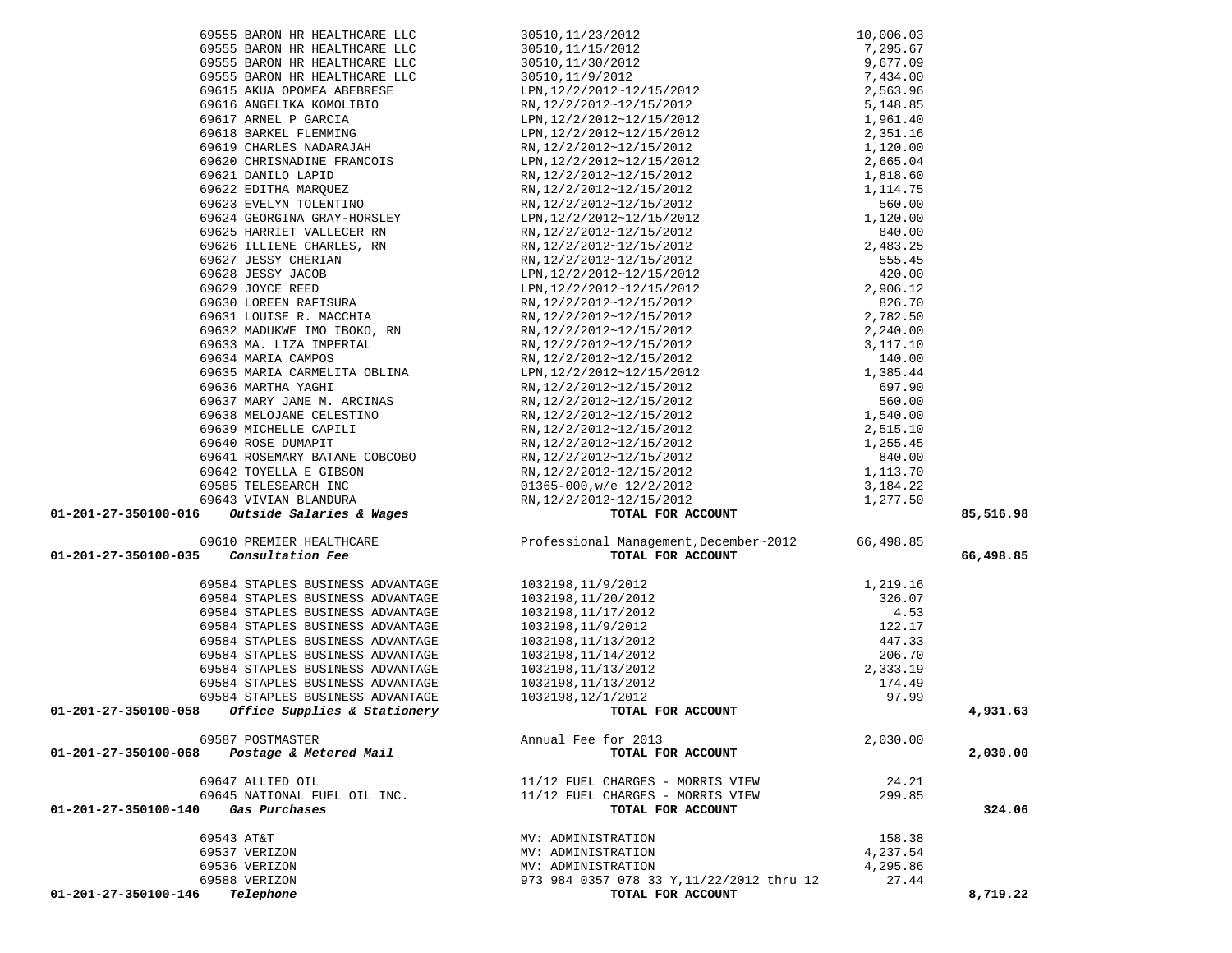| Account | Vendor | Description | Amount | Total |
|---|---|---|---|---|
| | 69555 BARON HR HEALTHCARE LLC | 30510,11/23/2012 | 10,006.03 | |
| | 69555 BARON HR HEALTHCARE LLC | 30510,11/15/2012 | 7,295.67 | |
| | 69555 BARON HR HEALTHCARE LLC | 30510,11/30/2012 | 9,677.09 | |
| | 69555 BARON HR HEALTHCARE LLC | 30510,11/9/2012 | 7,434.00 | |
| | 69615 AKUA OPOMEA ABEBRESE | LPN,12/2/2012~12/15/2012 | 2,563.96 | |
| | 69616 ANGELIKA KOMOLIBIO | RN,12/2/2012~12/15/2012 | 5,148.85 | |
| | 69617 ARNEL P GARCIA | LPN,12/2/2012~12/15/2012 | 1,961.40 | |
| | 69618 BARKEL FLEMMING | LPN,12/2/2012~12/15/2012 | 2,351.16 | |
| | 69619 CHARLES NADARAJAH | RN,12/2/2012~12/15/2012 | 1,120.00 | |
| | 69620 CHRISNADINE FRANCOIS | LPN,12/2/2012~12/15/2012 | 2,665.04 | |
| | 69621 DANILO LAPID | RN,12/2/2012~12/15/2012 | 1,818.60 | |
| | 69622 EDITHA MARQUEZ | RN,12/2/2012~12/15/2012 | 1,114.75 | |
| | 69623 EVELYN TOLENTINO | RN,12/2/2012~12/15/2012 | 560.00 | |
| | 69624 GEORGINA GRAY-HORSLEY | LPN,12/2/2012~12/15/2012 | 1,120.00 | |
| | 69625 HARRIET VALLECER RN | RN,12/2/2012~12/15/2012 | 840.00 | |
| | 69626 ILLIENE CHARLES, RN | RN,12/2/2012~12/15/2012 | 2,483.25 | |
| | 69627 JESSY CHERIAN | RN,12/2/2012~12/15/2012 | 555.45 | |
| | 69628 JESSY JACOB | LPN,12/2/2012~12/15/2012 | 420.00 | |
| | 69629 JOYCE REED | LPN,12/2/2012~12/15/2012 | 2,906.12 | |
| | 69630 LOREEN RAFISURA | RN,12/2/2012~12/15/2012 | 826.70 | |
| | 69631 LOUISE R. MACCHIA | RN,12/2/2012~12/15/2012 | 2,782.50 | |
| | 69632 MADUKWE IMO IBOKO, RN | RN,12/2/2012~12/15/2012 | 2,240.00 | |
| | 69633 MA. LIZA IMPERIAL | RN,12/2/2012~12/15/2012 | 3,117.10 | |
| | 69634 MARIA CAMPOS | RN,12/2/2012~12/15/2012 | 140.00 | |
| | 69635 MARIA CARMELITA OBLINA | LPN,12/2/2012~12/15/2012 | 1,385.44 | |
| | 69636 MARTHA YAGHI | RN,12/2/2012~12/15/2012 | 697.90 | |
| | 69637 MARY JANE M. ARCINAS | RN,12/2/2012~12/15/2012 | 560.00 | |
| | 69638 MELOJANE CELESTINO | RN,12/2/2012~12/15/2012 | 1,540.00 | |
| | 69639 MICHELLE CAPILI | RN,12/2/2012~12/15/2012 | 2,515.10 | |
| | 69640 ROSE DUMAPIT | RN,12/2/2012~12/15/2012 | 1,255.45 | |
| | 69641 ROSEMARY BATANE COBCOBO | RN,12/2/2012~12/15/2012 | 840.00 | |
| | 69642 TOYELLA E GIBSON | RN,12/2/2012~12/15/2012 | 1,113.70 | |
| | 69585 TELESEARCH INC | 01365-000,w/e 12/2/2012 | 3,184.22 | |
| | 69643 VIVIAN BLANDURA | RN,12/2/2012~12/15/2012 | 1,277.50 | |
| **01-201-27-350100-016** | ***Outside Salaries & Wages*** | **TOTAL FOR ACCOUNT** | | **85,516.98** |
| | 69610 PREMIER HEALTHCARE | Professional Management,December~2012 | 66,498.85 | |
| **01-201-27-350100-035** | ***Consultation Fee*** | **TOTAL FOR ACCOUNT** | | **66,498.85** |
| | 69584 STAPLES BUSINESS ADVANTAGE | 1032198,11/9/2012 | 1,219.16 | |
| | 69584 STAPLES BUSINESS ADVANTAGE | 1032198,11/20/2012 | 326.07 | |
| | 69584 STAPLES BUSINESS ADVANTAGE | 1032198,11/17/2012 | 4.53 | |
| | 69584 STAPLES BUSINESS ADVANTAGE | 1032198,11/9/2012 | 122.17 | |
| | 69584 STAPLES BUSINESS ADVANTAGE | 1032198,11/13/2012 | 447.33 | |
| | 69584 STAPLES BUSINESS ADVANTAGE | 1032198,11/14/2012 | 206.70 | |
| | 69584 STAPLES BUSINESS ADVANTAGE | 1032198,11/13/2012 | 2,333.19 | |
| | 69584 STAPLES BUSINESS ADVANTAGE | 1032198,11/13/2012 | 174.49 | |
| | 69584 STAPLES BUSINESS ADVANTAGE | 1032198,12/1/2012 | 97.99 | |
| **01-201-27-350100-058** | ***Office Supplies & Stationery*** | **TOTAL FOR ACCOUNT** | | **4,931.63** |
| | 69587 POSTMASTER | Annual Fee for 2013 | 2,030.00 | |
| **01-201-27-350100-068** | ***Postage & Metered Mail*** | **TOTAL FOR ACCOUNT** | | **2,030.00** |
| | 69647 ALLIED OIL | 11/12 FUEL CHARGES - MORRIS VIEW | 24.21 | |
| | 69645 NATIONAL FUEL OIL INC. | 11/12 FUEL CHARGES - MORRIS VIEW | 299.85 | |
| **01-201-27-350100-140** | ***Gas Purchases*** | **TOTAL FOR ACCOUNT** | | **324.06** |
| | 69543 AT&T | MV: ADMINISTRATION | 158.38 | |
| | 69537 VERIZON | MV: ADMINISTRATION | 4,237.54 | |
| | 69536 VERIZON | MV: ADMINISTRATION | 4,295.86 | |
| | 69588 VERIZON | 973 984 0357 078 33 Y,11/22/2012 thru 12 | 27.44 | |
| **01-201-27-350100-146** | ***Telephone*** | **TOTAL FOR ACCOUNT** | | **8,719.22** |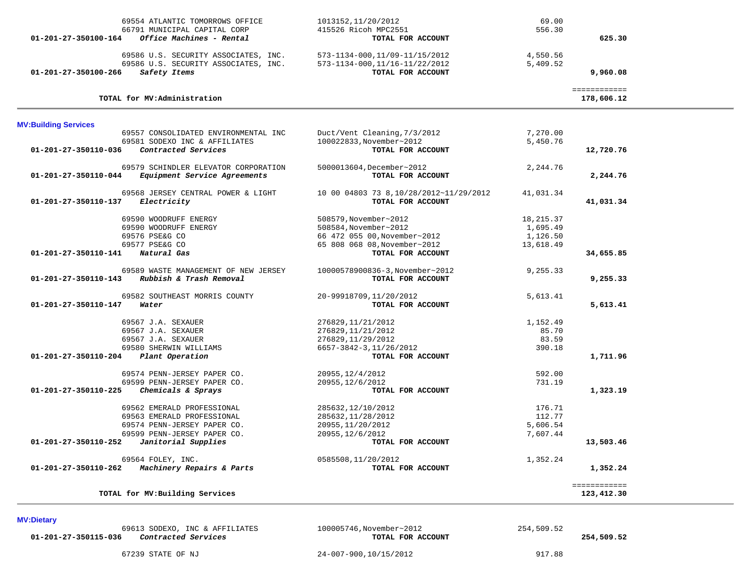| Account | Vendor / Description | Reference | Amount | Total |
|---|---|---|---|---|
| | 69554 ATLANTIC TOMORROWS OFFICE | 1013152,11/20/2012 | 69.00 | |
| | 66791 MUNICIPAL CAPITAL CORP | 415526 Ricoh MPC2551 | 556.30 | |
| **01-201-27-350100-164** | ***Office Machines - Rental*** | **TOTAL FOR ACCOUNT** | | **625.30** |
| | 69586 U.S. SECURITY ASSOCIATES, INC. | 573-1134-000,11/09-11/15/2012 | 4,550.56 | |
| | 69586 U.S. SECURITY ASSOCIATES, INC. | 573-1134-000,11/16-11/22/2012 | 5,409.52 | |
| **01-201-27-350100-266** | ***Safety Items*** | **TOTAL FOR ACCOUNT** | | **9,960.08** |
| | **TOTAL for MV:Administration** | | | **178,606.12** |

**MV:Building Services**

| Account | Vendor / Description | Reference | Amount | Total |
|---|---|---|---|---|
| | 69557 CONSOLIDATED ENVIRONMENTAL INC | Duct/Vent Cleaning,7/3/2012 | 7,270.00 | |
| | 69581 SODEXO INC & AFFILIATES | 100022833,November~2012 | 5,450.76 | |
| **01-201-27-350110-036** | ***Contracted Services*** | **TOTAL FOR ACCOUNT** | | **12,720.76** |
| | 69579 SCHINDLER ELEVATOR CORPORATION | 5000013604,December~2012 | 2,244.76 | |
| **01-201-27-350110-044** | ***Equipment Service Agreements*** | **TOTAL FOR ACCOUNT** | | **2,244.76** |
| | 69568 JERSEY CENTRAL POWER & LIGHT | 10 00 04803 73 8,10/28/2012~11/29/2012 | 41,031.34 | |
| **01-201-27-350110-137** | ***Electricity*** | **TOTAL FOR ACCOUNT** | | **41,031.34** |
| | 69590 WOODRUFF ENERGY | 508579,November~2012 | 18,215.37 | |
| | 69590 WOODRUFF ENERGY | 508584,November~2012 | 1,695.49 | |
| | 69576 PSE&G CO | 66 472 055 00,November~2012 | 1,126.50 | |
| | 69577 PSE&G CO | 65 808 068 08,November~2012 | 13,618.49 | |
| **01-201-27-350110-141** | ***Natural Gas*** | **TOTAL FOR ACCOUNT** | | **34,655.85** |
| | 69589 WASTE MANAGEMENT OF NEW JERSEY | 10000578900836-3,November~2012 | 9,255.33 | |
| **01-201-27-350110-143** | ***Rubbish & Trash Removal*** | **TOTAL FOR ACCOUNT** | | **9,255.33** |
| | 69582 SOUTHEAST MORRIS COUNTY | 20-99918709,11/20/2012 | 5,613.41 | |
| **01-201-27-350110-147** | ***Water*** | **TOTAL FOR ACCOUNT** | | **5,613.41** |
| | 69567 J.A. SEXAUER | 276829,11/21/2012 | 1,152.49 | |
| | 69567 J.A. SEXAUER | 276829,11/21/2012 | 85.70 | |
| | 69567 J.A. SEXAUER | 276829,11/29/2012 | 83.59 | |
| | 69580 SHERWIN WILLIAMS | 6657-3842-3,11/26/2012 | 390.18 | |
| **01-201-27-350110-204** | ***Plant Operation*** | **TOTAL FOR ACCOUNT** | | **1,711.96** |
| | 69574 PENN-JERSEY PAPER CO. | 20955,12/4/2012 | 592.00 | |
| | 69599 PENN-JERSEY PAPER CO. | 20955,12/6/2012 | 731.19 | |
| **01-201-27-350110-225** | ***Chemicals & Sprays*** | **TOTAL FOR ACCOUNT** | | **1,323.19** |
| | 69562 EMERALD PROFESSIONAL | 285632,12/10/2012 | 176.71 | |
| | 69563 EMERALD PROFESSIONAL | 285632,11/28/2012 | 112.77 | |
| | 69574 PENN-JERSEY PAPER CO. | 20955,11/20/2012 | 5,606.54 | |
| | 69599 PENN-JERSEY PAPER CO. | 20955,12/6/2012 | 7,607.44 | |
| **01-201-27-350110-252** | ***Janitorial Supplies*** | **TOTAL FOR ACCOUNT** | | **13,503.46** |
| | 69564 FOLEY, INC. | 0585508,11/20/2012 | 1,352.24 | |
| **01-201-27-350110-262** | ***Machinery Repairs & Parts*** | **TOTAL FOR ACCOUNT** | | **1,352.24** |
| | **TOTAL for MV:Building Services** | | | **123,412.30** |

**MV:Dietary**

| Account | Vendor / Description | Reference | Amount | Total |
|---|---|---|---|---|
| | 69613 SODEXO, INC & AFFILIATES | 100005746,November~2012 | 254,509.52 | |
| **01-201-27-350115-036** | ***Contracted Services*** | **TOTAL FOR ACCOUNT** | | **254,509.52** |
| | 67239 STATE OF NJ | 24-007-900,10/15/2012 | 917.88 | |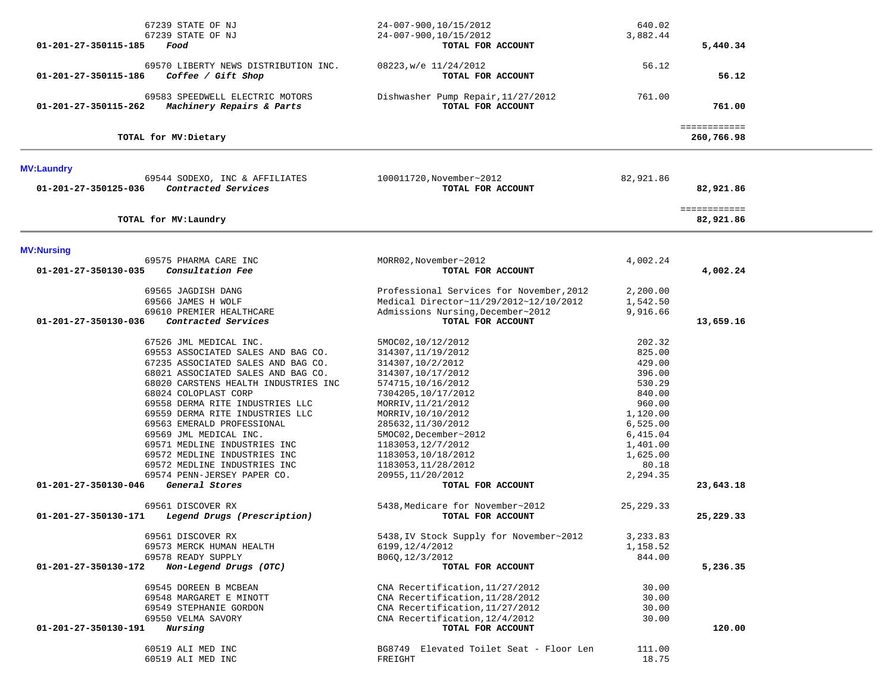| Account | Vendor | Description | Amount | Total |
|---|---|---|---|---|
| | 67239 STATE OF NJ | 24-007-900,10/15/2012 | 640.02 | |
| | 67239 STATE OF NJ | 24-007-900,10/15/2012 | 3,882.44 | |
| 01-201-27-350115-185 | *Food* | **TOTAL FOR ACCOUNT** | | **5,440.34** |
| | 69570 LIBERTY NEWS DISTRIBUTION INC. | 08223,w/e 11/24/2012 | 56.12 | |
| 01-201-27-350115-186 | *Coffee / Gift Shop* | **TOTAL FOR ACCOUNT** | | **56.12** |
| | 69583 SPEEDWELL ELECTRIC MOTORS | Dishwasher Pump Repair,11/27/2012 | 761.00 | |
| 01-201-27-350115-262 | *Machinery Repairs & Parts* | **TOTAL FOR ACCOUNT** | | **761.00** |
| | | | | ============ |
| | **TOTAL for MV:Dietary** | | | **260,766.98** |

**MV:Laundry**

| Account | Vendor | Description | Amount | Total |
|---|---|---|---|---|
| | 69544 SODEXO, INC & AFFILIATES | 100011720,November~2012 | 82,921.86 | |
| 01-201-27-350125-036 | *Contracted Services* | **TOTAL FOR ACCOUNT** | | **82,921.86** |
| | | | | ============ |
| | **TOTAL for MV:Laundry** | | | **82,921.86** |

**MV:Nursing**

| Account | Vendor | Description | Amount | Total |
|---|---|---|---|---|
| | 69575 PHARMA CARE INC | MORR02,November~2012 | 4,002.24 | |
| 01-201-27-350130-035 | *Consultation Fee* | **TOTAL FOR ACCOUNT** | | **4,002.24** |
| | 69565 JAGDISH DANG | Professional Services for November,2012 | 2,200.00 | |
| | 69566 JAMES H WOLF | Medical Director~11/29/2012~12/10/2012 | 1,542.50 | |
| | 69610 PREMIER HEALTHCARE | Admissions Nursing,December~2012 | 9,916.66 | |
| 01-201-27-350130-036 | *Contracted Services* | **TOTAL FOR ACCOUNT** | | **13,659.16** |
| | 67526 JML MEDICAL INC. | 5MOC02,10/12/2012 | 202.32 | |
| | 69553 ASSOCIATED SALES AND BAG CO. | 314307,11/19/2012 | 825.00 | |
| | 67235 ASSOCIATED SALES AND BAG CO. | 314307,10/2/2012 | 429.00 | |
| | 68021 ASSOCIATED SALES AND BAG CO. | 314307,10/17/2012 | 396.00 | |
| | 68020 CARSTENS HEALTH INDUSTRIES INC | 574715,10/16/2012 | 530.29 | |
| | 68024 COLOPLAST CORP | 7304205,10/17/2012 | 840.00 | |
| | 69558 DERMA RITE INDUSTRIES LLC | MORRIV,11/21/2012 | 960.00 | |
| | 69559 DERMA RITE INDUSTRIES LLC | MORRIV,10/10/2012 | 1,120.00 | |
| | 69563 EMERALD PROFESSIONAL | 285632,11/30/2012 | 6,525.00 | |
| | 69569 JML MEDICAL INC. | 5MOC02,December~2012 | 6,415.04 | |
| | 69571 MEDLINE INDUSTRIES INC | 1183053,12/7/2012 | 1,401.00 | |
| | 69572 MEDLINE INDUSTRIES INC | 1183053,10/18/2012 | 1,625.00 | |
| | 69572 MEDLINE INDUSTRIES INC | 1183053,11/28/2012 | 80.18 | |
| | 69574 PENN-JERSEY PAPER CO. | 20955,11/20/2012 | 2,294.35 | |
| 01-201-27-350130-046 | *General Stores* | **TOTAL FOR ACCOUNT** | | **23,643.18** |
| | 69561 DISCOVER RX | 5438,Medicare for November~2012 | 25,229.33 | |
| 01-201-27-350130-171 | *Legend Drugs (Prescription)* | **TOTAL FOR ACCOUNT** | | **25,229.33** |
| | 69561 DISCOVER RX | 5438,IV Stock Supply for November~2012 | 3,233.83 | |
| | 69573 MERCK HUMAN HEALTH | 6199,12/4/2012 | 1,158.52 | |
| | 69578 READY SUPPLY | B06Q,12/3/2012 | 844.00 | |
| 01-201-27-350130-172 | *Non-Legend Drugs (OTC)* | **TOTAL FOR ACCOUNT** | | **5,236.35** |
| | 69545 DOREEN B MCBEAN | CNA Recertification,11/27/2012 | 30.00 | |
| | 69548 MARGARET E MINOTT | CNA Recertification,11/28/2012 | 30.00 | |
| | 69549 STEPHANIE GORDON | CNA Recertification,11/27/2012 | 30.00 | |
| | 69550 VELMA SAVORY | CNA Recertification,12/4/2012 | 30.00 | |
| 01-201-27-350130-191 | *Nursing* | **TOTAL FOR ACCOUNT** | | **120.00** |
| | 60519 ALI MED INC | BG8749 Elevated Toilet Seat - Floor Len | 111.00 | |
| | 60519 ALI MED INC | FREIGHT | 18.75 | |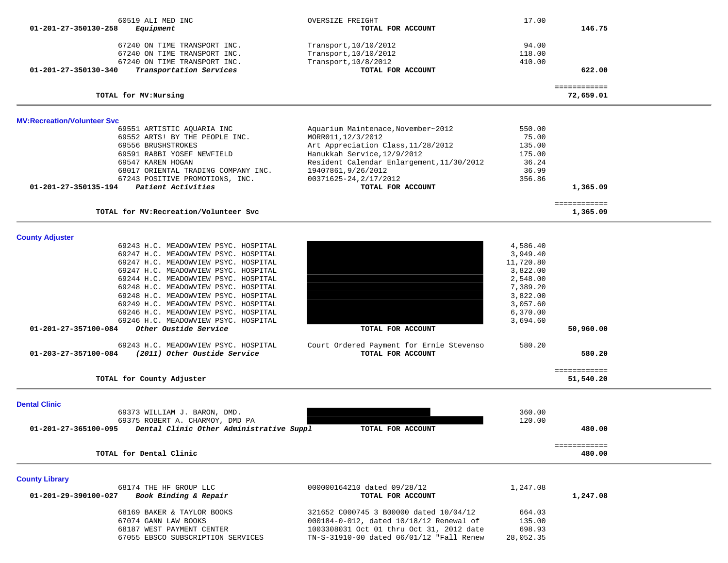| Account | Vendor / Description | Detail | Amount | Total |
|---|---|---|---|---|
| | 60519 ALI MED INC | OVERSIZE FREIGHT | 17.00 | |
| 01-201-27-350130-258 | *Equipment* | **TOTAL FOR ACCOUNT** | | **146.75** |
| | 67240 ON TIME TRANSPORT INC. | Transport,10/10/2012 | 94.00 | |
| | 67240 ON TIME TRANSPORT INC. | Transport,10/10/2012 | 118.00 | |
| | 67240 ON TIME TRANSPORT INC. | Transport,10/8/2012 | 410.00 | |
| 01-201-27-350130-340 | *Transportation Services* | **TOTAL FOR ACCOUNT** | | **622.00** |
| | | | | ============ |
| | **TOTAL for MV:Nursing** | | | **72,659.01** |

## MV:Recreation/Volunteer Svc

| Account | Vendor / Description | Detail | Amount | Total |
|---|---|---|---|---|
| | 69551 ARTISTIC AQUARIA INC | Aquarium Maintenace,November~2012 | 550.00 | |
| | 69552 ARTS! BY THE PEOPLE INC. | MORR011,12/3/2012 | 75.00 | |
| | 69556 BRUSHSTROKES | Art Appreciation Class,11/28/2012 | 135.00 | |
| | 69591 RABBI YOSEF NEWFIELD | Hanukkah Service,12/9/2012 | 175.00 | |
| | 69547 KAREN HOGAN | Resident Calendar Enlargement,11/30/2012 | 36.24 | |
| | 68017 ORIENTAL TRADING COMPANY INC. | 19407861,9/26/2012 | 36.99 | |
| | 67243 POSITIVE PROMOTIONS, INC. | 00371625-24,2/17/2012 | 356.86 | |
| 01-201-27-350135-194 | *Patient Activities* | **TOTAL FOR ACCOUNT** | | **1,365.09** |
| | | | | ============ |
| | **TOTAL for MV:Recreation/Volunteer Svc** | | | **1,365.09** |

## County Adjuster

| Account | Vendor / Description | Detail | Amount | Total |
|---|---|---|---|---|
| | 69243 H.C. MEADOWVIEW PSYC. HOSPITAL | [REDACTED] | 4,586.40 | |
| | 69247 H.C. MEADOWVIEW PSYC. HOSPITAL | [REDACTED] | 3,949.40 | |
| | 69247 H.C. MEADOWVIEW PSYC. HOSPITAL | [REDACTED] | 11,720.80 | |
| | 69247 H.C. MEADOWVIEW PSYC. HOSPITAL | [REDACTED] | 3,822.00 | |
| | 69244 H.C. MEADOWVIEW PSYC. HOSPITAL | [REDACTED] | 2,548.00 | |
| | 69248 H.C. MEADOWVIEW PSYC. HOSPITAL | [REDACTED] | 7,389.20 | |
| | 69248 H.C. MEADOWVIEW PSYC. HOSPITAL | [REDACTED] | 3,822.00 | |
| | 69249 H.C. MEADOWVIEW PSYC. HOSPITAL | [REDACTED] | 3,057.60 | |
| | 69246 H.C. MEADOWVIEW PSYC. HOSPITAL | [REDACTED] | 6,370.00 | |
| | 69246 H.C. MEADOWVIEW PSYC. HOSPITAL | [REDACTED] | 3,694.60 | |
| 01-201-27-357100-084 | *Other Oustide Service* | **TOTAL FOR ACCOUNT** | | **50,960.00** |
| | 69243 H.C. MEADOWVIEW PSYC. HOSPITAL | Court Ordered Payment for Ernie Stevenso | 580.20 | |
| 01-203-27-357100-084 | *(2011) Other Oustide Service* | **TOTAL FOR ACCOUNT** | | **580.20** |
| | | | | ============ |
| | **TOTAL for County Adjuster** | | | **51,540.20** |

## Dental Clinic

| Account | Vendor / Description | Detail | Amount | Total |
|---|---|---|---|---|
| | 69373 WILLIAM J. BARON, DMD. | [REDACTED] | 360.00 | |
| | 69375 ROBERT A. CHARMOY, DMD PA | [REDACTED] | 120.00 | |
| 01-201-27-365100-095 | *Dental Clinic Other Administrative Suppl* | **TOTAL FOR ACCOUNT** | | **480.00** |
| | | | | ============ |
| | **TOTAL for Dental Clinic** | | | **480.00** |

## County Library

| Account | Vendor / Description | Detail | Amount | Total |
|---|---|---|---|---|
| | 68174 THE HF GROUP LLC | 000000164210 dated 09/28/12 | 1,247.08 | |
| 01-201-29-390100-027 | *Book Binding & Repair* | **TOTAL FOR ACCOUNT** | | **1,247.08** |
| | 68169 BAKER & TAYLOR BOOKS | 321652 C000745 3 B00000 dated 10/04/12 | 664.03 | |
| | 67074 GANN LAW BOOKS | 000184-0-012, dated 10/18/12 Renewal of | 135.00 | |
| | 68187 WEST PAYMENT CENTER | 1003308031 Oct 01 thru Oct 31, 2012 date | 698.93 | |
| | 67055 EBSCO SUBSCRIPTION SERVICES | TN-S-31910-00 dated 06/01/12 "Fall Renew | 28,052.35 | |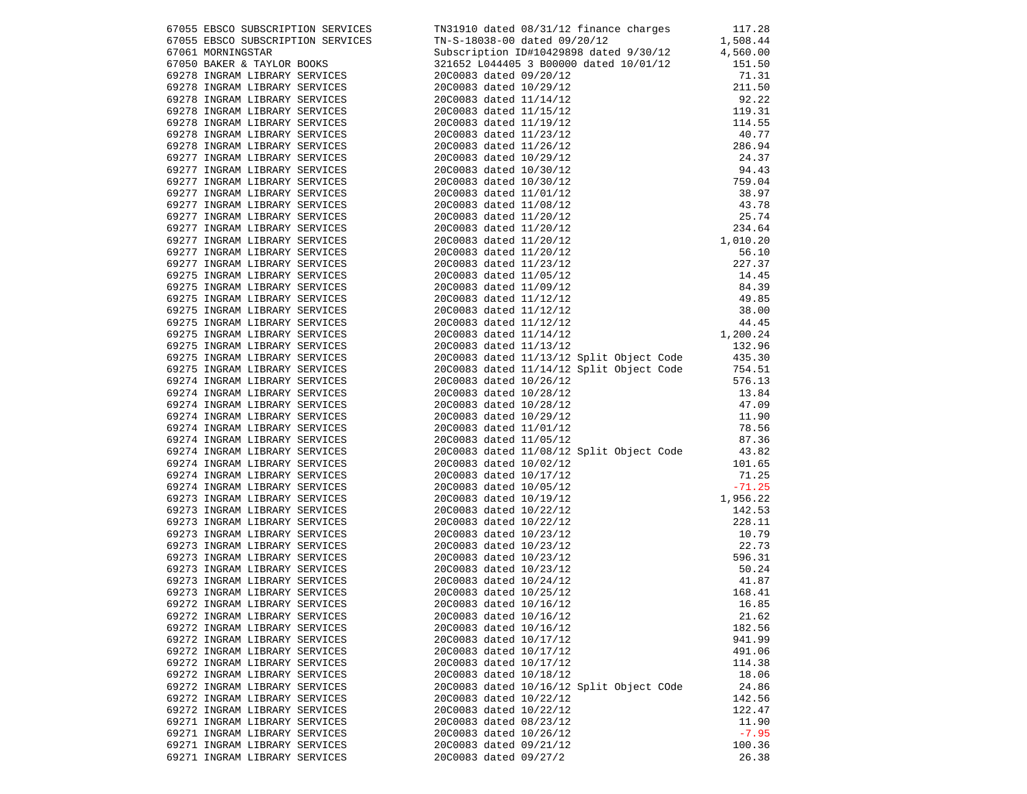| | | | |
|---|---|---|---|
| 67055 | EBSCO SUBSCRIPTION SERVICES | TN31910 dated 08/31/12 finance charges | 117.28 |
| 67055 | EBSCO SUBSCRIPTION SERVICES | TN-S-18038-00 dated 09/20/12 | 1,508.44 |
| 67061 | MORNINGSTAR | Subscription ID#10429898 dated 9/30/12 | 4,560.00 |
| 67050 | BAKER & TAYLOR BOOKS | 321652 L044405 3 B00000 dated 10/01/12 | 151.50 |
| 69278 | INGRAM LIBRARY SERVICES | 20C0083 dated 09/20/12 | 71.31 |
| 69278 | INGRAM LIBRARY SERVICES | 20C0083 dated 10/29/12 | 211.50 |
| 69278 | INGRAM LIBRARY SERVICES | 20C0083 dated 11/14/12 | 92.22 |
| 69278 | INGRAM LIBRARY SERVICES | 20C0083 dated 11/15/12 | 119.31 |
| 69278 | INGRAM LIBRARY SERVICES | 20C0083 dated 11/19/12 | 114.55 |
| 69278 | INGRAM LIBRARY SERVICES | 20C0083 dated 11/23/12 | 40.77 |
| 69278 | INGRAM LIBRARY SERVICES | 20C0083 dated 11/26/12 | 286.94 |
| 69277 | INGRAM LIBRARY SERVICES | 20C0083 dated 10/29/12 | 24.37 |
| 69277 | INGRAM LIBRARY SERVICES | 20C0083 dated 10/30/12 | 94.43 |
| 69277 | INGRAM LIBRARY SERVICES | 20C0083 dated 10/30/12 | 759.04 |
| 69277 | INGRAM LIBRARY SERVICES | 20C0083 dated 11/01/12 | 38.97 |
| 69277 | INGRAM LIBRARY SERVICES | 20C0083 dated 11/08/12 | 43.78 |
| 69277 | INGRAM LIBRARY SERVICES | 20C0083 dated 11/20/12 | 25.74 |
| 69277 | INGRAM LIBRARY SERVICES | 20C0083 dated 11/20/12 | 234.64 |
| 69277 | INGRAM LIBRARY SERVICES | 20C0083 dated 11/20/12 | 1,010.20 |
| 69277 | INGRAM LIBRARY SERVICES | 20C0083 dated 11/20/12 | 56.10 |
| 69277 | INGRAM LIBRARY SERVICES | 20C0083 dated 11/23/12 | 227.37 |
| 69275 | INGRAM LIBRARY SERVICES | 20C0083 dated 11/05/12 | 14.45 |
| 69275 | INGRAM LIBRARY SERVICES | 20C0083 dated 11/09/12 | 84.39 |
| 69275 | INGRAM LIBRARY SERVICES | 20C0083 dated 11/12/12 | 49.85 |
| 69275 | INGRAM LIBRARY SERVICES | 20C0083 dated 11/12/12 | 38.00 |
| 69275 | INGRAM LIBRARY SERVICES | 20C0083 dated 11/12/12 | 44.45 |
| 69275 | INGRAM LIBRARY SERVICES | 20C0083 dated 11/14/12 | 1,200.24 |
| 69275 | INGRAM LIBRARY SERVICES | 20C0083 dated 11/13/12 | 132.96 |
| 69275 | INGRAM LIBRARY SERVICES | 20C0083 dated 11/13/12 Split Object Code | 435.30 |
| 69275 | INGRAM LIBRARY SERVICES | 20C0083 dated 11/14/12 Split Object Code | 754.51 |
| 69274 | INGRAM LIBRARY SERVICES | 20C0083 dated 10/26/12 | 576.13 |
| 69274 | INGRAM LIBRARY SERVICES | 20C0083 dated 10/28/12 | 13.84 |
| 69274 | INGRAM LIBRARY SERVICES | 20C0083 dated 10/28/12 | 47.09 |
| 69274 | INGRAM LIBRARY SERVICES | 20C0083 dated 10/29/12 | 11.90 |
| 69274 | INGRAM LIBRARY SERVICES | 20C0083 dated 11/01/12 | 78.56 |
| 69274 | INGRAM LIBRARY SERVICES | 20C0083 dated 11/05/12 | 87.36 |
| 69274 | INGRAM LIBRARY SERVICES | 20C0083 dated 11/08/12 Split Object Code | 43.82 |
| 69274 | INGRAM LIBRARY SERVICES | 20C0083 dated 10/02/12 | 101.65 |
| 69274 | INGRAM LIBRARY SERVICES | 20C0083 dated 10/17/12 | 71.25 |
| 69274 | INGRAM LIBRARY SERVICES | 20C0083 dated 10/05/12 | -71.25 |
| 69273 | INGRAM LIBRARY SERVICES | 20C0083 dated 10/19/12 | 1,956.22 |
| 69273 | INGRAM LIBRARY SERVICES | 20C0083 dated 10/22/12 | 142.53 |
| 69273 | INGRAM LIBRARY SERVICES | 20C0083 dated 10/22/12 | 228.11 |
| 69273 | INGRAM LIBRARY SERVICES | 20C0083 dated 10/23/12 | 10.79 |
| 69273 | INGRAM LIBRARY SERVICES | 20C0083 dated 10/23/12 | 22.73 |
| 69273 | INGRAM LIBRARY SERVICES | 20C0083 dated 10/23/12 | 596.31 |
| 69273 | INGRAM LIBRARY SERVICES | 20C0083 dated 10/23/12 | 50.24 |
| 69273 | INGRAM LIBRARY SERVICES | 20C0083 dated 10/24/12 | 41.87 |
| 69273 | INGRAM LIBRARY SERVICES | 20C0083 dated 10/25/12 | 168.41 |
| 69272 | INGRAM LIBRARY SERVICES | 20C0083 dated 10/16/12 | 16.85 |
| 69272 | INGRAM LIBRARY SERVICES | 20C0083 dated 10/16/12 | 21.62 |
| 69272 | INGRAM LIBRARY SERVICES | 20C0083 dated 10/16/12 | 182.56 |
| 69272 | INGRAM LIBRARY SERVICES | 20C0083 dated 10/17/12 | 941.99 |
| 69272 | INGRAM LIBRARY SERVICES | 20C0083 dated 10/17/12 | 491.06 |
| 69272 | INGRAM LIBRARY SERVICES | 20C0083 dated 10/17/12 | 114.38 |
| 69272 | INGRAM LIBRARY SERVICES | 20C0083 dated 10/18/12 | 18.06 |
| 69272 | INGRAM LIBRARY SERVICES | 20C0083 dated 10/16/12 Split Object COde | 24.86 |
| 69272 | INGRAM LIBRARY SERVICES | 20C0083 dated 10/22/12 | 142.56 |
| 69272 | INGRAM LIBRARY SERVICES | 20C0083 dated 10/22/12 | 122.47 |
| 69271 | INGRAM LIBRARY SERVICES | 20C0083 dated 08/23/12 | 11.90 |
| 69271 | INGRAM LIBRARY SERVICES | 20C0083 dated 10/26/12 | -7.95 |
| 69271 | INGRAM LIBRARY SERVICES | 20C0083 dated 09/21/12 | 100.36 |
| 69271 | INGRAM LIBRARY SERVICES | 20C0083 dated 09/27/2 | 26.38 |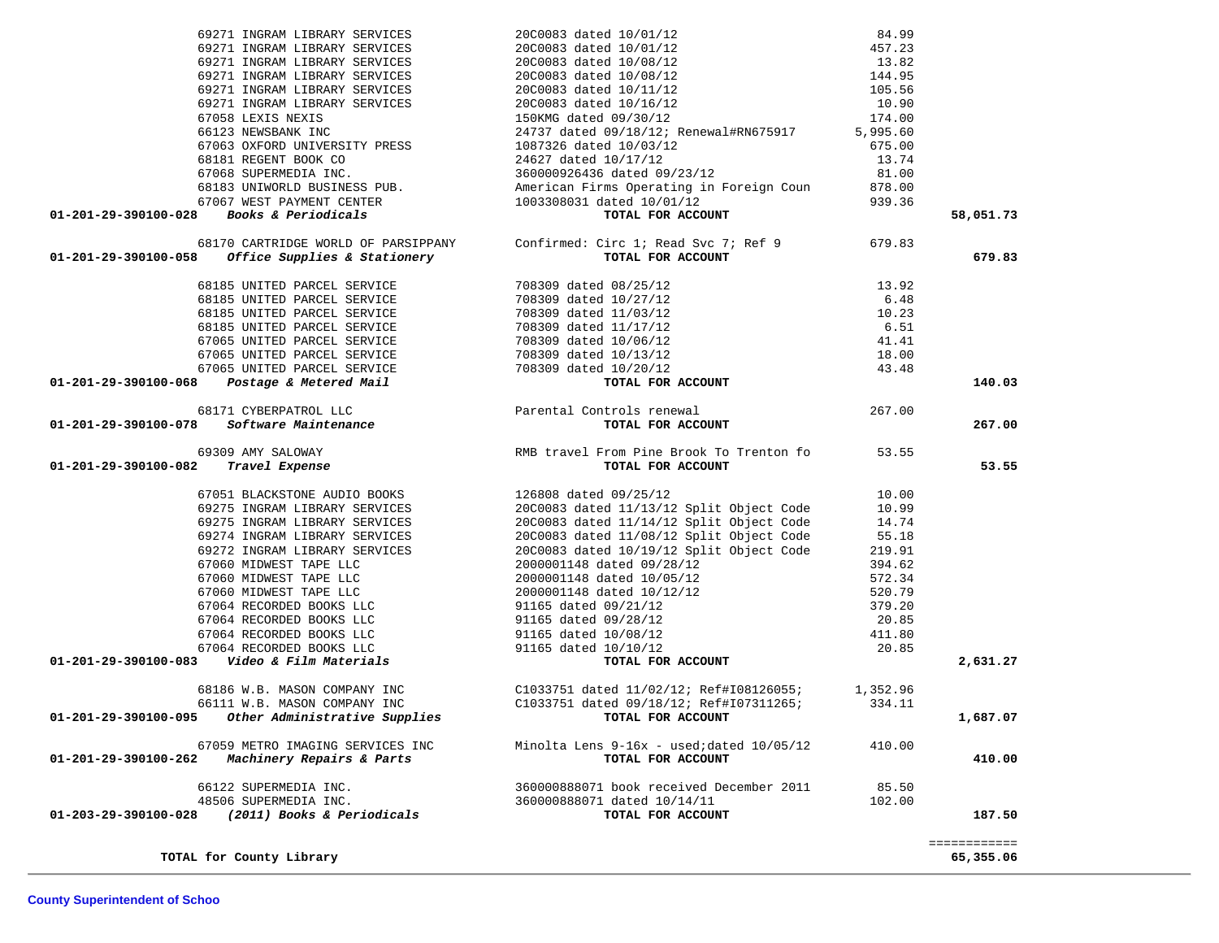| Account | Vendor | Description | Amount | Total |
|---|---|---|---|---|
| | 69271 INGRAM LIBRARY SERVICES | 20C0083 dated 10/01/12 | 84.99 | |
| | 69271 INGRAM LIBRARY SERVICES | 20C0083 dated 10/01/12 | 457.23 | |
| | 69271 INGRAM LIBRARY SERVICES | 20C0083 dated 10/08/12 | 13.82 | |
| | 69271 INGRAM LIBRARY SERVICES | 20C0083 dated 10/08/12 | 144.95 | |
| | 69271 INGRAM LIBRARY SERVICES | 20C0083 dated 10/11/12 | 105.56 | |
| | 69271 INGRAM LIBRARY SERVICES | 20C0083 dated 10/16/12 | 10.90 | |
| | 67058 LEXIS NEXIS | 150KMG dated 09/30/12 | 174.00 | |
| | 66123 NEWSBANK INC | 24737 dated 09/18/12; Renewal#RN675917 | 5,995.60 | |
| | 67063 OXFORD UNIVERSITY PRESS | 1087326 dated 10/03/12 | 675.00 | |
| | 68181 REGENT BOOK CO | 24627 dated 10/17/12 | 13.74 | |
| | 67068 SUPERMEDIA INC. | 360000926436 dated 09/23/12 | 81.00 | |
| | 68183 UNIWORLD BUSINESS PUB. | American Firms Operating in Foreign Coun | 878.00 | |
| | 67067 WEST PAYMENT CENTER | 1003308031 dated 10/01/12 | 939.36 | |
| **01-201-29-390100-028** | ***Books & Periodicals*** | **TOTAL FOR ACCOUNT** | | **58,051.73** |
| | 68170 CARTRIDGE WORLD OF PARSIPPANY | Confirmed: Circ 1; Read Svc 7; Ref 9 | 679.83 | |
| **01-201-29-390100-058** | ***Office Supplies & Stationery*** | **TOTAL FOR ACCOUNT** | | **679.83** |
| | 68185 UNITED PARCEL SERVICE | 708309 dated 08/25/12 | 13.92 | |
| | 68185 UNITED PARCEL SERVICE | 708309 dated 10/27/12 | 6.48 | |
| | 68185 UNITED PARCEL SERVICE | 708309 dated 11/03/12 | 10.23 | |
| | 68185 UNITED PARCEL SERVICE | 708309 dated 11/17/12 | 6.51 | |
| | 67065 UNITED PARCEL SERVICE | 708309 dated 10/06/12 | 41.41 | |
| | 67065 UNITED PARCEL SERVICE | 708309 dated 10/13/12 | 18.00 | |
| | 67065 UNITED PARCEL SERVICE | 708309 dated 10/20/12 | 43.48 | |
| **01-201-29-390100-068** | ***Postage & Metered Mail*** | **TOTAL FOR ACCOUNT** | | **140.03** |
| | 68171 CYBERPATROL LLC | Parental Controls renewal | 267.00 | |
| **01-201-29-390100-078** | ***Software Maintenance*** | **TOTAL FOR ACCOUNT** | | **267.00** |
| | 69309 AMY SALOWAY | RMB travel From Pine Brook To Trenton fo | 53.55 | |
| **01-201-29-390100-082** | ***Travel Expense*** | **TOTAL FOR ACCOUNT** | | **53.55** |
| | 67051 BLACKSTONE AUDIO BOOKS | 126808 dated 09/25/12 | 10.00 | |
| | 69275 INGRAM LIBRARY SERVICES | 20C0083 dated 11/13/12 Split Object Code | 10.99 | |
| | 69275 INGRAM LIBRARY SERVICES | 20C0083 dated 11/14/12 Split Object Code | 14.74 | |
| | 69274 INGRAM LIBRARY SERVICES | 20C0083 dated 11/08/12 Split Object Code | 55.18 | |
| | 69272 INGRAM LIBRARY SERVICES | 20C0083 dated 10/19/12 Split Object Code | 219.91 | |
| | 67060 MIDWEST TAPE LLC | 2000001148 dated 09/28/12 | 394.62 | |
| | 67060 MIDWEST TAPE LLC | 2000001148 dated 10/05/12 | 572.34 | |
| | 67060 MIDWEST TAPE LLC | 2000001148 dated 10/12/12 | 520.79 | |
| | 67064 RECORDED BOOKS LLC | 91165 dated 09/21/12 | 379.20 | |
| | 67064 RECORDED BOOKS LLC | 91165 dated 09/28/12 | 20.85 | |
| | 67064 RECORDED BOOKS LLC | 91165 dated 10/08/12 | 411.80 | |
| | 67064 RECORDED BOOKS LLC | 91165 dated 10/10/12 | 20.85 | |
| **01-201-29-390100-083** | ***Video & Film Materials*** | **TOTAL FOR ACCOUNT** | | **2,631.27** |
| | 68186 W.B. MASON COMPANY INC | C1033751 dated 11/02/12; Ref#I08126055; | 1,352.96 | |
| | 66111 W.B. MASON COMPANY INC | C1033751 dated 09/18/12; Ref#I07311265; | 334.11 | |
| **01-201-29-390100-095** | ***Other Administrative Supplies*** | **TOTAL FOR ACCOUNT** | | **1,687.07** |
| | 67059 METRO IMAGING SERVICES INC | Minolta Lens 9-16x - used;dated 10/05/12 | 410.00 | |
| **01-201-29-390100-262** | ***Machinery Repairs & Parts*** | **TOTAL FOR ACCOUNT** | | **410.00** |
| | 66122 SUPERMEDIA INC. | 360000888071 book received December 2011 | 85.50 | |
| | 48506 SUPERMEDIA INC. | 360000888071 dated 10/14/11 | 102.00 | |
| **01-203-29-390100-028** | ***(2011) Books & Periodicals*** | **TOTAL FOR ACCOUNT** | | **187.50** |
| | | | | ============ |
| **TOTAL for County Library** | | | | **65,355.06** |

**County Superintendent of Schoo**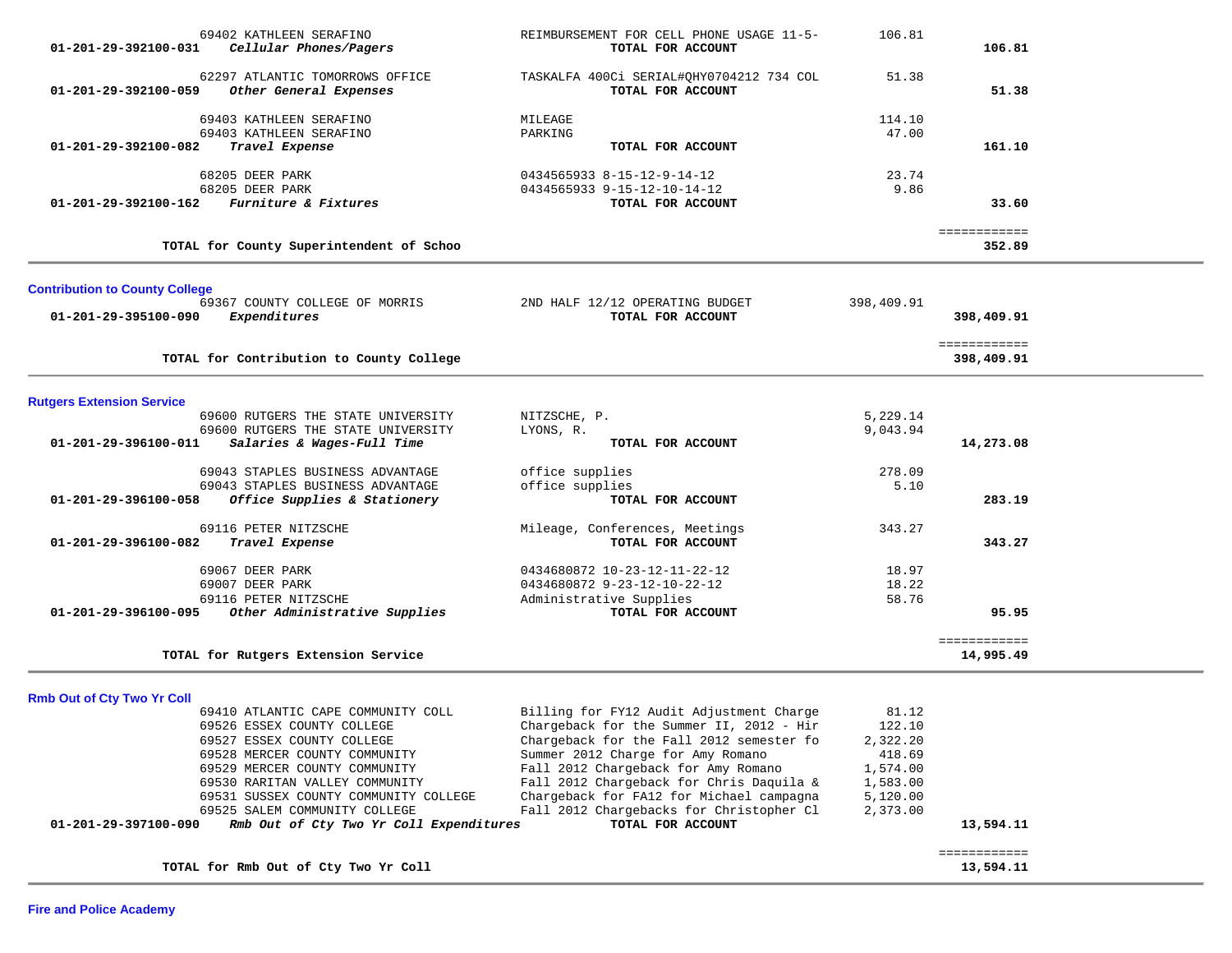| | | | |
|---|---|---|---|
| 69402 KATHLEEN SERAFINO | REIMBURSEMENT FOR CELL PHONE USAGE 11-5- | 106.81 | |
| **01-201-29-392100-031** *Cellular Phones/Pagers* | **TOTAL FOR ACCOUNT** | | **106.81** |
| 62297 ATLANTIC TOMORROWS OFFICE | TASKALFA 400Ci SERIAL#QHY0704212 734 COL | 51.38 | |
| **01-201-29-392100-059** *Other General Expenses* | **TOTAL FOR ACCOUNT** | | **51.38** |
| 69403 KATHLEEN SERAFINO | MILEAGE | 114.10 | |
| 69403 KATHLEEN SERAFINO | PARKING | 47.00 | |
| **01-201-29-392100-082** *Travel Expense* | **TOTAL FOR ACCOUNT** | | **161.10** |
| 68205 DEER PARK | 0434565933 8-15-12-9-14-12 | 23.74 | |
| 68205 DEER PARK | 0434565933 9-15-12-10-14-12 | 9.86 | |
| **01-201-29-392100-162** *Furniture & Fixtures* | **TOTAL FOR ACCOUNT** | | **33.60** |
| | | | ============ |
| **TOTAL for County Superintendent of Schoo** | | | **352.89** |

**Contribution to County College**

| | | | |
|---|---|---|---|
| 69367 COUNTY COLLEGE OF MORRIS | 2ND HALF 12/12 OPERATING BUDGET | 398,409.91 | |
| **01-201-29-395100-090** *Expenditures* | **TOTAL FOR ACCOUNT** | | **398,409.91** |
| | | | ============ |
| **TOTAL for Contribution to County College** | | | **398,409.91** |

**Rutgers Extension Service**

| | | | |
|---|---|---|---|
| 69600 RUTGERS THE STATE UNIVERSITY | NITZSCHE, P. | 5,229.14 | |
| 69600 RUTGERS THE STATE UNIVERSITY | LYONS, R. | 9,043.94 | |
| **01-201-29-396100-011** *Salaries & Wages-Full Time* | **TOTAL FOR ACCOUNT** | | **14,273.08** |
| 69043 STAPLES BUSINESS ADVANTAGE | office supplies | 278.09 | |
| 69043 STAPLES BUSINESS ADVANTAGE | office supplies | 5.10 | |
| **01-201-29-396100-058** *Office Supplies & Stationery* | **TOTAL FOR ACCOUNT** | | **283.19** |
| 69116 PETER NITZSCHE | Mileage, Conferences, Meetings | 343.27 | |
| **01-201-29-396100-082** *Travel Expense* | **TOTAL FOR ACCOUNT** | | **343.27** |
| 69067 DEER PARK | 0434680872 10-23-12-11-22-12 | 18.97 | |
| 69007 DEER PARK | 0434680872 9-23-12-10-22-12 | 18.22 | |
| 69116 PETER NITZSCHE | Administrative Supplies | 58.76 | |
| **01-201-29-396100-095** *Other Administrative Supplies* | **TOTAL FOR ACCOUNT** | | **95.95** |
| | | | ============ |
| **TOTAL for Rutgers Extension Service** | | | **14,995.49** |

**Rmb Out of Cty Two Yr Coll**

| | | | |
|---|---|---|---|
| 69410 ATLANTIC CAPE COMMUNITY COLL | Billing for FY12 Audit Adjustment Charge | 81.12 | |
| 69526 ESSEX COUNTY COLLEGE | Chargeback for the Summer II, 2012 - Hir | 122.10 | |
| 69527 ESSEX COUNTY COLLEGE | Chargeback for the Fall 2012 semester fo | 2,322.20 | |
| 69528 MERCER COUNTY COMMUNITY | Summer 2012 Charge for Amy Romano | 418.69 | |
| 69529 MERCER COUNTY COMMUNITY | Fall 2012 Chargeback for Amy Romano | 1,574.00 | |
| 69530 RARITAN VALLEY COMMUNITY | Fall 2012 Chargeback for Chris Daquila & | 1,583.00 | |
| 69531 SUSSEX COUNTY COMMUNITY COLLEGE | Chargeback for FA12 for Michael campagna | 5,120.00 | |
| 69525 SALEM COMMUNITY COLLEGE | Fall 2012 Chargebacks for Christopher Cl | 2,373.00 | |
| **01-201-29-397100-090** *Rmb Out of Cty Two Yr Coll Expenditures* | **TOTAL FOR ACCOUNT** | | **13,594.11** |
| | | | ============ |
| **TOTAL for Rmb Out of Cty Two Yr Coll** | | | **13,594.11** |

**Fire and Police Academy**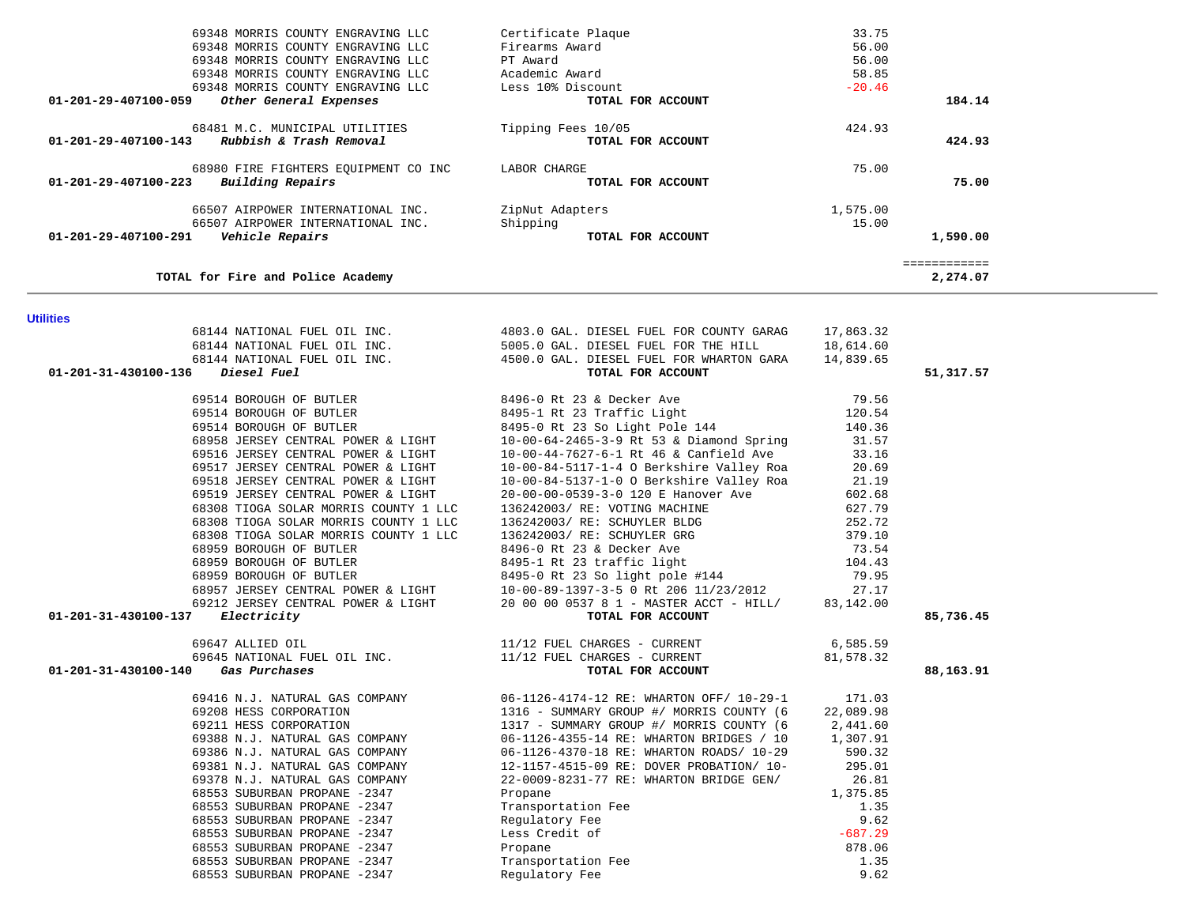| Account | Vendor | Description | Amount | Total |
|---|---|---|---|---|
| | 69348 MORRIS COUNTY ENGRAVING LLC | Certificate Plaque | 33.75 | |
| | 69348 MORRIS COUNTY ENGRAVING LLC | Firearms Award | 56.00 | |
| | 69348 MORRIS COUNTY ENGRAVING LLC | PT Award | 56.00 | |
| | 69348 MORRIS COUNTY ENGRAVING LLC | Academic Award | 58.85 | |
| | 69348 MORRIS COUNTY ENGRAVING LLC | Less 10% Discount | -20.46 | |
| 01-201-29-407100-059 | *Other General Expenses* | **TOTAL FOR ACCOUNT** | | **184.14** |
| | 68481 M.C. MUNICIPAL UTILITIES | Tipping Fees 10/05 | 424.93 | |
| 01-201-29-407100-143 | *Rubbish & Trash Removal* | **TOTAL FOR ACCOUNT** | | **424.93** |
| | 68980 FIRE FIGHTERS EQUIPMENT CO INC | LABOR CHARGE | 75.00 | |
| 01-201-29-407100-223 | *Building Repairs* | **TOTAL FOR ACCOUNT** | | **75.00** |
| | 66507 AIRPOWER INTERNATIONAL INC. | ZipNut Adapters | 1,575.00 | |
| | 66507 AIRPOWER INTERNATIONAL INC. | Shipping | 15.00 | |
| 01-201-29-407100-291 | *Vehicle Repairs* | **TOTAL FOR ACCOUNT** | | **1,590.00** |
| | | | | ============ |
| | **TOTAL for Fire and Police Academy** | | | **2,274.07** |

**Utilities**

| Account | Vendor | Description | Amount | Total |
|---|---|---|---|---|
| | 68144 NATIONAL FUEL OIL INC. | 4803.0 GAL. DIESEL FUEL FOR COUNTY GARAG | 17,863.32 | |
| | 68144 NATIONAL FUEL OIL INC. | 5005.0 GAL. DIESEL FUEL FOR THE HILL | 18,614.60 | |
| | 68144 NATIONAL FUEL OIL INC. | 4500.0 GAL. DIESEL FUEL FOR WHARTON GARA | 14,839.65 | |
| 01-201-31-430100-136 | *Diesel Fuel* | **TOTAL FOR ACCOUNT** | | **51,317.57** |
| | 69514 BOROUGH OF BUTLER | 8496-0 Rt 23 & Decker Ave | 79.56 | |
| | 69514 BOROUGH OF BUTLER | 8495-1 Rt 23 Traffic Light | 120.54 | |
| | 69514 BOROUGH OF BUTLER | 8495-0 Rt 23 So Light Pole 144 | 140.36 | |
| | 68958 JERSEY CENTRAL POWER & LIGHT | 10-00-64-2465-3-9 Rt 53 & Diamond Spring | 31.57 | |
| | 69516 JERSEY CENTRAL POWER & LIGHT | 10-00-44-7627-6-1 Rt 46 & Canfield Ave | 33.16 | |
| | 69517 JERSEY CENTRAL POWER & LIGHT | 10-00-84-5117-1-4 O Berkshire Valley Roa | 20.69 | |
| | 69518 JERSEY CENTRAL POWER & LIGHT | 10-00-84-5137-1-0 O Berkshire Valley Roa | 21.19 | |
| | 69519 JERSEY CENTRAL POWER & LIGHT | 20-00-00-0539-3-0 120 E Hanover Ave | 602.68 | |
| | 68308 TIOGA SOLAR MORRIS COUNTY 1 LLC | 136242003/ RE: VOTING MACHINE | 627.79 | |
| | 68308 TIOGA SOLAR MORRIS COUNTY 1 LLC | 136242003/ RE: SCHUYLER BLDG | 252.72 | |
| | 68308 TIOGA SOLAR MORRIS COUNTY 1 LLC | 136242003/ RE: SCHUYLER GRG | 379.10 | |
| | 68959 BOROUGH OF BUTLER | 8496-0 Rt 23 & Decker Ave | 73.54 | |
| | 68959 BOROUGH OF BUTLER | 8495-1 Rt 23 traffic light | 104.43 | |
| | 68959 BOROUGH OF BUTLER | 8495-0 Rt 23 So light pole #144 | 79.95 | |
| | 68957 JERSEY CENTRAL POWER & LIGHT | 10-00-89-1397-3-5 0 Rt 206 11/23/2012 | 27.17 | |
| | 69212 JERSEY CENTRAL POWER & LIGHT | 20 00 00 0537 8 1 - MASTER ACCT - HILL/ | 83,142.00 | |
| 01-201-31-430100-137 | *Electricity* | **TOTAL FOR ACCOUNT** | | **85,736.45** |
| | 69647 ALLIED OIL | 11/12 FUEL CHARGES - CURRENT | 6,585.59 | |
| | 69645 NATIONAL FUEL OIL INC. | 11/12 FUEL CHARGES - CURRENT | 81,578.32 | |
| 01-201-31-430100-140 | *Gas Purchases* | **TOTAL FOR ACCOUNT** | | **88,163.91** |
| | 69416 N.J. NATURAL GAS COMPANY | 06-1126-4174-12 RE: WHARTON OFF/ 10-29-1 | 171.03 | |
| | 69208 HESS CORPORATION | 1316 - SUMMARY GROUP #/ MORRIS COUNTY (6 | 22,089.98 | |
| | 69211 HESS CORPORATION | 1317 - SUMMARY GROUP #/ MORRIS COUNTY (6 | 2,441.60 | |
| | 69388 N.J. NATURAL GAS COMPANY | 06-1126-4355-14 RE: WHARTON BRIDGES / 10 | 1,307.91 | |
| | 69386 N.J. NATURAL GAS COMPANY | 06-1126-4370-18 RE: WHARTON ROADS/ 10-29 | 590.32 | |
| | 69381 N.J. NATURAL GAS COMPANY | 12-1157-4515-09 RE: DOVER PROBATION/ 10- | 295.01 | |
| | 69378 N.J. NATURAL GAS COMPANY | 22-0009-8231-77 RE: WHARTON BRIDGE GEN/ | 26.81 | |
| | 68553 SUBURBAN PROPANE -2347 | Propane | 1,375.85 | |
| | 68553 SUBURBAN PROPANE -2347 | Transportation Fee | 1.35 | |
| | 68553 SUBURBAN PROPANE -2347 | Regulatory Fee | 9.62 | |
| | 68553 SUBURBAN PROPANE -2347 | Less Credit of | -687.29 | |
| | 68553 SUBURBAN PROPANE -2347 | Propane | 878.06 | |
| | 68553 SUBURBAN PROPANE -2347 | Transportation Fee | 1.35 | |
| | 68553 SUBURBAN PROPANE -2347 | Regulatory Fee | 9.62 | |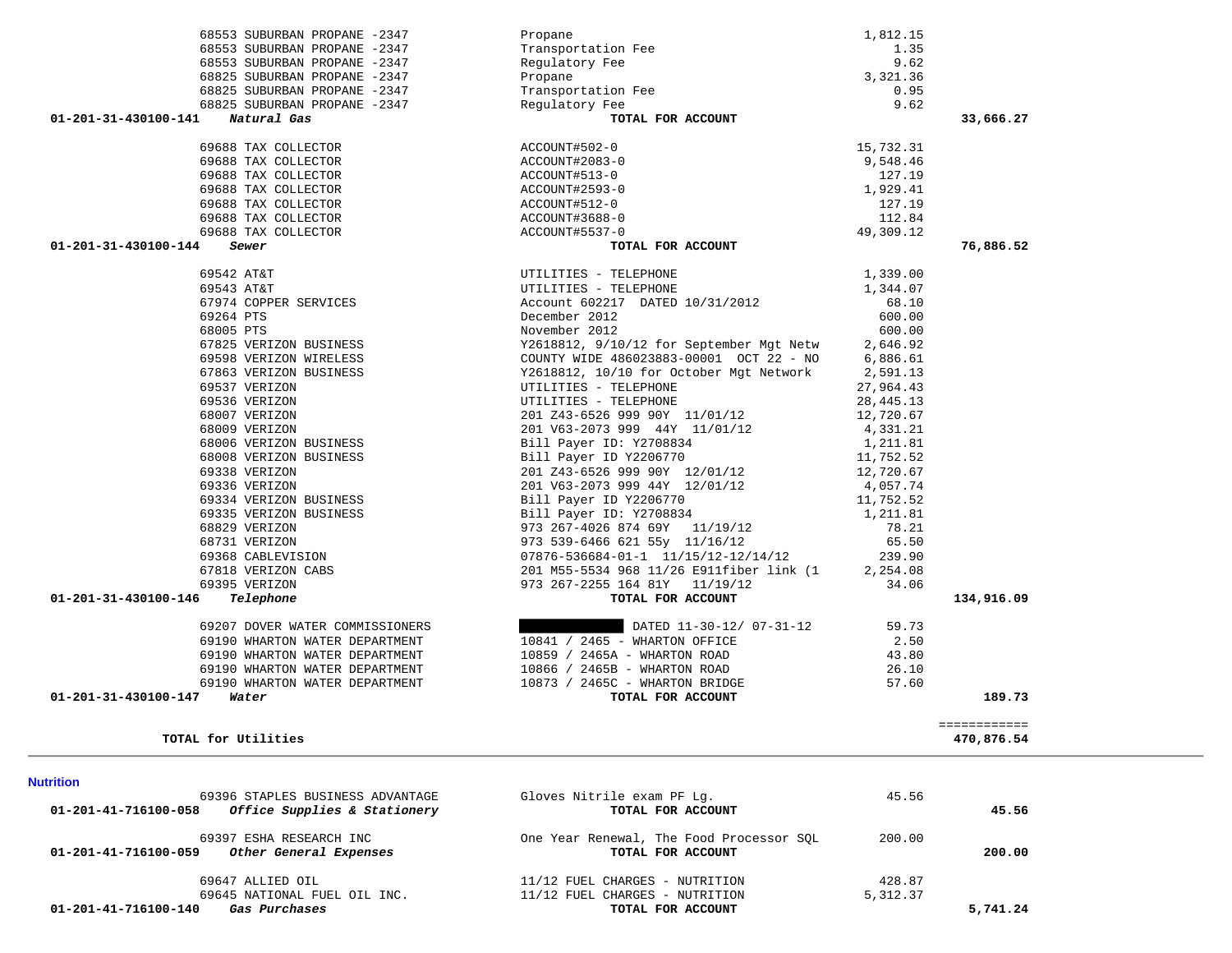| Account | Vendor | Description | Amount | Total |
|---|---|---|---|---|
| | 68553 SUBURBAN PROPANE -2347 | Propane | 1,812.15 | |
| | 68553 SUBURBAN PROPANE -2347 | Transportation Fee | 1.35 | |
| | 68553 SUBURBAN PROPANE -2347 | Regulatory Fee | 9.62 | |
| | 68825 SUBURBAN PROPANE -2347 | Propane | 3,321.36 | |
| | 68825 SUBURBAN PROPANE -2347 | Transportation Fee | 0.95 | |
| | 68825 SUBURBAN PROPANE -2347 | Regulatory Fee | 9.62 | |
| **01-201-31-430100-141** | ***Natural Gas*** | **TOTAL FOR ACCOUNT** | | **33,666.27** |
| | 69688 TAX COLLECTOR | ACCOUNT#502-0 | 15,732.31 | |
| | 69688 TAX COLLECTOR | ACCOUNT#2083-0 | 9,548.46 | |
| | 69688 TAX COLLECTOR | ACCOUNT#513-0 | 127.19 | |
| | 69688 TAX COLLECTOR | ACCOUNT#2593-0 | 1,929.41 | |
| | 69688 TAX COLLECTOR | ACCOUNT#512-0 | 127.19 | |
| | 69688 TAX COLLECTOR | ACCOUNT#3688-0 | 112.84 | |
| | 69688 TAX COLLECTOR | ACCOUNT#5537-0 | 49,309.12 | |
| **01-201-31-430100-144** | ***Sewer*** | **TOTAL FOR ACCOUNT** | | **76,886.52** |
| | 69542 AT&T | UTILITIES - TELEPHONE | 1,339.00 | |
| | 69543 AT&T | UTILITIES - TELEPHONE | 1,344.07 | |
| | 67974 COPPER SERVICES | Account 602217 DATED 10/31/2012 | 68.10 | |
| | 69264 PTS | December 2012 | 600.00 | |
| | 68005 PTS | November 2012 | 600.00 | |
| | 67825 VERIZON BUSINESS | Y2618812, 9/10/12 for September Mgt Netw | 2,646.92 | |
| | 69598 VERIZON WIRELESS | COUNTY WIDE 486023883-00001 OCT 22 - NO | 6,886.61 | |
| | 67863 VERIZON BUSINESS | Y2618812, 10/10 for October Mgt Network | 2,591.13 | |
| | 69537 VERIZON | UTILITIES - TELEPHONE | 27,964.43 | |
| | 69536 VERIZON | UTILITIES - TELEPHONE | 28,445.13 | |
| | 68007 VERIZON | 201 Z43-6526 999 90Y 11/01/12 | 12,720.67 | |
| | 68009 VERIZON | 201 V63-2073 999 44Y 11/01/12 | 4,331.21 | |
| | 68006 VERIZON BUSINESS | Bill Payer ID: Y2708834 | 1,211.81 | |
| | 68008 VERIZON BUSINESS | Bill Payer ID Y2206770 | 11,752.52 | |
| | 69338 VERIZON | 201 Z43-6526 999 90Y 12/01/12 | 12,720.67 | |
| | 69336 VERIZON | 201 V63-2073 999 44Y 12/01/12 | 4,057.74 | |
| | 69334 VERIZON BUSINESS | Bill Payer ID Y2206770 | 11,752.52 | |
| | 69335 VERIZON BUSINESS | Bill Payer ID: Y2708834 | 1,211.81 | |
| | 68829 VERIZON | 973 267-4026 874 69Y 11/19/12 | 78.21 | |
| | 68731 VERIZON | 973 539-6466 621 55y 11/16/12 | 65.50 | |
| | 69368 CABLEVISION | 07876-536684-01-1 11/15/12-12/14/12 | 239.90 | |
| | 67818 VERIZON CABS | 201 M55-5534 968 11/26 E911fiber link (1 | 2,254.08 | |
| | 69395 VERIZON | 973 267-2255 164 81Y 11/19/12 | 34.06 | |
| **01-201-31-430100-146** | ***Telephone*** | **TOTAL FOR ACCOUNT** | | **134,916.09** |
| | 69207 DOVER WATER COMMISSIONERS | [REDACTED] DATED 11-30-12/ 07-31-12 | 59.73 | |
| | 69190 WHARTON WATER DEPARTMENT | 10841 / 2465 - WHARTON OFFICE | 2.50 | |
| | 69190 WHARTON WATER DEPARTMENT | 10859 / 2465A - WHARTON ROAD | 43.80 | |
| | 69190 WHARTON WATER DEPARTMENT | 10866 / 2465B - WHARTON ROAD | 26.10 | |
| | 69190 WHARTON WATER DEPARTMENT | 10873 / 2465C - WHARTON BRIDGE | 57.60 | |
| **01-201-31-430100-147** | ***Water*** | **TOTAL FOR ACCOUNT** | | **189.73** |
| | **TOTAL for Utilities** | | | **470,876.54** |

## Nutrition

| Account | Vendor | Description | Amount | Total |
|---|---|---|---|---|
| | 69396 STAPLES BUSINESS ADVANTAGE | Gloves Nitrile exam PF Lg. | 45.56 | |
| **01-201-41-716100-058** | ***Office Supplies & Stationery*** | **TOTAL FOR ACCOUNT** | | **45.56** |
| | 69397 ESHA RESEARCH INC | One Year Renewal, The Food Processor SQL | 200.00 | |
| **01-201-41-716100-059** | ***Other General Expenses*** | **TOTAL FOR ACCOUNT** | | **200.00** |
| | 69647 ALLIED OIL | 11/12 FUEL CHARGES - NUTRITION | 428.87 | |
| | 69645 NATIONAL FUEL OIL INC. | 11/12 FUEL CHARGES - NUTRITION | 5,312.37 | |
| **01-201-41-716100-140** | ***Gas Purchases*** | **TOTAL FOR ACCOUNT** | | **5,741.24** |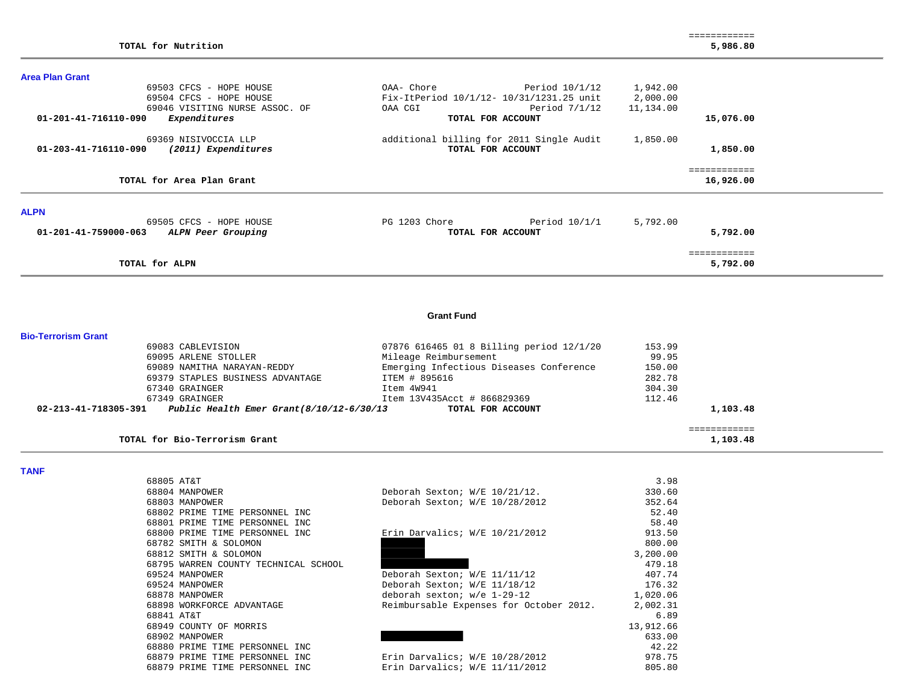| | | | | |
|---|---|---|---|---|
| | **TOTAL for Nutrition** | | | ============ **5,986.80** |

## Area Plan Grant

| Account | Vendor | Description | Amount | Total |
|---|---|---|---|---|
| | 69503 CFCS - HOPE HOUSE | OAA- Chore Period 10/1/12 | 1,942.00 | |
| | 69504 CFCS - HOPE HOUSE | Fix-ItPeriod 10/1/12- 10/31/1231.25 unit | 2,000.00 | |
| | 69046 VISITING NURSE ASSOC. OF | OAA CGI Period 7/1/12 | 11,134.00 | |
| **01-201-41-716110-090** | ***Expenditures*** | **TOTAL FOR ACCOUNT** | | **15,076.00** |
| | 69369 NISIVOCCIA LLP | additional billing for 2011 Single Audit | 1,850.00 | |
| **01-203-41-716110-090** | ***(2011) Expenditures*** | **TOTAL FOR ACCOUNT** | | **1,850.00** |
| | **TOTAL for Area Plan Grant** | | | ============ **16,926.00** |

## ALPN

| Account | Vendor | Description | Amount | Total |
|---|---|---|---|---|
| | 69505 CFCS - HOPE HOUSE | PG 1203 Chore Period 10/1/1 | 5,792.00 | |
| **01-201-41-759000-063** | ***ALPN Peer Grouping*** | **TOTAL FOR ACCOUNT** | | **5,792.00** |
| | **TOTAL for ALPN** | | | ============ **5,792.00** |

# Grant Fund

## Bio-Terrorism Grant

| Account | Vendor | Description | Amount | Total |
|---|---|---|---|---|
| | 69083 CABLEVISION | 07876 616465 01 8 Billing period 12/1/20 | 153.99 | |
| | 69095 ARLENE STOLLER | Mileage Reimbursement | 99.95 | |
| | 69089 NAMITHA NARAYAN-REDDY | Emerging Infectious Diseases Conference | 150.00 | |
| | 69379 STAPLES BUSINESS ADVANTAGE | ITEM # 895616 | 282.78 | |
| | 67340 GRAINGER | Item 4W941 | 304.30 | |
| | 67349 GRAINGER | Item 13V435Acct # 866829369 | 112.46 | |
| **02-213-41-718305-391** | ***Public Health Emer Grant(8/10/12-6/30/13*** | **TOTAL FOR ACCOUNT** | | **1,103.48** |
| | **TOTAL for Bio-Terrorism Grant** | | | ============ **1,103.48** |

## TANF

| Account | Vendor | Description | Amount | Total |
|---|---|---|---|---|
| | 68805 AT&T | | 3.98 | |
| | 68804 MANPOWER | Deborah Sexton; W/E 10/21/12. | 330.60 | |
| | 68803 MANPOWER | Deborah Sexton; W/E 10/28/2012 | 352.64 | |
| | 68802 PRIME TIME PERSONNEL INC | | 52.40 | |
| | 68801 PRIME TIME PERSONNEL INC | | 58.40 | |
| | 68800 PRIME TIME PERSONNEL INC | Erin Darvalics; W/E 10/21/2012 | 913.50 | |
| | 68782 SMITH & SOLOMON | [REDACTED] | 800.00 | |
| | 68812 SMITH & SOLOMON | [REDACTED] | 3,200.00 | |
| | 68795 WARREN COUNTY TECHNICAL SCHOOL | [REDACTED] | 479.18 | |
| | 69524 MANPOWER | Deborah Sexton; W/E 11/11/12 | 407.74 | |
| | 69524 MANPOWER | Deborah Sexton; W/E 11/18/12 | 176.32 | |
| | 68878 MANPOWER | deborah sexton; w/e 1-29-12 | 1,020.06 | |
| | 68898 WORKFORCE ADVANTAGE | Reimbursable Expenses for October 2012. | 2,002.31 | |
| | 68841 AT&T | | 6.89 | |
| | 68949 COUNTY OF MORRIS | | 13,912.66 | |
| | 68902 MANPOWER | [REDACTED] | 633.00 | |
| | 68880 PRIME TIME PERSONNEL INC | | 42.22 | |
| | 68879 PRIME TIME PERSONNEL INC | Erin Darvalics; W/E 10/28/2012 | 978.75 | |
| | 68879 PRIME TIME PERSONNEL INC | Erin Darvalics; W/E 11/11/2012 | 805.80 | |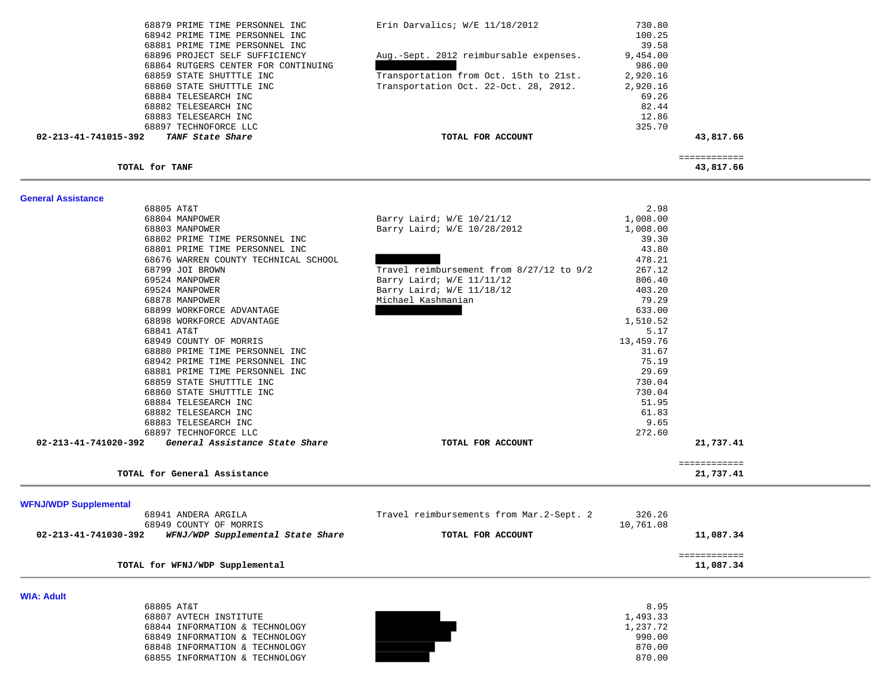| | Vendor | Description | Amount | Total |
|---|---|---|---|---|
| | 68879 PRIME TIME PERSONNEL INC | Erin Darvalics; W/E 11/18/2012 | 730.80 | |
| | 68942 PRIME TIME PERSONNEL INC | | 100.25 | |
| | 68881 PRIME TIME PERSONNEL INC | | 39.58 | |
| | 68896 PROJECT SELF SUFFICIENCY | Aug.-Sept. 2012 reimbursable expenses. | 9,454.00 | |
| | 68864 RUTGERS CENTER FOR CONTINUING | [REDACTED] | 986.00 | |
| | 68859 STATE SHUTTTLE INC | Transportation from Oct. 15th to 21st. | 2,920.16 | |
| | 68860 STATE SHUTTTLE INC | Transportation Oct. 22-Oct. 28, 2012. | 2,920.16 | |
| | 68884 TELESEARCH INC | | 69.26 | |
| | 68882 TELESEARCH INC | | 82.44 | |
| | 68883 TELESEARCH INC | | 12.86 | |
| | 68897 TECHNOFORCE LLC | | 325.70 | |
| **02-213-41-741015-392** | ***TANF State Share*** | **TOTAL FOR ACCOUNT** | | **43,817.66** |

| | | ============ |
|---|---|---|
| **TOTAL for TANF** | | **43,817.66** |

## General Assistance

| | Vendor | Description | Amount | Total |
|---|---|---|---|---|
| | 68805 AT&T | | 2.98 | |
| | 68804 MANPOWER | Barry Laird; W/E 10/21/12 | 1,008.00 | |
| | 68803 MANPOWER | Barry Laird; W/E 10/28/2012 | 1,008.00 | |
| | 68802 PRIME TIME PERSONNEL INC | | 39.30 | |
| | 68801 PRIME TIME PERSONNEL INC | | 43.80 | |
| | 68676 WARREN COUNTY TECHNICAL SCHOOL | [REDACTED] | 478.21 | |
| | 68799 JOI BROWN | Travel reimbursement from 8/27/12 to 9/2 | 267.12 | |
| | 69524 MANPOWER | Barry Laird; W/E 11/11/12 | 806.40 | |
| | 69524 MANPOWER | Barry Laird; W/E 11/18/12 | 403.20 | |
| | 68878 MANPOWER | Michael Kashmanian | 79.29 | |
| | 68899 WORKFORCE ADVANTAGE | [REDACTED] | 633.00 | |
| | 68898 WORKFORCE ADVANTAGE | | 1,510.52 | |
| | 68841 AT&T | | 5.17 | |
| | 68949 COUNTY OF MORRIS | | 13,459.76 | |
| | 68880 PRIME TIME PERSONNEL INC | | 31.67 | |
| | 68942 PRIME TIME PERSONNEL INC | | 75.19 | |
| | 68881 PRIME TIME PERSONNEL INC | | 29.69 | |
| | 68859 STATE SHUTTTLE INC | | 730.04 | |
| | 68860 STATE SHUTTTLE INC | | 730.04 | |
| | 68884 TELESEARCH INC | | 51.95 | |
| | 68882 TELESEARCH INC | | 61.83 | |
| | 68883 TELESEARCH INC | | 9.65 | |
| | 68897 TECHNOFORCE LLC | | 272.60 | |
| **02-213-41-741020-392** | ***General Assistance State Share*** | **TOTAL FOR ACCOUNT** | | **21,737.41** |

| | | ============ |
|---|---|---|
| **TOTAL for General Assistance** | | **21,737.41** |

## WFNJ/WDP Supplemental

| | Vendor | Description | Amount | Total |
|---|---|---|---|---|
| | 68941 ANDERA ARGILA | Travel reimbursements from Mar.2-Sept. 2 | 326.26 | |
| | 68949 COUNTY OF MORRIS | | 10,761.08 | |
| **02-213-41-741030-392** | ***WFNJ/WDP Supplemental State Share*** | **TOTAL FOR ACCOUNT** | | **11,087.34** |

| | | ============ |
|---|---|---|
| **TOTAL for WFNJ/WDP Supplemental** | | **11,087.34** |

## WIA: Adult

| | Vendor | Description | Amount | Total |
|---|---|---|---|---|
| | 68805 AT&T | | 8.95 | |
| | 68807 AVTECH INSTITUTE | [REDACTED] | 1,493.33 | |
| | 68844 INFORMATION & TECHNOLOGY | [REDACTED] | 1,237.72 | |
| | 68849 INFORMATION & TECHNOLOGY | [REDACTED] | 990.00 | |
| | 68848 INFORMATION & TECHNOLOGY | [REDACTED] | 870.00 | |
| | 68855 INFORMATION & TECHNOLOGY | [REDACTED] | 870.00 | |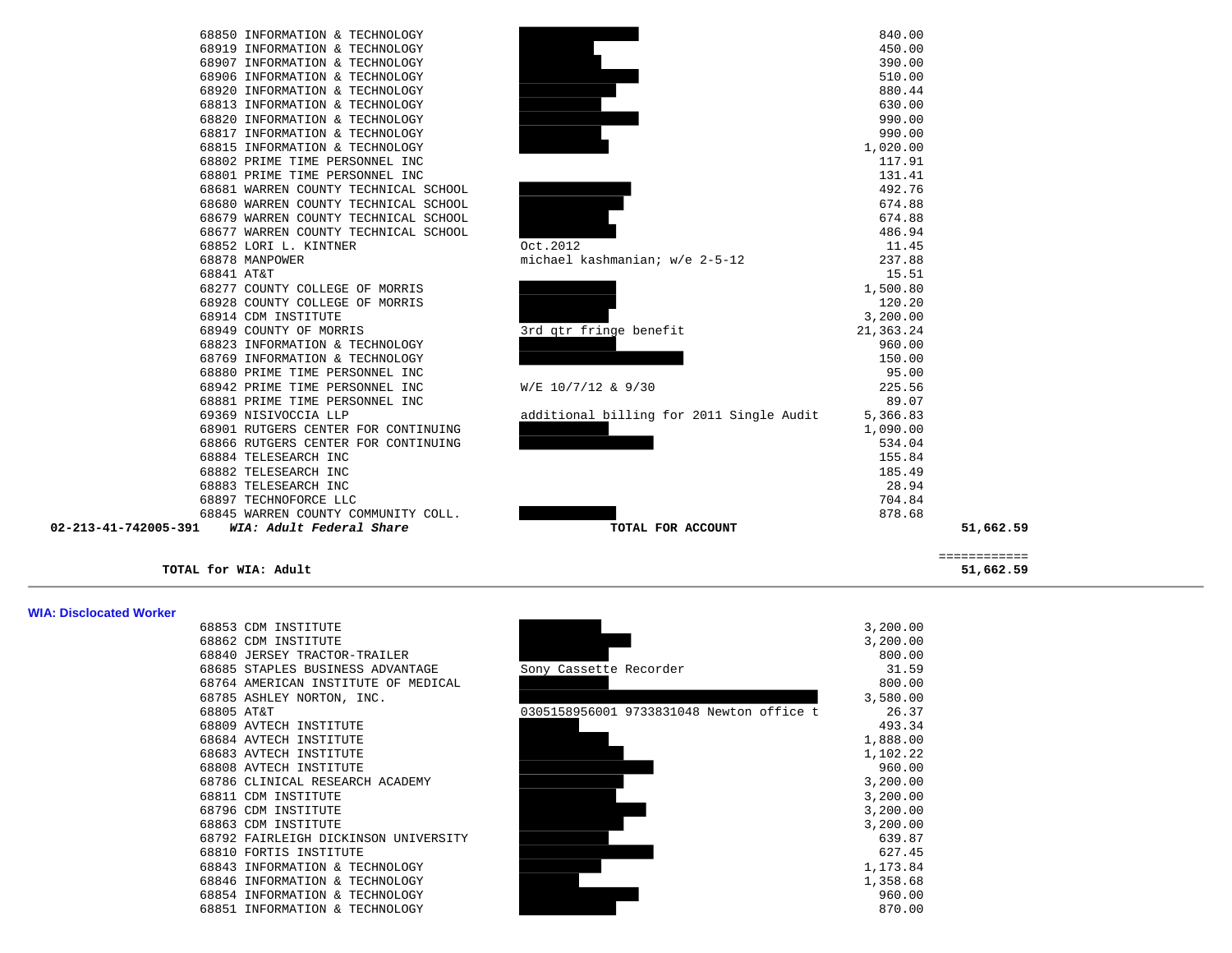| Check | Vendor | Description | Amount | Total |
|---|---|---|---|---|
| 68850 | INFORMATION & TECHNOLOGY | | 840.00 | |
| 68919 | INFORMATION & TECHNOLOGY | | 450.00 | |
| 68907 | INFORMATION & TECHNOLOGY | | 390.00 | |
| 68906 | INFORMATION & TECHNOLOGY | | 510.00 | |
| 68920 | INFORMATION & TECHNOLOGY | | 880.44 | |
| 68813 | INFORMATION & TECHNOLOGY | | 630.00 | |
| 68820 | INFORMATION & TECHNOLOGY | | 990.00 | |
| 68817 | INFORMATION & TECHNOLOGY | | 990.00 | |
| 68815 | INFORMATION & TECHNOLOGY | | 1,020.00 | |
| 68802 | PRIME TIME PERSONNEL INC | | 117.91 | |
| 68801 | PRIME TIME PERSONNEL INC | | 131.41 | |
| 68681 | WARREN COUNTY TECHNICAL SCHOOL | | 492.76 | |
| 68680 | WARREN COUNTY TECHNICAL SCHOOL | | 674.88 | |
| 68679 | WARREN COUNTY TECHNICAL SCHOOL | | 674.88 | |
| 68677 | WARREN COUNTY TECHNICAL SCHOOL | | 486.94 | |
| 68852 | LORI L. KINTNER | Oct.2012 | 11.45 | |
| 68878 | MANPOWER | michael kashmanian; w/e 2-5-12 | 237.88 | |
| 68841 | AT&T | | 15.51 | |
| 68277 | COUNTY COLLEGE OF MORRIS | | 1,500.80 | |
| 68928 | COUNTY COLLEGE OF MORRIS | | 120.20 | |
| 68914 | CDM INSTITUTE | | 3,200.00 | |
| 68949 | COUNTY OF MORRIS | 3rd qtr fringe benefit | 21,363.24 | |
| 68823 | INFORMATION & TECHNOLOGY | | 960.00 | |
| 68769 | INFORMATION & TECHNOLOGY | | 150.00 | |
| 68880 | PRIME TIME PERSONNEL INC | | 95.00 | |
| 68942 | PRIME TIME PERSONNEL INC | W/E 10/7/12 & 9/30 | 225.56 | |
| 68881 | PRIME TIME PERSONNEL INC | | 89.07 | |
| 69369 | NISIVOCCIA LLP | additional billing for 2011 Single Audit | 5,366.83 | |
| 68901 | RUTGERS CENTER FOR CONTINUING | | 1,090.00 | |
| 68866 | RUTGERS CENTER FOR CONTINUING | | 534.04 | |
| 68884 | TELESEARCH INC | | 155.84 | |
| 68882 | TELESEARCH INC | | 185.49 | |
| 68883 | TELESEARCH INC | | 28.94 | |
| 68897 | TECHNOFORCE LLC | | 704.84 | |
| 68845 | WARREN COUNTY COMMUNITY COLL. | | 878.68 | |
| **02-213-41-742005-391** | ***WIA: Adult Federal Share*** | **TOTAL FOR ACCOUNT** | | **51,662.59** |

**TOTAL for WIA: Adult** ============ **51,662.59**

---

**WIA: Disclocated Worker**

| Check | Vendor | Description | Amount |
|---|---|---|---|
| 68853 | CDM INSTITUTE | | 3,200.00 |
| 68862 | CDM INSTITUTE | | 3,200.00 |
| 68840 | JERSEY TRACTOR-TRAILER | | 800.00 |
| 68685 | STAPLES BUSINESS ADVANTAGE | Sony Cassette Recorder | 31.59 |
| 68764 | AMERICAN INSTITUTE OF MEDICAL | | 800.00 |
| 68785 | ASHLEY NORTON, INC. | | 3,580.00 |
| 68805 | AT&T | 0305158956001 9733831048 Newton office t | 26.37 |
| 68809 | AVTECH INSTITUTE | | 493.34 |
| 68684 | AVTECH INSTITUTE | | 1,888.00 |
| 68683 | AVTECH INSTITUTE | | 1,102.22 |
| 68808 | AVTECH INSTITUTE | | 960.00 |
| 68786 | CLINICAL RESEARCH ACADEMY | | 3,200.00 |
| 68811 | CDM INSTITUTE | | 3,200.00 |
| 68796 | CDM INSTITUTE | | 3,200.00 |
| 68863 | CDM INSTITUTE | | 3,200.00 |
| 68792 | FAIRLEIGH DICKINSON UNIVERSITY | | 639.87 |
| 68810 | FORTIS INSTITUTE | | 627.45 |
| 68843 | INFORMATION & TECHNOLOGY | | 1,173.84 |
| 68846 | INFORMATION & TECHNOLOGY | | 1,358.68 |
| 68854 | INFORMATION & TECHNOLOGY | | 960.00 |
| 68851 | INFORMATION & TECHNOLOGY | | 870.00 |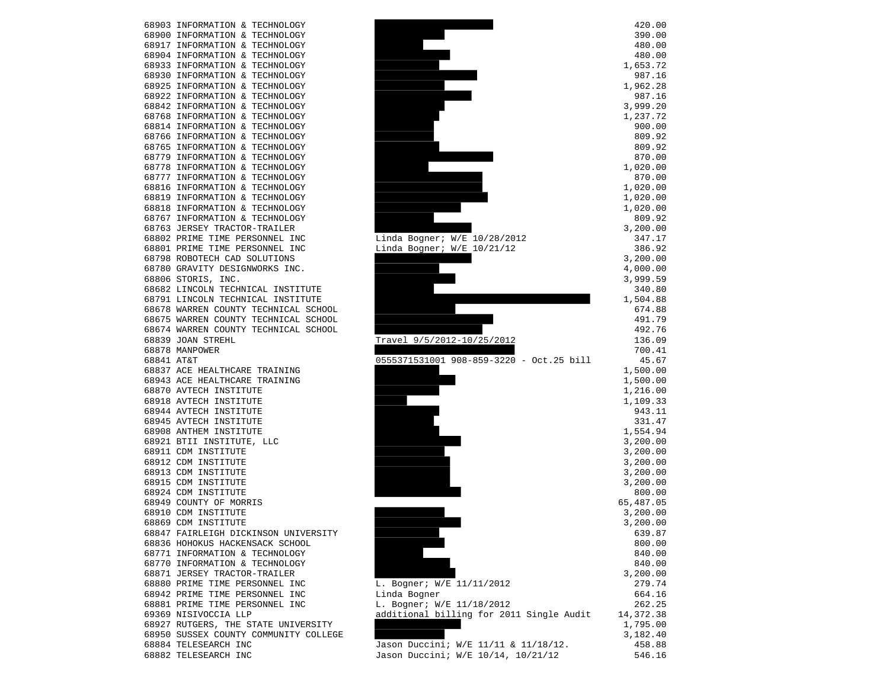| | | |
|---|---|---|
| 68903 INFORMATION & TECHNOLOGY | | 420.00 |
| 68900 INFORMATION & TECHNOLOGY | | 390.00 |
| 68917 INFORMATION & TECHNOLOGY | | 480.00 |
| 68904 INFORMATION & TECHNOLOGY | | 480.00 |
| 68933 INFORMATION & TECHNOLOGY | | 1,653.72 |
| 68930 INFORMATION & TECHNOLOGY | | 987.16 |
| 68925 INFORMATION & TECHNOLOGY | | 1,962.28 |
| 68922 INFORMATION & TECHNOLOGY | | 987.16 |
| 68842 INFORMATION & TECHNOLOGY | | 3,999.20 |
| 68768 INFORMATION & TECHNOLOGY | | 1,237.72 |
| 68814 INFORMATION & TECHNOLOGY | | 900.00 |
| 68766 INFORMATION & TECHNOLOGY | | 809.92 |
| 68765 INFORMATION & TECHNOLOGY | | 809.92 |
| 68779 INFORMATION & TECHNOLOGY | | 870.00 |
| 68778 INFORMATION & TECHNOLOGY | | 1,020.00 |
| 68777 INFORMATION & TECHNOLOGY | | 870.00 |
| 68816 INFORMATION & TECHNOLOGY | | 1,020.00 |
| 68819 INFORMATION & TECHNOLOGY | | 1,020.00 |
| 68818 INFORMATION & TECHNOLOGY | | 1,020.00 |
| 68767 INFORMATION & TECHNOLOGY | | 809.92 |
| 68763 JERSEY TRACTOR-TRAILER | | 3,200.00 |
| 68802 PRIME TIME PERSONNEL INC | Linda Bogner; W/E 10/28/2012 | 347.17 |
| 68801 PRIME TIME PERSONNEL INC | Linda Bogner; W/E 10/21/12 | 386.92 |
| 68798 ROBOTECH CAD SOLUTIONS | | 3,200.00 |
| 68780 GRAVITY DESIGNWORKS INC. | | 4,000.00 |
| 68806 STORIS, INC. | | 3,999.59 |
| 68682 LINCOLN TECHNICAL INSTITUTE | | 340.80 |
| 68791 LINCOLN TECHNICAL INSTITUTE | | 1,504.88 |
| 68678 WARREN COUNTY TECHNICAL SCHOOL | | 674.88 |
| 68675 WARREN COUNTY TECHNICAL SCHOOL | | 491.79 |
| 68674 WARREN COUNTY TECHNICAL SCHOOL | | 492.76 |
| 68839 JOAN STREHL | Travel 9/5/2012-10/25/2012 | 136.09 |
| 68878 MANPOWER | | 700.41 |
| 68841 AT&T | 0555371531001 908-859-3220 - Oct.25 bill | 45.67 |
| 68837 ACE HEALTHCARE TRAINING | | 1,500.00 |
| 68943 ACE HEALTHCARE TRAINING | | 1,500.00 |
| 68870 AVTECH INSTITUTE | | 1,216.00 |
| 68918 AVTECH INSTITUTE | | 1,109.33 |
| 68944 AVTECH INSTITUTE | | 943.11 |
| 68945 AVTECH INSTITUTE | | 331.47 |
| 68908 ANTHEM INSTITUTE | | 1,554.94 |
| 68921 BTII INSTITUTE, LLC | | 3,200.00 |
| 68911 CDM INSTITUTE | | 3,200.00 |
| 68912 CDM INSTITUTE | | 3,200.00 |
| 68913 CDM INSTITUTE | | 3,200.00 |
| 68915 CDM INSTITUTE | | 3,200.00 |
| 68924 CDM INSTITUTE | | 800.00 |
| 68949 COUNTY OF MORRIS | | 65,487.05 |
| 68910 CDM INSTITUTE | | 3,200.00 |
| 68869 CDM INSTITUTE | | 3,200.00 |
| 68847 FAIRLEIGH DICKINSON UNIVERSITY | | 639.87 |
| 68836 HOHOKUS HACKENSACK SCHOOL | | 800.00 |
| 68771 INFORMATION & TECHNOLOGY | | 840.00 |
| 68770 INFORMATION & TECHNOLOGY | | 840.00 |
| 68871 JERSEY TRACTOR-TRAILER | | 3,200.00 |
| 68880 PRIME TIME PERSONNEL INC | L. Bogner; W/E 11/11/2012 | 279.74 |
| 68942 PRIME TIME PERSONNEL INC | Linda Bogner | 664.16 |
| 68881 PRIME TIME PERSONNEL INC | L. Bogner; W/E 11/18/2012 | 262.25 |
| 69369 NISIVOCCIA LLP | additional billing for 2011 Single Audit | 14,372.38 |
| 68927 RUTGERS, THE STATE UNIVERSITY | | 1,795.00 |
| 68950 SUSSEX COUNTY COMMUNITY COLLEGE | | 3,182.40 |
| 68884 TELESEARCH INC | Jason Duccini; W/E 11/11 & 11/18/12. | 458.88 |
| 68882 TELESEARCH INC | Jason Duccini; W/E 10/14, 10/21/12 | 546.16 |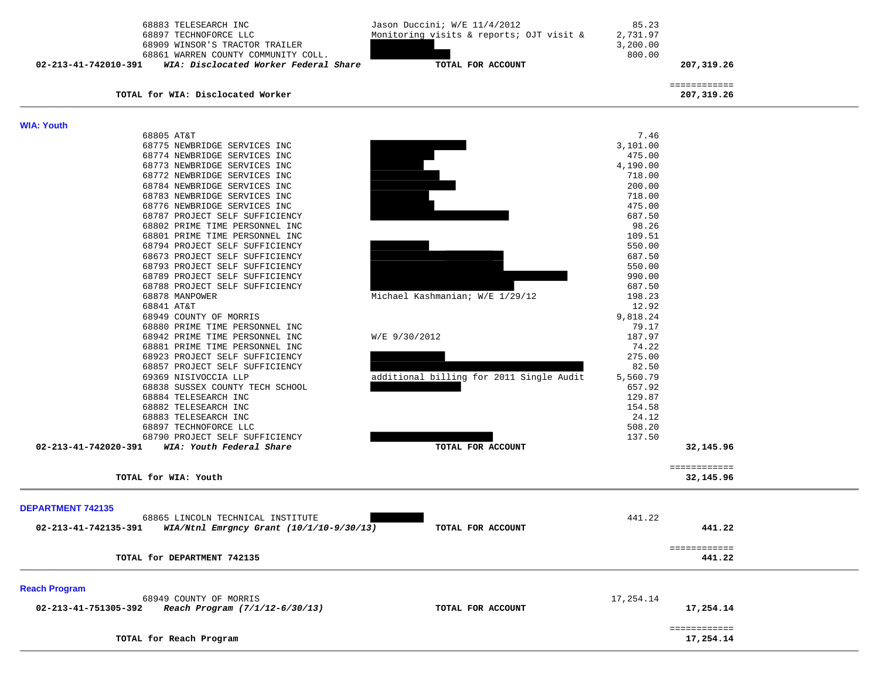| | | | |
|---|---|---|---|
| 68883 TELESEARCH INC | Jason Duccini; W/E 11/4/2012 | 85.23 | |
| 68897 TECHNOFORCE LLC | Monitoring visits & reports; OJT visit & | 2,731.97 | |
| 68909 WINSOR'S TRACTOR TRAILER | | 3,200.00 | |
| 68861 WARREN COUNTY COMMUNITY COLL. | | 800.00 | |
| **02-213-41-742010-391** ***WIA: Disclocated Worker Federal Share*** | **TOTAL FOR ACCOUNT** | | **207,319.26** |

| | |
|---|---|
| | ============ |
| **TOTAL for WIA: Disclocated Worker** | **207,319.26** |

## WIA: Youth

| | | | |
|---|---|---|---|
| 68805 AT&T | | 7.46 | |
| 68775 NEWBRIDGE SERVICES INC | | 3,101.00 | |
| 68774 NEWBRIDGE SERVICES INC | | 475.00 | |
| 68773 NEWBRIDGE SERVICES INC | | 4,190.00 | |
| 68772 NEWBRIDGE SERVICES INC | | 718.00 | |
| 68784 NEWBRIDGE SERVICES INC | | 200.00 | |
| 68783 NEWBRIDGE SERVICES INC | | 718.00 | |
| 68776 NEWBRIDGE SERVICES INC | | 475.00 | |
| 68787 PROJECT SELF SUFFICIENCY | | 687.50 | |
| 68802 PRIME TIME PERSONNEL INC | | 98.26 | |
| 68801 PRIME TIME PERSONNEL INC | | 109.51 | |
| 68794 PROJECT SELF SUFFICIENCY | | 550.00 | |
| 68673 PROJECT SELF SUFFICIENCY | | 687.50 | |
| 68793 PROJECT SELF SUFFICIENCY | | 550.00 | |
| 68789 PROJECT SELF SUFFICIENCY | | 990.00 | |
| 68788 PROJECT SELF SUFFICIENCY | | 687.50 | |
| 68878 MANPOWER | Michael Kashmanian; W/E 1/29/12 | 198.23 | |
| 68841 AT&T | | 12.92 | |
| 68949 COUNTY OF MORRIS | | 9,818.24 | |
| 68880 PRIME TIME PERSONNEL INC | | 79.17 | |
| 68942 PRIME TIME PERSONNEL INC | W/E 9/30/2012 | 187.97 | |
| 68881 PRIME TIME PERSONNEL INC | | 74.22 | |
| 68923 PROJECT SELF SUFFICIENCY | | 275.00 | |
| 68857 PROJECT SELF SUFFICIENCY | | 82.50 | |
| 69369 NISIVOCCIA LLP | additional billing for 2011 Single Audit | 5,560.79 | |
| 68838 SUSSEX COUNTY TECH SCHOOL | | 657.92 | |
| 68884 TELESEARCH INC | | 129.87 | |
| 68882 TELESEARCH INC | | 154.58 | |
| 68883 TELESEARCH INC | | 24.12 | |
| 68897 TECHNOFORCE LLC | | 508.20 | |
| 68790 PROJECT SELF SUFFICIENCY | | 137.50 | |
| **02-213-41-742020-391** ***WIA: Youth Federal Share*** | **TOTAL FOR ACCOUNT** | | **32,145.96** |

| | |
|---|---|
| | ============ |
| **TOTAL for WIA: Youth** | **32,145.96** |

## DEPARTMENT 742135

| | | | |
|---|---|---|---|
| 68865 LINCOLN TECHNICAL INSTITUTE | | 441.22 | |
| **02-213-41-742135-391** ***WIA/Ntnl Emrgncy Grant (10/1/10-9/30/13)*** | **TOTAL FOR ACCOUNT** | | **441.22** |

| | |
|---|---|
| | ============ |
| **TOTAL for DEPARTMENT 742135** | **441.22** |

## Reach Program

| | | | |
|---|---|---|---|
| 68949 COUNTY OF MORRIS | | 17,254.14 | |
| **02-213-41-751305-392** ***Reach Program (7/1/12-6/30/13)*** | **TOTAL FOR ACCOUNT** | | **17,254.14** |

| | |
|---|---|
| | ============ |
| **TOTAL for Reach Program** | **17,254.14** |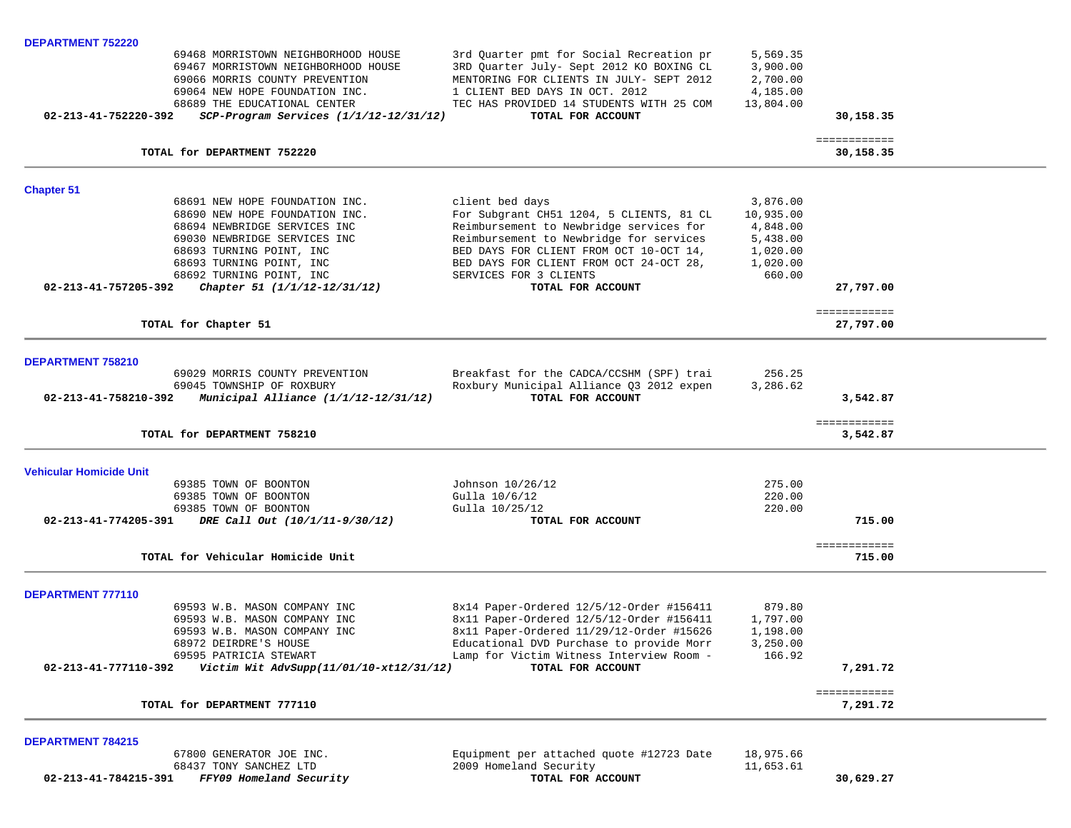**DEPARTMENT 752220**

| | Vendor | Description | Amount | Total |
|---|---|---|---|---|
| | 69468 MORRISTOWN NEIGHBORHOOD HOUSE | 3rd Quarter pmt for Social Recreation pr | 5,569.35 | |
| | 69467 MORRISTOWN NEIGHBORHOOD HOUSE | 3RD Quarter July- Sept 2012 KO BOXING CL | 3,900.00 | |
| | 69066 MORRIS COUNTY PREVENTION | MENTORING FOR CLIENTS IN JULY- SEPT 2012 | 2,700.00 | |
| | 69064 NEW HOPE FOUNDATION INC. | 1 CLIENT BED DAYS IN OCT. 2012 | 4,185.00 | |
| | 68689 THE EDUCATIONAL CENTER | TEC HAS PROVIDED 14 STUDENTS WITH 25 COM | 13,804.00 | |
| 02-213-41-752220-392 | ***SCP-Program Services (1/1/12-12/31/12)*** | **TOTAL FOR ACCOUNT** | | **30,158.35** |

| | | ============ |
|---|---|---|
| **TOTAL for DEPARTMENT 752220** | | **30,158.35** |

**Chapter 51**

| | Vendor | Description | Amount | Total |
|---|---|---|---|---|
| | 68691 NEW HOPE FOUNDATION INC. | client bed days | 3,876.00 | |
| | 68690 NEW HOPE FOUNDATION INC. | For Subgrant CH51 1204, 5 CLIENTS, 81 CL | 10,935.00 | |
| | 68694 NEWBRIDGE SERVICES INC | Reimbursement to Newbridge services for | 4,848.00 | |
| | 69030 NEWBRIDGE SERVICES INC | Reimbursement to Newbridge for services | 5,438.00 | |
| | 68693 TURNING POINT, INC | BED DAYS FOR CLIENT FROM OCT 10-OCT 14, | 1,020.00 | |
| | 68693 TURNING POINT, INC | BED DAYS FOR CLIENT FROM OCT 24-OCT 28, | 1,020.00 | |
| | 68692 TURNING POINT, INC | SERVICES FOR 3 CLIENTS | 660.00 | |
| 02-213-41-757205-392 | ***Chapter 51 (1/1/12-12/31/12)*** | **TOTAL FOR ACCOUNT** | | **27,797.00** |

| | | ============ |
|---|---|---|
| **TOTAL for Chapter 51** | | **27,797.00** |

**DEPARTMENT 758210**

| | Vendor | Description | Amount | Total |
|---|---|---|---|---|
| | 69029 MORRIS COUNTY PREVENTION | Breakfast for the CADCA/CCSHM (SPF) trai | 256.25 | |
| | 69045 TOWNSHIP OF ROXBURY | Roxbury Municipal Alliance Q3 2012 expen | 3,286.62 | |
| 02-213-41-758210-392 | ***Municipal Alliance (1/1/12-12/31/12)*** | **TOTAL FOR ACCOUNT** | | **3,542.87** |

| | | ============ |
|---|---|---|
| **TOTAL for DEPARTMENT 758210** | | **3,542.87** |

**Vehicular Homicide Unit**

| | Vendor | Description | Amount | Total |
|---|---|---|---|---|
| | 69385 TOWN OF BOONTON | Johnson 10/26/12 | 275.00 | |
| | 69385 TOWN OF BOONTON | Gulla 10/6/12 | 220.00 | |
| | 69385 TOWN OF BOONTON | Gulla 10/25/12 | 220.00 | |
| 02-213-41-774205-391 | ***DRE Call Out (10/1/11-9/30/12)*** | **TOTAL FOR ACCOUNT** | | **715.00** |

| | | ============ |
|---|---|---|
| **TOTAL for Vehicular Homicide Unit** | | **715.00** |

**DEPARTMENT 777110**

| | Vendor | Description | Amount | Total |
|---|---|---|---|---|
| | 69593 W.B. MASON COMPANY INC | 8x14 Paper-Ordered 12/5/12-Order #156411 | 879.80 | |
| | 69593 W.B. MASON COMPANY INC | 8x11 Paper-Ordered 12/5/12-Order #156411 | 1,797.00 | |
| | 69593 W.B. MASON COMPANY INC | 8x11 Paper-Ordered 11/29/12-Order #15626 | 1,198.00 | |
| | 68972 DEIRDRE'S HOUSE | Educational DVD Purchase to provide Morr | 3,250.00 | |
| | 69595 PATRICIA STEWART | Lamp for Victim Witness Interview Room - | 166.92 | |
| 02-213-41-777110-392 | ***Victim Wit AdvSupp(11/01/10-xt12/31/12)*** | **TOTAL FOR ACCOUNT** | | **7,291.72** |

| | | ============ |
|---|---|---|
| **TOTAL for DEPARTMENT 777110** | | **7,291.72** |

**DEPARTMENT 784215**

| | Vendor | Description | Amount | Total |
|---|---|---|---|---|
| | 67800 GENERATOR JOE INC. | Equipment per attached quote #12723 Date | 18,975.66 | |
| | 68437 TONY SANCHEZ LTD | 2009 Homeland Security | 11,653.61 | |
| 02-213-41-784215-391 | ***FFY09 Homeland Security*** | **TOTAL FOR ACCOUNT** | | **30,629.27** |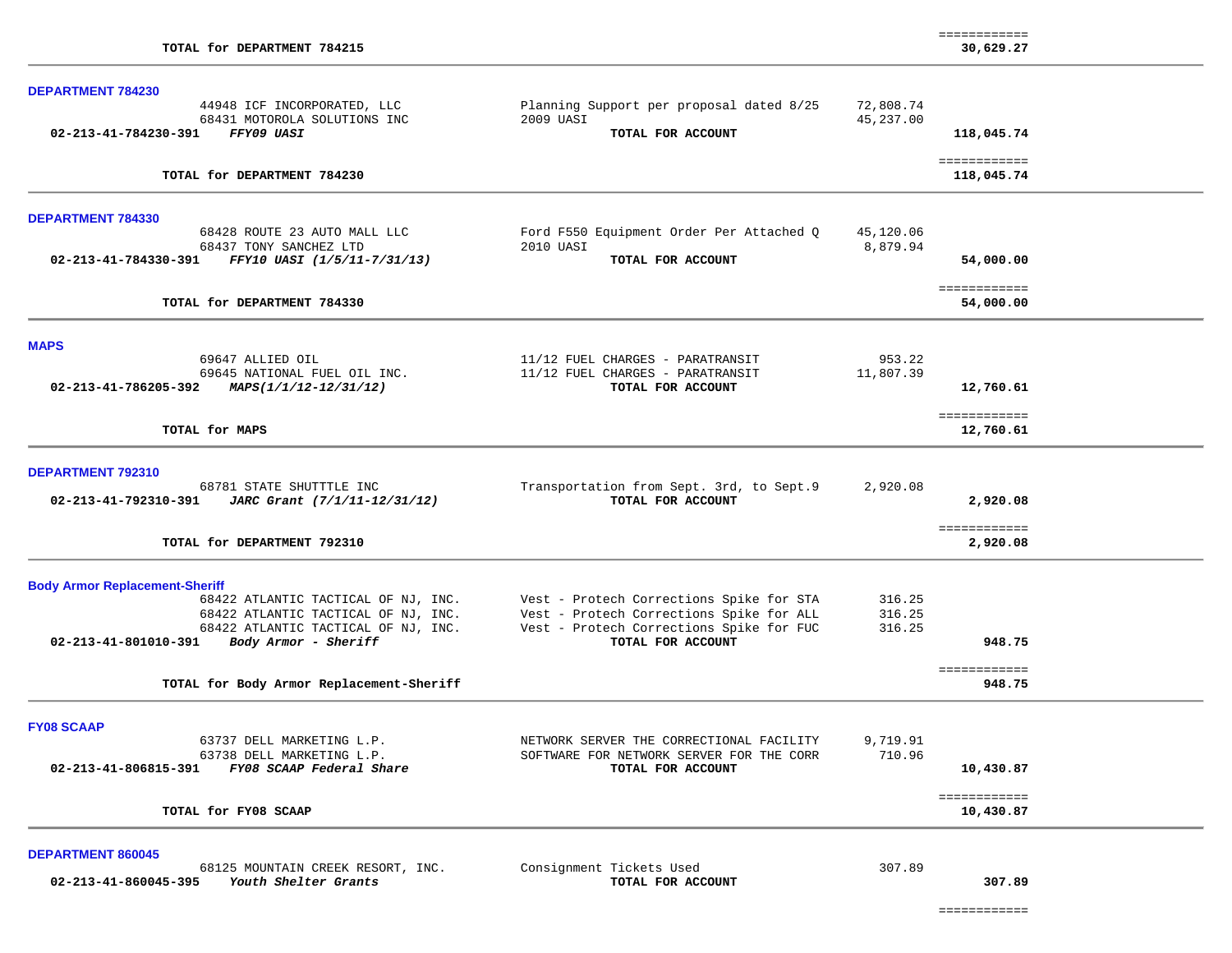| | | | |
|---|---|---|---|
| **TOTAL for DEPARTMENT 784215** | | | ============ **30,629.27** |

**DEPARTMENT 784230**

| Account / Vendor | Description | Amount | Total |
|---|---|---|---|
| 44948 ICF INCORPORATED, LLC | Planning Support per proposal dated 8/25 | 72,808.74 | |
| 68431 MOTOROLA SOLUTIONS INC | 2009 UASI | 45,237.00 | |
| **02-213-41-784230-391** ***FFY09 UASI*** | **TOTAL FOR ACCOUNT** | | **118,045.74** |
| **TOTAL for DEPARTMENT 784230** | | | ============ **118,045.74** |

**DEPARTMENT 784330**

| Account / Vendor | Description | Amount | Total |
|---|---|---|---|
| 68428 ROUTE 23 AUTO MALL LLC | Ford F550 Equipment Order Per Attached Q | 45,120.06 | |
| 68437 TONY SANCHEZ LTD | 2010 UASI | 8,879.94 | |
| **02-213-41-784330-391** ***FFY10 UASI (1/5/11-7/31/13)*** | **TOTAL FOR ACCOUNT** | | **54,000.00** |
| **TOTAL for DEPARTMENT 784330** | | | ============ **54,000.00** |

**MAPS**

| Account / Vendor | Description | Amount | Total |
|---|---|---|---|
| 69647 ALLIED OIL | 11/12 FUEL CHARGES - PARATRANSIT | 953.22 | |
| 69645 NATIONAL FUEL OIL INC. | 11/12 FUEL CHARGES - PARATRANSIT | 11,807.39 | |
| **02-213-41-786205-392** ***MAPS(1/1/12-12/31/12)*** | **TOTAL FOR ACCOUNT** | | **12,760.61** |
| **TOTAL for MAPS** | | | ============ **12,760.61** |

**DEPARTMENT 792310**

| Account / Vendor | Description | Amount | Total |
|---|---|---|---|
| 68781 STATE SHUTTTLE INC | Transportation from Sept. 3rd, to Sept.9 | 2,920.08 | |
| **02-213-41-792310-391** ***JARC Grant (7/1/11-12/31/12)*** | **TOTAL FOR ACCOUNT** | | **2,920.08** |
| **TOTAL for DEPARTMENT 792310** | | | ============ **2,920.08** |

**Body Armor Replacement-Sheriff**

| Account / Vendor | Description | Amount | Total |
|---|---|---|---|
| 68422 ATLANTIC TACTICAL OF NJ, INC. | Vest - Protech Corrections Spike for STA | 316.25 | |
| 68422 ATLANTIC TACTICAL OF NJ, INC. | Vest - Protech Corrections Spike for ALL | 316.25 | |
| 68422 ATLANTIC TACTICAL OF NJ, INC. | Vest - Protech Corrections Spike for FUC | 316.25 | |
| **02-213-41-801010-391** ***Body Armor - Sheriff*** | **TOTAL FOR ACCOUNT** | | **948.75** |
| **TOTAL for Body Armor Replacement-Sheriff** | | | ============ **948.75** |

**FY08 SCAAP**

| Account / Vendor | Description | Amount | Total |
|---|---|---|---|
| 63737 DELL MARKETING L.P. | NETWORK SERVER THE CORRECTIONAL FACILITY | 9,719.91 | |
| 63738 DELL MARKETING L.P. | SOFTWARE FOR NETWORK SERVER FOR THE CORR | 710.96 | |
| **02-213-41-806815-391** ***FY08 SCAAP Federal Share*** | **TOTAL FOR ACCOUNT** | | **10,430.87** |
| **TOTAL for FY08 SCAAP** | | | ============ **10,430.87** |

**DEPARTMENT 860045**

| Account / Vendor | Description | Amount | Total |
|---|---|---|---|
| 68125 MOUNTAIN CREEK RESORT, INC. | Consignment Tickets Used | 307.89 | |
| **02-213-41-860045-395** ***Youth Shelter Grants*** | **TOTAL FOR ACCOUNT** | | **307.89** |
| | | | ============ |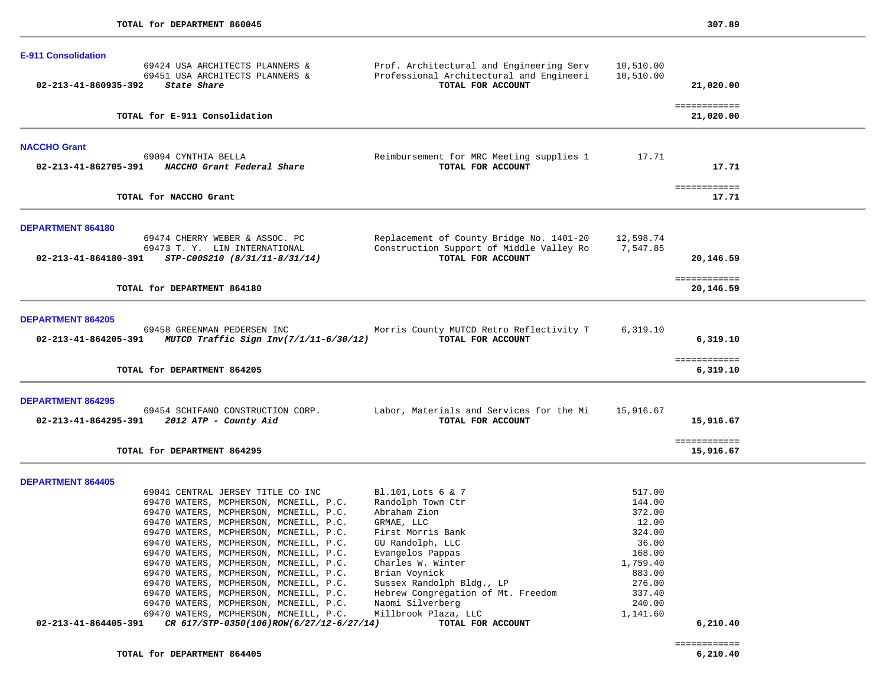**TOTAL for DEPARTMENT 860045** 307.89

## E-911 Consolidation

| Account | Vendor | Description | Amount | Total |
|---|---|---|---|---|
| | 69424 USA ARCHITECTS PLANNERS & | Prof. Architectural and Engineering Serv | 10,510.00 | |
| | 69451 USA ARCHITECTS PLANNERS & | Professional Architectural and Engineeri | 10,510.00 | |
| **02-213-41-860935-392** | ***State Share*** | **TOTAL FOR ACCOUNT** | | **21,020.00** |

**TOTAL for E-911 Consolidation** ============ **21,020.00**

## NACCHO Grant

| Account | Vendor | Description | Amount | Total |
|---|---|---|---|---|
| | 69094 CYNTHIA BELLA | Reimbursement for MRC Meeting supplies 1 | 17.71 | |
| **02-213-41-862705-391** | ***NACCHO Grant Federal Share*** | **TOTAL FOR ACCOUNT** | | **17.71** |

**TOTAL for NACCHO Grant** ============ **17.71**

## DEPARTMENT 864180

| Account | Vendor | Description | Amount | Total |
|---|---|---|---|---|
| | 69474 CHERRY WEBER & ASSOC. PC | Replacement of County Bridge No. 1401-20 | 12,598.74 | |
| | 69473 T. Y. LIN INTERNATIONAL | Construction Support of Middle Valley Ro | 7,547.85 | |
| **02-213-41-864180-391** | ***STP-C00S210 (8/31/11-8/31/14)*** | **TOTAL FOR ACCOUNT** | | **20,146.59** |

**TOTAL for DEPARTMENT 864180** ============ **20,146.59**

## DEPARTMENT 864205

| Account | Vendor | Description | Amount | Total |
|---|---|---|---|---|
| | 69458 GREENMAN PEDERSEN INC | Morris County MUTCD Retro Reflectivity T | 6,319.10 | |
| **02-213-41-864205-391** | ***MUTCD Traffic Sign Inv(7/1/11-6/30/12)*** | **TOTAL FOR ACCOUNT** | | **6,319.10** |

**TOTAL for DEPARTMENT 864205** ============ **6,319.10**

## DEPARTMENT 864295

| Account | Vendor | Description | Amount | Total |
|---|---|---|---|---|
| | 69454 SCHIFANO CONSTRUCTION CORP. | Labor, Materials and Services for the Mi | 15,916.67 | |
| **02-213-41-864295-391** | ***2012 ATP - County Aid*** | **TOTAL FOR ACCOUNT** | | **15,916.67** |

**TOTAL for DEPARTMENT 864295** ============ **15,916.67**

## DEPARTMENT 864405

| Account | Vendor | Description | Amount | Total |
|---|---|---|---|---|
| | 69041 CENTRAL JERSEY TITLE CO INC | Bl.101,Lots 6 & 7 | 517.00 | |
| | 69470 WATERS, MCPHERSON, MCNEILL, P.C. | Randolph Town Ctr | 144.00 | |
| | 69470 WATERS, MCPHERSON, MCNEILL, P.C. | Abraham Zion | 372.00 | |
| | 69470 WATERS, MCPHERSON, MCNEILL, P.C. | GRMAE, LLC | 12.00 | |
| | 69470 WATERS, MCPHERSON, MCNEILL, P.C. | First Morris Bank | 324.00 | |
| | 69470 WATERS, MCPHERSON, MCNEILL, P.C. | GU Randolph, LLC | 36.00 | |
| | 69470 WATERS, MCPHERSON, MCNEILL, P.C. | Evangelos Pappas | 168.00 | |
| | 69470 WATERS, MCPHERSON, MCNEILL, P.C. | Charles W. Winter | 1,759.40 | |
| | 69470 WATERS, MCPHERSON, MCNEILL, P.C. | Brian Voynick | 883.00 | |
| | 69470 WATERS, MCPHERSON, MCNEILL, P.C. | Sussex Randolph Bldg., LP | 276.00 | |
| | 69470 WATERS, MCPHERSON, MCNEILL, P.C. | Hebrew Congregation of Mt. Freedom | 337.40 | |
| | 69470 WATERS, MCPHERSON, MCNEILL, P.C. | Naomi Silverberg | 240.00 | |
| | 69470 WATERS, MCPHERSON, MCNEILL, P.C. | Millbrook Plaza, LLC | 1,141.60 | |
| **02-213-41-864405-391** | ***CR 617/STP-0350(106)ROW(6/27/12-6/27/14)*** | **TOTAL FOR ACCOUNT** | | **6,210.40** |

**TOTAL for DEPARTMENT 864405** ============ **6,210.40**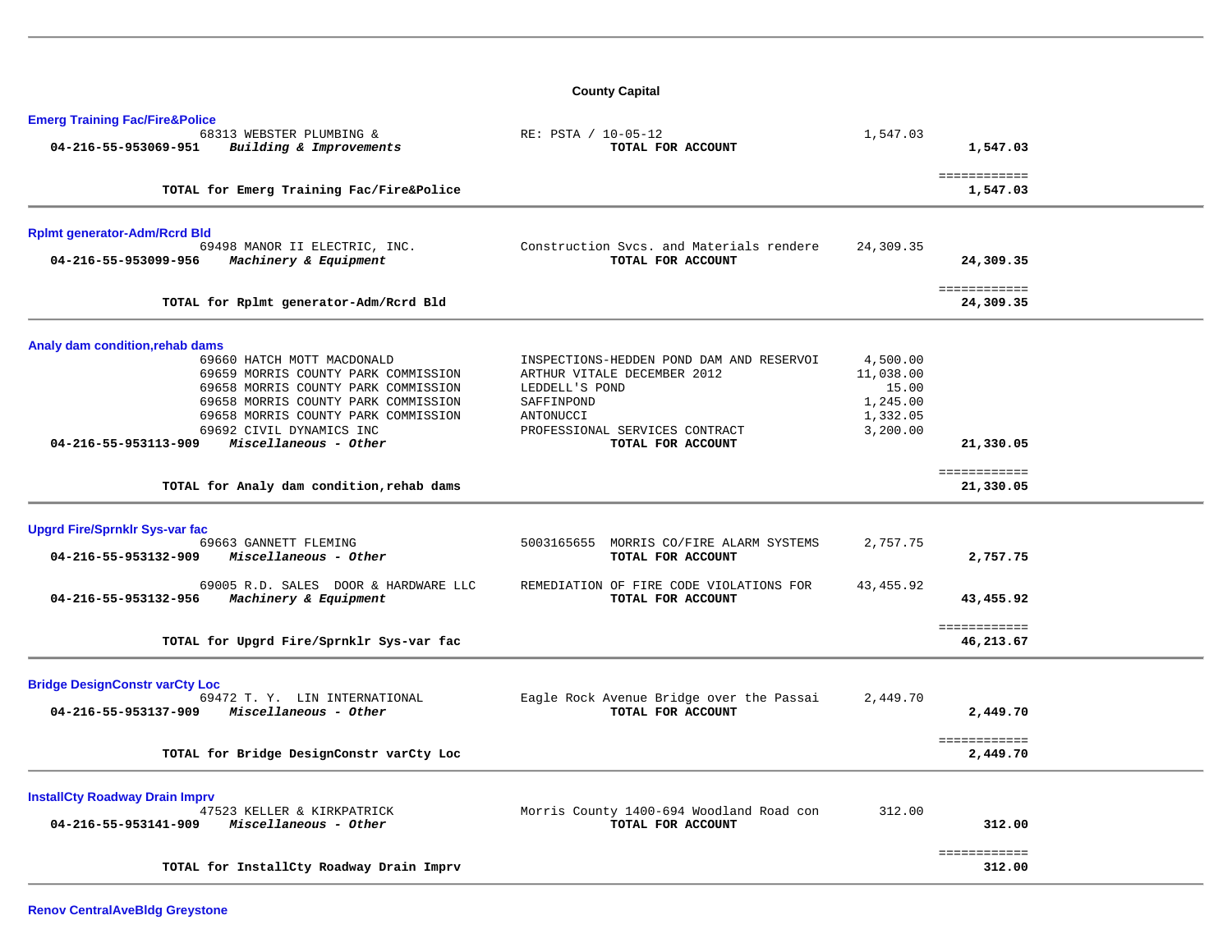## County Capital

### Emerg Training Fac/Fire&Police

| Account | Vendor | Description | Amount | Total |
|---|---|---|---|---|
| | 68313 WEBSTER PLUMBING & | RE: PSTA / 10-05-12 | 1,547.03 | |
| 04-216-55-953069-951 | *Building & Improvements* | **TOTAL FOR ACCOUNT** | | **1,547.03** |
| | **TOTAL for Emerg Training Fac/Fire&Police** | | | **1,547.03** |

### Rplmt generator-Adm/Rcrd Bld

| Account | Vendor | Description | Amount | Total |
|---|---|---|---|---|
| | 69498 MANOR II ELECTRIC, INC. | Construction Svcs. and Materials rendere | 24,309.35 | |
| 04-216-55-953099-956 | *Machinery & Equipment* | **TOTAL FOR ACCOUNT** | | **24,309.35** |
| | **TOTAL for Rplmt generator-Adm/Rcrd Bld** | | | **24,309.35** |

### Analy dam condition,rehab dams

| Account | Vendor | Description | Amount | Total |
|---|---|---|---|---|
| | 69660 HATCH MOTT MACDONALD | INSPECTIONS-HEDDEN POND DAM AND RESERVOI | 4,500.00 | |
| | 69659 MORRIS COUNTY PARK COMMISSION | ARTHUR VITALE DECEMBER 2012 | 11,038.00 | |
| | 69658 MORRIS COUNTY PARK COMMISSION | LEDDELL'S POND | 15.00 | |
| | 69658 MORRIS COUNTY PARK COMMISSION | SAFFINPOND | 1,245.00 | |
| | 69658 MORRIS COUNTY PARK COMMISSION | ANTONUCCI | 1,332.05 | |
| | 69692 CIVIL DYNAMICS INC | PROFESSIONAL SERVICES CONTRACT | 3,200.00 | |
| 04-216-55-953113-909 | *Miscellaneous - Other* | **TOTAL FOR ACCOUNT** | | **21,330.05** |
| | **TOTAL for Analy dam condition,rehab dams** | | | **21,330.05** |

### Upgrd Fire/Sprnklr Sys-var fac

| Account | Vendor | Description | Amount | Total |
|---|---|---|---|---|
| | 69663 GANNETT FLEMING | 5003165655 MORRIS CO/FIRE ALARM SYSTEMS | 2,757.75 | |
| 04-216-55-953132-909 | *Miscellaneous - Other* | **TOTAL FOR ACCOUNT** | | **2,757.75** |
| | 69005 R.D. SALES DOOR & HARDWARE LLC | REMEDIATION OF FIRE CODE VIOLATIONS FOR | 43,455.92 | |
| 04-216-55-953132-956 | *Machinery & Equipment* | **TOTAL FOR ACCOUNT** | | **43,455.92** |
| | **TOTAL for Upgrd Fire/Sprnklr Sys-var fac** | | | **46,213.67** |

### Bridge DesignConstr varCty Loc

| Account | Vendor | Description | Amount | Total |
|---|---|---|---|---|
| | 69472 T. Y. LIN INTERNATIONAL | Eagle Rock Avenue Bridge over the Passai | 2,449.70 | |
| 04-216-55-953137-909 | *Miscellaneous - Other* | **TOTAL FOR ACCOUNT** | | **2,449.70** |
| | **TOTAL for Bridge DesignConstr varCty Loc** | | | **2,449.70** |

### InstallCty Roadway Drain Imprv

| Account | Vendor | Description | Amount | Total |
|---|---|---|---|---|
| | 47523 KELLER & KIRKPATRICK | Morris County 1400-694 Woodland Road con | 312.00 | |
| 04-216-55-953141-909 | *Miscellaneous - Other* | **TOTAL FOR ACCOUNT** | | **312.00** |
| | **TOTAL for InstallCty Roadway Drain Imprv** | | | **312.00** |

### Renov CentralAveBldg Greystone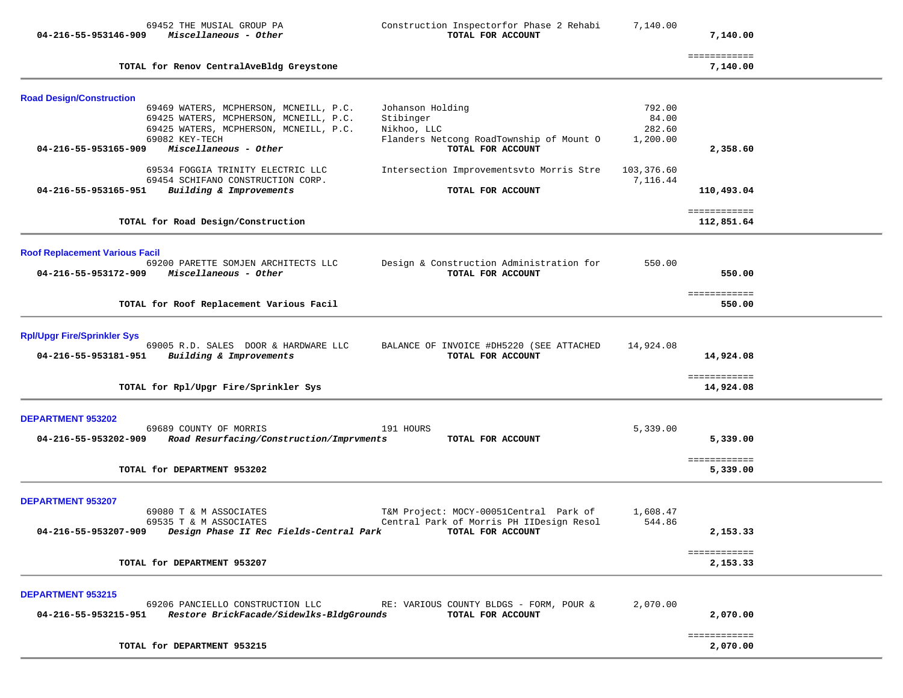| | | | | |
|---|---|---|---|---|
| | 69452 THE MUSIAL GROUP PA | Construction Inspectorfor Phase 2 Rehabi | 7,140.00 | |
| 04-216-55-953146-909 | ***Miscellaneous - Other*** | **TOTAL FOR ACCOUNT** | | **7,140.00** |
| | | | | ============ |
| | **TOTAL for Renov CentralAveBldg Greystone** | | | **7,140.00** |

## Road Design/Construction

| | | | | |
|---|---|---|---|---|
| | 69469 WATERS, MCPHERSON, MCNEILL, P.C. | Johanson Holding | 792.00 | |
| | 69425 WATERS, MCPHERSON, MCNEILL, P.C. | Stibinger | 84.00 | |
| | 69425 WATERS, MCPHERSON, MCNEILL, P.C. | Nikhoo, LLC | 282.60 | |
| | 69082 KEY-TECH | Flanders Netcong RoadTownship of Mount O | 1,200.00 | |
| 04-216-55-953165-909 | ***Miscellaneous - Other*** | **TOTAL FOR ACCOUNT** | | **2,358.60** |
| | 69534 FOGGIA TRINITY ELECTRIC LLC | Intersection Improvementsvto Morris Stre | 103,376.60 | |
| | 69454 SCHIFANO CONSTRUCTION CORP. | | 7,116.44 | |
| 04-216-55-953165-951 | ***Building & Improvements*** | **TOTAL FOR ACCOUNT** | | **110,493.04** |
| | | | | ============ |
| | **TOTAL for Road Design/Construction** | | | **112,851.64** |

## Roof Replacement Various Facil

| | | | | |
|---|---|---|---|---|
| | 69200 PARETTE SOMJEN ARCHITECTS LLC | Design & Construction Administration for | 550.00 | |
| 04-216-55-953172-909 | ***Miscellaneous - Other*** | **TOTAL FOR ACCOUNT** | | **550.00** |
| | | | | ============ |
| | **TOTAL for Roof Replacement Various Facil** | | | **550.00** |

## Rpl/Upgr Fire/Sprinkler Sys

| | | | | |
|---|---|---|---|---|
| | 69005 R.D. SALES DOOR & HARDWARE LLC | BALANCE OF INVOICE #DH5220 (SEE ATTACHED | 14,924.08 | |
| 04-216-55-953181-951 | ***Building & Improvements*** | **TOTAL FOR ACCOUNT** | | **14,924.08** |
| | | | | ============ |
| | **TOTAL for Rpl/Upgr Fire/Sprinkler Sys** | | | **14,924.08** |

## DEPARTMENT 953202

| | | | | |
|---|---|---|---|---|
| | 69689 COUNTY OF MORRIS | 191 HOURS | 5,339.00 | |
| 04-216-55-953202-909 | ***Road Resurfacing/Construction/Imprvments*** | **TOTAL FOR ACCOUNT** | | **5,339.00** |
| | | | | ============ |
| | **TOTAL for DEPARTMENT 953202** | | | **5,339.00** |

## DEPARTMENT 953207

| | | | | |
|---|---|---|---|---|
| | 69080 T & M ASSOCIATES | T&M Project: MOCY-00051Central Park of | 1,608.47 | |
| | 69535 T & M ASSOCIATES | Central Park of Morris PH IIDesign Resol | 544.86 | |
| 04-216-55-953207-909 | ***Design Phase II Rec Fields-Central Park*** | **TOTAL FOR ACCOUNT** | | **2,153.33** |
| | | | | ============ |
| | **TOTAL for DEPARTMENT 953207** | | | **2,153.33** |

## DEPARTMENT 953215

| | | | | |
|---|---|---|---|---|
| | 69206 PANCIELLO CONSTRUCTION LLC | RE: VARIOUS COUNTY BLDGS - FORM, POUR & | 2,070.00 | |
| 04-216-55-953215-951 | ***Restore BrickFacade/Sidewlks-BldgGrounds*** | **TOTAL FOR ACCOUNT** | | **2,070.00** |
| | | | | ============ |
| | **TOTAL for DEPARTMENT 953215** | | | **2,070.00** |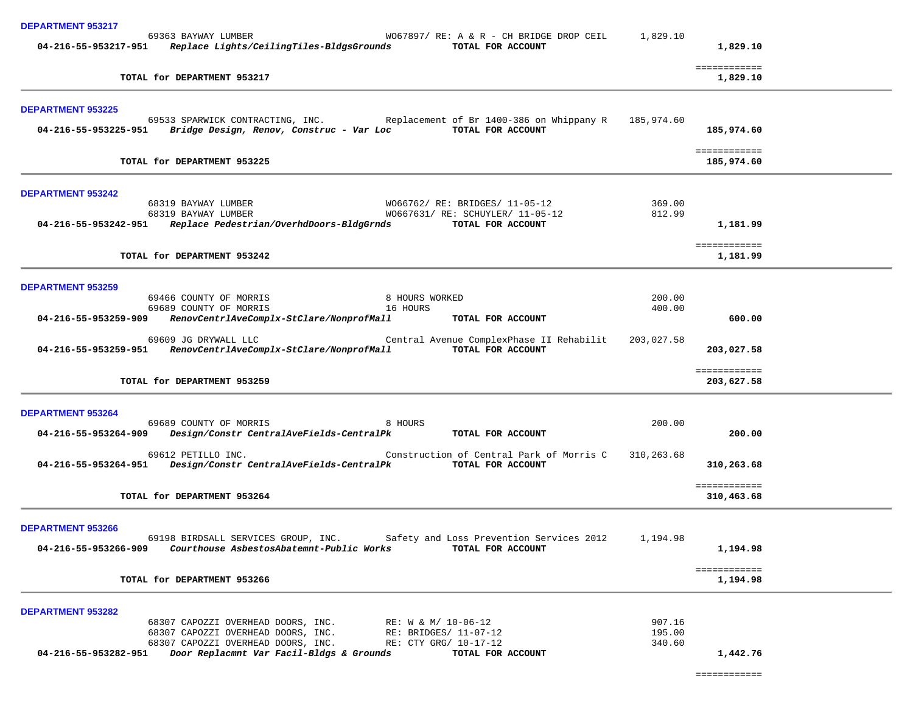**DEPARTMENT 953217**

| | | | | |
|---|---|---|---|---|
| | 69363 BAYWAY LUMBER | WO67897/ RE: A & R - CH BRIDGE DROP CEIL | 1,829.10 | |
| **04-216-55-953217-951** | ***Replace Lights/CeilingTiles-BldgsGrounds*** | **TOTAL FOR ACCOUNT** | | **1,829.10** |
| | | | | ============ |
| | **TOTAL for DEPARTMENT 953217** | | | **1,829.10** |

**DEPARTMENT 953225**

| | | | | |
|---|---|---|---|---|
| | 69533 SPARWICK CONTRACTING, INC. | Replacement of Br 1400-386 on Whippany R | 185,974.60 | |
| **04-216-55-953225-951** | ***Bridge Design, Renov, Construc - Var Loc*** | **TOTAL FOR ACCOUNT** | | **185,974.60** |
| | | | | ============ |
| | **TOTAL for DEPARTMENT 953225** | | | **185,974.60** |

**DEPARTMENT 953242**

| | | | | |
|---|---|---|---|---|
| | 68319 BAYWAY LUMBER | WO66762/ RE: BRIDGES/ 11-05-12 | 369.00 | |
| | 68319 BAYWAY LUMBER | WO667631/ RE: SCHUYLER/ 11-05-12 | 812.99 | |
| **04-216-55-953242-951** | ***Replace Pedestrian/OverhdDoors-BldgGrnds*** | **TOTAL FOR ACCOUNT** | | **1,181.99** |
| | | | | ============ |
| | **TOTAL for DEPARTMENT 953242** | | | **1,181.99** |

**DEPARTMENT 953259**

| | | | | |
|---|---|---|---|---|
| | 69466 COUNTY OF MORRIS | 8 HOURS WORKED | 200.00 | |
| | 69689 COUNTY OF MORRIS | 16 HOURS | 400.00 | |
| **04-216-55-953259-909** | ***RenovCentrlAveComplx-StClare/NonprofMall*** | **TOTAL FOR ACCOUNT** | | **600.00** |
| | 69609 JG DRYWALL LLC | Central Avenue ComplexPhase II Rehabilit | 203,027.58 | |
| **04-216-55-953259-951** | ***RenovCentrlAveComplx-StClare/NonprofMall*** | **TOTAL FOR ACCOUNT** | | **203,027.58** |
| | | | | ============ |
| | **TOTAL for DEPARTMENT 953259** | | | **203,627.58** |

**DEPARTMENT 953264**

| | | | | |
|---|---|---|---|---|
| | 69689 COUNTY OF MORRIS | 8 HOURS | 200.00 | |
| **04-216-55-953264-909** | ***Design/Constr CentralAveFields-CentralPk*** | **TOTAL FOR ACCOUNT** | | **200.00** |
| | 69612 PETILLO INC. | Construction of Central Park of Morris C | 310,263.68 | |
| **04-216-55-953264-951** | ***Design/Constr CentralAveFields-CentralPk*** | **TOTAL FOR ACCOUNT** | | **310,263.68** |
| | | | | ============ |
| | **TOTAL for DEPARTMENT 953264** | | | **310,463.68** |

**DEPARTMENT 953266**

| | | | | |
|---|---|---|---|---|
| | 69198 BIRDSALL SERVICES GROUP, INC. | Safety and Loss Prevention Services 2012 | 1,194.98 | |
| **04-216-55-953266-909** | ***Courthouse AsbestosAbatemnt-Public Works*** | **TOTAL FOR ACCOUNT** | | **1,194.98** |
| | | | | ============ |
| | **TOTAL for DEPARTMENT 953266** | | | **1,194.98** |

**DEPARTMENT 953282**

| | | | | |
|---|---|---|---|---|
| | 68307 CAPOZZI OVERHEAD DOORS, INC. | RE: W & M/ 10-06-12 | 907.16 | |
| | 68307 CAPOZZI OVERHEAD DOORS, INC. | RE: BRIDGES/ 11-07-12 | 195.00 | |
| | 68307 CAPOZZI OVERHEAD DOORS, INC. | RE: CTY GRG/ 10-17-12 | 340.60 | |
| **04-216-55-953282-951** | ***Door Replacmnt Var Facil-Bldgs & Grounds*** | **TOTAL FOR ACCOUNT** | | **1,442.76** |
| | | | | ============ |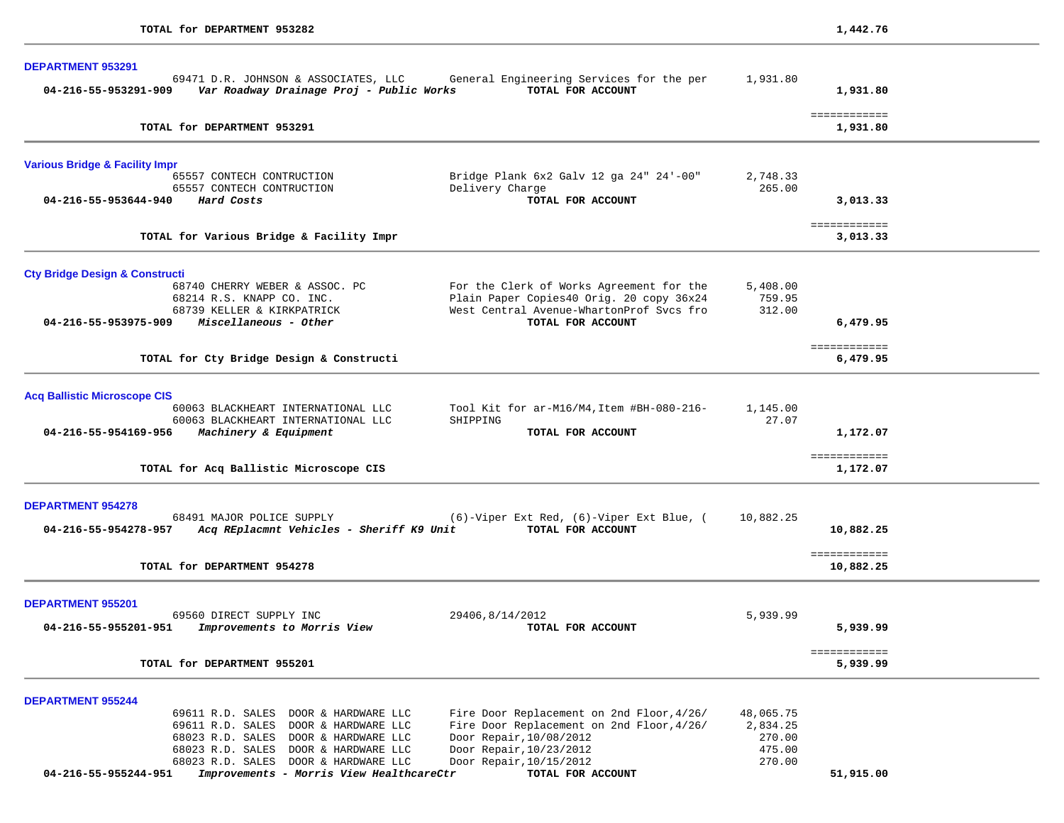**TOTAL for DEPARTMENT 953282** 1,442.76

---

### DEPARTMENT 953291

| | Vendor | Description | Amount | Total |
|---|---|---|---|---|
| | 69471 D.R. JOHNSON & ASSOCIATES, LLC | General Engineering Services for the per | 1,931.80 | |
| **04-216-55-953291-909** | ***Var Roadway Drainage Proj - Public Works*** | **TOTAL FOR ACCOUNT** | | **1,931.80** |

============

**TOTAL for DEPARTMENT 953291** **1,931.80**

---

### Various Bridge & Facility Impr

| | Vendor | Description | Amount | Total |
|---|---|---|---|---|
| | 65557 CONTECH CONTRUCTION | Bridge Plank 6x2 Galv 12 ga 24" 24'-00" | 2,748.33 | |
| | 65557 CONTECH CONTRUCTION | Delivery Charge | 265.00 | |
| **04-216-55-953644-940** | ***Hard Costs*** | **TOTAL FOR ACCOUNT** | | **3,013.33** |

============

**TOTAL for Various Bridge & Facility Impr** **3,013.33**

---

### Cty Bridge Design & Constructi

| | Vendor | Description | Amount | Total |
|---|---|---|---|---|
| | 68740 CHERRY WEBER & ASSOC. PC | For the Clerk of Works Agreement for the | 5,408.00 | |
| | 68214 R.S. KNAPP CO. INC. | Plain Paper Copies40 Orig. 20 copy 36x24 | 759.95 | |
| | 68739 KELLER & KIRKPATRICK | West Central Avenue-WhartonProf Svcs fro | 312.00 | |
| **04-216-55-953975-909** | ***Miscellaneous - Other*** | **TOTAL FOR ACCOUNT** | | **6,479.95** |

============

**TOTAL for Cty Bridge Design & Constructi** **6,479.95**

---

### Acq Ballistic Microscope CIS

| | Vendor | Description | Amount | Total |
|---|---|---|---|---|
| | 60063 BLACKHEART INTERNATIONAL LLC | Tool Kit for ar-M16/M4,Item #BH-080-216- | 1,145.00 | |
| | 60063 BLACKHEART INTERNATIONAL LLC | SHIPPING | 27.07 | |
| **04-216-55-954169-956** | ***Machinery & Equipment*** | **TOTAL FOR ACCOUNT** | | **1,172.07** |

============

**TOTAL for Acq Ballistic Microscope CIS** **1,172.07**

---

### DEPARTMENT 954278

| | Vendor | Description | Amount | Total |
|---|---|---|---|---|
| | 68491 MAJOR POLICE SUPPLY | (6)-Viper Ext Red, (6)-Viper Ext Blue, ( | 10,882.25 | |
| **04-216-55-954278-957** | ***Acq REplacmnt Vehicles - Sheriff K9 Unit*** | **TOTAL FOR ACCOUNT** | | **10,882.25** |

============

**TOTAL for DEPARTMENT 954278** **10,882.25**

---

### DEPARTMENT 955201

| | Vendor | Description | Amount | Total |
|---|---|---|---|---|
| | 69560 DIRECT SUPPLY INC | 29406,8/14/2012 | 5,939.99 | |
| **04-216-55-955201-951** | ***Improvements to Morris View*** | **TOTAL FOR ACCOUNT** | | **5,939.99** |

============

**TOTAL for DEPARTMENT 955201** **5,939.99**

---

### DEPARTMENT 955244

| | Vendor | Description | Amount | Total |
|---|---|---|---|---|
| | 69611 R.D. SALES DOOR & HARDWARE LLC | Fire Door Replacement on 2nd Floor,4/26/ | 48,065.75 | |
| | 69611 R.D. SALES DOOR & HARDWARE LLC | Fire Door Replacement on 2nd Floor,4/26/ | 2,834.25 | |
| | 68023 R.D. SALES DOOR & HARDWARE LLC | Door Repair,10/08/2012 | 270.00 | |
| | 68023 R.D. SALES DOOR & HARDWARE LLC | Door Repair,10/23/2012 | 475.00 | |
| | 68023 R.D. SALES DOOR & HARDWARE LLC | Door Repair,10/15/2012 | 270.00 | |
| **04-216-55-955244-951** | ***Improvements - Morris View HealthcareCtr*** | **TOTAL FOR ACCOUNT** | | **51,915.00** |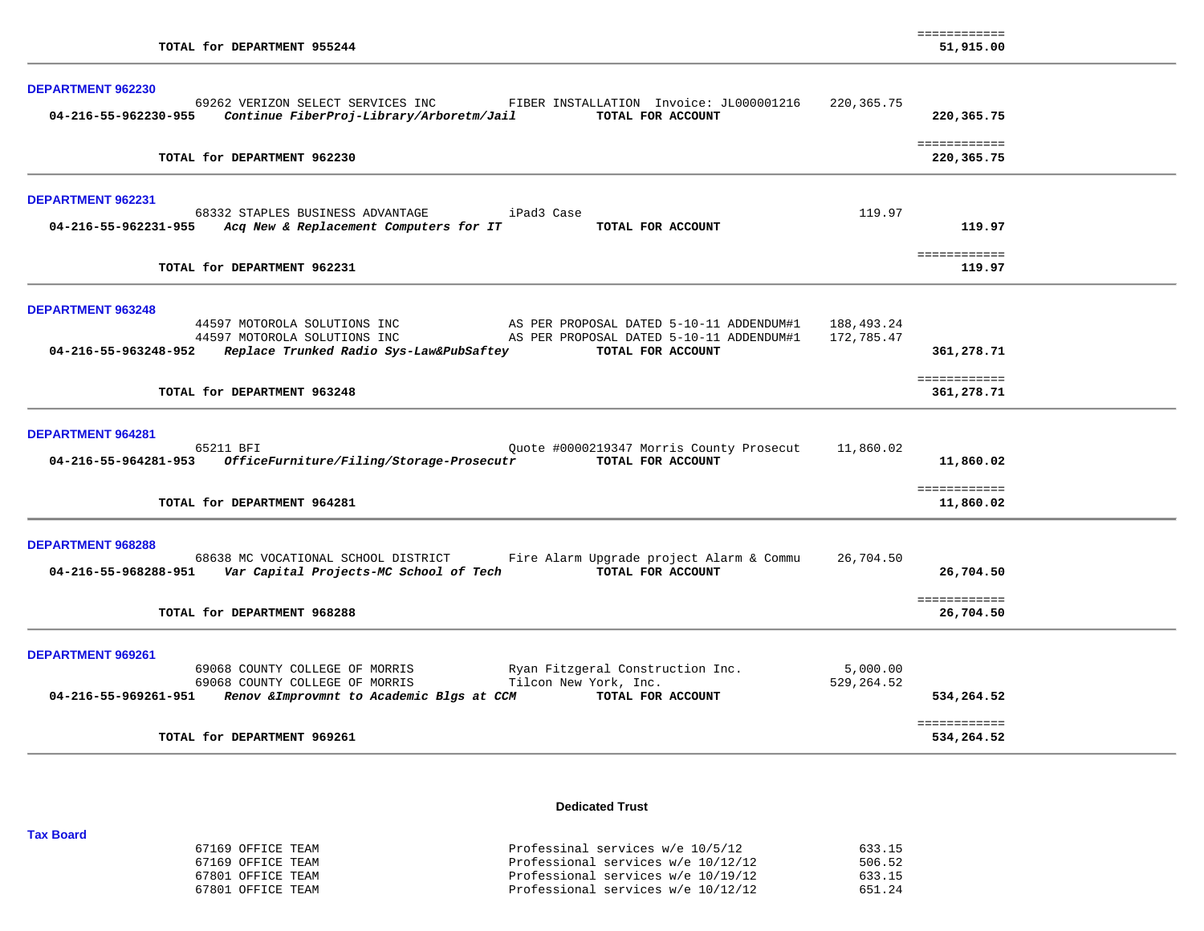**TOTAL for DEPARTMENT 955244** ============ **51,915.00**

---

**DEPARTMENT 962230**

| | | | | |
|---|---|---|---|---|
| | 69262 VERIZON SELECT SERVICES INC | FIBER INSTALLATION Invoice: JL000001216 | 220,365.75 | |
| **04-216-55-962230-955** | ***Continue FiberProj-Library/Arboretm/Jail*** | **TOTAL FOR ACCOUNT** | | **220,365.75** |

**TOTAL for DEPARTMENT 962230** ============ **220,365.75**

---

**DEPARTMENT 962231**

| | | | | |
|---|---|---|---|---|
| | 68332 STAPLES BUSINESS ADVANTAGE | iPad3 Case | 119.97 | |
| **04-216-55-962231-955** | ***Acq New & Replacement Computers for IT*** | **TOTAL FOR ACCOUNT** | | **119.97** |

**TOTAL for DEPARTMENT 962231** ============ **119.97**

---

**DEPARTMENT 963248**

| | | | | |
|---|---|---|---|---|
| | 44597 MOTOROLA SOLUTIONS INC | AS PER PROPOSAL DATED 5-10-11 ADDENDUM#1 | 188,493.24 | |
| | 44597 MOTOROLA SOLUTIONS INC | AS PER PROPOSAL DATED 5-10-11 ADDENDUM#1 | 172,785.47 | |
| **04-216-55-963248-952** | ***Replace Trunked Radio Sys-Law&PubSaftey*** | **TOTAL FOR ACCOUNT** | | **361,278.71** |

**TOTAL for DEPARTMENT 963248** ============ **361,278.71**

---

**DEPARTMENT 964281**

| | | | | |
|---|---|---|---|---|
| | 65211 BFI | Quote #0000219347 Morris County Prosecut | 11,860.02 | |
| **04-216-55-964281-953** | ***OfficeFurniture/Filing/Storage-Prosecutr*** | **TOTAL FOR ACCOUNT** | | **11,860.02** |

**TOTAL for DEPARTMENT 964281** ============ **11,860.02**

---

**DEPARTMENT 968288**

| | | | | |
|---|---|---|---|---|
| | 68638 MC VOCATIONAL SCHOOL DISTRICT | Fire Alarm Upgrade project Alarm & Commu | 26,704.50 | |
| **04-216-55-968288-951** | ***Var Capital Projects-MC School of Tech*** | **TOTAL FOR ACCOUNT** | | **26,704.50** |

**TOTAL for DEPARTMENT 968288** ============ **26,704.50**

---

**DEPARTMENT 969261**

| | | | | |
|---|---|---|---|---|
| | 69068 COUNTY COLLEGE OF MORRIS | Ryan Fitzgeral Construction Inc. | 5,000.00 | |
| | 69068 COUNTY COLLEGE OF MORRIS | Tilcon New York, Inc. | 529,264.52 | |
| **04-216-55-969261-951** | ***Renov &Improvmnt to Academic Blgs at CCM*** | **TOTAL FOR ACCOUNT** | | **534,264.52** |

**TOTAL for DEPARTMENT 969261** ============ **534,264.52**

---

**Dedicated Trust**

**Tax Board**

| | | |
|---|---|---|
| 67169 OFFICE TEAM | Professinal services w/e 10/5/12 | 633.15 |
| 67169 OFFICE TEAM | Professional services w/e 10/12/12 | 506.52 |
| 67801 OFFICE TEAM | Professional services w/e 10/19/12 | 633.15 |
| 67801 OFFICE TEAM | Professional services w/e 10/12/12 | 651.24 |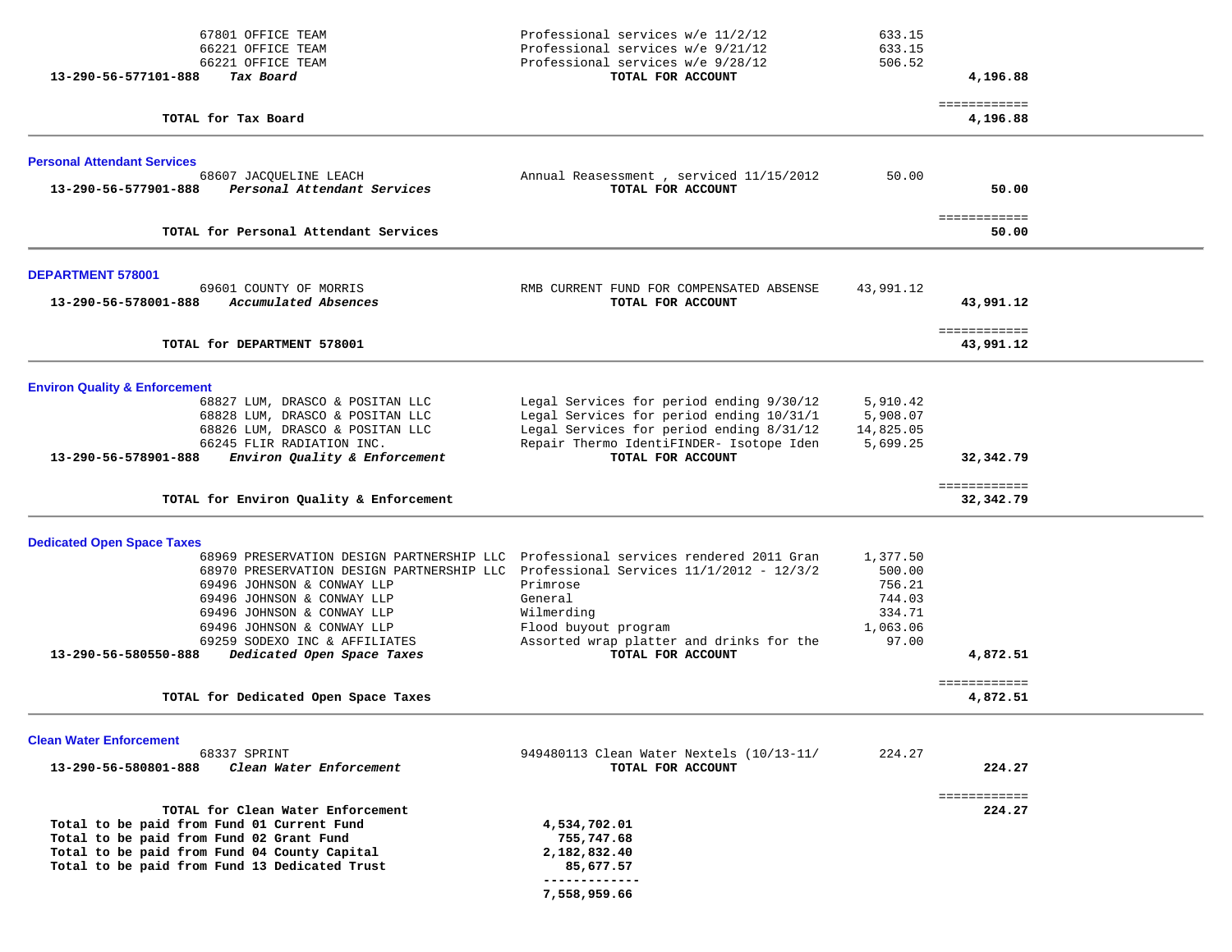| | | | | |
|---|---|---|---|---|
| | 67801 OFFICE TEAM | Professional services w/e 11/2/12 | 633.15 | |
| | 66221 OFFICE TEAM | Professional services w/e 9/21/12 | 633.15 | |
| | 66221 OFFICE TEAM | Professional services w/e 9/28/12 | 506.52 | |
| **13-290-56-577101-888** | ***Tax Board*** | **TOTAL FOR ACCOUNT** | | **4,196.88** |
| | | | | ============ |
| | **TOTAL for Tax Board** | | | **4,196.88** |

**Personal Attendant Services**

| | | | | |
|---|---|---|---|---|
| | 68607 JACQUELINE LEACH | Annual Reassessment , serviced 11/15/2012 | 50.00 | |
| **13-290-56-577901-888** | ***Personal Attendant Services*** | **TOTAL FOR ACCOUNT** | | **50.00** |
| | | | | ============ |
| | **TOTAL for Personal Attendant Services** | | | **50.00** |

**DEPARTMENT 578001**

| | | | | |
|---|---|---|---|---|
| | 69601 COUNTY OF MORRIS | RMB CURRENT FUND FOR COMPENSATED ABSENSE | 43,991.12 | |
| **13-290-56-578001-888** | ***Accumulated Absences*** | **TOTAL FOR ACCOUNT** | | **43,991.12** |
| | | | | ============ |
| | **TOTAL for DEPARTMENT 578001** | | | **43,991.12** |

**Environ Quality & Enforcement**

| | | | | |
|---|---|---|---|---|
| | 68827 LUM, DRASCO & POSITAN LLC | Legal Services for period ending 9/30/12 | 5,910.42 | |
| | 68828 LUM, DRASCO & POSITAN LLC | Legal Services for period ending 10/31/1 | 5,908.07 | |
| | 68826 LUM, DRASCO & POSITAN LLC | Legal Services for period ending 8/31/12 | 14,825.05 | |
| | 66245 FLIR RADIATION INC. | Repair Thermo IdentiFINDER- Isotope Iden | 5,699.25 | |
| **13-290-56-578901-888** | ***Environ Quality & Enforcement*** | **TOTAL FOR ACCOUNT** | | **32,342.79** |
| | | | | ============ |
| | **TOTAL for Environ Quality & Enforcement** | | | **32,342.79** |

**Dedicated Open Space Taxes**

| | | | | |
|---|---|---|---|---|
| | 68969 PRESERVATION DESIGN PARTNERSHIP LLC | Professional services rendered 2011 Gran | 1,377.50 | |
| | 68970 PRESERVATION DESIGN PARTNERSHIP LLC | Professional Services 11/1/2012 - 12/3/2 | 500.00 | |
| | 69496 JOHNSON & CONWAY LLP | Primrose | 756.21 | |
| | 69496 JOHNSON & CONWAY LLP | General | 744.03 | |
| | 69496 JOHNSON & CONWAY LLP | Wilmerding | 334.71 | |
| | 69496 JOHNSON & CONWAY LLP | Flood buyout program | 1,063.06 | |
| | 69259 SODEXO INC & AFFILIATES | Assorted wrap platter and drinks for the | 97.00 | |
| **13-290-56-580550-888** | ***Dedicated Open Space Taxes*** | **TOTAL FOR ACCOUNT** | | **4,872.51** |
| | | | | ============ |
| | **TOTAL for Dedicated Open Space Taxes** | | | **4,872.51** |

**Clean Water Enforcement**

| | | | | |
|---|---|---|---|---|
| | 68337 SPRINT | 949480113 Clean Water Nextels (10/13-11/ | 224.27 | |
| **13-290-56-580801-888** | ***Clean Water Enforcement*** | **TOTAL FOR ACCOUNT** | | **224.27** |
| | | | | ============ |
| | **TOTAL for Clean Water Enforcement** | | | **224.27** |

| | |
|---|---|
| **Total to be paid from Fund 01 Current Fund** | **4,534,702.01** |
| **Total to be paid from Fund 02 Grant Fund** | **755,747.68** |
| **Total to be paid from Fund 04 County Capital** | **2,182,832.40** |
| **Total to be paid from Fund 13 Dedicated Trust** | **85,677.57** |
| | ------------- |
| | **7,558,959.66** |